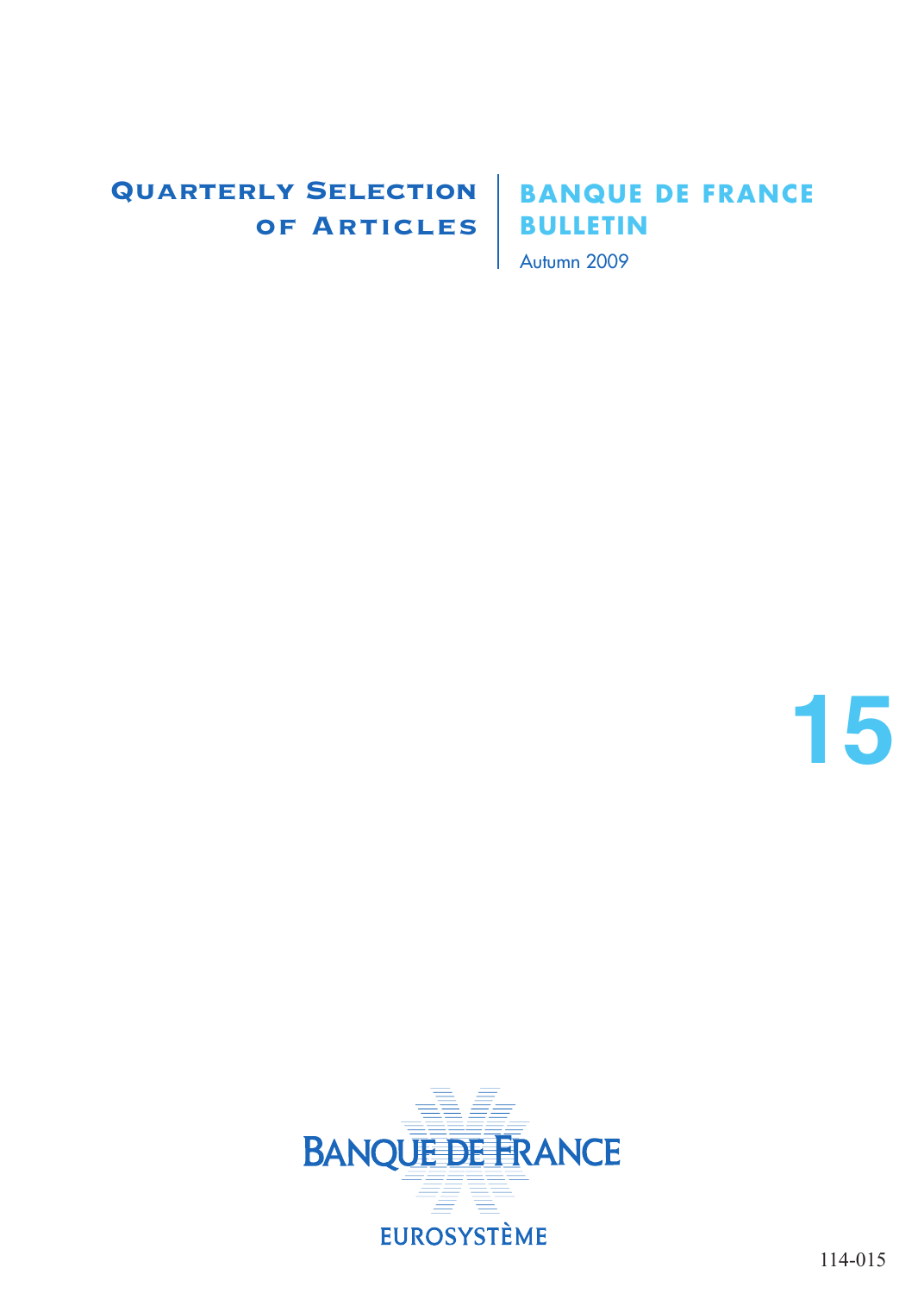# Quarterly Selection of Articles

# Banque de France Bulletin

Autumn 2009

15

BANQUE DE FRANCE

EUROSYSTÈME

114-015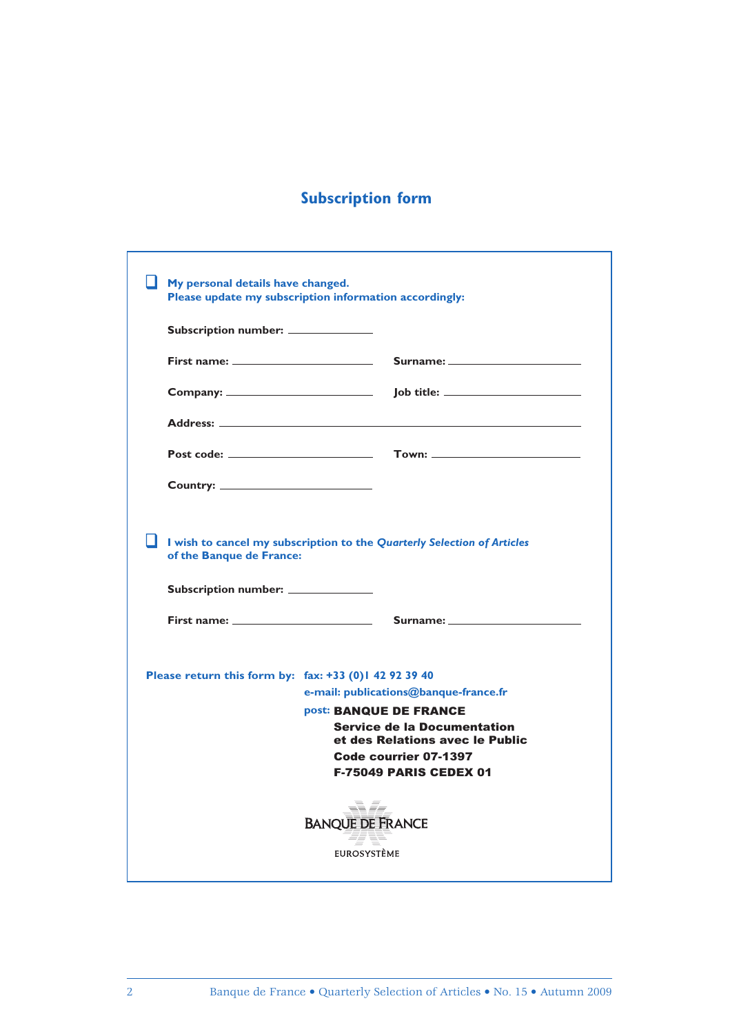## Subscription form

☐ **My personal details have changed.**
**Please update my subscription information accordingly:**

**Subscription number:** ____________

**First name:** ____________________ **Surname:** ____________________

**Company:** ____________________ **Job title:** ____________________

**Address:** ________________________________________________

**Post code:** ____________________ **Town:** ____________________

**Country:** ____________________

☐ **I wish to cancel my subscription to the *Quarterly Selection of Articles* of the Banque de France:**

**Subscription number:** ____________

**First name:** ____________________ **Surname:** ____________________

**Please return this form by:** **fax: +33 (0)1 42 92 39 40**

**e-mail: publications@banque-france.fr**

**post:** **BANQUE DE FRANCE**
**Service de la Documentation**
**et des Relations avec le Public**
**Code courrier 07-1397**
**F-75049 PARIS CEDEX 01**

BANQUE DE FRANCE
EUROSYSTÈME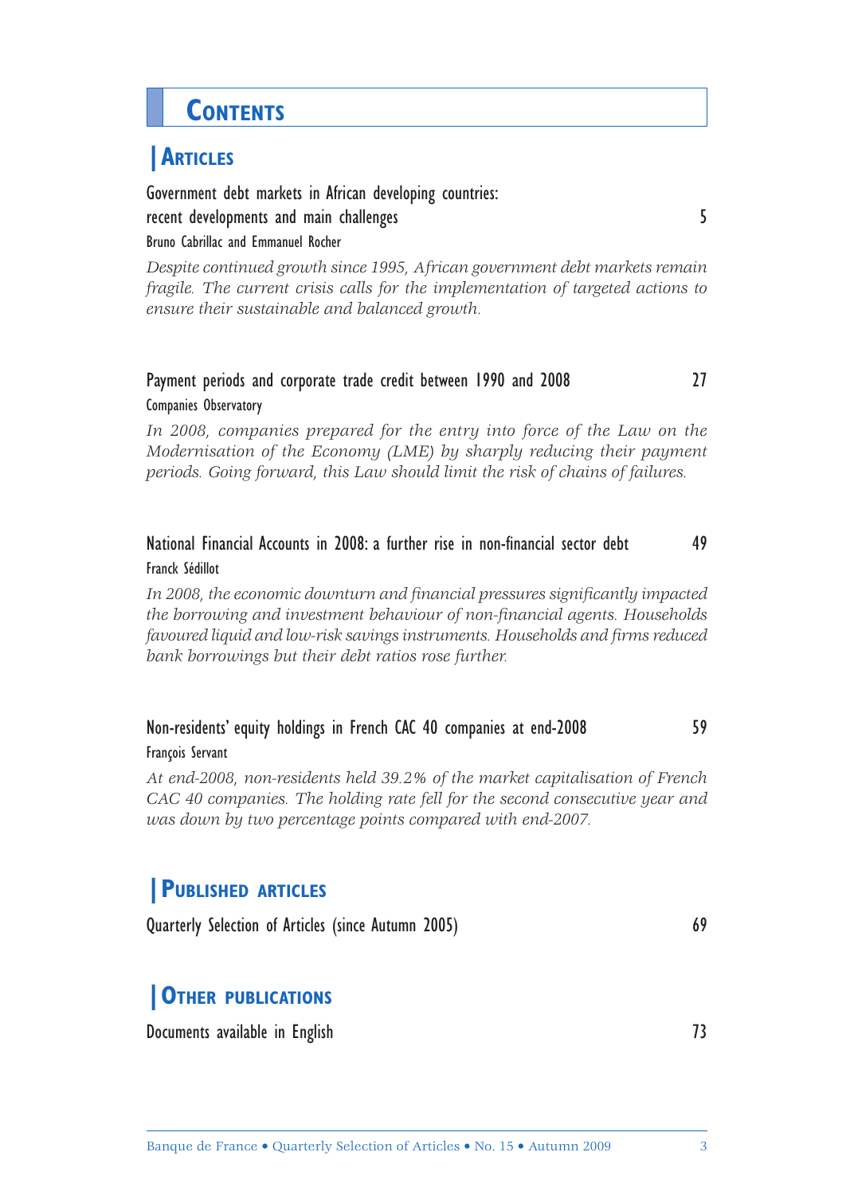# Contents

## Articles

Government debt markets in African developing countries: recent developments and main challenges 5

Bruno Cabrillac and Emmanuel Rocher

*Despite continued growth since 1995, African government debt markets remain fragile. The current crisis calls for the implementation of targeted actions to ensure their sustainable and balanced growth.*

Payment periods and corporate trade credit between 1990 and 2008 27

Companies Observatory

*In 2008, companies prepared for the entry into force of the Law on the Modernisation of the Economy (LME) by sharply reducing their payment periods. Going forward, this Law should limit the risk of chains of failures.*

National Financial Accounts in 2008: a further rise in non-financial sector debt 49

Franck Sédillot

*In 2008, the economic downturn and financial pressures significantly impacted the borrowing and investment behaviour of non-financial agents. Households favoured liquid and low-risk savings instruments. Households and firms reduced bank borrowings but their debt ratios rose further.*

Non-residents' equity holdings in French CAC 40 companies at end-2008 59

François Servant

*At end-2008, non-residents held 39.2% of the market capitalisation of French CAC 40 companies. The holding rate fell for the second consecutive year and was down by two percentage points compared with end-2007.*

## Published articles

Quarterly Selection of Articles (since Autumn 2005) 69

## Other publications

Documents available in English 73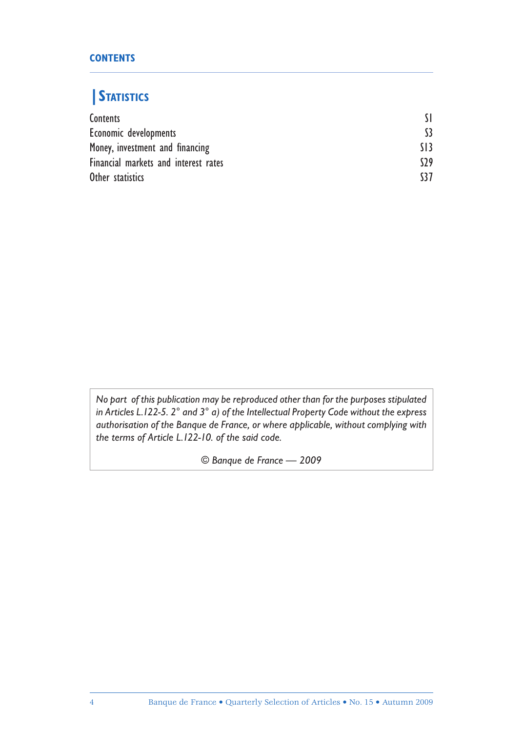CONTENTS

## Statistics

| | |
|---|---|
| Contents | S1 |
| Economic developments | S3 |
| Money, investment and financing | S13 |
| Financial markets and interest rates | S29 |
| Other statistics | S37 |

*No part of this publication may be reproduced other than for the purposes stipulated in Articles L.122-5. 2° and 3° a) of the Intellectual Property Code without the express authorisation of the Banque de France, or where applicable, without complying with the terms of Article L.122-10. of the said code.*

*© Banque de France — 2009*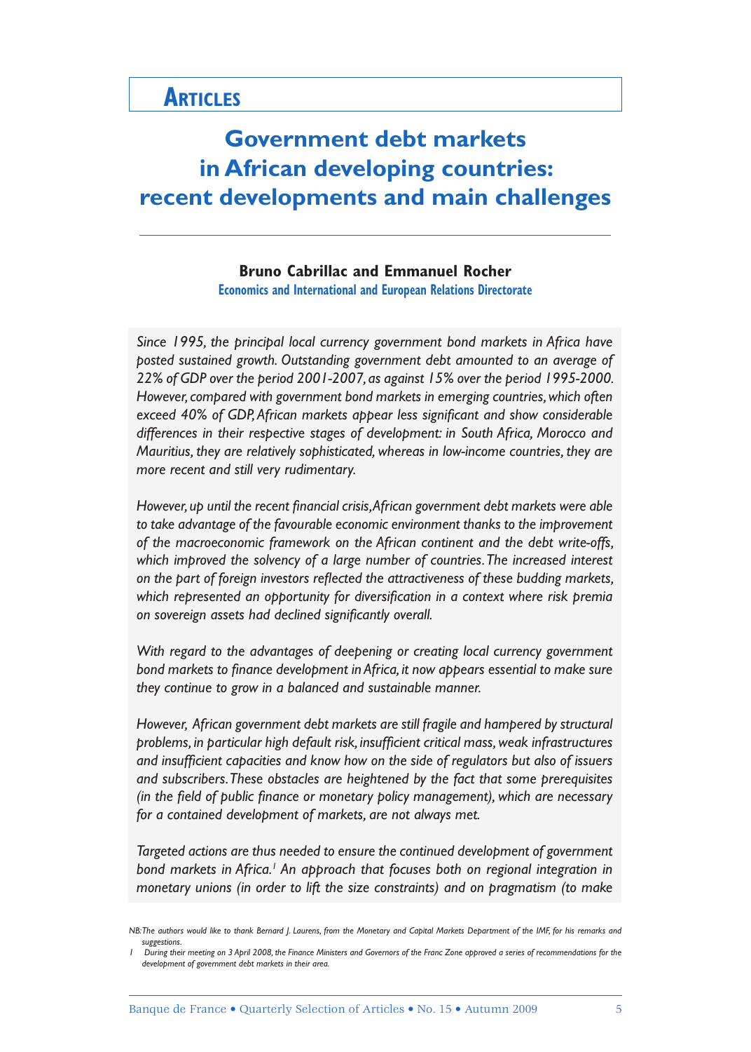# ARTICLES

## Government debt markets in African developing countries: recent developments and main challenges

**Bruno Cabrillac and Emmanuel Rocher**
Economics and International and European Relations Directorate

*Since 1995, the principal local currency government bond markets in Africa have posted sustained growth. Outstanding government debt amounted to an average of 22% of GDP over the period 2001-2007, as against 15% over the period 1995-2000. However, compared with government bond markets in emerging countries, which often exceed 40% of GDP, African markets appear less significant and show considerable differences in their respective stages of development: in South Africa, Morocco and Mauritius, they are relatively sophisticated, whereas in low-income countries, they are more recent and still very rudimentary.*

*However, up until the recent financial crisis, African government debt markets were able to take advantage of the favourable economic environment thanks to the improvement of the macroeconomic framework on the African continent and the debt write-offs, which improved the solvency of a large number of countries. The increased interest on the part of foreign investors reflected the attractiveness of these budding markets, which represented an opportunity for diversification in a context where risk premia on sovereign assets had declined significantly overall.*

*With regard to the advantages of deepening or creating local currency government bond markets to finance development in Africa, it now appears essential to make sure they continue to grow in a balanced and sustainable manner.*

*However, African government debt markets are still fragile and hampered by structural problems, in particular high default risk, insufficient critical mass, weak infrastructures and insufficient capacities and know how on the side of regulators but also of issuers and subscribers. These obstacles are heightened by the fact that some prerequisites (in the field of public finance or monetary policy management), which are necessary for a contained development of markets, are not always met.*

*Targeted actions are thus needed to ensure the continued development of government bond markets in Africa.*[1] *An approach that focuses both on regional integration in monetary unions (in order to lift the size constraints) and on pragmatism (to make*

*NB: The authors would like to thank Bernard J. Laurens, from the Monetary and Capital Markets Department of the IMF, for his remarks and suggestions.*

*1 During their meeting on 3 April 2008, the Finance Ministers and Governors of the Franc Zone approved a series of recommendations for the development of government debt markets in their area.*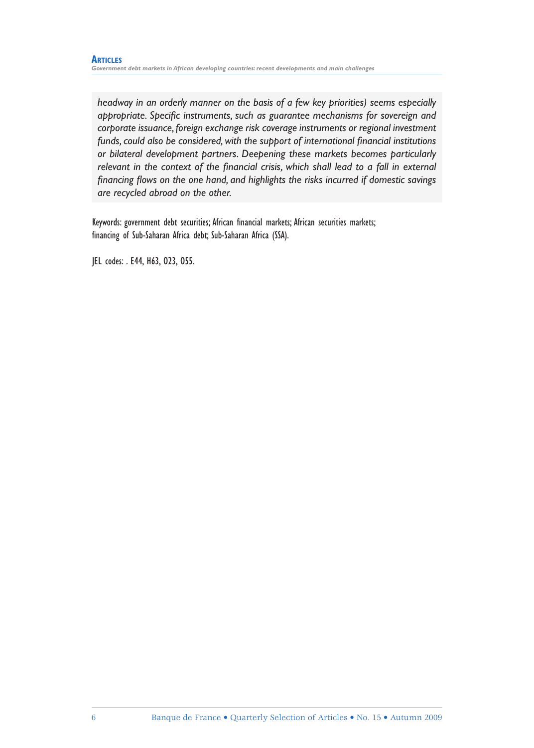*headway in an orderly manner on the basis of a few key priorities) seems especially appropriate. Specific instruments, such as guarantee mechanisms for sovereign and corporate issuance, foreign exchange risk coverage instruments or regional investment funds, could also be considered, with the support of international financial institutions or bilateral development partners. Deepening these markets becomes particularly relevant in the context of the financial crisis, which shall lead to a fall in external financing flows on the one hand, and highlights the risks incurred if domestic savings are recycled abroad on the other.*

Keywords: government debt securities; African financial markets; African securities markets; financing of Sub-Saharan Africa debt; Sub-Saharan Africa (SSA).

JEL codes: . E44, H63, O23, O55.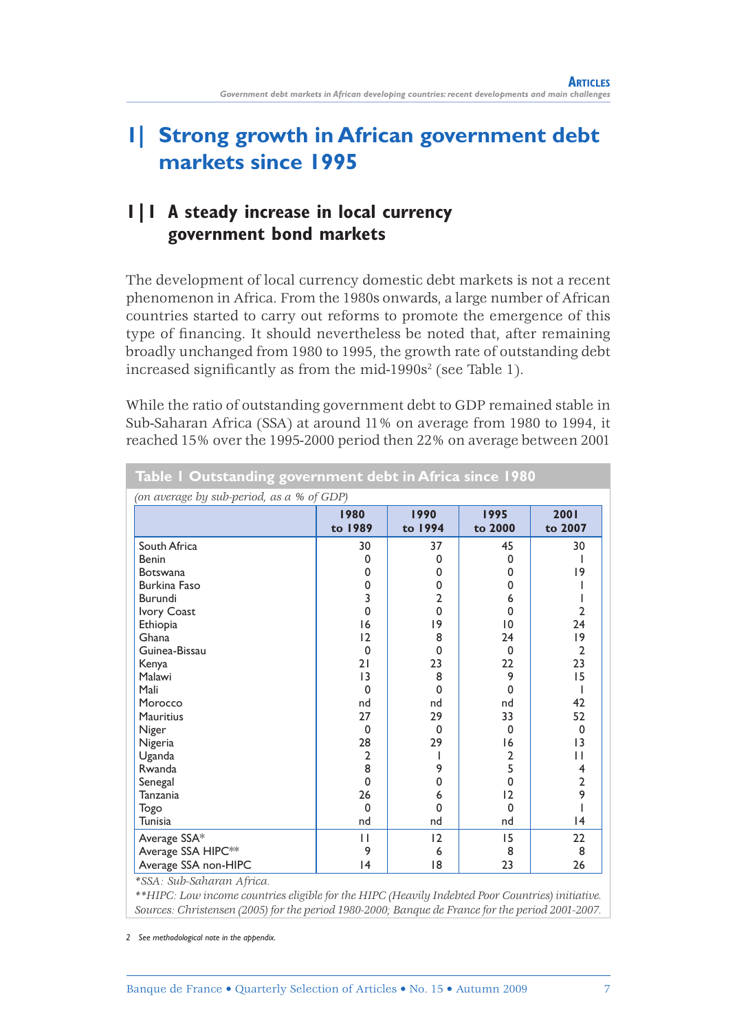# 1| Strong growth in African government debt markets since 1995

## 1|1 A steady increase in local currency government bond markets

The development of local currency domestic debt markets is not a recent phenomenon in Africa. From the 1980s onwards, a large number of African countries started to carry out reforms to promote the emergence of this type of financing. It should nevertheless be noted that, after remaining broadly unchanged from 1980 to 1995, the growth rate of outstanding debt increased significantly as from the mid-1990s[2] (see Table 1).

While the ratio of outstanding government debt to GDP remained stable in Sub-Saharan Africa (SSA) at around 11% on average from 1980 to 1994, it reached 15% over the 1995-2000 period then 22% on average between 2001

**Table 1 Outstanding government debt in Africa since 1980**

*(on average by sub-period, as a % of GDP)*

| | 1980 to 1989 | 1990 to 1994 | 1995 to 2000 | 2001 to 2007 |
|---|---|---|---|---|
| South Africa | 30 | 37 | 45 | 30 |
| Benin | 0 | 0 | 0 | 1 |
| Botswana | 0 | 0 | 0 | 19 |
| Burkina Faso | 0 | 0 | 0 | 1 |
| Burundi | 3 | 2 | 6 | 1 |
| Ivory Coast | 0 | 0 | 0 | 2 |
| Ethiopia | 16 | 19 | 10 | 24 |
| Ghana | 12 | 8 | 24 | 19 |
| Guinea-Bissau | 0 | 0 | 0 | 2 |
| Kenya | 21 | 23 | 22 | 23 |
| Malawi | 13 | 8 | 9 | 15 |
| Mali | 0 | 0 | 0 | 1 |
| Morocco | nd | nd | nd | 42 |
| Mauritius | 27 | 29 | 33 | 52 |
| Niger | 0 | 0 | 0 | 0 |
| Nigeria | 28 | 29 | 16 | 13 |
| Uganda | 2 | 1 | 2 | 11 |
| Rwanda | 8 | 9 | 5 | 4 |
| Senegal | 0 | 0 | 0 | 2 |
| Tanzania | 26 | 6 | 12 | 9 |
| Togo | 0 | 0 | 0 | 1 |
| Tunisia | nd | nd | nd | 14 |
| Average SSA* | 11 | 12 | 15 | 22 |
| Average SSA HIPC** | 9 | 6 | 8 | 8 |
| Average SSA non-HIPC | 14 | 18 | 23 | 26 |

*SSA: Sub-Saharan Africa.
**HIPC: Low income countries eligible for the HIPC (Heavily Indebted Poor Countries) initiative.
Sources: Christensen (2005) for the period 1980-2000; Banque de France for the period 2001-2007.

2 See methodological note in the appendix.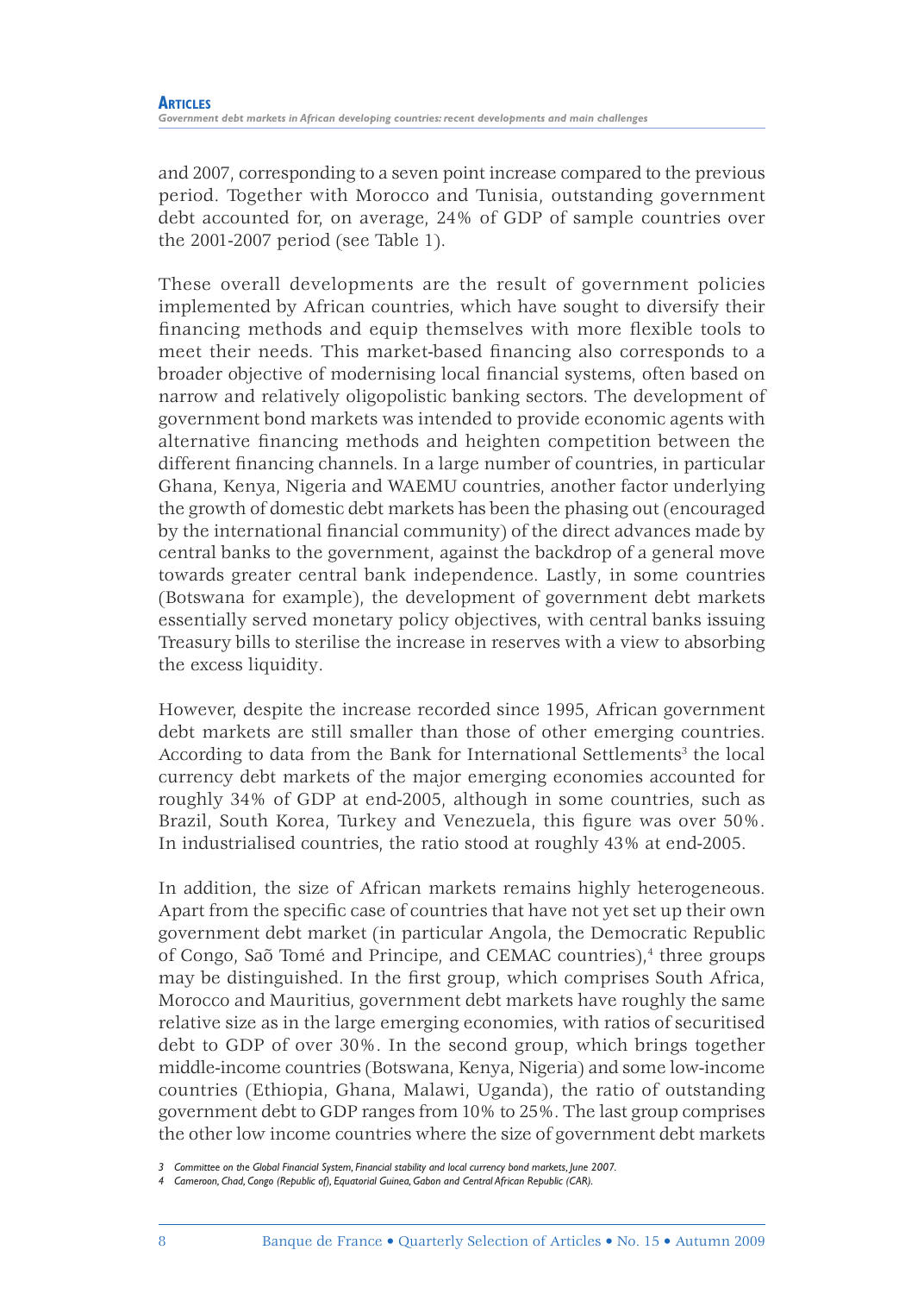and 2007, corresponding to a seven point increase compared to the previous period. Together with Morocco and Tunisia, outstanding government debt accounted for, on average, 24% of GDP of sample countries over the 2001-2007 period (see Table 1).

These overall developments are the result of government policies implemented by African countries, which have sought to diversify their financing methods and equip themselves with more flexible tools to meet their needs. This market-based financing also corresponds to a broader objective of modernising local financial systems, often based on narrow and relatively oligopolistic banking sectors. The development of government bond markets was intended to provide economic agents with alternative financing methods and heighten competition between the different financing channels. In a large number of countries, in particular Ghana, Kenya, Nigeria and WAEMU countries, another factor underlying the growth of domestic debt markets has been the phasing out (encouraged by the international financial community) of the direct advances made by central banks to the government, against the backdrop of a general move towards greater central bank independence. Lastly, in some countries (Botswana for example), the development of government debt markets essentially served monetary policy objectives, with central banks issuing Treasury bills to sterilise the increase in reserves with a view to absorbing the excess liquidity.

However, despite the increase recorded since 1995, African government debt markets are still smaller than those of other emerging countries. According to data from the Bank for International Settlements[3] the local currency debt markets of the major emerging economies accounted for roughly 34% of GDP at end-2005, although in some countries, such as Brazil, South Korea, Turkey and Venezuela, this figure was over 50%. In industrialised countries, the ratio stood at roughly 43% at end-2005.

In addition, the size of African markets remains highly heterogeneous. Apart from the specific case of countries that have not yet set up their own government debt market (in particular Angola, the Democratic Republic of Congo, Saõ Tomé and Principe, and CEMAC countries),[4] three groups may be distinguished. In the first group, which comprises South Africa, Morocco and Mauritius, government debt markets have roughly the same relative size as in the large emerging economies, with ratios of securitised debt to GDP of over 30%. In the second group, which brings together middle-income countries (Botswana, Kenya, Nigeria) and some low-income countries (Ethiopia, Ghana, Malawi, Uganda), the ratio of outstanding government debt to GDP ranges from 10% to 25%. The last group comprises the other low income countries where the size of government debt markets

3 *Committee on the Global Financial System, Financial stability and local currency bond markets, June 2007.*

4 *Cameroon, Chad, Congo (Republic of), Equatorial Guinea, Gabon and Central African Republic (CAR).*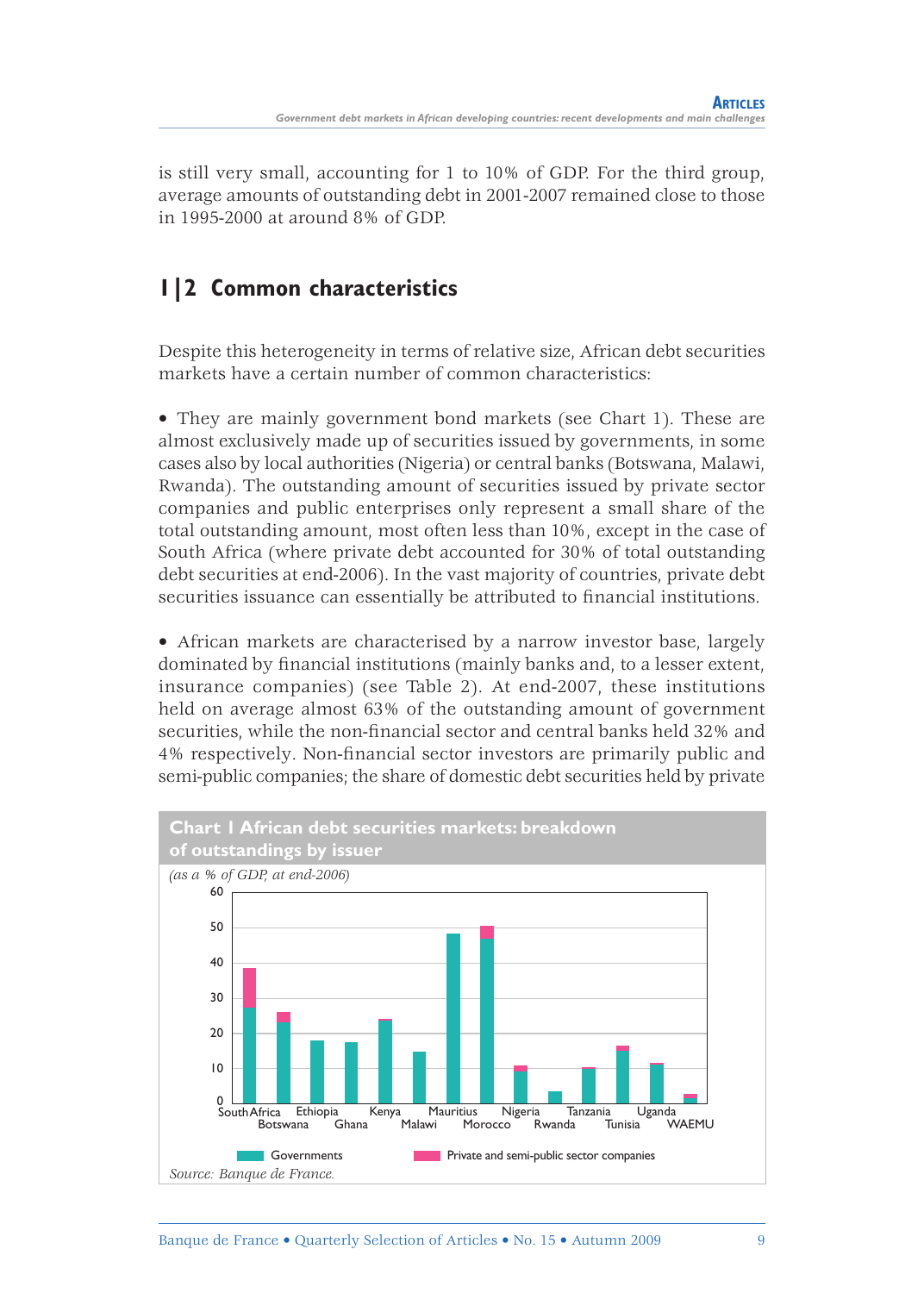is still very small, accounting for 1 to 10% of GDP. For the third group, average amounts of outstanding debt in 2001-2007 remained close to those in 1995-2000 at around 8% of GDP.

## 1|2 Common characteristics

Despite this heterogeneity in terms of relative size, African debt securities markets have a certain number of common characteristics:

- They are mainly government bond markets (see Chart 1). These are almost exclusively made up of securities issued by governments, in some cases also by local authorities (Nigeria) or central banks (Botswana, Malawi, Rwanda). The outstanding amount of securities issued by private sector companies and public enterprises only represent a small share of the total outstanding amount, most often less than 10%, except in the case of South Africa (where private debt accounted for 30% of total outstanding debt securities at end-2006). In the vast majority of countries, private debt securities issuance can essentially be attributed to financial institutions.

- African markets are characterised by a narrow investor base, largely dominated by financial institutions (mainly banks and, to a lesser extent, insurance companies) (see Table 2). At end-2007, these institutions held on average almost 63% of the outstanding amount of government securities, while the non-financial sector and central banks held 32% and 4% respectively. Non-financial sector investors are primarily public and semi-public companies; the share of domestic debt securities held by private

**Chart 1 African debt securities markets: breakdown of outstandings by issuer**

*(as a % of GDP, at end-2006)*

Legend: Governments; Private and semi-public sector companies

Countries: South Africa, Botswana, Ethiopia, Ghana, Kenya, Malawi, Mauritius, Morocco, Nigeria, Rwanda, Tanzania, Tunisia, Uganda, WAEMU

*Source: Banque de France.*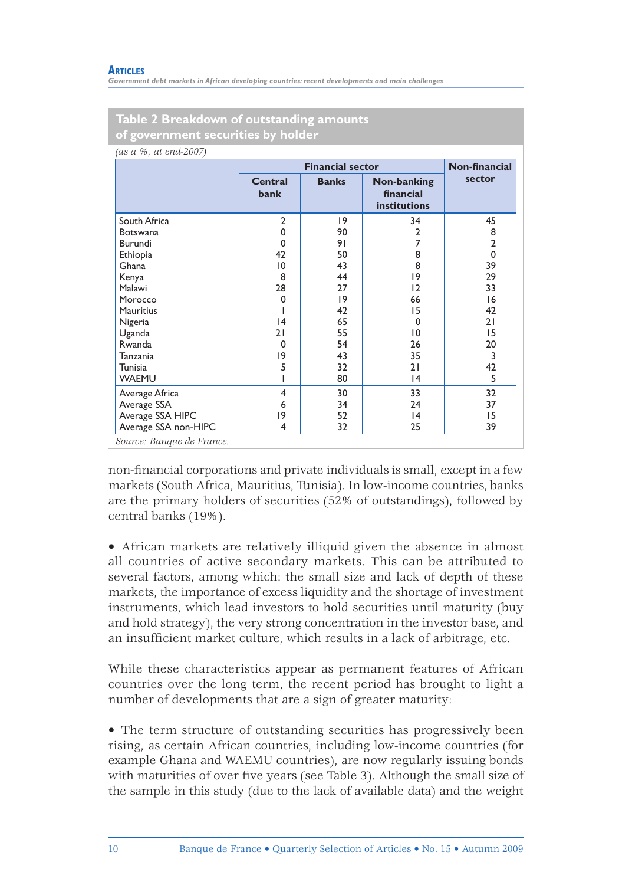**Table 2 Breakdown of outstanding amounts of government securities by holder**

*(as a %, at end-2007)*

| | Financial sector | | | Non-financial sector |
|---|---|---|---|---|
| | Central bank | Banks | Non-banking financial institutions | |
| South Africa | 2 | 19 | 34 | 45 |
| Botswana | 0 | 90 | 2 | 8 |
| Burundi | 0 | 91 | 7 | 2 |
| Ethiopia | 42 | 50 | 8 | 0 |
| Ghana | 10 | 43 | 8 | 39 |
| Kenya | 8 | 44 | 19 | 29 |
| Malawi | 28 | 27 | 12 | 33 |
| Morocco | 0 | 19 | 66 | 16 |
| Mauritius | 1 | 42 | 15 | 42 |
| Nigeria | 14 | 65 | 0 | 21 |
| Uganda | 21 | 55 | 10 | 15 |
| Rwanda | 0 | 54 | 26 | 20 |
| Tanzania | 19 | 43 | 35 | 3 |
| Tunisia | 5 | 32 | 21 | 42 |
| WAEMU | 1 | 80 | 14 | 5 |
| Average Africa | 4 | 30 | 33 | 32 |
| Average SSA | 6 | 34 | 24 | 37 |
| Average SSA HIPC | 19 | 52 | 14 | 15 |
| Average SSA non-HIPC | 4 | 32 | 25 | 39 |

*Source: Banque de France.*

non-financial corporations and private individuals is small, except in a few markets (South Africa, Mauritius, Tunisia). In low-income countries, banks are the primary holders of securities (52% of outstandings), followed by central banks (19%).

- African markets are relatively illiquid given the absence in almost all countries of active secondary markets. This can be attributed to several factors, among which: the small size and lack of depth of these markets, the importance of excess liquidity and the shortage of investment instruments, which lead investors to hold securities until maturity (buy and hold strategy), the very strong concentration in the investor base, and an insufficient market culture, which results in a lack of arbitrage, etc.

While these characteristics appear as permanent features of African countries over the long term, the recent period has brought to light a number of developments that are a sign of greater maturity:

- The term structure of outstanding securities has progressively been rising, as certain African countries, including low-income countries (for example Ghana and WAEMU countries), are now regularly issuing bonds with maturities of over five years (see Table 3). Although the small size of the sample in this study (due to the lack of available data) and the weight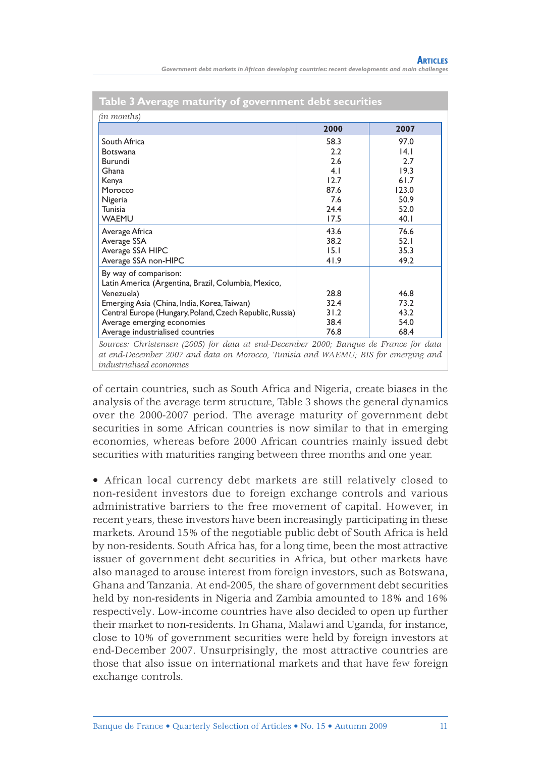**Table 3 Average maturity of government debt securities**

*(in months)*

| | 2000 | 2007 |
|---|---|---|
| South Africa | 58.3 | 97.0 |
| Botswana | 2.2 | 14.1 |
| Burundi | 2.6 | 2.7 |
| Ghana | 4.1 | 19.3 |
| Kenya | 12.7 | 61.7 |
| Morocco | 87.6 | 123.0 |
| Nigeria | 7.6 | 50.9 |
| Tunisia | 24.4 | 52.0 |
| WAEMU | 17.5 | 40.1 |
| Average Africa | 43.6 | 76.6 |
| Average SSA | 38.2 | 52.1 |
| Average SSA HIPC | 15.1 | 35.3 |
| Average SSA non-HIPC | 41.9 | 49.2 |
| By way of comparison: | | |
| Latin America (Argentina, Brazil, Columbia, Mexico, Venezuela) | 28.8 | 46.8 |
| Emerging Asia (China, India, Korea, Taiwan) | 32.4 | 73.2 |
| Central Europe (Hungary, Poland, Czech Republic, Russia) | 31.2 | 43.2 |
| Average emerging economies | 38.4 | 54.0 |
| Average industrialised countries | 76.8 | 68.4 |

*Sources: Christensen (2005) for data at end-December 2000; Banque de France for data at end-December 2007 and data on Morocco, Tunisia and WAEMU; BIS for emerging and industrialised economies*

of certain countries, such as South Africa and Nigeria, create biases in the analysis of the average term structure, Table 3 shows the general dynamics over the 2000-2007 period. The average maturity of government debt securities in some African countries is now similar to that in emerging economies, whereas before 2000 African countries mainly issued debt securities with maturities ranging between three months and one year.

- African local currency debt markets are still relatively closed to non-resident investors due to foreign exchange controls and various administrative barriers to the free movement of capital. However, in recent years, these investors have been increasingly participating in these markets. Around 15% of the negotiable public debt of South Africa is held by non-residents. South Africa has, for a long time, been the most attractive issuer of government debt securities in Africa, but other markets have also managed to arouse interest from foreign investors, such as Botswana, Ghana and Tanzania. At end-2005, the share of government debt securities held by non-residents in Nigeria and Zambia amounted to 18% and 16% respectively. Low-income countries have also decided to open up further their market to non-residents. In Ghana, Malawi and Uganda, for instance, close to 10% of government securities were held by foreign investors at end-December 2007. Unsurprisingly, the most attractive countries are those that also issue on international markets and that have few foreign exchange controls.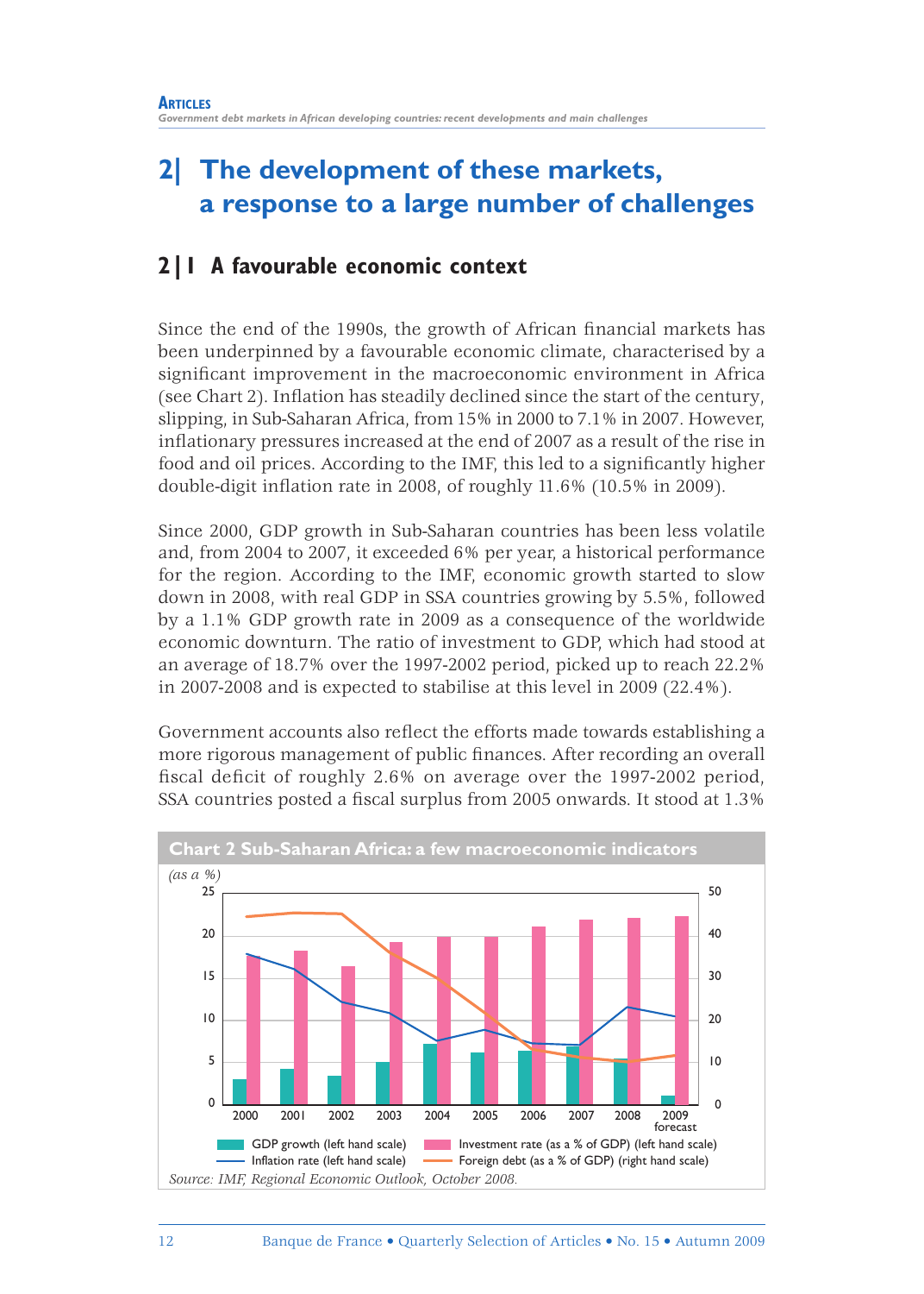## 2| The development of these markets, a response to a large number of challenges

### 2|1 A favourable economic context

Since the end of the 1990s, the growth of African financial markets has been underpinned by a favourable economic climate, characterised by a significant improvement in the macroeconomic environment in Africa (see Chart 2). Inflation has steadily declined since the start of the century, slipping, in Sub-Saharan Africa, from 15% in 2000 to 7.1% in 2007. However, inflationary pressures increased at the end of 2007 as a result of the rise in food and oil prices. According to the IMF, this led to a significantly higher double-digit inflation rate in 2008, of roughly 11.6% (10.5% in 2009).

Since 2000, GDP growth in Sub-Saharan countries has been less volatile and, from 2004 to 2007, it exceeded 6% per year, a historical performance for the region. According to the IMF, economic growth started to slow down in 2008, with real GDP in SSA countries growing by 5.5%, followed by a 1.1% GDP growth rate in 2009 as a consequence of the worldwide economic downturn. The ratio of investment to GDP, which had stood at an average of 18.7% over the 1997-2002 period, picked up to reach 22.2% in 2007-2008 and is expected to stabilise at this level in 2009 (22.4%).

Government accounts also reflect the efforts made towards establishing a more rigorous management of public finances. After recording an overall fiscal deficit of roughly 2.6% on average over the 1997-2002 period, SSA countries posted a fiscal surplus from 2005 onwards. It stood at 1.3%

**Chart 2 Sub-Saharan Africa: a few macroeconomic indicators**

*(as a %)*

Legend: GDP growth (left hand scale); Investment rate (as a % of GDP) (left hand scale); Inflation rate (left hand scale); Foreign debt (as a % of GDP) (right hand scale)

Years: 2000, 2001, 2002, 2003, 2004, 2005, 2006, 2007, 2008, 2009 forecast

*Source: IMF, Regional Economic Outlook, October 2008.*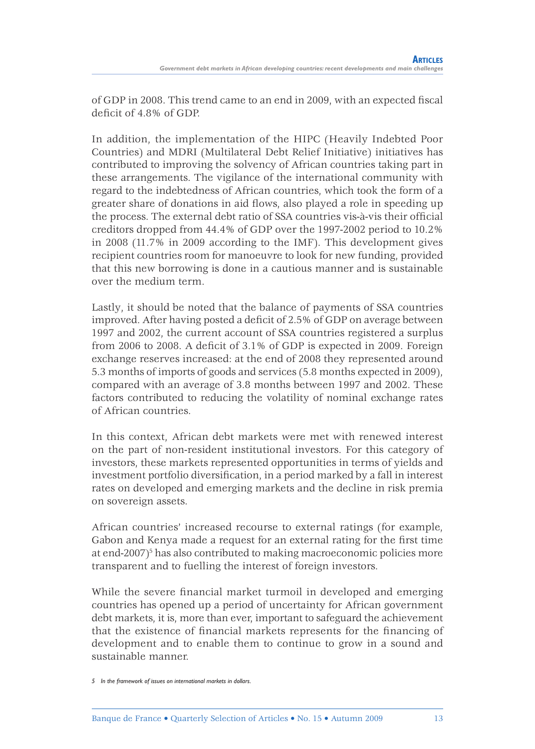of GDP in 2008. This trend came to an end in 2009, with an expected fiscal deficit of 4.8% of GDP.

In addition, the implementation of the HIPC (Heavily Indebted Poor Countries) and MDRI (Multilateral Debt Relief Initiative) initiatives has contributed to improving the solvency of African countries taking part in these arrangements. The vigilance of the international community with regard to the indebtedness of African countries, which took the form of a greater share of donations in aid flows, also played a role in speeding up the process. The external debt ratio of SSA countries vis-à-vis their official creditors dropped from 44.4% of GDP over the 1997-2002 period to 10.2% in 2008 (11.7% in 2009 according to the IMF). This development gives recipient countries room for manoeuvre to look for new funding, provided that this new borrowing is done in a cautious manner and is sustainable over the medium term.

Lastly, it should be noted that the balance of payments of SSA countries improved. After having posted a deficit of 2.5% of GDP on average between 1997 and 2002, the current account of SSA countries registered a surplus from 2006 to 2008. A deficit of 3.1% of GDP is expected in 2009. Foreign exchange reserves increased: at the end of 2008 they represented around 5.3 months of imports of goods and services (5.8 months expected in 2009), compared with an average of 3.8 months between 1997 and 2002. These factors contributed to reducing the volatility of nominal exchange rates of African countries.

In this context, African debt markets were met with renewed interest on the part of non-resident institutional investors. For this category of investors, these markets represented opportunities in terms of yields and investment portfolio diversification, in a period marked by a fall in interest rates on developed and emerging markets and the decline in risk premia on sovereign assets.

African countries' increased recourse to external ratings (for example, Gabon and Kenya made a request for an external rating for the first time at end-2007)[5] has also contributed to making macroeconomic policies more transparent and to fuelling the interest of foreign investors.

While the severe financial market turmoil in developed and emerging countries has opened up a period of uncertainty for African government debt markets, it is, more than ever, important to safeguard the achievement that the existence of financial markets represents for the financing of development and to enable them to continue to grow in a sound and sustainable manner.

*5 In the framework of issues on international markets in dollars.*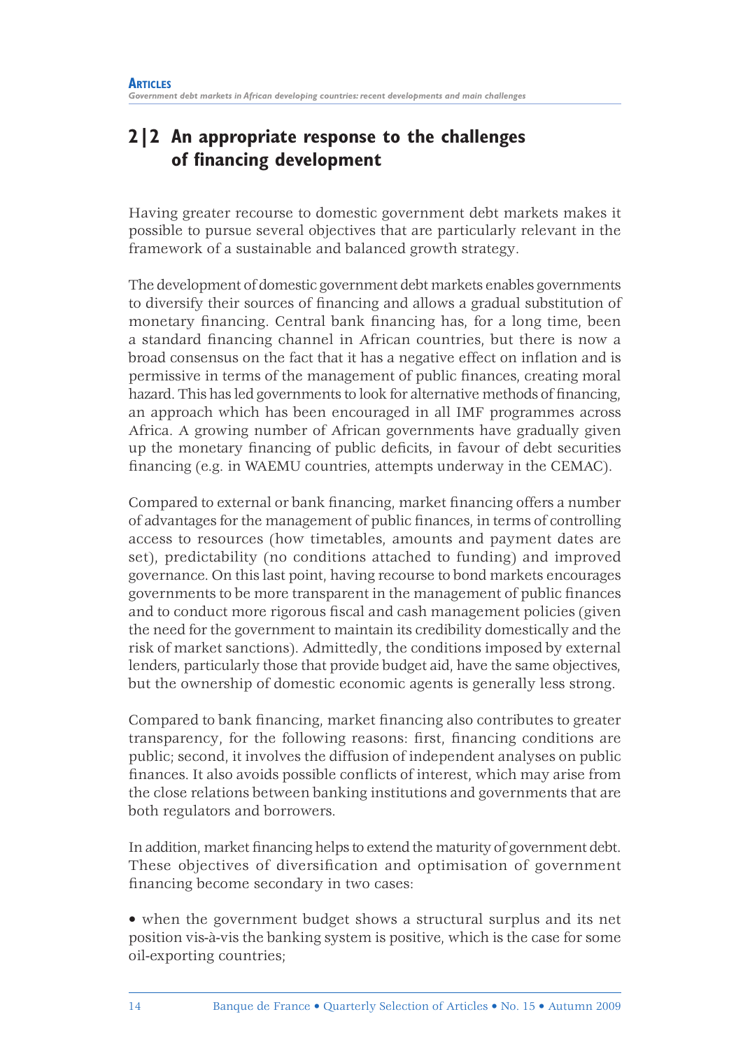## 2|2 An appropriate response to the challenges of financing development

Having greater recourse to domestic government debt markets makes it possible to pursue several objectives that are particularly relevant in the framework of a sustainable and balanced growth strategy.

The development of domestic government debt markets enables governments to diversify their sources of financing and allows a gradual substitution of monetary financing. Central bank financing has, for a long time, been a standard financing channel in African countries, but there is now a broad consensus on the fact that it has a negative effect on inflation and is permissive in terms of the management of public finances, creating moral hazard. This has led governments to look for alternative methods of financing, an approach which has been encouraged in all IMF programmes across Africa. A growing number of African governments have gradually given up the monetary financing of public deficits, in favour of debt securities financing (e.g. in WAEMU countries, attempts underway in the CEMAC).

Compared to external or bank financing, market financing offers a number of advantages for the management of public finances, in terms of controlling access to resources (how timetables, amounts and payment dates are set), predictability (no conditions attached to funding) and improved governance. On this last point, having recourse to bond markets encourages governments to be more transparent in the management of public finances and to conduct more rigorous fiscal and cash management policies (given the need for the government to maintain its credibility domestically and the risk of market sanctions). Admittedly, the conditions imposed by external lenders, particularly those that provide budget aid, have the same objectives, but the ownership of domestic economic agents is generally less strong.

Compared to bank financing, market financing also contributes to greater transparency, for the following reasons: first, financing conditions are public; second, it involves the diffusion of independent analyses on public finances. It also avoids possible conflicts of interest, which may arise from the close relations between banking institutions and governments that are both regulators and borrowers.

In addition, market financing helps to extend the maturity of government debt. These objectives of diversification and optimisation of government financing become secondary in two cases:

- when the government budget shows a structural surplus and its net position vis-à-vis the banking system is positive, which is the case for some oil-exporting countries;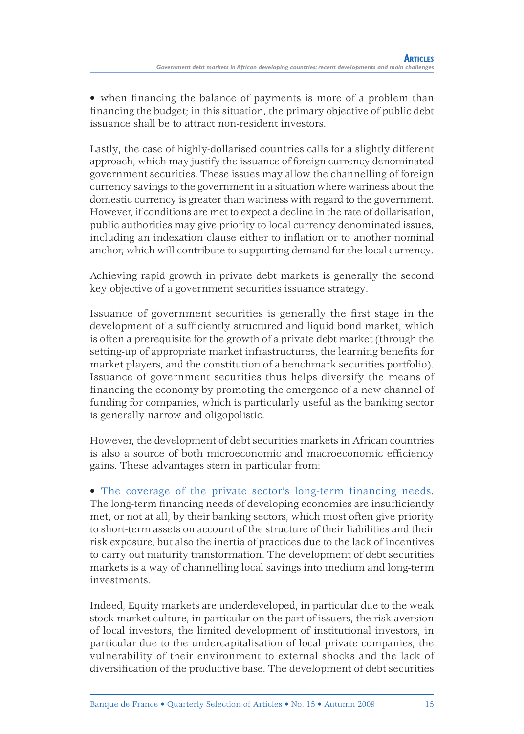• when financing the balance of payments is more of a problem than financing the budget; in this situation, the primary objective of public debt issuance shall be to attract non-resident investors.

Lastly, the case of highly-dollarised countries calls for a slightly different approach, which may justify the issuance of foreign currency denominated government securities. These issues may allow the channelling of foreign currency savings to the government in a situation where wariness about the domestic currency is greater than wariness with regard to the government. However, if conditions are met to expect a decline in the rate of dollarisation, public authorities may give priority to local currency denominated issues, including an indexation clause either to inflation or to another nominal anchor, which will contribute to supporting demand for the local currency.

Achieving rapid growth in private debt markets is generally the second key objective of a government securities issuance strategy.

Issuance of government securities is generally the first stage in the development of a sufficiently structured and liquid bond market, which is often a prerequisite for the growth of a private debt market (through the setting-up of appropriate market infrastructures, the learning benefits for market players, and the constitution of a benchmark securities portfolio). Issuance of government securities thus helps diversify the means of financing the economy by promoting the emergence of a new channel of funding for companies, which is particularly useful as the banking sector is generally narrow and oligopolistic.

However, the development of debt securities markets in African countries is also a source of both microeconomic and macroeconomic efficiency gains. These advantages stem in particular from:

• The coverage of the private sector's long-term financing needs. The long-term financing needs of developing economies are insufficiently met, or not at all, by their banking sectors, which most often give priority to short-term assets on account of the structure of their liabilities and their risk exposure, but also the inertia of practices due to the lack of incentives to carry out maturity transformation. The development of debt securities markets is a way of channelling local savings into medium and long-term investments.

Indeed, Equity markets are underdeveloped, in particular due to the weak stock market culture, in particular on the part of issuers, the risk aversion of local investors, the limited development of institutional investors, in particular due to the undercapitalisation of local private companies, the vulnerability of their environment to external shocks and the lack of diversification of the productive base. The development of debt securities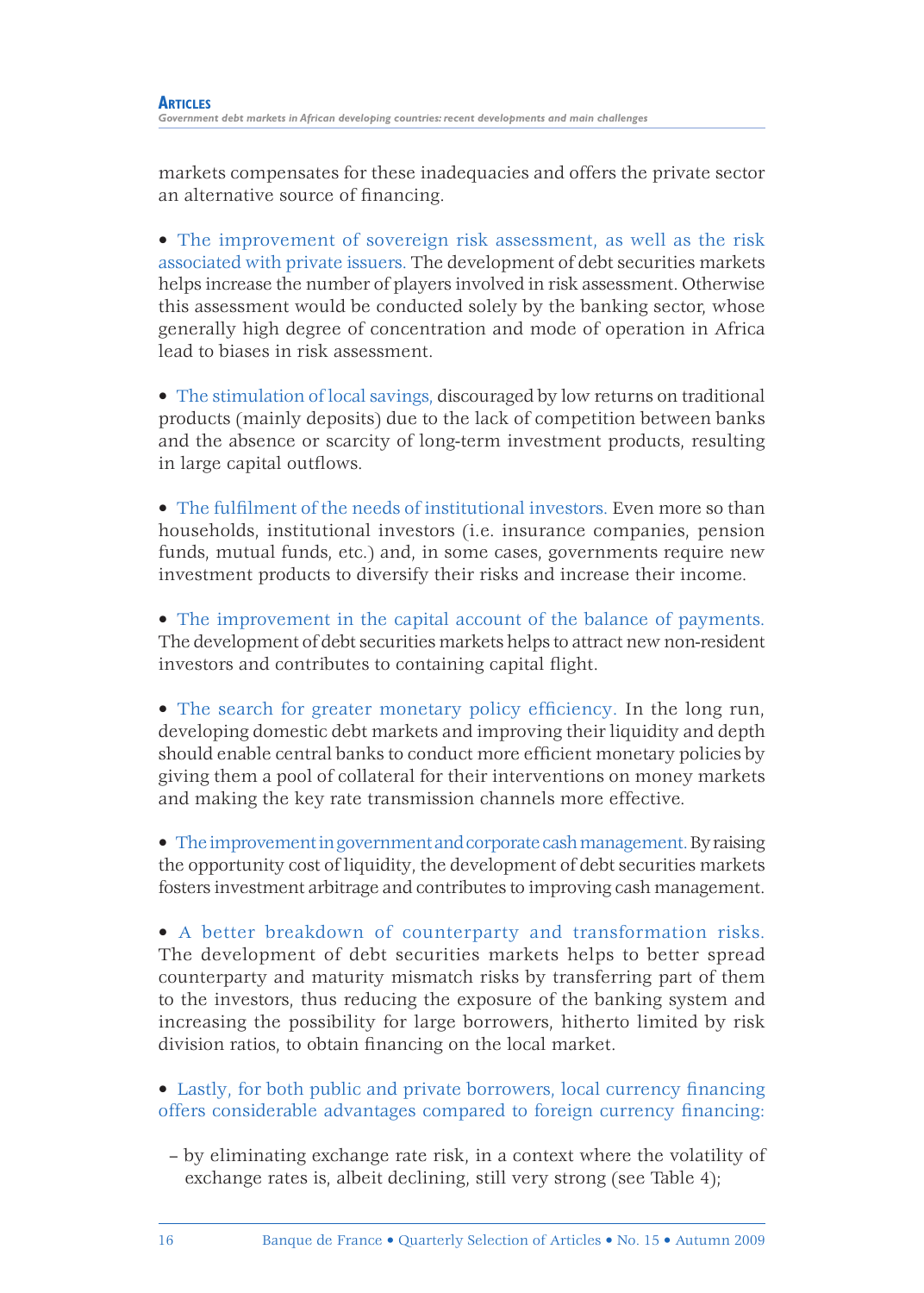markets compensates for these inadequacies and offers the private sector an alternative source of financing.

- The improvement of sovereign risk assessment, as well as the risk associated with private issuers. The development of debt securities markets helps increase the number of players involved in risk assessment. Otherwise this assessment would be conducted solely by the banking sector, whose generally high degree of concentration and mode of operation in Africa lead to biases in risk assessment.

- The stimulation of local savings, discouraged by low returns on traditional products (mainly deposits) due to the lack of competition between banks and the absence or scarcity of long-term investment products, resulting in large capital outflows.

- The fulfilment of the needs of institutional investors. Even more so than households, institutional investors (i.e. insurance companies, pension funds, mutual funds, etc.) and, in some cases, governments require new investment products to diversify their risks and increase their income.

- The improvement in the capital account of the balance of payments. The development of debt securities markets helps to attract new non-resident investors and contributes to containing capital flight.

- The search for greater monetary policy efficiency. In the long run, developing domestic debt markets and improving their liquidity and depth should enable central banks to conduct more efficient monetary policies by giving them a pool of collateral for their interventions on money markets and making the key rate transmission channels more effective.

- The improvement in government and corporate cash management. By raising the opportunity cost of liquidity, the development of debt securities markets fosters investment arbitrage and contributes to improving cash management.

- A better breakdown of counterparty and transformation risks. The development of debt securities markets helps to better spread counterparty and maturity mismatch risks by transferring part of them to the investors, thus reducing the exposure of the banking system and increasing the possibility for large borrowers, hitherto limited by risk division ratios, to obtain financing on the local market.

- Lastly, for both public and private borrowers, local currency financing offers considerable advantages compared to foreign currency financing:

  – by eliminating exchange rate risk, in a context where the volatility of exchange rates is, albeit declining, still very strong (see Table 4);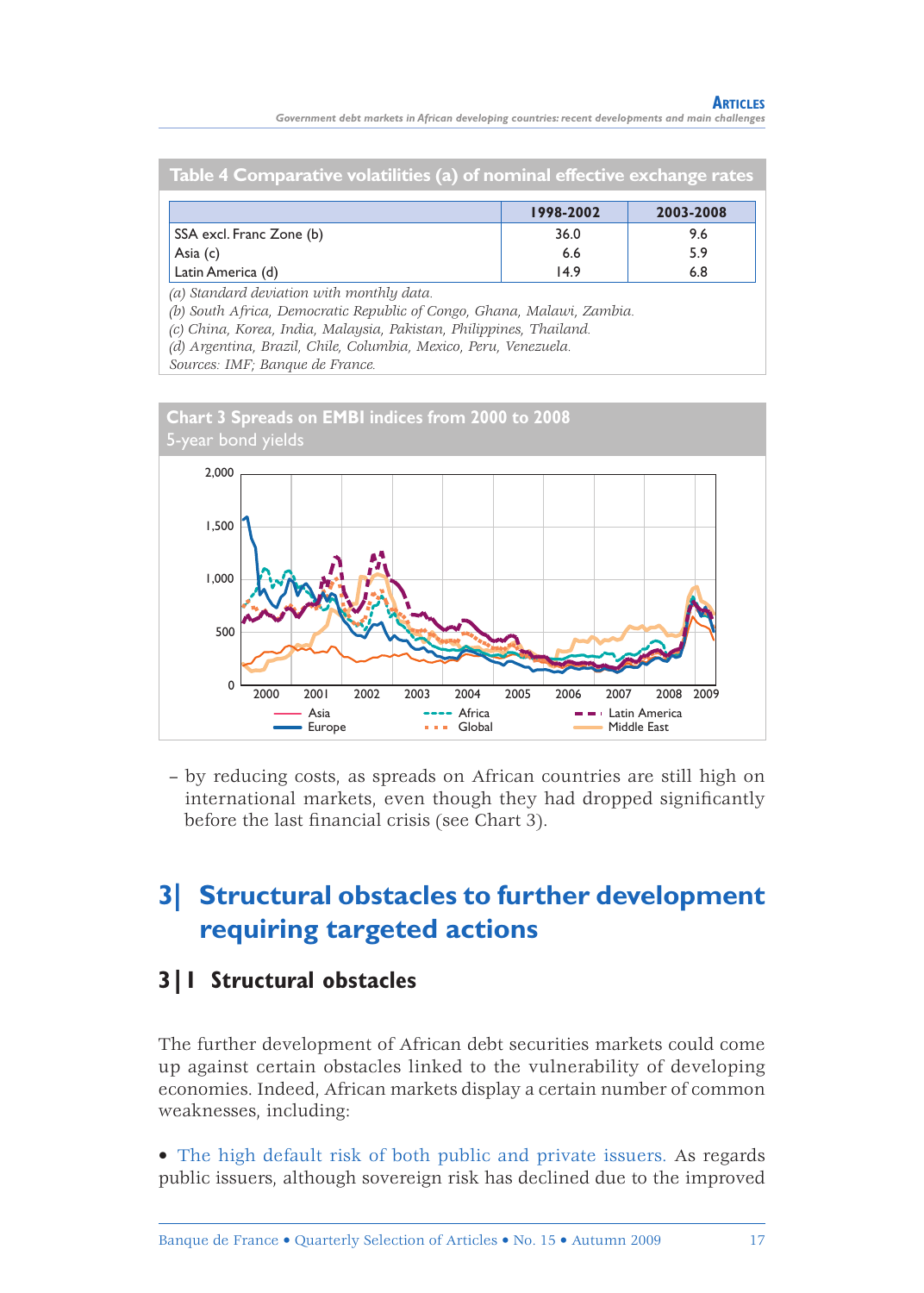**Table 4 Comparative volatilities (a) of nominal effective exchange rates**

| | 1998-2002 | 2003-2008 |
|---|---|---|
| SSA excl. Franc Zone (b) | 36.0 | 9.6 |
| Asia (c) | 6.6 | 5.9 |
| Latin America (d) | 14.9 | 6.8 |

*(a) Standard deviation with monthly data.*
*(b) South Africa, Democratic Republic of Congo, Ghana, Malawi, Zambia.*
*(c) China, Korea, India, Malaysia, Pakistan, Philippines, Thailand.*
*(d) Argentina, Brazil, Chile, Columbia, Mexico, Peru, Venezuela.*
*Sources: IMF; Banque de France.*

**Chart 3 Spreads on EMBI indices from 2000 to 2008**
5-year bond yields

– by reducing costs, as spreads on African countries are still high on international markets, even though they had dropped significantly before the last financial crisis (see Chart 3).

# 3| Structural obstacles to further development requiring targeted actions

## 3|1 Structural obstacles

The further development of African debt securities markets could come up against certain obstacles linked to the vulnerability of developing economies. Indeed, African markets display a certain number of common weaknesses, including:

- The high default risk of both public and private issuers. As regards public issuers, although sovereign risk has declined due to the improved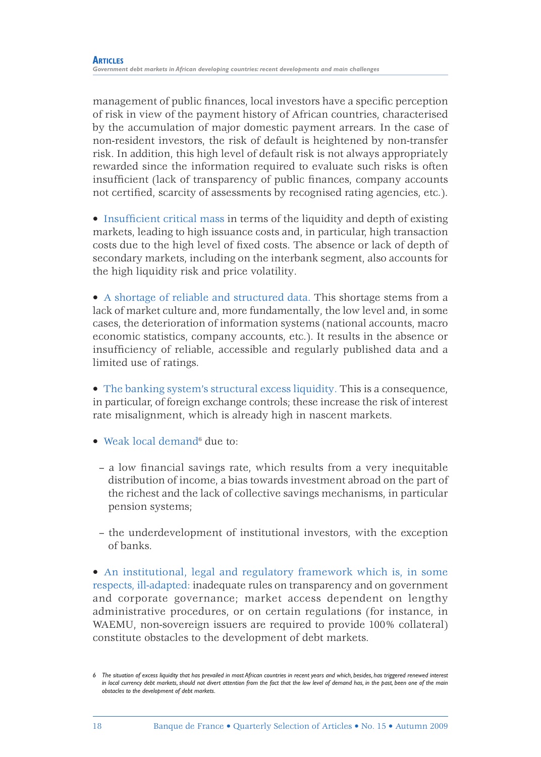management of public finances, local investors have a specific perception of risk in view of the payment history of African countries, characterised by the accumulation of major domestic payment arrears. In the case of non-resident investors, the risk of default is heightened by non-transfer risk. In addition, this high level of default risk is not always appropriately rewarded since the information required to evaluate such risks is often insufficient (lack of transparency of public finances, company accounts not certified, scarcity of assessments by recognised rating agencies, etc.).

- Insufficient critical mass in terms of the liquidity and depth of existing markets, leading to high issuance costs and, in particular, high transaction costs due to the high level of fixed costs. The absence or lack of depth of secondary markets, including on the interbank segment, also accounts for the high liquidity risk and price volatility.

- A shortage of reliable and structured data. This shortage stems from a lack of market culture and, more fundamentally, the low level and, in some cases, the deterioration of information systems (national accounts, macro economic statistics, company accounts, etc.). It results in the absence or insufficiency of reliable, accessible and regularly published data and a limited use of ratings.

- The banking system's structural excess liquidity. This is a consequence, in particular, of foreign exchange controls; these increase the risk of interest rate misalignment, which is already high in nascent markets.

- Weak local demand[6] due to:

  – a low financial savings rate, which results from a very inequitable distribution of income, a bias towards investment abroad on the part of the richest and the lack of collective savings mechanisms, in particular pension systems;

  – the underdevelopment of institutional investors, with the exception of banks.

- An institutional, legal and regulatory framework which is, in some respects, ill-adapted: inadequate rules on transparency and on government and corporate governance; market access dependent on lengthy administrative procedures, or on certain regulations (for instance, in WAEMU, non-sovereign issuers are required to provide 100% collateral) constitute obstacles to the development of debt markets.

[6] *The situation of excess liquidity that has prevailed in most African countries in recent years and which, besides, has triggered renewed interest in local currency debt markets, should not divert attention from the fact that the low level of demand has, in the past, been one of the main obstacles to the development of debt markets.*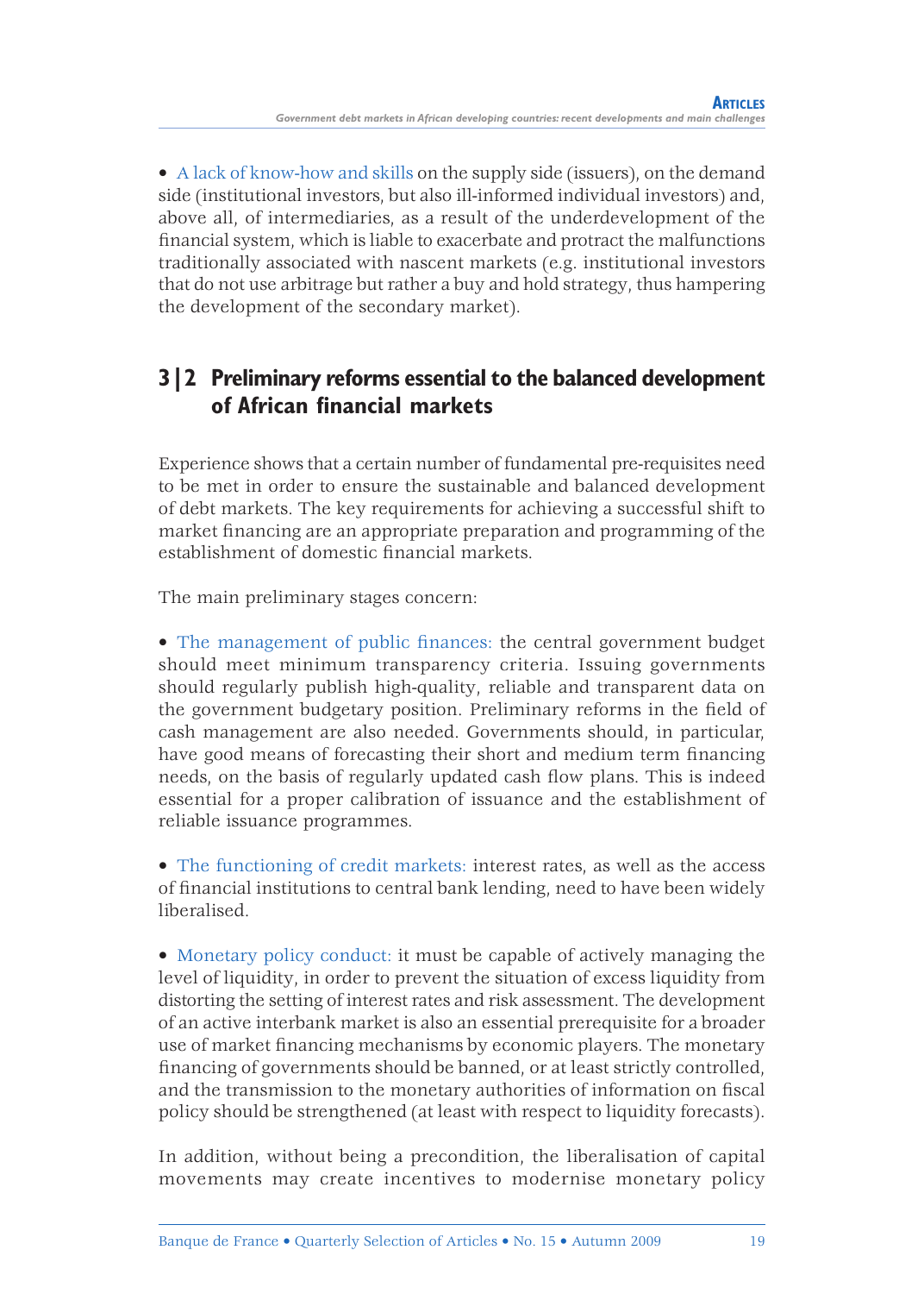- A lack of know-how and skills on the supply side (issuers), on the demand side (institutional investors, but also ill-informed individual investors) and, above all, of intermediaries, as a result of the underdevelopment of the financial system, which is liable to exacerbate and protract the malfunctions traditionally associated with nascent markets (e.g. institutional investors that do not use arbitrage but rather a buy and hold strategy, thus hampering the development of the secondary market).

## 3|2 Preliminary reforms essential to the balanced development of African financial markets

Experience shows that a certain number of fundamental pre-requisites need to be met in order to ensure the sustainable and balanced development of debt markets. The key requirements for achieving a successful shift to market financing are an appropriate preparation and programming of the establishment of domestic financial markets.

The main preliminary stages concern:

- The management of public finances: the central government budget should meet minimum transparency criteria. Issuing governments should regularly publish high-quality, reliable and transparent data on the government budgetary position. Preliminary reforms in the field of cash management are also needed. Governments should, in particular, have good means of forecasting their short and medium term financing needs, on the basis of regularly updated cash flow plans. This is indeed essential for a proper calibration of issuance and the establishment of reliable issuance programmes.

- The functioning of credit markets: interest rates, as well as the access of financial institutions to central bank lending, need to have been widely liberalised.

- Monetary policy conduct: it must be capable of actively managing the level of liquidity, in order to prevent the situation of excess liquidity from distorting the setting of interest rates and risk assessment. The development of an active interbank market is also an essential prerequisite for a broader use of market financing mechanisms by economic players. The monetary financing of governments should be banned, or at least strictly controlled, and the transmission to the monetary authorities of information on fiscal policy should be strengthened (at least with respect to liquidity forecasts).

In addition, without being a precondition, the liberalisation of capital movements may create incentives to modernise monetary policy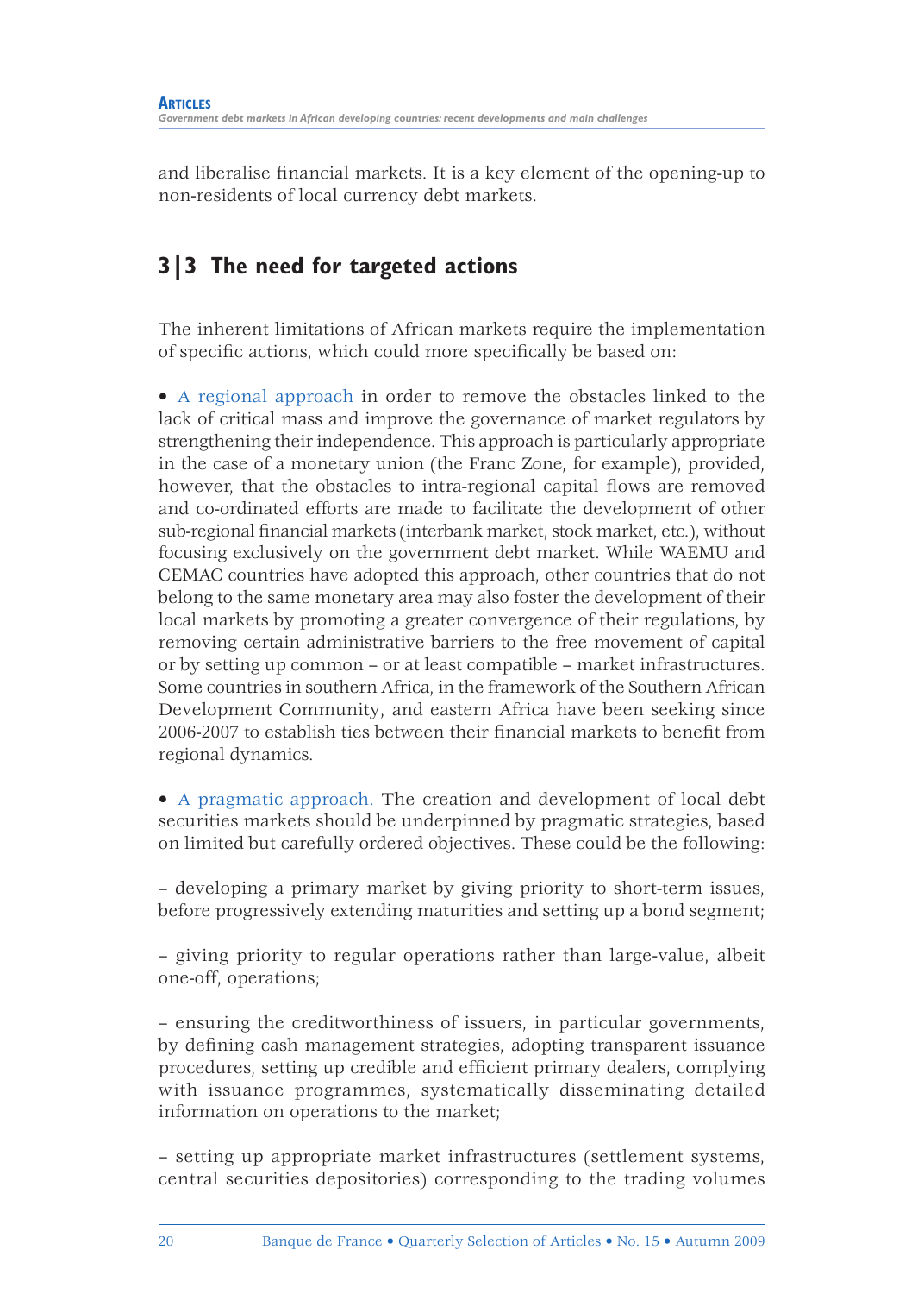and liberalise financial markets. It is a key element of the opening-up to non-residents of local currency debt markets.

## 3|3 The need for targeted actions

The inherent limitations of African markets require the implementation of specific actions, which could more specifically be based on:

- A regional approach in order to remove the obstacles linked to the lack of critical mass and improve the governance of market regulators by strengthening their independence. This approach is particularly appropriate in the case of a monetary union (the Franc Zone, for example), provided, however, that the obstacles to intra-regional capital flows are removed and co-ordinated efforts are made to facilitate the development of other sub-regional financial markets (interbank market, stock market, etc.), without focusing exclusively on the government debt market. While WAEMU and CEMAC countries have adopted this approach, other countries that do not belong to the same monetary area may also foster the development of their local markets by promoting a greater convergence of their regulations, by removing certain administrative barriers to the free movement of capital or by setting up common – or at least compatible – market infrastructures. Some countries in southern Africa, in the framework of the Southern African Development Community, and eastern Africa have been seeking since 2006-2007 to establish ties between their financial markets to benefit from regional dynamics.

- A pragmatic approach. The creation and development of local debt securities markets should be underpinned by pragmatic strategies, based on limited but carefully ordered objectives. These could be the following:

– developing a primary market by giving priority to short-term issues, before progressively extending maturities and setting up a bond segment;

– giving priority to regular operations rather than large-value, albeit one-off, operations;

– ensuring the creditworthiness of issuers, in particular governments, by defining cash management strategies, adopting transparent issuance procedures, setting up credible and efficient primary dealers, complying with issuance programmes, systematically disseminating detailed information on operations to the market;

– setting up appropriate market infrastructures (settlement systems, central securities depositories) corresponding to the trading volumes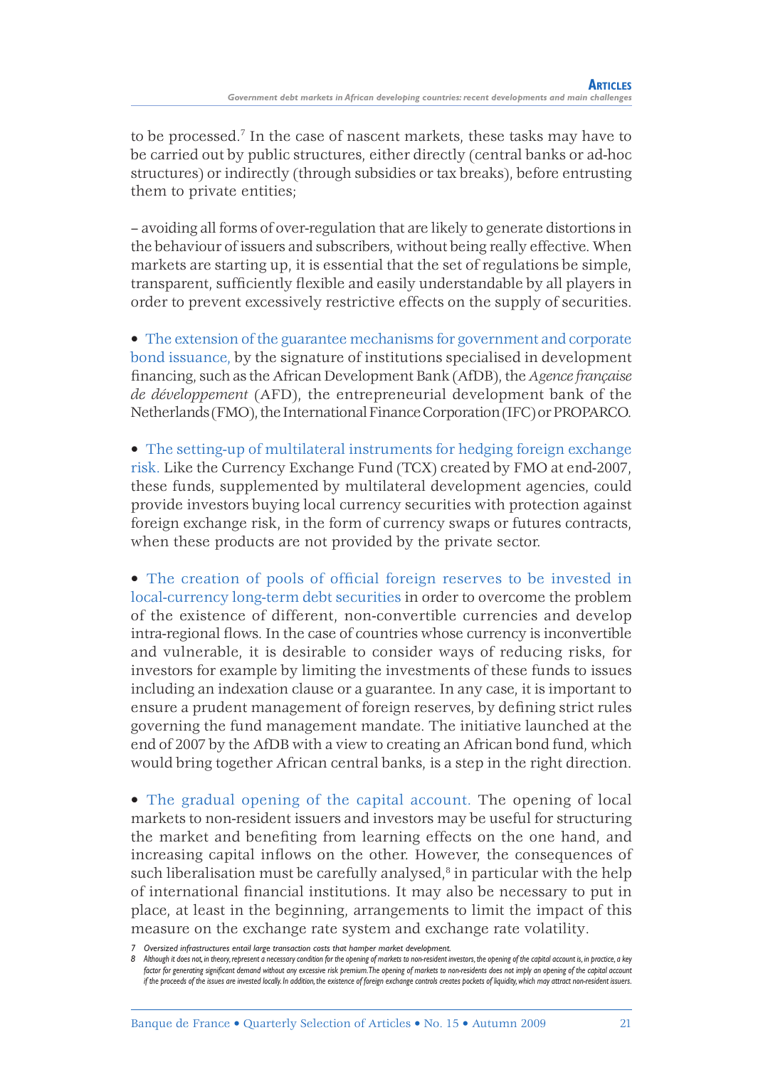to be processed.[7] In the case of nascent markets, these tasks may have to be carried out by public structures, either directly (central banks or ad-hoc structures) or indirectly (through subsidies or tax breaks), before entrusting them to private entities;

– avoiding all forms of over-regulation that are likely to generate distortions in the behaviour of issuers and subscribers, without being really effective. When markets are starting up, it is essential that the set of regulations be simple, transparent, sufficiently flexible and easily understandable by all players in order to prevent excessively restrictive effects on the supply of securities.

- The extension of the guarantee mechanisms for government and corporate bond issuance, by the signature of institutions specialised in development financing, such as the African Development Bank (AfDB), the *Agence française de développement* (AFD), the entrepreneurial development bank of the Netherlands (FMO), the International Finance Corporation (IFC) or PROPARCO.

- The setting-up of multilateral instruments for hedging foreign exchange risk. Like the Currency Exchange Fund (TCX) created by FMO at end-2007, these funds, supplemented by multilateral development agencies, could provide investors buying local currency securities with protection against foreign exchange risk, in the form of currency swaps or futures contracts, when these products are not provided by the private sector.

- The creation of pools of official foreign reserves to be invested in local-currency long-term debt securities in order to overcome the problem of the existence of different, non-convertible currencies and develop intra-regional flows. In the case of countries whose currency is inconvertible and vulnerable, it is desirable to consider ways of reducing risks, for investors for example by limiting the investments of these funds to issues including an indexation clause or a guarantee. In any case, it is important to ensure a prudent management of foreign reserves, by defining strict rules governing the fund management mandate. The initiative launched at the end of 2007 by the AfDB with a view to creating an African bond fund, which would bring together African central banks, is a step in the right direction.

- The gradual opening of the capital account. The opening of local markets to non-resident issuers and investors may be useful for structuring the market and benefiting from learning effects on the one hand, and increasing capital inflows on the other. However, the consequences of such liberalisation must be carefully analysed,[8] in particular with the help of international financial institutions. It may also be necessary to put in place, at least in the beginning, arrangements to limit the impact of this measure on the exchange rate system and exchange rate volatility.

7 Oversized infrastructures entail large transaction costs that hamper market development.

8 Although it does not, in theory, represent a necessary condition for the opening of markets to non-resident investors, the opening of the capital account is, in practice, a key factor for generating significant demand without any excessive risk premium. The opening of markets to non-residents does not imply an opening of the capital account if the proceeds of the issues are invested locally. In addition, the existence of foreign exchange controls creates pockets of liquidity, which may attract non-resident issuers.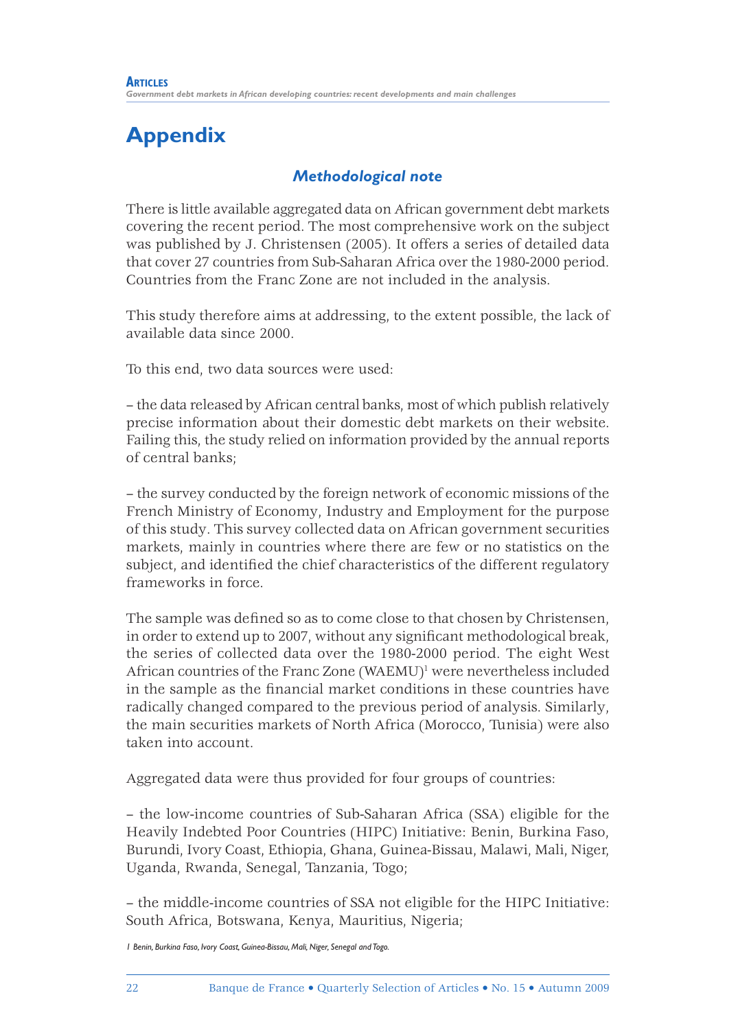# Appendix

## *Methodological note*

There is little available aggregated data on African government debt markets covering the recent period. The most comprehensive work on the subject was published by J. Christensen (2005). It offers a series of detailed data that cover 27 countries from Sub-Saharan Africa over the 1980-2000 period. Countries from the Franc Zone are not included in the analysis.

This study therefore aims at addressing, to the extent possible, the lack of available data since 2000.

To this end, two data sources were used:

– the data released by African central banks, most of which publish relatively precise information about their domestic debt markets on their website. Failing this, the study relied on information provided by the annual reports of central banks;

– the survey conducted by the foreign network of economic missions of the French Ministry of Economy, Industry and Employment for the purpose of this study. This survey collected data on African government securities markets, mainly in countries where there are few or no statistics on the subject, and identified the chief characteristics of the different regulatory frameworks in force.

The sample was defined so as to come close to that chosen by Christensen, in order to extend up to 2007, without any significant methodological break, the series of collected data over the 1980-2000 period. The eight West African countries of the Franc Zone (WAEMU)[1] were nevertheless included in the sample as the financial market conditions in these countries have radically changed compared to the previous period of analysis. Similarly, the main securities markets of North Africa (Morocco, Tunisia) were also taken into account.

Aggregated data were thus provided for four groups of countries:

– the low-income countries of Sub-Saharan Africa (SSA) eligible for the Heavily Indebted Poor Countries (HIPC) Initiative: Benin, Burkina Faso, Burundi, Ivory Coast, Ethiopia, Ghana, Guinea-Bissau, Malawi, Mali, Niger, Uganda, Rwanda, Senegal, Tanzania, Togo;

– the middle-income countries of SSA not eligible for the HIPC Initiative: South Africa, Botswana, Kenya, Mauritius, Nigeria;

*1 Benin, Burkina Faso, Ivory Coast, Guinea-Bissau, Mali, Niger, Senegal and Togo.*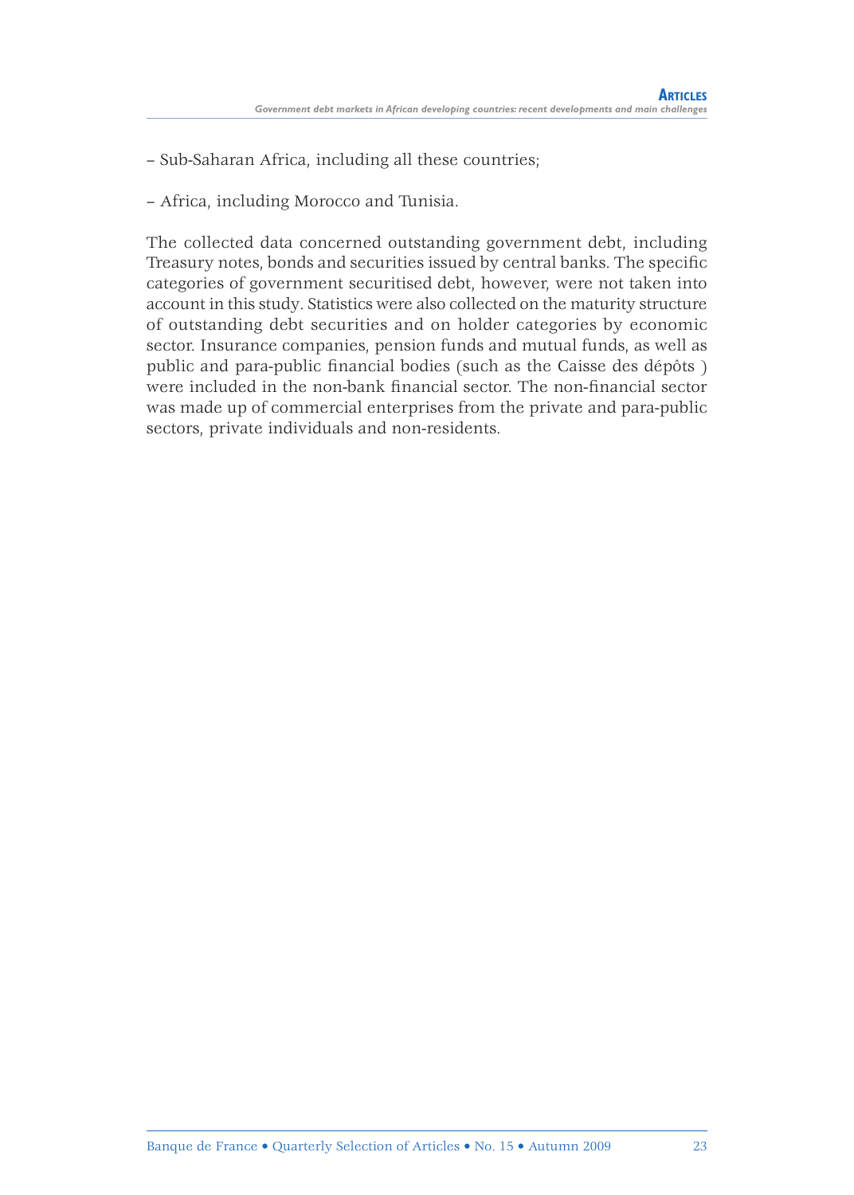– Sub-Saharan Africa, including all these countries;

– Africa, including Morocco and Tunisia.

The collected data concerned outstanding government debt, including Treasury notes, bonds and securities issued by central banks. The specific categories of government securitised debt, however, were not taken into account in this study. Statistics were also collected on the maturity structure of outstanding debt securities and on holder categories by economic sector. Insurance companies, pension funds and mutual funds, as well as public and para-public financial bodies (such as the Caisse des dépôts ) were included in the non-bank financial sector. The non-financial sector was made up of commercial enterprises from the private and para-public sectors, private individuals and non-residents.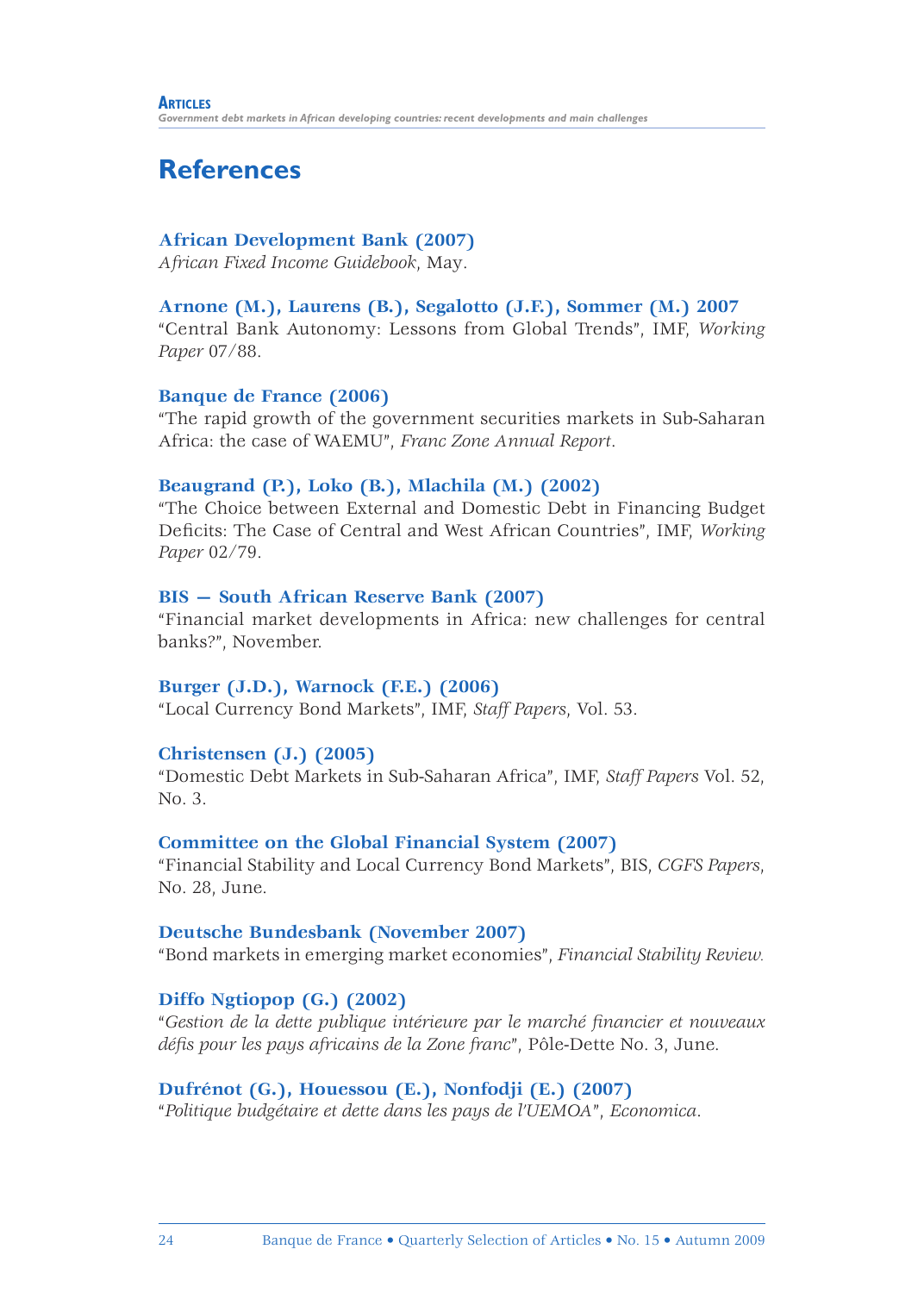# References

**African Development Bank (2007)**
*African Fixed Income Guidebook*, May.

**Arnone (M.), Laurens (B.), Segalotto (J.F.), Sommer (M.) 2007**
"Central Bank Autonomy: Lessons from Global Trends", IMF, *Working Paper* 07/88.

**Banque de France (2006)**
"The rapid growth of the government securities markets in Sub-Saharan Africa: the case of WAEMU", *Franc Zone Annual Report*.

**Beaugrand (P.), Loko (B.), Mlachila (M.) (2002)**
"The Choice between External and Domestic Debt in Financing Budget Deficits: The Case of Central and West African Countries", IMF, *Working Paper* 02/79.

**BIS — South African Reserve Bank (2007)**
"Financial market developments in Africa: new challenges for central banks?", November.

**Burger (J.D.), Warnock (F.E.) (2006)**
"Local Currency Bond Markets", IMF, *Staff Papers*, Vol. 53.

**Christensen (J.) (2005)**
"Domestic Debt Markets in Sub-Saharan Africa", IMF, *Staff Papers* Vol. 52, No. 3.

**Committee on the Global Financial System (2007)**
"Financial Stability and Local Currency Bond Markets", BIS, *CGFS Papers*, No. 28, June.

**Deutsche Bundesbank (November 2007)**
"Bond markets in emerging market economies", *Financial Stability Review.*

**Diffo Ngtiopop (G.) (2002)**
"*Gestion de la dette publique intérieure par le marché financier et nouveaux défis pour les pays africains de la Zone franc*", Pôle-Dette No. 3, June.

**Dufrénot (G.), Houessou (E.), Nonfodji (E.) (2007)**
"*Politique budgétaire et dette dans les pays de l'UEMOA*", *Economica*.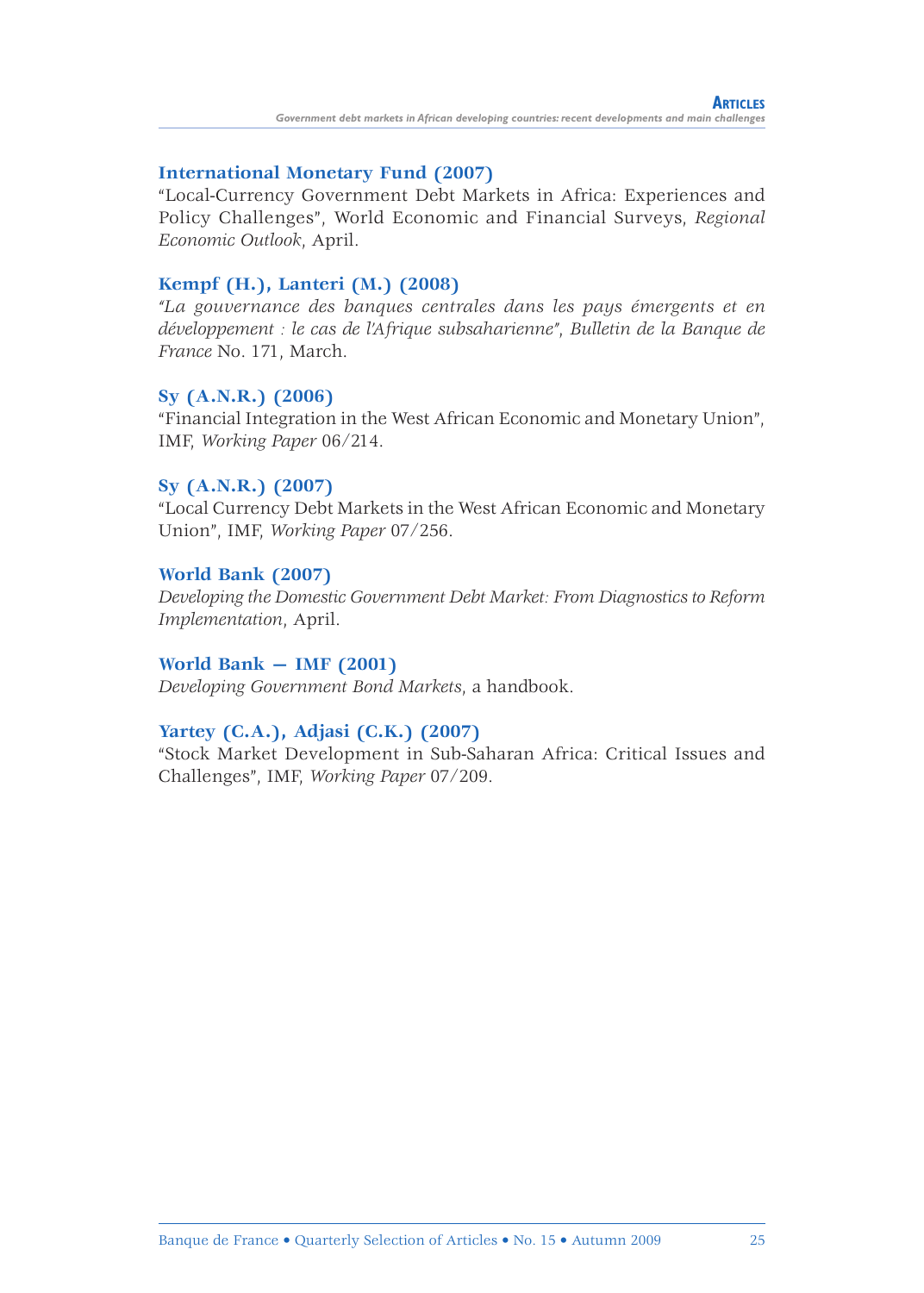**International Monetary Fund (2007)**
"Local-Currency Government Debt Markets in Africa: Experiences and Policy Challenges", World Economic and Financial Surveys, *Regional Economic Outlook*, April.

**Kempf (H.), Lanteri (M.) (2008)**
*"La gouvernance des banques centrales dans les pays émergents et en développement : le cas de l'Afrique subsaharienne"*, *Bulletin de la Banque de France* No. 171, March.

**Sy (A.N.R.) (2006)**
"Financial Integration in the West African Economic and Monetary Union", IMF, *Working Paper* 06/214.

**Sy (A.N.R.) (2007)**
"Local Currency Debt Markets in the West African Economic and Monetary Union", IMF, *Working Paper* 07/256.

**World Bank (2007)**
*Developing the Domestic Government Debt Market: From Diagnostics to Reform Implementation*, April.

**World Bank – IMF (2001)**
*Developing Government Bond Markets*, a handbook.

**Yartey (C.A.), Adjasi (C.K.) (2007)**
"Stock Market Development in Sub-Saharan Africa: Critical Issues and Challenges", IMF, *Working Paper* 07/209.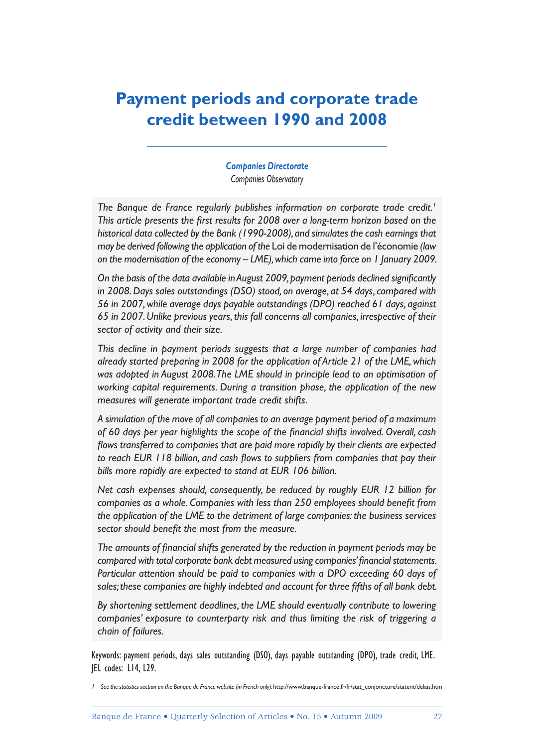# Payment periods and corporate trade credit between 1990 and 2008

***Companies Directorate***
*Companies Observatory*

*The Banque de France regularly publishes information on corporate trade credit.[1] This article presents the first results for 2008 over a long-term horizon based on the historical data collected by the Bank (1990-2008), and simulates the cash earnings that may be derived following the application of the* Loi de modernisation de l'économie *(law on the modernisation of the economy – LME), which came into force on 1 January 2009.*

*On the basis of the data available in August 2009, payment periods declined significantly in 2008. Days sales outstandings (DSO) stood, on average, at 54 days, compared with 56 in 2007, while average days payable outstandings (DPO) reached 61 days, against 65 in 2007. Unlike previous years, this fall concerns all companies, irrespective of their sector of activity and their size.*

*This decline in payment periods suggests that a large number of companies had already started preparing in 2008 for the application of Article 21 of the LME, which was adopted in August 2008. The LME should in principle lead to an optimisation of working capital requirements. During a transition phase, the application of the new measures will generate important trade credit shifts.*

*A simulation of the move of all companies to an average payment period of a maximum of 60 days per year highlights the scope of the financial shifts involved. Overall, cash flows transferred to companies that are paid more rapidly by their clients are expected to reach EUR 118 billion, and cash flows to suppliers from companies that pay their bills more rapidly are expected to stand at EUR 106 billion.*

*Net cash expenses should, consequently, be reduced by roughly EUR 12 billion for companies as a whole. Companies with less than 250 employees should benefit from the application of the LME to the detriment of large companies: the business services sector should benefit the most from the measure.*

*The amounts of financial shifts generated by the reduction in payment periods may be compared with total corporate bank debt measured using companies' financial statements. Particular attention should be paid to companies with a DPO exceeding 60 days of sales; these companies are highly indebted and account for three fifths of all bank debt.*

*By shortening settlement deadlines, the LME should eventually contribute to lowering companies' exposure to counterparty risk and thus limiting the risk of triggering a chain of failures.*

Keywords: payment periods, days sales outstanding (DSO), days payable outstanding (DPO), trade credit, LME.
JEL codes: L14, L29.

[1] *See the statistics section on the Banque de France website (in French only):* http://www.banque-france.fr/fr/stat_conjoncture/statent/delais.htm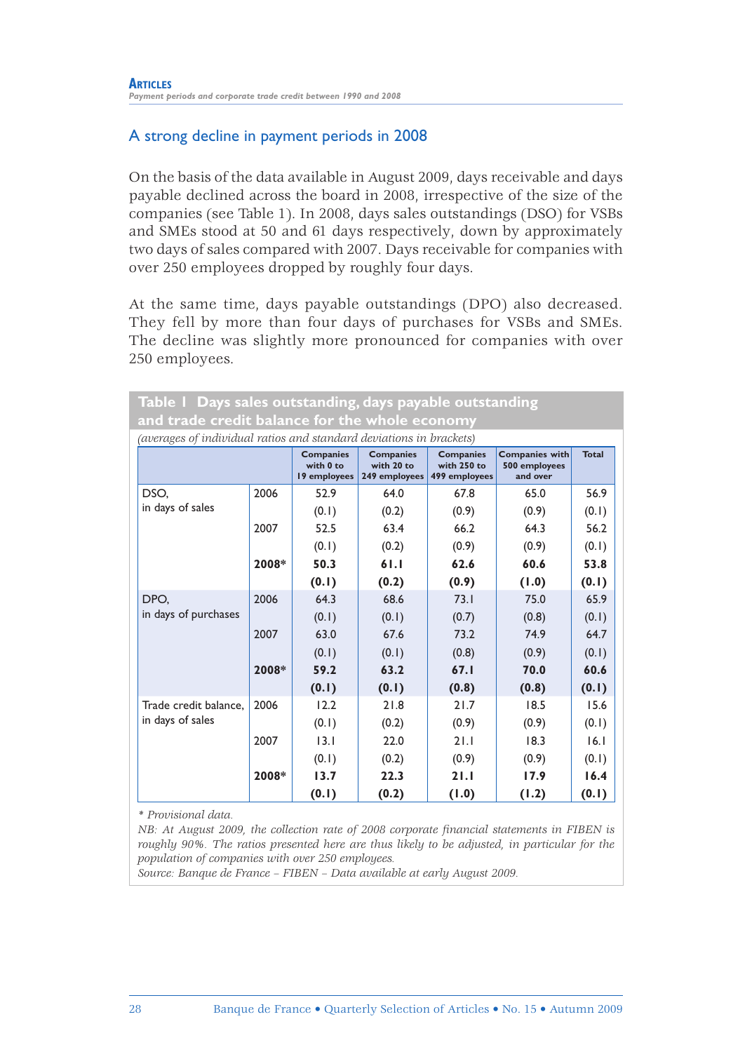## A strong decline in payment periods in 2008

On the basis of the data available in August 2009, days receivable and days payable declined across the board in 2008, irrespective of the size of the companies (see Table 1). In 2008, days sales outstandings (DSO) for VSBs and SMEs stood at 50 and 61 days respectively, down by approximately two days of sales compared with 2007. Days receivable for companies with over 250 employees dropped by roughly four days.

At the same time, days payable outstandings (DPO) also decreased. They fell by more than four days of purchases for VSBs and SMEs. The decline was slightly more pronounced for companies with over 250 employees.

**Table 1 Days sales outstanding, days payable outstanding and trade credit balance for the whole economy**

*(averages of individual ratios and standard deviations in brackets)*

| | | Companies with 0 to 19 employees | Companies with 20 to 249 employees | Companies with 250 to 499 employees | Companies with 500 employees and over | Total |
|---|---|---|---|---|---|---|
| DSO, in days of sales | 2006 | 52.9 | 64.0 | 67.8 | 65.0 | 56.9 |
| | | (0.1) | (0.2) | (0.9) | (0.9) | (0.1) |
| | 2007 | 52.5 | 63.4 | 66.2 | 64.3 | 56.2 |
| | | (0.1) | (0.2) | (0.9) | (0.9) | (0.1) |
| | **2008*** | **50.3** | **61.1** | **62.6** | **60.6** | **53.8** |
| | | **(0.1)** | **(0.2)** | **(0.9)** | **(1.0)** | **(0.1)** |
| DPO, in days of purchases | 2006 | 64.3 | 68.6 | 73.1 | 75.0 | 65.9 |
| | | (0.1) | (0.1) | (0.7) | (0.8) | (0.1) |
| | 2007 | 63.0 | 67.6 | 73.2 | 74.9 | 64.7 |
| | | (0.1) | (0.1) | (0.8) | (0.9) | (0.1) |
| | **2008*** | **59.2** | **63.2** | **67.1** | **70.0** | **60.6** |
| | | **(0.1)** | **(0.1)** | **(0.8)** | **(0.8)** | **(0.1)** |
| Trade credit balance, in days of sales | 2006 | 12.2 | 21.8 | 21.7 | 18.5 | 15.6 |
| | | (0.1) | (0.2) | (0.9) | (0.9) | (0.1) |
| | 2007 | 13.1 | 22.0 | 21.1 | 18.3 | 16.1 |
| | | (0.1) | (0.2) | (0.9) | (0.9) | (0.1) |
| | **2008*** | **13.7** | **22.3** | **21.1** | **17.9** | **16.4** |
| | | **(0.1)** | **(0.2)** | **(1.0)** | **(1.2)** | **(0.1)** |

*\* Provisional data.*
*NB: At August 2009, the collection rate of 2008 corporate financial statements in FIBEN is roughly 90%. The ratios presented here are thus likely to be adjusted, in particular for the population of companies with over 250 employees.*
*Source: Banque de France – FIBEN – Data available at early August 2009.*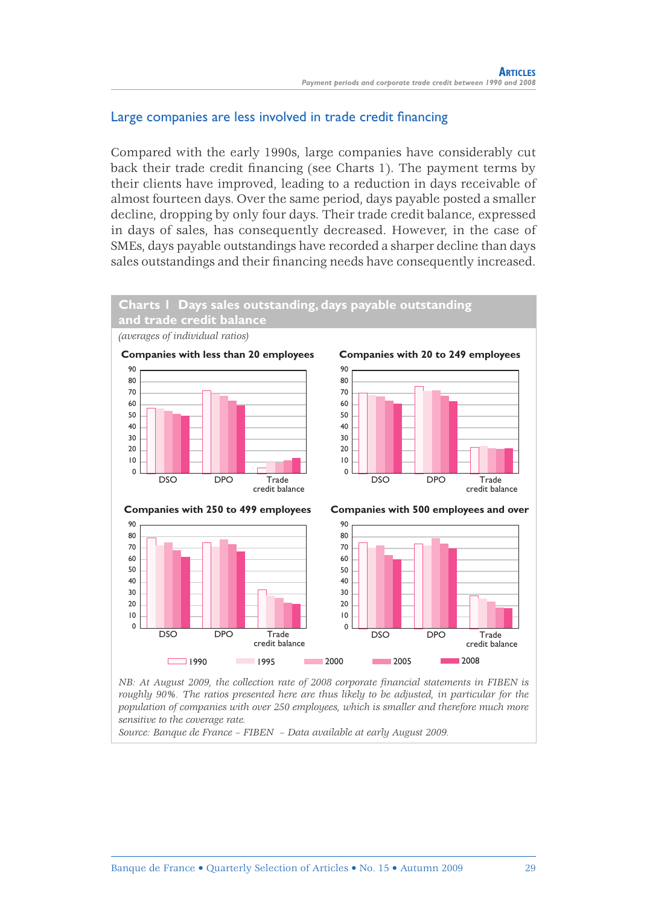## Large companies are less involved in trade credit financing

Compared with the early 1990s, large companies have considerably cut back their trade credit financing (see Charts 1). The payment terms by their clients have improved, leading to a reduction in days receivable of almost fourteen days. Over the same period, days payable posted a smaller decline, dropping by only four days. Their trade credit balance, expressed in days of sales, has consequently decreased. However, in the case of SMEs, days payable outstandings have recorded a sharper decline than days sales outstandings and their financing needs have consequently increased.

**Charts 1 Days sales outstanding, days payable outstanding and trade credit balance**

*(averages of individual ratios)*

**Companies with less than 20 employees**

**Companies with 20 to 249 employees**

**Companies with 250 to 499 employees**

**Companies with 500 employees and over**

*NB: At August 2009, the collection rate of 2008 corporate financial statements in FIBEN is roughly 90%. The ratios presented here are thus likely to be adjusted, in particular for the population of companies with over 250 employees, which is smaller and therefore much more sensitive to the coverage rate.*

*Source: Banque de France – FIBEN – Data available at early August 2009.*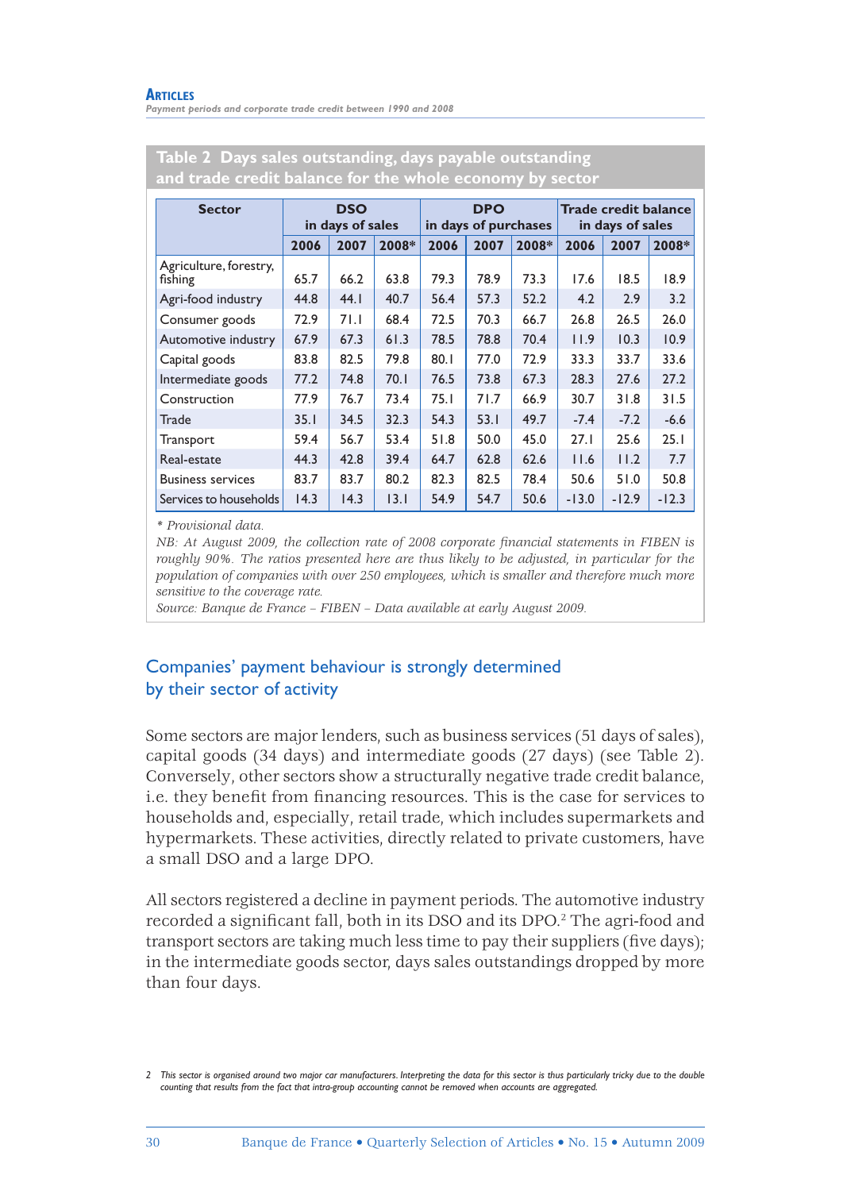**Table 2 Days sales outstanding, days payable outstanding and trade credit balance for the whole economy by sector**

| Sector | DSO in days of sales | | | DPO in days of purchases | | | Trade credit balance in days of sales | | |
|---|---|---|---|---|---|---|---|---|---|
| | 2006 | 2007 | 2008* | 2006 | 2007 | 2008* | 2006 | 2007 | 2008* |
| Agriculture, forestry, fishing | 65.7 | 66.2 | 63.8 | 79.3 | 78.9 | 73.3 | 17.6 | 18.5 | 18.9 |
| Agri-food industry | 44.8 | 44.1 | 40.7 | 56.4 | 57.3 | 52.2 | 4.2 | 2.9 | 3.2 |
| Consumer goods | 72.9 | 71.1 | 68.4 | 72.5 | 70.3 | 66.7 | 26.8 | 26.5 | 26.0 |
| Automotive industry | 67.9 | 67.3 | 61.3 | 78.5 | 78.8 | 70.4 | 11.9 | 10.3 | 10.9 |
| Capital goods | 83.8 | 82.5 | 79.8 | 80.1 | 77.0 | 72.9 | 33.3 | 33.7 | 33.6 |
| Intermediate goods | 77.2 | 74.8 | 70.1 | 76.5 | 73.8 | 67.3 | 28.3 | 27.6 | 27.2 |
| Construction | 77.9 | 76.7 | 73.4 | 75.1 | 71.7 | 66.9 | 30.7 | 31.8 | 31.5 |
| Trade | 35.1 | 34.5 | 32.3 | 54.3 | 53.1 | 49.7 | -7.4 | -7.2 | -6.6 |
| Transport | 59.4 | 56.7 | 53.4 | 51.8 | 50.0 | 45.0 | 27.1 | 25.6 | 25.1 |
| Real-estate | 44.3 | 42.8 | 39.4 | 64.7 | 62.8 | 62.6 | 11.6 | 11.2 | 7.7 |
| Business services | 83.7 | 83.7 | 80.2 | 82.3 | 82.5 | 78.4 | 50.6 | 51.0 | 50.8 |
| Services to households | 14.3 | 14.3 | 13.1 | 54.9 | 54.7 | 50.6 | -13.0 | -12.9 | -12.3 |

*\* Provisional data.*

*NB: At August 2009, the collection rate of 2008 corporate financial statements in FIBEN is roughly 90%. The ratios presented here are thus likely to be adjusted, in particular for the population of companies with over 250 employees, which is smaller and therefore much more sensitive to the coverage rate.*

*Source: Banque de France – FIBEN – Data available at early August 2009.*

## Companies' payment behaviour is strongly determined by their sector of activity

Some sectors are major lenders, such as business services (51 days of sales), capital goods (34 days) and intermediate goods (27 days) (see Table 2). Conversely, other sectors show a structurally negative trade credit balance, i.e. they benefit from financing resources. This is the case for services to households and, especially, retail trade, which includes supermarkets and hypermarkets. These activities, directly related to private customers, have a small DSO and a large DPO.

All sectors registered a decline in payment periods. The automotive industry recorded a significant fall, both in its DSO and its DPO.[2] The agri-food and transport sectors are taking much less time to pay their suppliers (five days); in the intermediate goods sector, days sales outstandings dropped by more than four days.

2 This sector is organised around two major car manufacturers. Interpreting the data for this sector is thus particularly tricky due to the double counting that results from the fact that intra-group accounting cannot be removed when accounts are aggregated.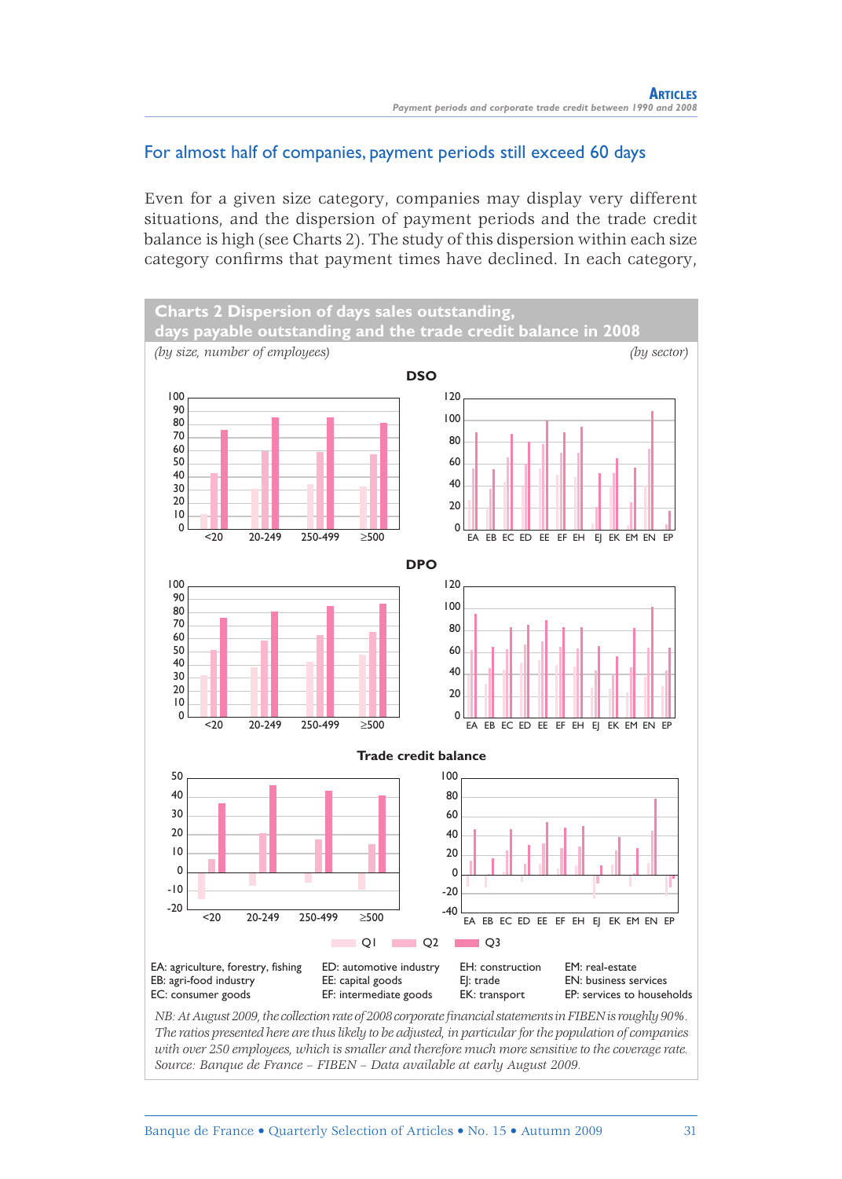## For almost half of companies, payment periods still exceed 60 days

Even for a given size category, companies may display very different situations, and the dispersion of payment periods and the trade credit balance is high (see Charts 2). The study of this dispersion within each size category confirms that payment times have declined. In each category,

**Charts 2 Dispersion of days sales outstanding, days payable outstanding and the trade credit balance in 2008**

*(by size, number of employees)* *(by sector)*

DSO

DPO

Trade credit balance

Q1 Q2 Q3

EA: agriculture, forestry, fishing
EB: agri-food industry
EC: consumer goods
ED: automotive industry
EE: capital goods
EF: intermediate goods
EH: construction
EJ: trade
EK: transport
EM: real-estate
EN: business services
EP: services to households

*NB: At August 2009, the collection rate of 2008 corporate financial statements in FIBEN is roughly 90%. The ratios presented here are thus likely to be adjusted, in particular for the population of companies with over 250 employees, which is smaller and therefore much more sensitive to the coverage rate.*
*Source: Banque de France – FIBEN – Data available at early August 2009.*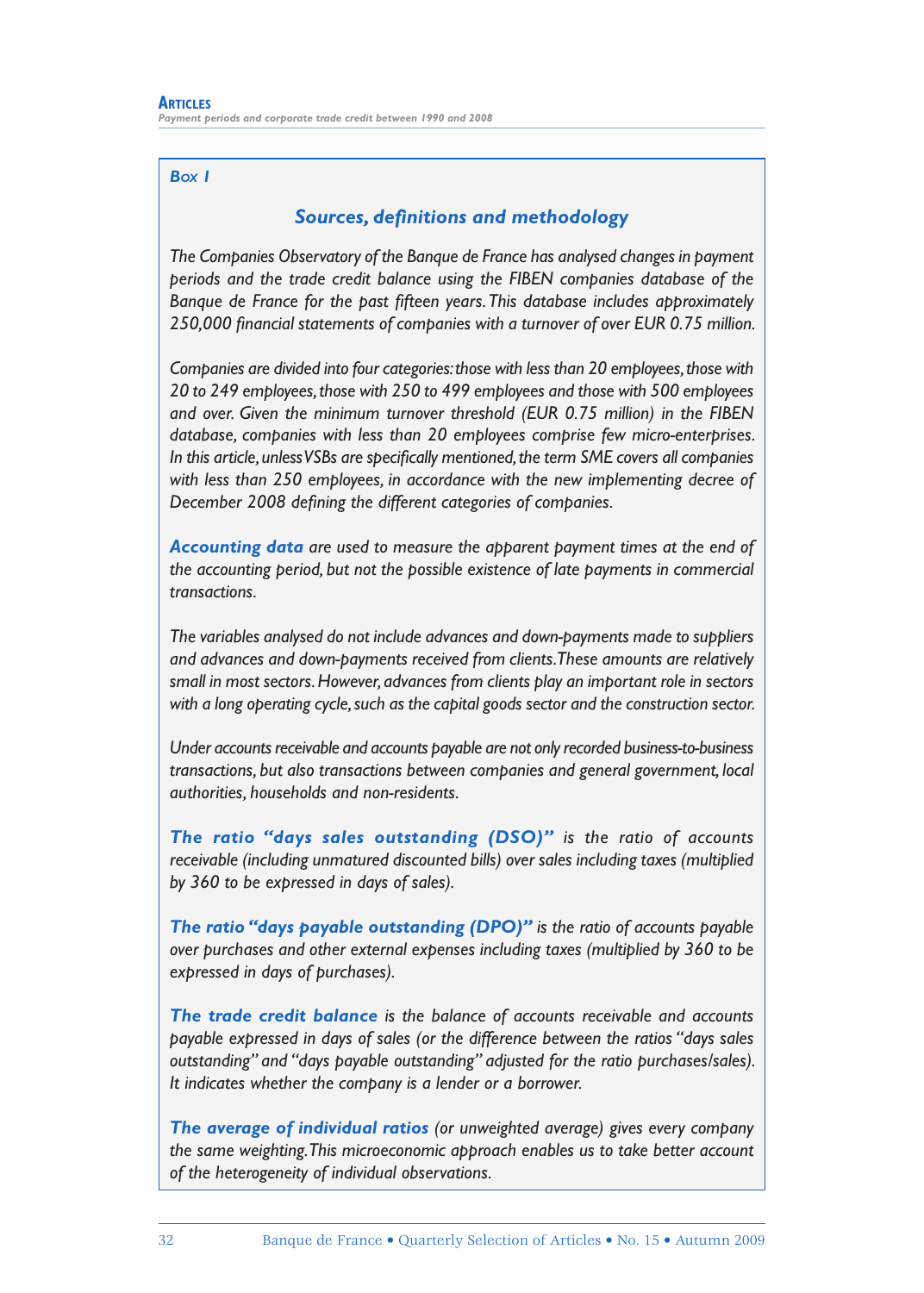*Box 1*

## *Sources, definitions and methodology*

*The Companies Observatory of the Banque de France has analysed changes in payment periods and the trade credit balance using the FIBEN companies database of the Banque de France for the past fifteen years. This database includes approximately 250,000 financial statements of companies with a turnover of over EUR 0.75 million.*

*Companies are divided into four categories: those with less than 20 employees, those with 20 to 249 employees, those with 250 to 499 employees and those with 500 employees and over. Given the minimum turnover threshold (EUR 0.75 million) in the FIBEN database, companies with less than 20 employees comprise few micro-enterprises. In this article, unless VSBs are specifically mentioned, the term SME covers all companies with less than 250 employees, in accordance with the new implementing decree of December 2008 defining the different categories of companies.*

***Accounting data*** *are used to measure the apparent payment times at the end of the accounting period, but not the possible existence of late payments in commercial transactions.*

*The variables analysed do not include advances and down-payments made to suppliers and advances and down-payments received from clients. These amounts are relatively small in most sectors. However, advances from clients play an important role in sectors with a long operating cycle, such as the capital goods sector and the construction sector.*

*Under accounts receivable and accounts payable are not only recorded business-to-business transactions, but also transactions between companies and general government, local authorities, households and non-residents.*

***The ratio "days sales outstanding (DSO)"*** *is the ratio of accounts receivable (including unmatured discounted bills) over sales including taxes (multiplied by 360 to be expressed in days of sales).*

***The ratio "days payable outstanding (DPO)"*** *is the ratio of accounts payable over purchases and other external expenses including taxes (multiplied by 360 to be expressed in days of purchases).*

***The trade credit balance*** *is the balance of accounts receivable and accounts payable expressed in days of sales (or the difference between the ratios "days sales outstanding" and "days payable outstanding" adjusted for the ratio purchases/sales). It indicates whether the company is a lender or a borrower.*

***The average of individual ratios*** *(or unweighted average) gives every company the same weighting. This microeconomic approach enables us to take better account of the heterogeneity of individual observations.*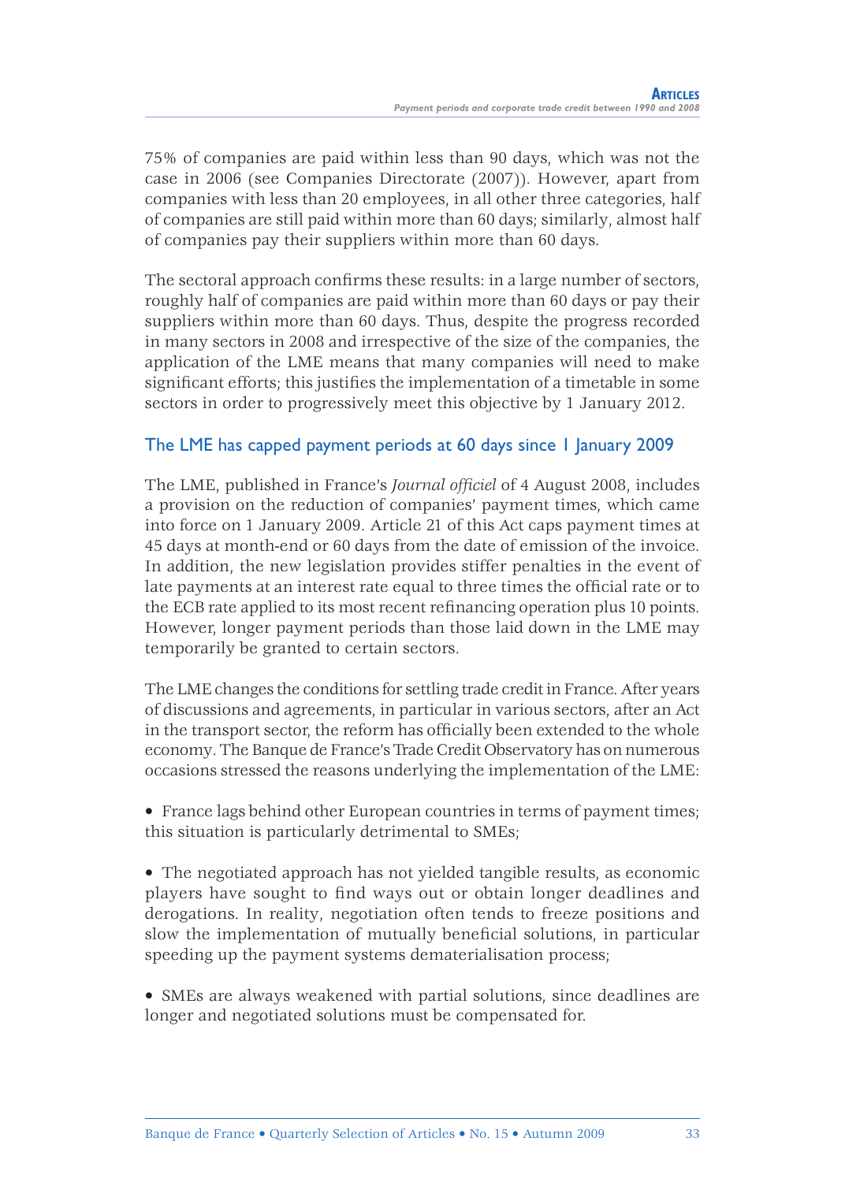75% of companies are paid within less than 90 days, which was not the case in 2006 (see Companies Directorate (2007)). However, apart from companies with less than 20 employees, in all other three categories, half of companies are still paid within more than 60 days; similarly, almost half of companies pay their suppliers within more than 60 days.

The sectoral approach confirms these results: in a large number of sectors, roughly half of companies are paid within more than 60 days or pay their suppliers within more than 60 days. Thus, despite the progress recorded in many sectors in 2008 and irrespective of the size of the companies, the application of the LME means that many companies will need to make significant efforts; this justifies the implementation of a timetable in some sectors in order to progressively meet this objective by 1 January 2012.

## The LME has capped payment periods at 60 days since 1 January 2009

The LME, published in France's *Journal officiel* of 4 August 2008, includes a provision on the reduction of companies' payment times, which came into force on 1 January 2009. Article 21 of this Act caps payment times at 45 days at month-end or 60 days from the date of emission of the invoice. In addition, the new legislation provides stiffer penalties in the event of late payments at an interest rate equal to three times the official rate or to the ECB rate applied to its most recent refinancing operation plus 10 points. However, longer payment periods than those laid down in the LME may temporarily be granted to certain sectors.

The LME changes the conditions for settling trade credit in France. After years of discussions and agreements, in particular in various sectors, after an Act in the transport sector, the reform has officially been extended to the whole economy. The Banque de France's Trade Credit Observatory has on numerous occasions stressed the reasons underlying the implementation of the LME:

- France lags behind other European countries in terms of payment times; this situation is particularly detrimental to SMEs;

- The negotiated approach has not yielded tangible results, as economic players have sought to find ways out or obtain longer deadlines and derogations. In reality, negotiation often tends to freeze positions and slow the implementation of mutually beneficial solutions, in particular speeding up the payment systems dematerialisation process;

- SMEs are always weakened with partial solutions, since deadlines are longer and negotiated solutions must be compensated for.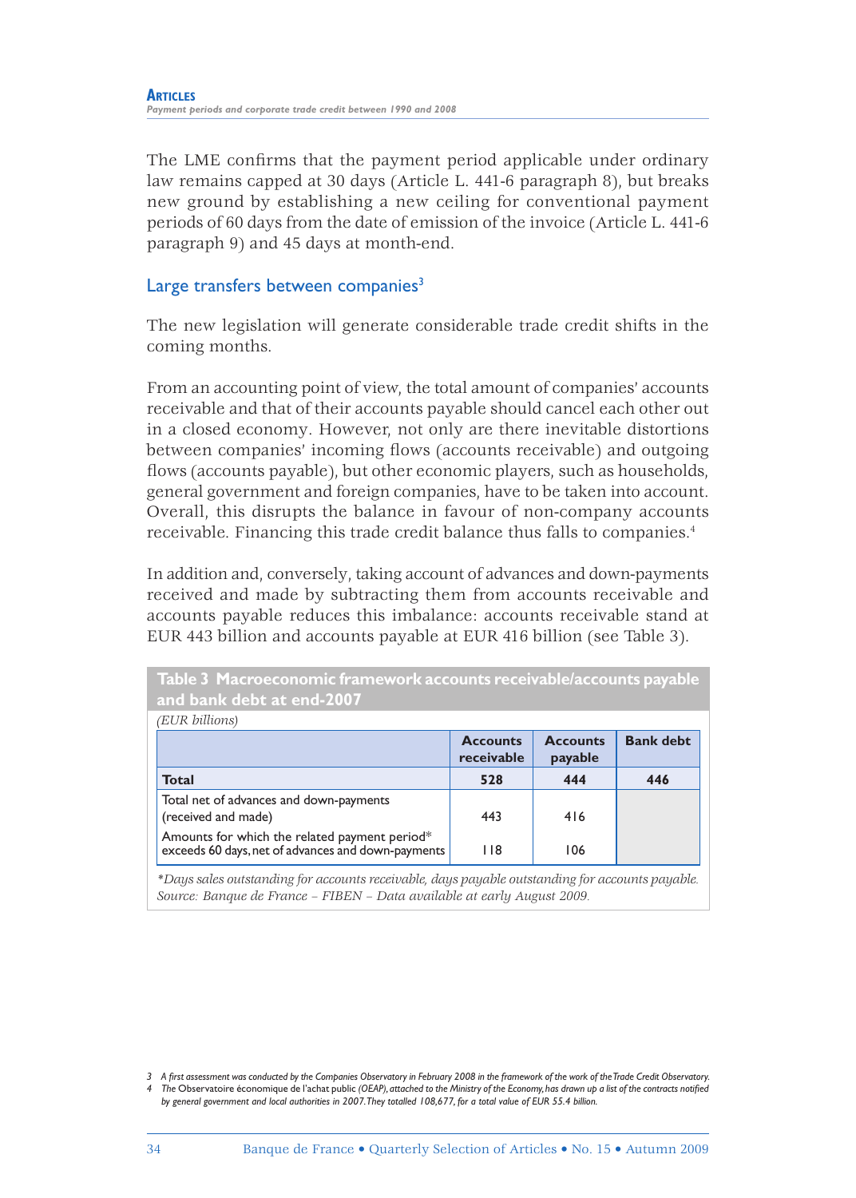The LME confirms that the payment period applicable under ordinary law remains capped at 30 days (Article L. 441-6 paragraph 8), but breaks new ground by establishing a new ceiling for conventional payment periods of 60 days from the date of emission of the invoice (Article L. 441-6 paragraph 9) and 45 days at month-end.

## Large transfers between companies[3]

The new legislation will generate considerable trade credit shifts in the coming months.

From an accounting point of view, the total amount of companies' accounts receivable and that of their accounts payable should cancel each other out in a closed economy. However, not only are there inevitable distortions between companies' incoming flows (accounts receivable) and outgoing flows (accounts payable), but other economic players, such as households, general government and foreign companies, have to be taken into account. Overall, this disrupts the balance in favour of non-company accounts receivable. Financing this trade credit balance thus falls to companies.[4]

In addition and, conversely, taking account of advances and down-payments received and made by subtracting them from accounts receivable and accounts payable reduces this imbalance: accounts receivable stand at EUR 443 billion and accounts payable at EUR 416 billion (see Table 3).

**Table 3 Macroeconomic framework accounts receivable/accounts payable and bank debt at end-2007**

*(EUR billions)*

| | Accounts receivable | Accounts payable | Bank debt |
|---|---|---|---|
| **Total** | **528** | **444** | **446** |
| Total net of advances and down-payments (received and made) | 443 | 416 | |
| Amounts for which the related payment period* exceeds 60 days, net of advances and down-payments | 118 | 106 | |

*\*Days sales outstanding for accounts receivable, days payable outstanding for accounts payable.*
*Source: Banque de France – FIBEN – Data available at early August 2009.*

---

3 *A first assessment was conducted by the Companies Observatory in February 2008 in the framework of the work of the Trade Credit Observatory.*

4 *The* Observatoire économique de l'achat public *(OEAP), attached to the Ministry of the Economy, has drawn up a list of the contracts notified by general government and local authorities in 2007. They totalled 108,677, for a total value of EUR 55.4 billion.*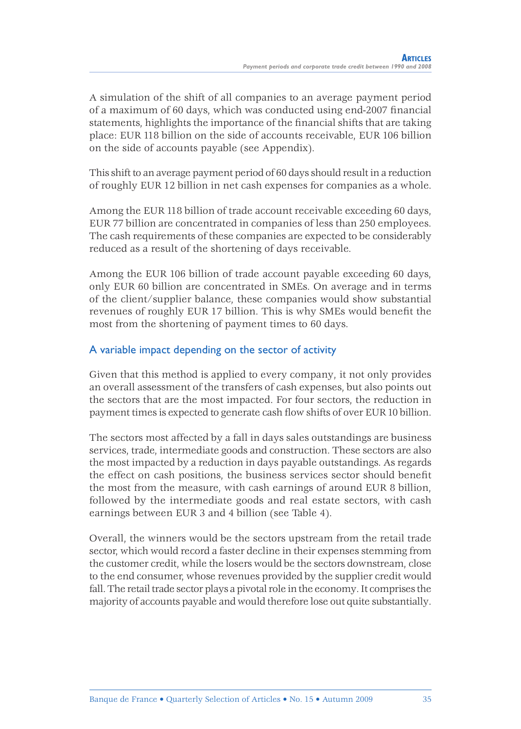A simulation of the shift of all companies to an average payment period of a maximum of 60 days, which was conducted using end-2007 financial statements, highlights the importance of the financial shifts that are taking place: EUR 118 billion on the side of accounts receivable, EUR 106 billion on the side of accounts payable (see Appendix).

This shift to an average payment period of 60 days should result in a reduction of roughly EUR 12 billion in net cash expenses for companies as a whole.

Among the EUR 118 billion of trade account receivable exceeding 60 days, EUR 77 billion are concentrated in companies of less than 250 employees. The cash requirements of these companies are expected to be considerably reduced as a result of the shortening of days receivable.

Among the EUR 106 billion of trade account payable exceeding 60 days, only EUR 60 billion are concentrated in SMEs. On average and in terms of the client/supplier balance, these companies would show substantial revenues of roughly EUR 17 billion. This is why SMEs would benefit the most from the shortening of payment times to 60 days.

### A variable impact depending on the sector of activity

Given that this method is applied to every company, it not only provides an overall assessment of the transfers of cash expenses, but also points out the sectors that are the most impacted. For four sectors, the reduction in payment times is expected to generate cash flow shifts of over EUR 10 billion.

The sectors most affected by a fall in days sales outstandings are business services, trade, intermediate goods and construction. These sectors are also the most impacted by a reduction in days payable outstandings. As regards the effect on cash positions, the business services sector should benefit the most from the measure, with cash earnings of around EUR 8 billion, followed by the intermediate goods and real estate sectors, with cash earnings between EUR 3 and 4 billion (see Table 4).

Overall, the winners would be the sectors upstream from the retail trade sector, which would record a faster decline in their expenses stemming from the customer credit, while the losers would be the sectors downstream, close to the end consumer, whose revenues provided by the supplier credit would fall. The retail trade sector plays a pivotal role in the economy. It comprises the majority of accounts payable and would therefore lose out quite substantially.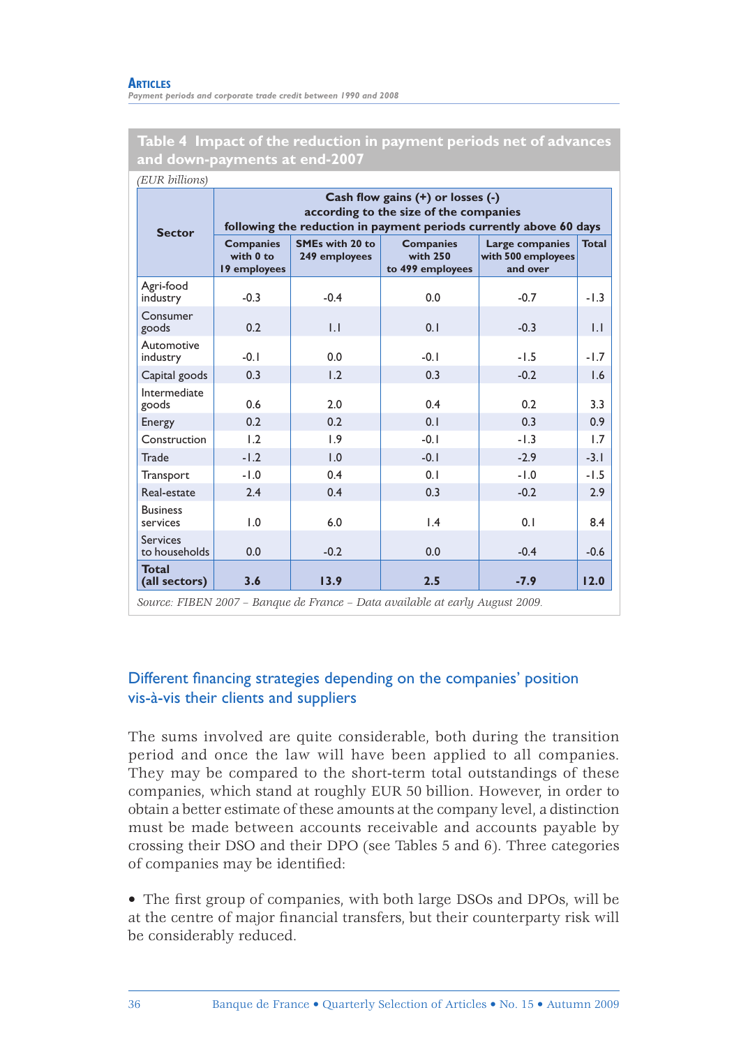**Table 4 Impact of the reduction in payment periods net of advances and down-payments at end-2007**

*(EUR billions)*

| Sector | Cash flow gains (+) or losses (-) according to the size of the companies following the reduction in payment periods currently above 60 days | | | | |
|---|---|---|---|---|---|
| | Companies with 0 to 19 employees | SMEs with 20 to 249 employees | Companies with 250 to 499 employees | Large companies with 500 employees and over | Total |
| Agri-food industry | -0.3 | -0.4 | 0.0 | -0.7 | -1.3 |
| Consumer goods | 0.2 | 1.1 | 0.1 | -0.3 | 1.1 |
| Automotive industry | -0.1 | 0.0 | -0.1 | -1.5 | -1.7 |
| Capital goods | 0.3 | 1.2 | 0.3 | -0.2 | 1.6 |
| Intermediate goods | 0.6 | 2.0 | 0.4 | 0.2 | 3.3 |
| Energy | 0.2 | 0.2 | 0.1 | 0.3 | 0.9 |
| Construction | 1.2 | 1.9 | -0.1 | -1.3 | 1.7 |
| Trade | -1.2 | 1.0 | -0.1 | -2.9 | -3.1 |
| Transport | -1.0 | 0.4 | 0.1 | -1.0 | -1.5 |
| Real-estate | 2.4 | 0.4 | 0.3 | -0.2 | 2.9 |
| Business services | 1.0 | 6.0 | 1.4 | 0.1 | 8.4 |
| Services to households | 0.0 | -0.2 | 0.0 | -0.4 | -0.6 |
| **Total (all sectors)** | **3.6** | **13.9** | **2.5** | **-7.9** | **12.0** |

*Source: FIBEN 2007 – Banque de France – Data available at early August 2009.*

## Different financing strategies depending on the companies' position vis-à-vis their clients and suppliers

The sums involved are quite considerable, both during the transition period and once the law will have been applied to all companies. They may be compared to the short-term total outstandings of these companies, which stand at roughly EUR 50 billion. However, in order to obtain a better estimate of these amounts at the company level, a distinction must be made between accounts receivable and accounts payable by crossing their DSO and their DPO (see Tables 5 and 6). Three categories of companies may be identified:

- The first group of companies, with both large DSOs and DPOs, will be at the centre of major financial transfers, but their counterparty risk will be considerably reduced.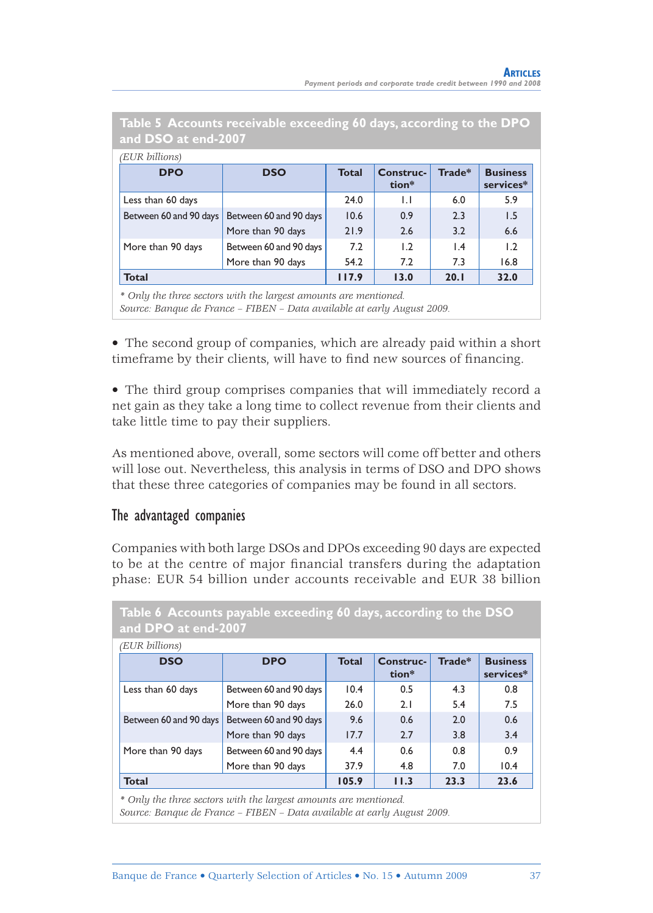**Table 5 Accounts receivable exceeding 60 days, according to the DPO and DSO at end-2007**

*(EUR billions)*

| DPO | DSO | Total | Construction* | Trade* | Business services* |
|---|---|---|---|---|---|
| Less than 60 days | | 24.0 | 1.1 | 6.0 | 5.9 |
| Between 60 and 90 days | Between 60 and 90 days | 10.6 | 0.9 | 2.3 | 1.5 |
| | More than 90 days | 21.9 | 2.6 | 3.2 | 6.6 |
| More than 90 days | Between 60 and 90 days | 7.2 | 1.2 | 1.4 | 1.2 |
| | More than 90 days | 54.2 | 7.2 | 7.3 | 16.8 |
| **Total** | | **117.9** | **13.0** | **20.1** | **32.0** |

*\* Only the three sectors with the largest amounts are mentioned.*
*Source: Banque de France – FIBEN – Data available at early August 2009.*

- The second group of companies, which are already paid within a short timeframe by their clients, will have to find new sources of financing.

- The third group comprises companies that will immediately record a net gain as they take a long time to collect revenue from their clients and take little time to pay their suppliers.

As mentioned above, overall, some sectors will come off better and others will lose out. Nevertheless, this analysis in terms of DSO and DPO shows that these three categories of companies may be found in all sectors.

## The advantaged companies

Companies with both large DSOs and DPOs exceeding 90 days are expected to be at the centre of major financial transfers during the adaptation phase: EUR 54 billion under accounts receivable and EUR 38 billion

**Table 6 Accounts payable exceeding 60 days, according to the DSO and DPO at end-2007**

*(EUR billions)*

| DSO | DPO | Total | Construction* | Trade* | Business services* |
|---|---|---|---|---|---|
| Less than 60 days | Between 60 and 90 days | 10.4 | 0.5 | 4.3 | 0.8 |
| | More than 90 days | 26.0 | 2.1 | 5.4 | 7.5 |
| Between 60 and 90 days | Between 60 and 90 days | 9.6 | 0.6 | 2.0 | 0.6 |
| | More than 90 days | 17.7 | 2.7 | 3.8 | 3.4 |
| More than 90 days | Between 60 and 90 days | 4.4 | 0.6 | 0.8 | 0.9 |
| | More than 90 days | 37.9 | 4.8 | 7.0 | 10.4 |
| **Total** | | **105.9** | **11.3** | **23.3** | **23.6** |

*\* Only the three sectors with the largest amounts are mentioned.*
*Source: Banque de France – FIBEN – Data available at early August 2009.*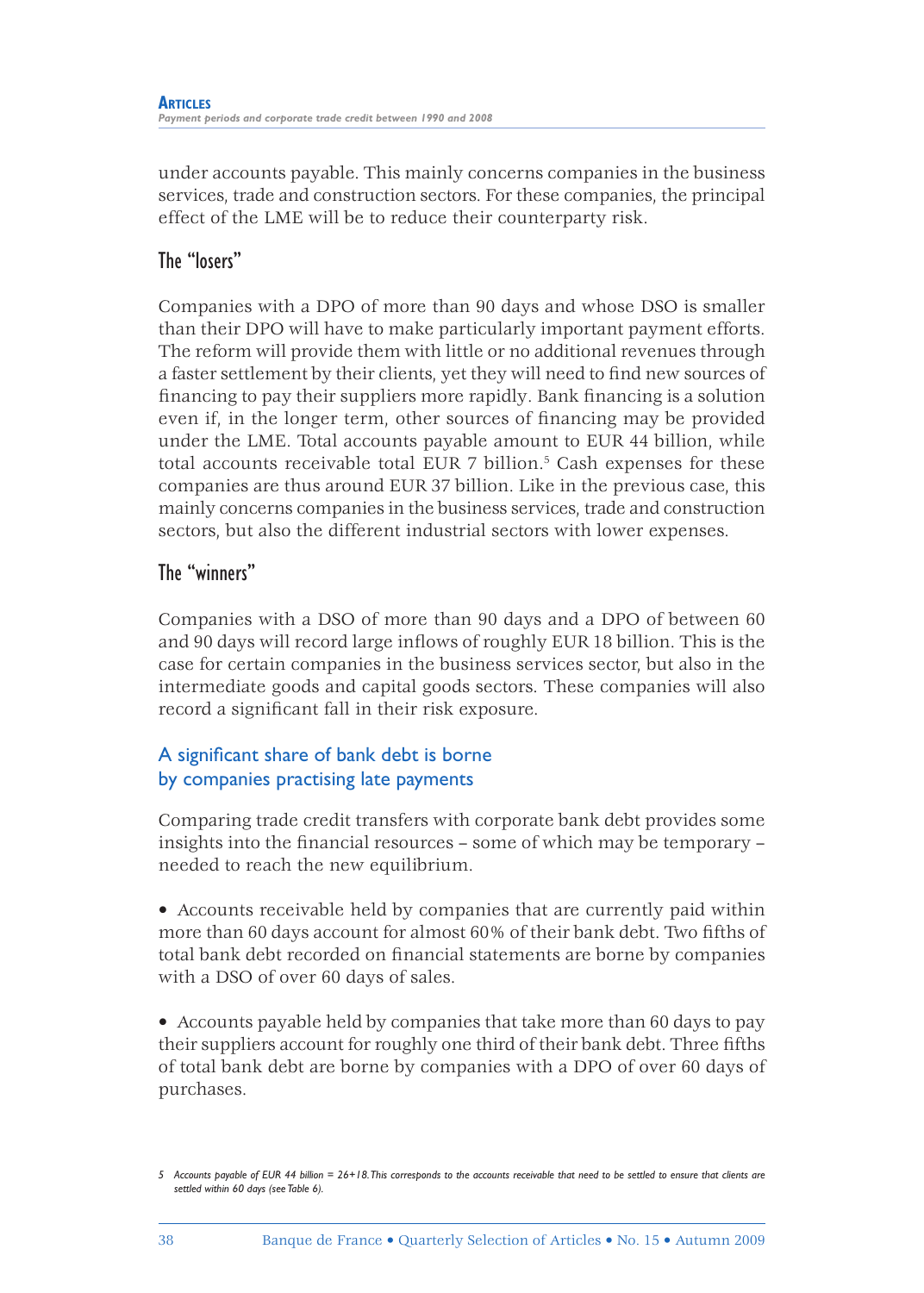under accounts payable. This mainly concerns companies in the business services, trade and construction sectors. For these companies, the principal effect of the LME will be to reduce their counterparty risk.

### The "losers"

Companies with a DPO of more than 90 days and whose DSO is smaller than their DPO will have to make particularly important payment efforts. The reform will provide them with little or no additional revenues through a faster settlement by their clients, yet they will need to find new sources of financing to pay their suppliers more rapidly. Bank financing is a solution even if, in the longer term, other sources of financing may be provided under the LME. Total accounts payable amount to EUR 44 billion, while total accounts receivable total EUR 7 billion.[5] Cash expenses for these companies are thus around EUR 37 billion. Like in the previous case, this mainly concerns companies in the business services, trade and construction sectors, but also the different industrial sectors with lower expenses.

### The "winners"

Companies with a DSO of more than 90 days and a DPO of between 60 and 90 days will record large inflows of roughly EUR 18 billion. This is the case for certain companies in the business services sector, but also in the intermediate goods and capital goods sectors. These companies will also record a significant fall in their risk exposure.

## A significant share of bank debt is borne by companies practising late payments

Comparing trade credit transfers with corporate bank debt provides some insights into the financial resources – some of which may be temporary – needed to reach the new equilibrium.

- Accounts receivable held by companies that are currently paid within more than 60 days account for almost 60% of their bank debt. Two fifths of total bank debt recorded on financial statements are borne by companies with a DSO of over 60 days of sales.

- Accounts payable held by companies that take more than 60 days to pay their suppliers account for roughly one third of their bank debt. Three fifths of total bank debt are borne by companies with a DPO of over 60 days of purchases.

*5 Accounts payable of EUR 44 billion = 26+18. This corresponds to the accounts receivable that need to be settled to ensure that clients are settled within 60 days (see Table 6).*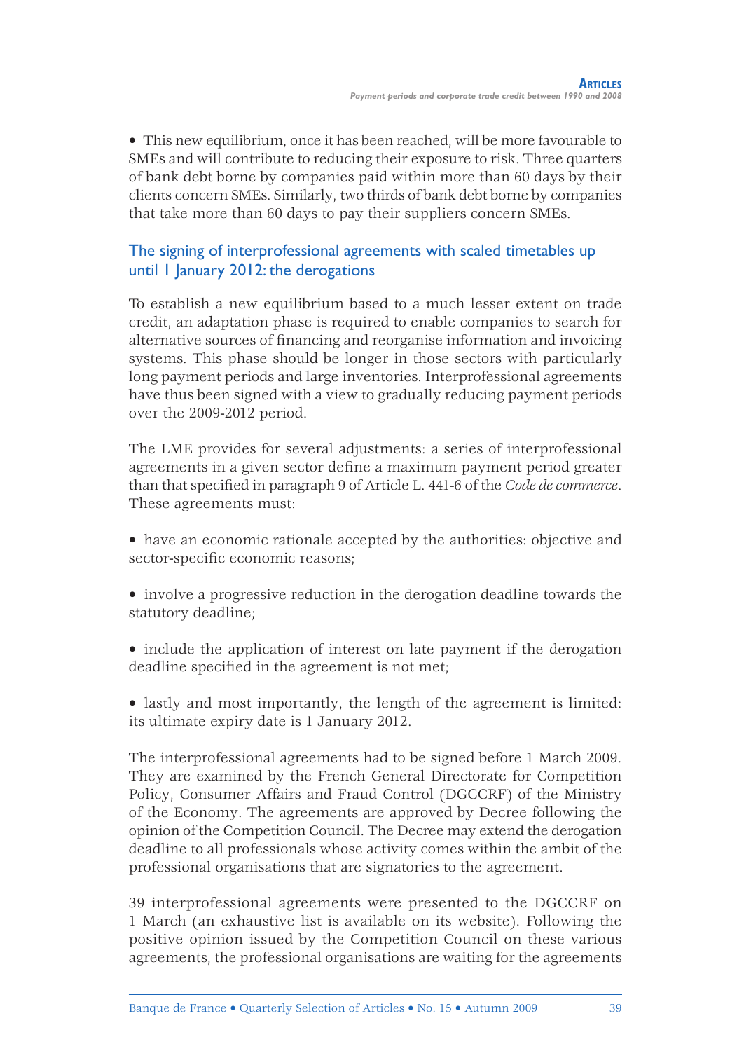- This new equilibrium, once it has been reached, will be more favourable to SMEs and will contribute to reducing their exposure to risk. Three quarters of bank debt borne by companies paid within more than 60 days by their clients concern SMEs. Similarly, two thirds of bank debt borne by companies that take more than 60 days to pay their suppliers concern SMEs.

## The signing of interprofessional agreements with scaled timetables up until 1 January 2012: the derogations

To establish a new equilibrium based to a much lesser extent on trade credit, an adaptation phase is required to enable companies to search for alternative sources of financing and reorganise information and invoicing systems. This phase should be longer in those sectors with particularly long payment periods and large inventories. Interprofessional agreements have thus been signed with a view to gradually reducing payment periods over the 2009-2012 period.

The LME provides for several adjustments: a series of interprofessional agreements in a given sector define a maximum payment period greater than that specified in paragraph 9 of Article L. 441-6 of the *Code de commerce.* These agreements must:

- have an economic rationale accepted by the authorities: objective and sector-specific economic reasons;

- involve a progressive reduction in the derogation deadline towards the statutory deadline;

- include the application of interest on late payment if the derogation deadline specified in the agreement is not met;

- lastly and most importantly, the length of the agreement is limited: its ultimate expiry date is 1 January 2012.

The interprofessional agreements had to be signed before 1 March 2009. They are examined by the French General Directorate for Competition Policy, Consumer Affairs and Fraud Control (DGCCRF) of the Ministry of the Economy. The agreements are approved by Decree following the opinion of the Competition Council. The Decree may extend the derogation deadline to all professionals whose activity comes within the ambit of the professional organisations that are signatories to the agreement.

39 interprofessional agreements were presented to the DGCCRF on 1 March (an exhaustive list is available on its website). Following the positive opinion issued by the Competition Council on these various agreements, the professional organisations are waiting for the agreements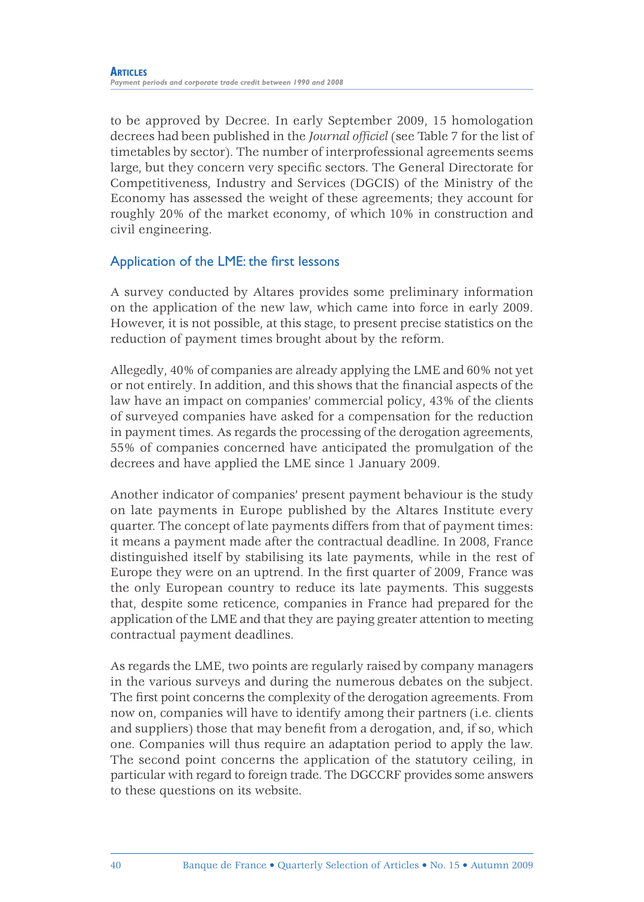to be approved by Decree. In early September 2009, 15 homologation decrees had been published in the *Journal officiel* (see Table 7 for the list of timetables by sector). The number of interprofessional agreements seems large, but they concern very specific sectors. The General Directorate for Competitiveness, Industry and Services (DGCIS) of the Ministry of the Economy has assessed the weight of these agreements; they account for roughly 20% of the market economy, of which 10% in construction and civil engineering.

## Application of the LME: the first lessons

A survey conducted by Altares provides some preliminary information on the application of the new law, which came into force in early 2009. However, it is not possible, at this stage, to present precise statistics on the reduction of payment times brought about by the reform.

Allegedly, 40% of companies are already applying the LME and 60% not yet or not entirely. In addition, and this shows that the financial aspects of the law have an impact on companies' commercial policy, 43% of the clients of surveyed companies have asked for a compensation for the reduction in payment times. As regards the processing of the derogation agreements, 55% of companies concerned have anticipated the promulgation of the decrees and have applied the LME since 1 January 2009.

Another indicator of companies' present payment behaviour is the study on late payments in Europe published by the Altares Institute every quarter. The concept of late payments differs from that of payment times: it means a payment made after the contractual deadline. In 2008, France distinguished itself by stabilising its late payments, while in the rest of Europe they were on an uptrend. In the first quarter of 2009, France was the only European country to reduce its late payments. This suggests that, despite some reticence, companies in France had prepared for the application of the LME and that they are paying greater attention to meeting contractual payment deadlines.

As regards the LME, two points are regularly raised by company managers in the various surveys and during the numerous debates on the subject. The first point concerns the complexity of the derogation agreements. From now on, companies will have to identify among their partners (i.e. clients and suppliers) those that may benefit from a derogation, and, if so, which one. Companies will thus require an adaptation period to apply the law. The second point concerns the application of the statutory ceiling, in particular with regard to foreign trade. The DGCCRF provides some answers to these questions on its website.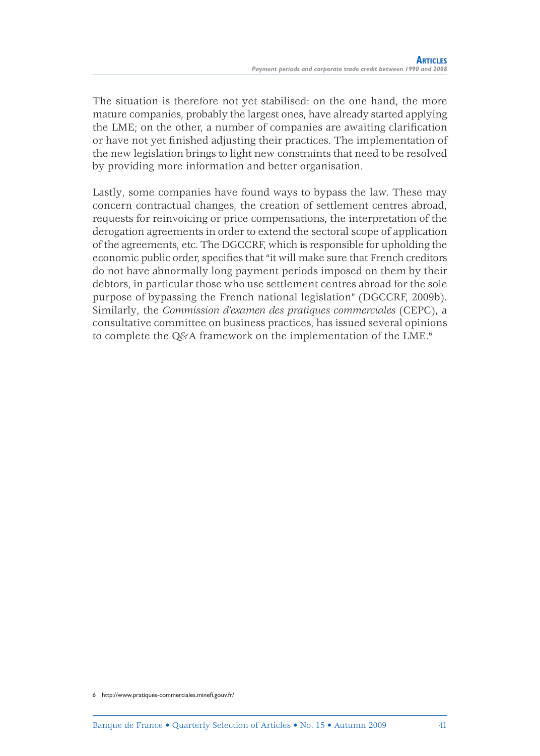The situation is therefore not yet stabilised: on the one hand, the more mature companies, probably the largest ones, have already started applying the LME; on the other, a number of companies are awaiting clarification or have not yet finished adjusting their practices. The implementation of the new legislation brings to light new constraints that need to be resolved by providing more information and better organisation.

Lastly, some companies have found ways to bypass the law. These may concern contractual changes, the creation of settlement centres abroad, requests for reinvoicing or price compensations, the interpretation of the derogation agreements in order to extend the sectoral scope of application of the agreements, etc. The DGCCRF, which is responsible for upholding the economic public order, specifies that "it will make sure that French creditors do not have abnormally long payment periods imposed on them by their debtors, in particular those who use settlement centres abroad for the sole purpose of bypassing the French national legislation" (DGCCRF, 2009b). Similarly, the *Commission d'examen des pratiques commerciales* (CEPC), a consultative committee on business practices, has issued several opinions to complete the Q&A framework on the implementation of the LME.[6]

6 http://www.pratiques-commerciales.minefi.gouv.fr/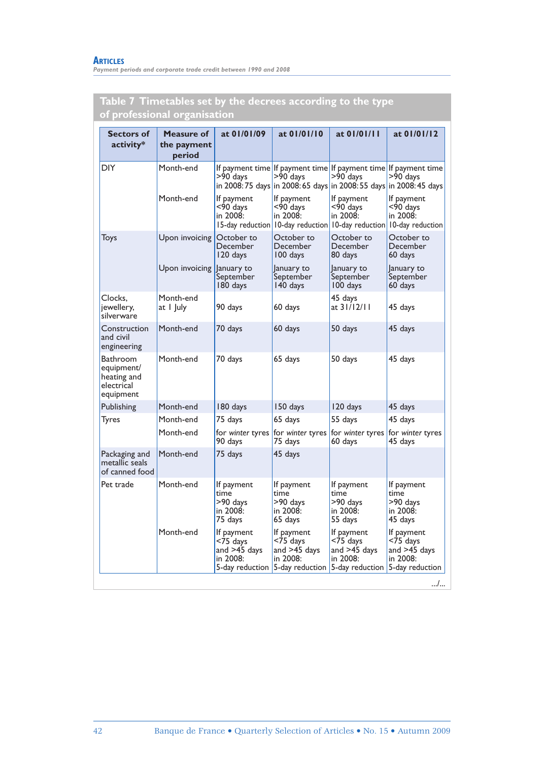## Table 7 Timetables set by the decrees according to the type of professional organisation

| Sectors of activity* | Measure of the payment period | at 01/01/09 | at 01/01/10 | at 01/01/11 | at 01/01/12 |
|---|---|---|---|---|---|
| DIY | Month-end | If payment time >90 days in 2008: 75 days | If payment time >90 days in 2008: 65 days | If payment time >90 days in 2008: 55 days | If payment time >90 days in 2008: 45 days |
| | Month-end | If payment <90 days in 2008: 15-day reduction | If payment <90 days in 2008: 10-day reduction | If payment <90 days in 2008: 10-day reduction | If payment <90 days in 2008: 10-day reduction |
| Toys | Upon invoicing | October to December 120 days | October to December 100 days | October to December 80 days | October to December 60 days |
| | Upon invoicing | January to September 180 days | January to September 140 days | January to September 100 days | January to September 60 days |
| Clocks, jewellery, silverware | Month-end at 1 July | 90 days | 60 days | 45 days at 31/12/11 | 45 days |
| Construction and civil engineering | Month-end | 70 days | 60 days | 50 days | 45 days |
| Bathroom equipment/ heating and electrical equipment | Month-end | 70 days | 65 days | 50 days | 45 days |
| Publishing | Month-end | 180 days | 150 days | 120 days | 45 days |
| Tyres | Month-end | 75 days | 65 days | 55 days | 45 days |
| | Month-end | for *winter* tyres 90 days | for *winter* tyres 75 days | for *winter* tyres 60 days | for *winter* tyres 45 days |
| Packaging and metallic seals of canned food | Month-end | 75 days | 45 days | | |
| Pet trade | Month-end | If payment time >90 days in 2008: 75 days | If payment time >90 days in 2008: 65 days | If payment time >90 days in 2008: 55 days | If payment time >90 days in 2008: 45 days |
| | Month-end | If payment <75 days and >45 days in 2008: 5-day reduction | If payment <75 days and >45 days in 2008: 5-day reduction | If payment <75 days and >45 days in 2008: 5-day reduction | If payment <75 days and >45 days in 2008: 5-day reduction |

.../...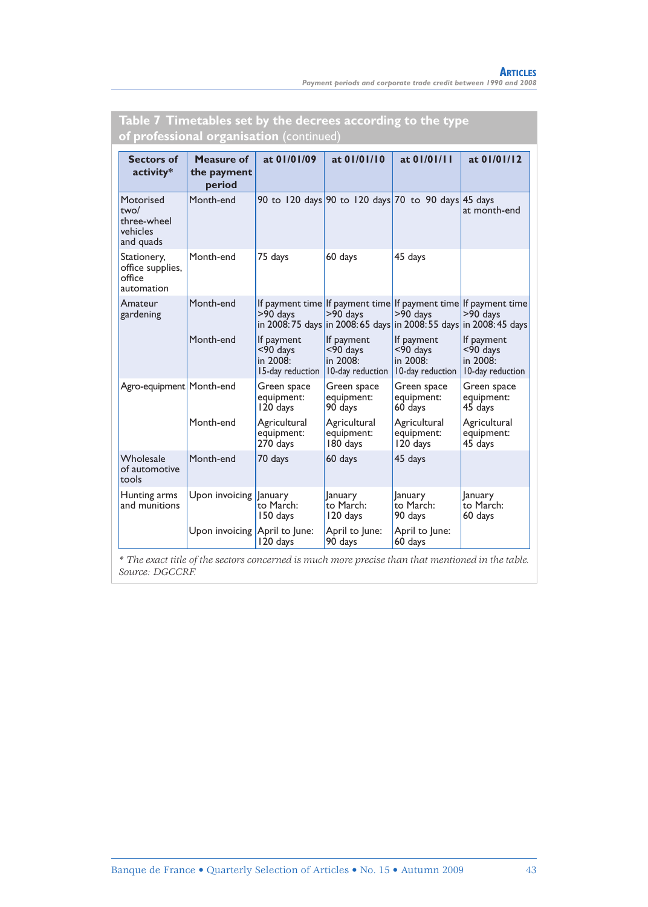## Table 7 Timetables set by the decrees according to the type of professional organisation (continued)

| Sectors of activity* | Measure of the payment period | at 01/01/09 | at 01/01/10 | at 01/01/11 | at 01/01/12 |
|---|---|---|---|---|---|
| Motorised two/three-wheel vehicles and quads | Month-end | 90 to 120 days | 90 to 120 days | 70 to 90 days | 45 days at month-end |
| Stationery, office supplies, office automation | Month-end | 75 days | 60 days | 45 days | |
| Amateur gardening | Month-end | If payment time >90 days in 2008: 75 days | If payment time >90 days in 2008: 65 days | If payment time >90 days in 2008: 55 days | If payment time >90 days in 2008: 45 days |
| | Month-end | If payment <90 days in 2008: 15-day reduction | If payment <90 days in 2008: 10-day reduction | If payment <90 days in 2008: 10-day reduction | If payment <90 days in 2008: 10-day reduction |
| Agro-equipment | Month-end | Green space equipment: 120 days | Green space equipment: 90 days | Green space equipment: 60 days | Green space equipment: 45 days |
| | Month-end | Agricultural equipment: 270 days | Agricultural equipment: 180 days | Agricultural equipment: 120 days | Agricultural equipment: 45 days |
| Wholesale of automotive tools | Month-end | 70 days | 60 days | 45 days | |
| Hunting arms and munitions | Upon invoicing | January to March: 150 days | January to March: 120 days | January to March: 90 days | January to March: 60 days |
| | Upon invoicing | April to June: 120 days | April to June: 90 days | April to June: 60 days | |

*\* The exact title of the sectors concerned is much more precise than that mentioned in the table.*
*Source: DGCCRF.*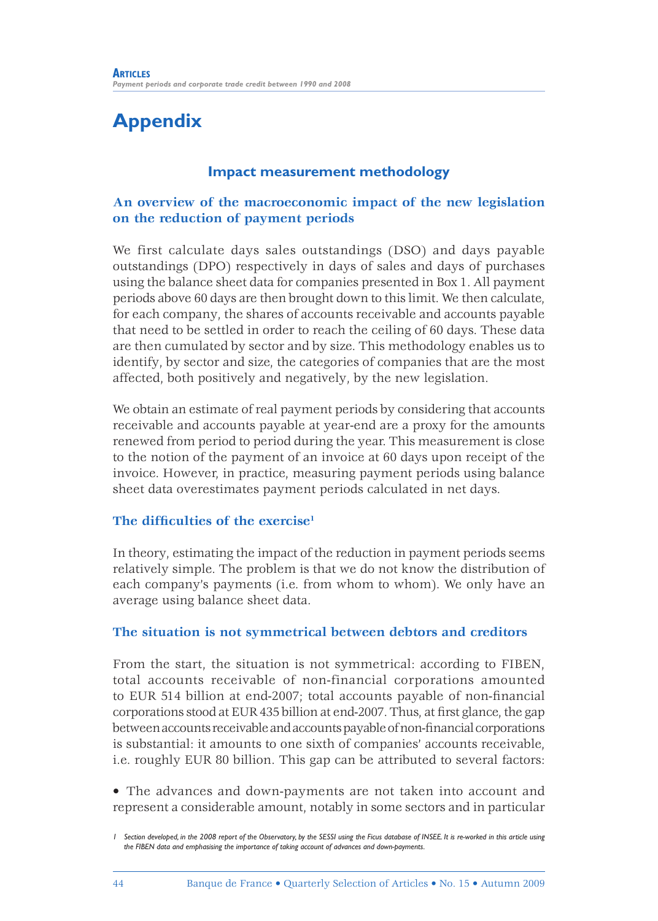# Appendix

## Impact measurement methodology

### An overview of the macroeconomic impact of the new legislation on the reduction of payment periods

We first calculate days sales outstandings (DSO) and days payable outstandings (DPO) respectively in days of sales and days of purchases using the balance sheet data for companies presented in Box 1. All payment periods above 60 days are then brought down to this limit. We then calculate, for each company, the shares of accounts receivable and accounts payable that need to be settled in order to reach the ceiling of 60 days. These data are then cumulated by sector and by size. This methodology enables us to identify, by sector and size, the categories of companies that are the most affected, both positively and negatively, by the new legislation.

We obtain an estimate of real payment periods by considering that accounts receivable and accounts payable at year-end are a proxy for the amounts renewed from period to period during the year. This measurement is close to the notion of the payment of an invoice at 60 days upon receipt of the invoice. However, in practice, measuring payment periods using balance sheet data overestimates payment periods calculated in net days.

### The difficulties of the exercise[1]

In theory, estimating the impact of the reduction in payment periods seems relatively simple. The problem is that we do not know the distribution of each company's payments (i.e. from whom to whom). We only have an average using balance sheet data.

### The situation is not symmetrical between debtors and creditors

From the start, the situation is not symmetrical: according to FIBEN, total accounts receivable of non-financial corporations amounted to EUR 514 billion at end-2007; total accounts payable of non-financial corporations stood at EUR 435 billion at end-2007. Thus, at first glance, the gap between accounts receivable and accounts payable of non-financial corporations is substantial: it amounts to one sixth of companies' accounts receivable, i.e. roughly EUR 80 billion. This gap can be attributed to several factors:

- The advances and down-payments are not taken into account and represent a considerable amount, notably in some sectors and in particular

[1] *Section developed, in the 2008 report of the Observatory, by the SESSI using the Ficus database of INSEE. It is re-worked in this article using the FIBEN data and emphasising the importance of taking account of advances and down-payments.*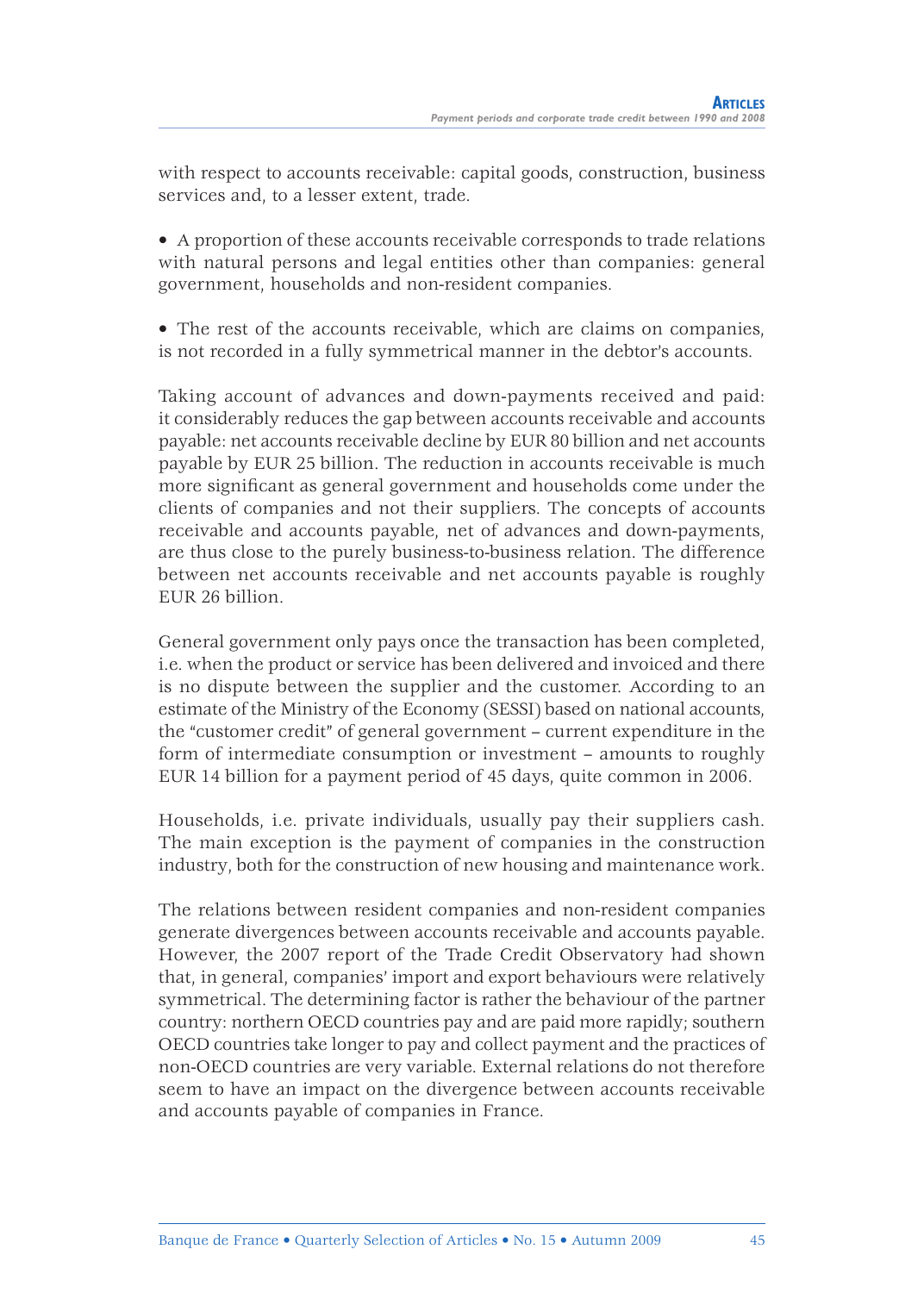with respect to accounts receivable: capital goods, construction, business services and, to a lesser extent, trade.

- A proportion of these accounts receivable corresponds to trade relations with natural persons and legal entities other than companies: general government, households and non-resident companies.

- The rest of the accounts receivable, which are claims on companies, is not recorded in a fully symmetrical manner in the debtor's accounts.

Taking account of advances and down-payments received and paid: it considerably reduces the gap between accounts receivable and accounts payable: net accounts receivable decline by EUR 80 billion and net accounts payable by EUR 25 billion. The reduction in accounts receivable is much more significant as general government and households come under the clients of companies and not their suppliers. The concepts of accounts receivable and accounts payable, net of advances and down-payments, are thus close to the purely business-to-business relation. The difference between net accounts receivable and net accounts payable is roughly EUR 26 billion.

General government only pays once the transaction has been completed, i.e. when the product or service has been delivered and invoiced and there is no dispute between the supplier and the customer. According to an estimate of the Ministry of the Economy (SESSI) based on national accounts, the "customer credit" of general government – current expenditure in the form of intermediate consumption or investment – amounts to roughly EUR 14 billion for a payment period of 45 days, quite common in 2006.

Households, i.e. private individuals, usually pay their suppliers cash. The main exception is the payment of companies in the construction industry, both for the construction of new housing and maintenance work.

The relations between resident companies and non-resident companies generate divergences between accounts receivable and accounts payable. However, the 2007 report of the Trade Credit Observatory had shown that, in general, companies' import and export behaviours were relatively symmetrical. The determining factor is rather the behaviour of the partner country: northern OECD countries pay and are paid more rapidly; southern OECD countries take longer to pay and collect payment and the practices of non-OECD countries are very variable. External relations do not therefore seem to have an impact on the divergence between accounts receivable and accounts payable of companies in France.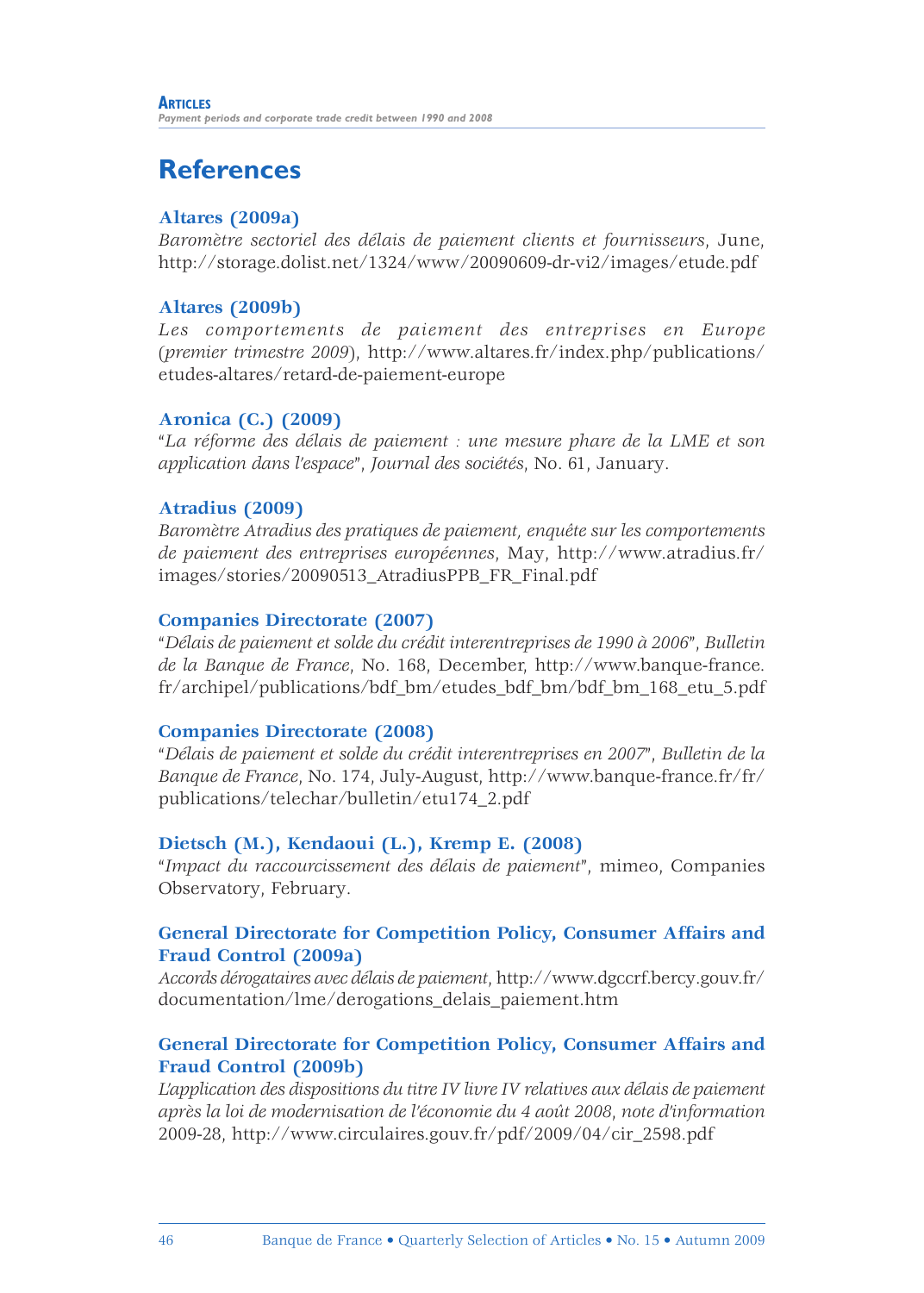# References

**Altares (2009a)**
*Baromètre sectoriel des délais de paiement clients et fournisseurs*, June, http://storage.dolist.net/1324/www/20090609-dr-vi2/images/etude.pdf

**Altares (2009b)**
*Les comportements de paiement des entreprises en Europe* (*premier trimestre 2009*), http://www.altares.fr/index.php/publications/etudes-altares/retard-de-paiement-europe

**Aronica (C.) (2009)**
"*La réforme des délais de paiement : une mesure phare de la LME et son application dans l'espace*", *Journal des sociétés*, No. 61, January.

**Atradius (2009)**
*Baromètre Atradius des pratiques de paiement, enquête sur les comportements de paiement des entreprises européennes*, May, http://www.atradius.fr/images/stories/20090513_AtradiusPPB_FR_Final.pdf

**Companies Directorate (2007)**
"*Délais de paiement et solde du crédit interentreprises de 1990 à 2006*", *Bulletin de la Banque de France*, No. 168, December, http://www.banque-france.fr/archipel/publications/bdf_bm/etudes_bdf_bm/bdf_bm_168_etu_5.pdf

**Companies Directorate (2008)**
"*Délais de paiement et solde du crédit interentreprises en 2007*", *Bulletin de la Banque de France*, No. 174, July-August, http://www.banque-france.fr/fr/publications/telechar/bulletin/etu174_2.pdf

**Dietsch (M.), Kendaoui (L.), Kremp E. (2008)**
"*Impact du raccourcissement des délais de paiement*", mimeo, Companies Observatory, February.

**General Directorate for Competition Policy, Consumer Affairs and Fraud Control (2009a)**
*Accords dérogataires avec délais de paiement*, http://www.dgccrf.bercy.gouv.fr/documentation/lme/derogations_delais_paiement.htm

**General Directorate for Competition Policy, Consumer Affairs and Fraud Control (2009b)**
*L'application des dispositions du titre IV livre IV relatives aux délais de paiement après la loi de modernisation de l'économie du 4 août 2008, note d'information* 2009-28, http://www.circulaires.gouv.fr/pdf/2009/04/cir_2598.pdf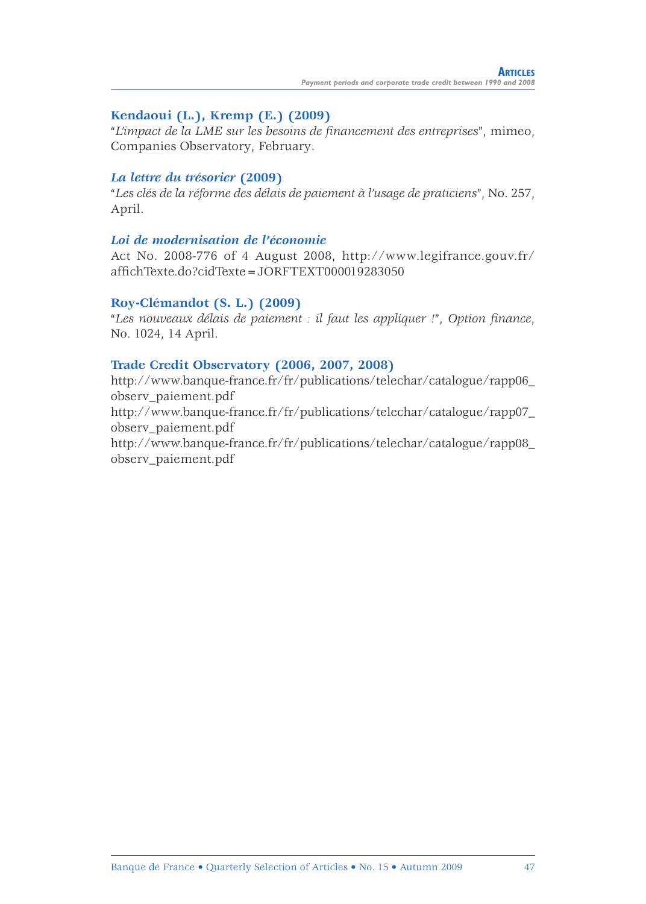**Kendaoui (L.), Kremp (E.) (2009)**
"*L'impact de la LME sur les besoins de financement des entreprises*", mimeo, Companies Observatory, February.

***La lettre du trésorier* (2009)**
"*Les clés de la réforme des délais de paiement à l'usage de praticiens*", No. 257, April.

***Loi de modernisation de l'économie***
Act No. 2008-776 of 4 August 2008, http://www.legifrance.gouv.fr/affichTexte.do?cidTexte=JORFTEXT000019283050

**Roy-Clémandot (S. L.) (2009)**
"*Les nouveaux délais de paiement : il faut les appliquer !*", *Option finance*, No. 1024, 14 April.

**Trade Credit Observatory (2006, 2007, 2008)**
http://www.banque-france.fr/fr/publications/telechar/catalogue/rapp06_observ_paiement.pdf
http://www.banque-france.fr/fr/publications/telechar/catalogue/rapp07_observ_paiement.pdf
http://www.banque-france.fr/fr/publications/telechar/catalogue/rapp08_observ_paiement.pdf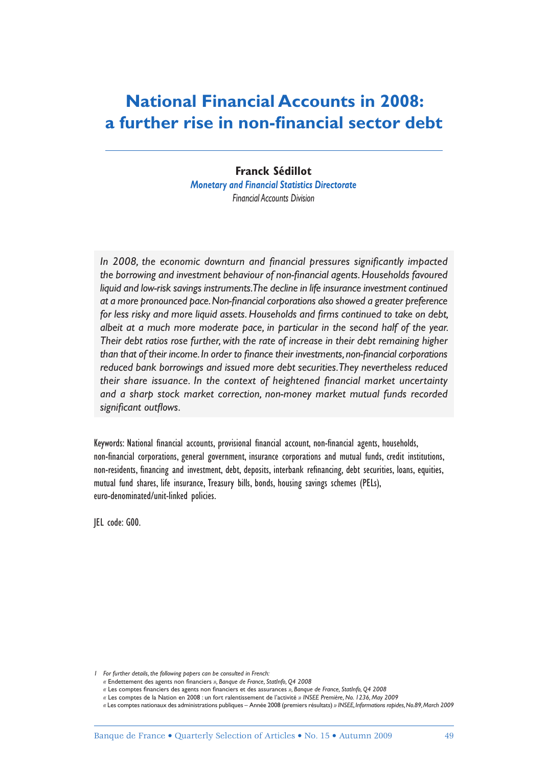# National Financial Accounts in 2008: a further rise in non-financial sector debt

**Franck Sédillot**

*Monetary and Financial Statistics Directorate*

*Financial Accounts Division*

*In 2008, the economic downturn and financial pressures significantly impacted the borrowing and investment behaviour of non-financial agents. Households favoured liquid and low-risk savings instruments. The decline in life insurance investment continued at a more pronounced pace. Non-financial corporations also showed a greater preference for less risky and more liquid assets. Households and firms continued to take on debt, albeit at a much more moderate pace, in particular in the second half of the year. Their debt ratios rose further, with the rate of increase in their debt remaining higher than that of their income. In order to finance their investments, non-financial corporations reduced bank borrowings and issued more debt securities. They nevertheless reduced their share issuance. In the context of heightened financial market uncertainty and a sharp stock market correction, non-money market mutual funds recorded significant outflows.*

Keywords: National financial accounts, provisional financial account, non-financial agents, households, non-financial corporations, general government, insurance corporations and mutual funds, credit institutions, non-residents, financing and investment, debt, deposits, interbank refinancing, debt securities, loans, equities, mutual fund shares, life insurance, Treasury bills, bonds, housing savings schemes (PELs), euro-denominated/unit-linked policies.

JEL code: G00.

---

1 *For further details, the following papers can be consulted in French:*
« Endettement des agents non financiers », *Banque de France, StatInfo, Q4 2008*
« Les comptes financiers des agents non financiers et des assurances », *Banque de France, StatInfo, Q4 2008*
« Les comptes de la Nation en 2008 : un fort ralentissement de l'activité » *INSEE Première, No. 1236, May 2009*
« Les comptes nationaux des administrations publiques – Année 2008 (premiers résultats) » *INSEE, Informations rapides, No. 89, March 2009*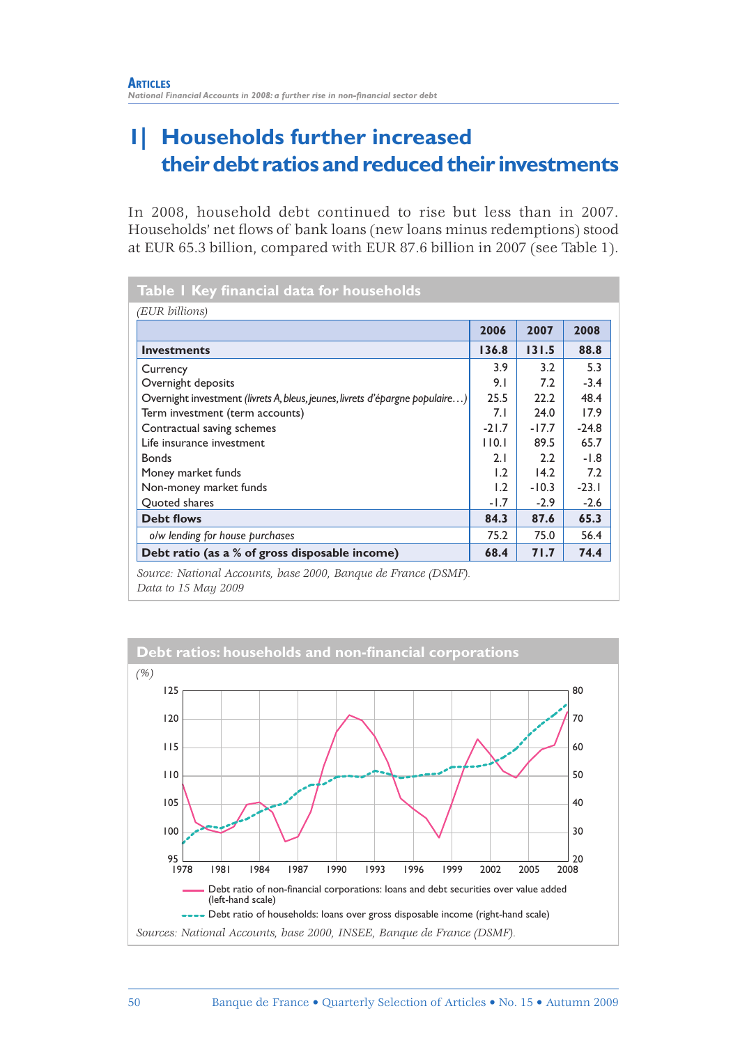# 1| Households further increased their debt ratios and reduced their investments

In 2008, household debt continued to rise but less than in 2007. Households' net flows of bank loans (new loans minus redemptions) stood at EUR 65.3 billion, compared with EUR 87.6 billion in 2007 (see Table 1).

**Table 1 Key financial data for households**

*(EUR billions)*

| | 2006 | 2007 | 2008 |
|---|---|---|---|
| **Investments** | **136.8** | **131.5** | **88.8** |
| Currency | 3.9 | 3.2 | 5.3 |
| Overnight deposits | 9.1 | 7.2 | -3.4 |
| Overnight investment *(livrets A, bleus, jeunes, livrets d'épargne populaire…)* | 25.5 | 22.2 | 48.4 |
| Term investment (term accounts) | 7.1 | 24.0 | 17.9 |
| Contractual saving schemes | -21.7 | -17.7 | -24.8 |
| Life insurance investment | 110.1 | 89.5 | 65.7 |
| Bonds | 2.1 | 2.2 | -1.8 |
| Money market funds | 1.2 | 14.2 | 7.2 |
| Non-money market funds | 1.2 | -10.3 | -23.1 |
| Quoted shares | -1.7 | -2.9 | -2.6 |
| **Debt flows** | **84.3** | **87.6** | **65.3** |
| *o/w lending for house purchases* | 75.2 | 75.0 | 56.4 |
| **Debt ratio (as a % of gross disposable income)** | **68.4** | **71.7** | **74.4** |

*Source: National Accounts, base 2000, Banque de France (DSMF).*
*Data to 15 May 2009*

**Debt ratios: households and non-financial corporations**

*(%)*

Debt ratio of non-financial corporations: loans and debt securities over value added (left-hand scale)

Debt ratio of households: loans over gross disposable income (right-hand scale)

*Sources: National Accounts, base 2000, INSEE, Banque de France (DSMF).*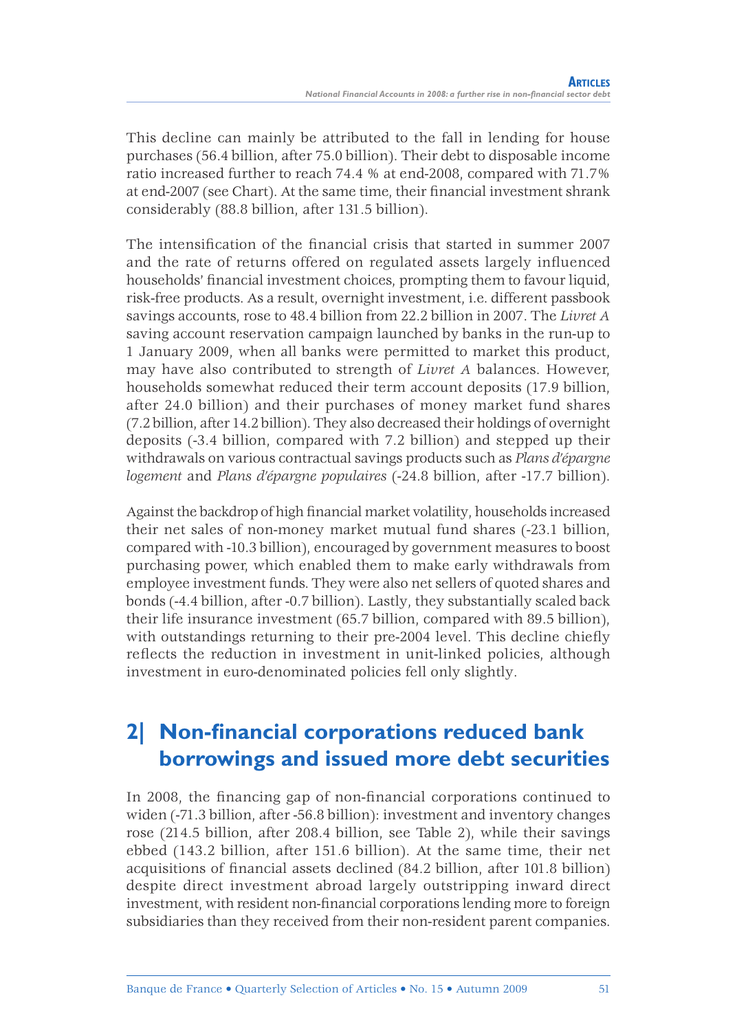This decline can mainly be attributed to the fall in lending for house purchases (56.4 billion, after 75.0 billion). Their debt to disposable income ratio increased further to reach 74.4 % at end-2008, compared with 71.7% at end-2007 (see Chart). At the same time, their financial investment shrank considerably (88.8 billion, after 131.5 billion).

The intensification of the financial crisis that started in summer 2007 and the rate of returns offered on regulated assets largely influenced households' financial investment choices, prompting them to favour liquid, risk-free products. As a result, overnight investment, i.e. different passbook savings accounts, rose to 48.4 billion from 22.2 billion in 2007. The *Livret A* saving account reservation campaign launched by banks in the run-up to 1 January 2009, when all banks were permitted to market this product, may have also contributed to strength of *Livret A* balances. However, households somewhat reduced their term account deposits (17.9 billion, after 24.0 billion) and their purchases of money market fund shares (7.2 billion, after 14.2 billion). They also decreased their holdings of overnight deposits (-3.4 billion, compared with 7.2 billion) and stepped up their withdrawals on various contractual savings products such as *Plans d'épargne logement* and *Plans d'épargne populaires* (-24.8 billion, after -17.7 billion).

Against the backdrop of high financial market volatility, households increased their net sales of non-money market mutual fund shares (-23.1 billion, compared with -10.3 billion), encouraged by government measures to boost purchasing power, which enabled them to make early withdrawals from employee investment funds. They were also net sellers of quoted shares and bonds (-4.4 billion, after -0.7 billion). Lastly, they substantially scaled back their life insurance investment (65.7 billion, compared with 89.5 billion), with outstandings returning to their pre-2004 level. This decline chiefly reflects the reduction in investment in unit-linked policies, although investment in euro-denominated policies fell only slightly.

## 2| Non-financial corporations reduced bank borrowings and issued more debt securities

In 2008, the financing gap of non-financial corporations continued to widen (-71.3 billion, after -56.8 billion): investment and inventory changes rose (214.5 billion, after 208.4 billion, see Table 2), while their savings ebbed (143.2 billion, after 151.6 billion). At the same time, their net acquisitions of financial assets declined (84.2 billion, after 101.8 billion) despite direct investment abroad largely outstripping inward direct investment, with resident non-financial corporations lending more to foreign subsidiaries than they received from their non-resident parent companies.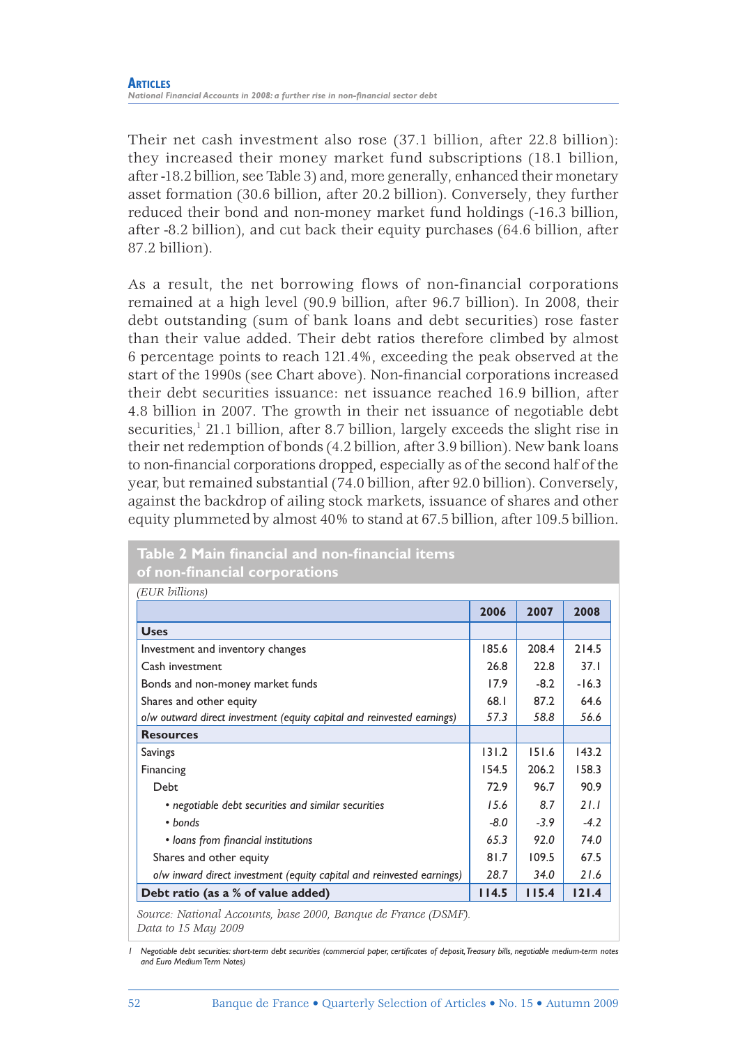Their net cash investment also rose (37.1 billion, after 22.8 billion): they increased their money market fund subscriptions (18.1 billion, after -18.2 billion, see Table 3) and, more generally, enhanced their monetary asset formation (30.6 billion, after 20.2 billion). Conversely, they further reduced their bond and non-money market fund holdings (-16.3 billion, after -8.2 billion), and cut back their equity purchases (64.6 billion, after 87.2 billion).

As a result, the net borrowing flows of non-financial corporations remained at a high level (90.9 billion, after 96.7 billion). In 2008, their debt outstanding (sum of bank loans and debt securities) rose faster than their value added. Their debt ratios therefore climbed by almost 6 percentage points to reach 121.4%, exceeding the peak observed at the start of the 1990s (see Chart above). Non-financial corporations increased their debt securities issuance: net issuance reached 16.9 billion, after 4.8 billion in 2007. The growth in their net issuance of negotiable debt securities,[1] 21.1 billion, after 8.7 billion, largely exceeds the slight rise in their net redemption of bonds (4.2 billion, after 3.9 billion). New bank loans to non-financial corporations dropped, especially as of the second half of the year, but remained substantial (74.0 billion, after 92.0 billion). Conversely, against the backdrop of ailing stock markets, issuance of shares and other equity plummeted by almost 40% to stand at 67.5 billion, after 109.5 billion.

**Table 2 Main financial and non-financial items of non-financial corporations**

*(EUR billions)*

| | 2006 | 2007 | 2008 |
|---|---|---|---|
| **Uses** | | | |
| Investment and inventory changes | 185.6 | 208.4 | 214.5 |
| Cash investment | 26.8 | 22.8 | 37.1 |
| Bonds and non-money market funds | 17.9 | -8.2 | -16.3 |
| Shares and other equity | 68.1 | 87.2 | 64.6 |
| *o/w outward direct investment (equity capital and reinvested earnings)* | *57.3* | *58.8* | *56.6* |
| **Resources** | | | |
| Savings | 131.2 | 151.6 | 143.2 |
| Financing | 154.5 | 206.2 | 158.3 |
| Debt | 72.9 | 96.7 | 90.9 |
| • *negotiable debt securities and similar securities* | *15.6* | *8.7* | *21.1* |
| • *bonds* | *-8.0* | *-3.9* | *-4.2* |
| • *loans from financial institutions* | *65.3* | *92.0* | *74.0* |
| Shares and other equity | 81.7 | 109.5 | 67.5 |
| *o/w inward direct investment (equity capital and reinvested earnings)* | *28.7* | *34.0* | *21.6* |
| **Debt ratio (as a % of value added)** | **114.5** | **115.4** | **121.4** |

*Source: National Accounts, base 2000, Banque de France (DSMF).*
*Data to 15 May 2009*

1 *Negotiable debt securities: short-term debt securities (commercial paper, certificates of deposit, Treasury bills, negotiable medium-term notes and Euro Medium Term Notes)*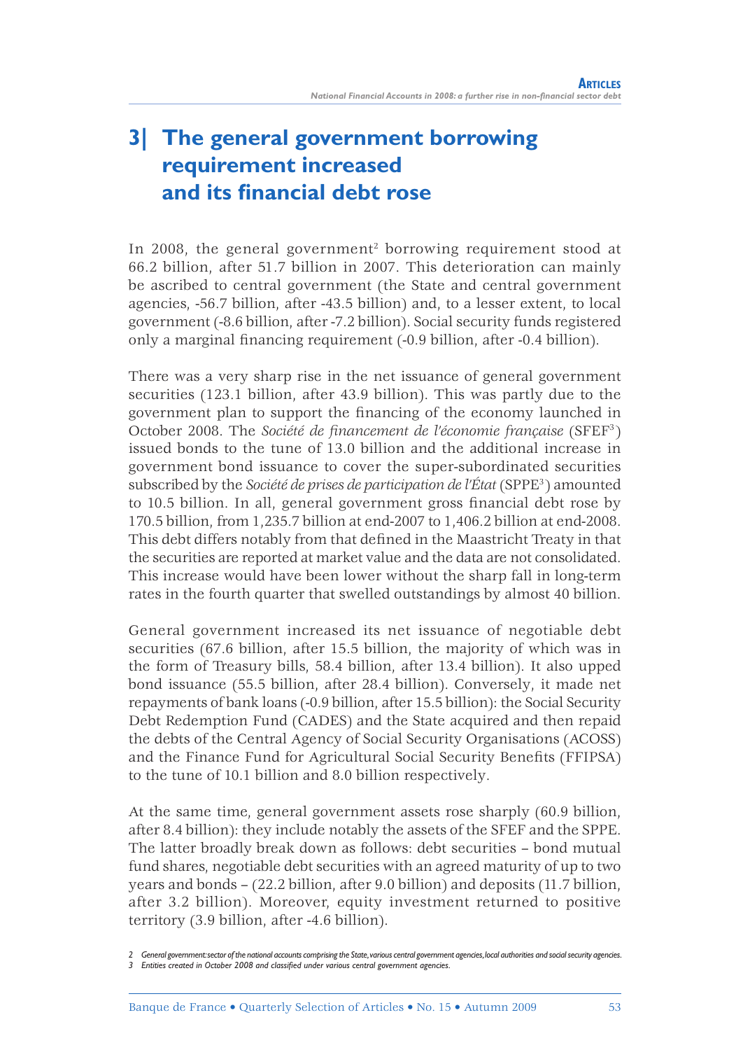## 3| The general government borrowing requirement increased and its financial debt rose

In 2008, the general government[2] borrowing requirement stood at 66.2 billion, after 51.7 billion in 2007. This deterioration can mainly be ascribed to central government (the State and central government agencies, -56.7 billion, after -43.5 billion) and, to a lesser extent, to local government (-8.6 billion, after -7.2 billion). Social security funds registered only a marginal financing requirement (-0.9 billion, after -0.4 billion).

There was a very sharp rise in the net issuance of general government securities (123.1 billion, after 43.9 billion). This was partly due to the government plan to support the financing of the economy launched in October 2008. The *Société de financement de l'économie française* (SFEF[3]) issued bonds to the tune of 13.0 billion and the additional increase in government bond issuance to cover the super-subordinated securities subscribed by the *Société de prises de participation de l'État* (SPPE[3]) amounted to 10.5 billion. In all, general government gross financial debt rose by 170.5 billion, from 1,235.7 billion at end-2007 to 1,406.2 billion at end-2008. This debt differs notably from that defined in the Maastricht Treaty in that the securities are reported at market value and the data are not consolidated. This increase would have been lower without the sharp fall in long-term rates in the fourth quarter that swelled outstandings by almost 40 billion.

General government increased its net issuance of negotiable debt securities (67.6 billion, after 15.5 billion, the majority of which was in the form of Treasury bills, 58.4 billion, after 13.4 billion). It also upped bond issuance (55.5 billion, after 28.4 billion). Conversely, it made net repayments of bank loans (-0.9 billion, after 15.5 billion): the Social Security Debt Redemption Fund (CADES) and the State acquired and then repaid the debts of the Central Agency of Social Security Organisations (ACOSS) and the Finance Fund for Agricultural Social Security Benefits (FFIPSA) to the tune of 10.1 billion and 8.0 billion respectively.

At the same time, general government assets rose sharply (60.9 billion, after 8.4 billion): they include notably the assets of the SFEF and the SPPE. The latter broadly break down as follows: debt securities – bond mutual fund shares, negotiable debt securities with an agreed maturity of up to two years and bonds – (22.2 billion, after 9.0 billion) and deposits (11.7 billion, after 3.2 billion). Moreover, equity investment returned to positive territory (3.9 billion, after -4.6 billion).

---

2 General government: sector of the national accounts comprising the State, various central government agencies, local authorities and social security agencies.

3 Entities created in October 2008 and classified under various central government agencies.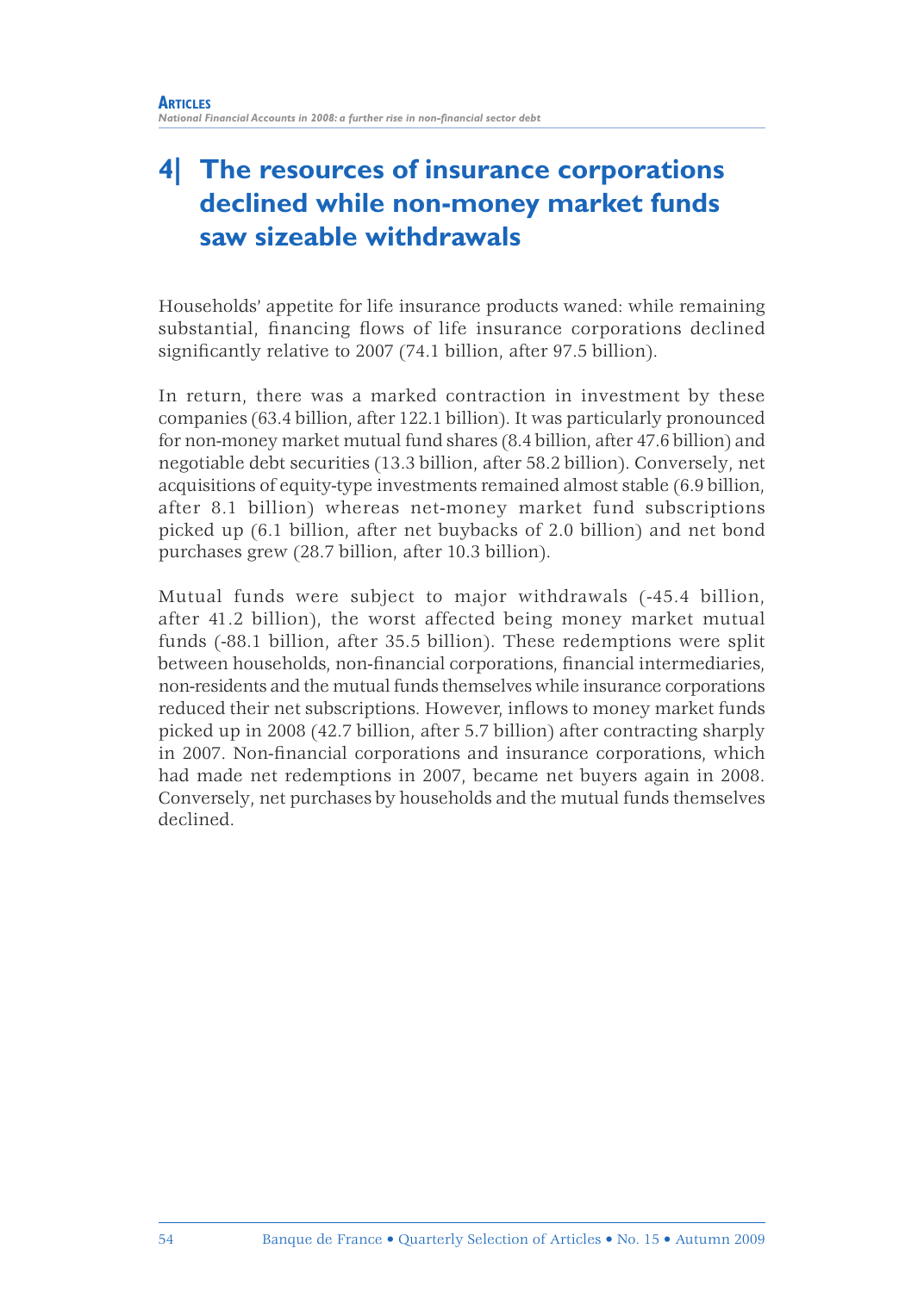## 4| The resources of insurance corporations declined while non-money market funds saw sizeable withdrawals

Households' appetite for life insurance products waned: while remaining substantial, financing flows of life insurance corporations declined significantly relative to 2007 (74.1 billion, after 97.5 billion).

In return, there was a marked contraction in investment by these companies (63.4 billion, after 122.1 billion). It was particularly pronounced for non-money market mutual fund shares (8.4 billion, after 47.6 billion) and negotiable debt securities (13.3 billion, after 58.2 billion). Conversely, net acquisitions of equity-type investments remained almost stable (6.9 billion, after 8.1 billion) whereas net-money market fund subscriptions picked up (6.1 billion, after net buybacks of 2.0 billion) and net bond purchases grew (28.7 billion, after 10.3 billion).

Mutual funds were subject to major withdrawals (-45.4 billion, after 41.2 billion), the worst affected being money market mutual funds (-88.1 billion, after 35.5 billion). These redemptions were split between households, non-financial corporations, financial intermediaries, non-residents and the mutual funds themselves while insurance corporations reduced their net subscriptions. However, inflows to money market funds picked up in 2008 (42.7 billion, after 5.7 billion) after contracting sharply in 2007. Non-financial corporations and insurance corporations, which had made net redemptions in 2007, became net buyers again in 2008. Conversely, net purchases by households and the mutual funds themselves declined.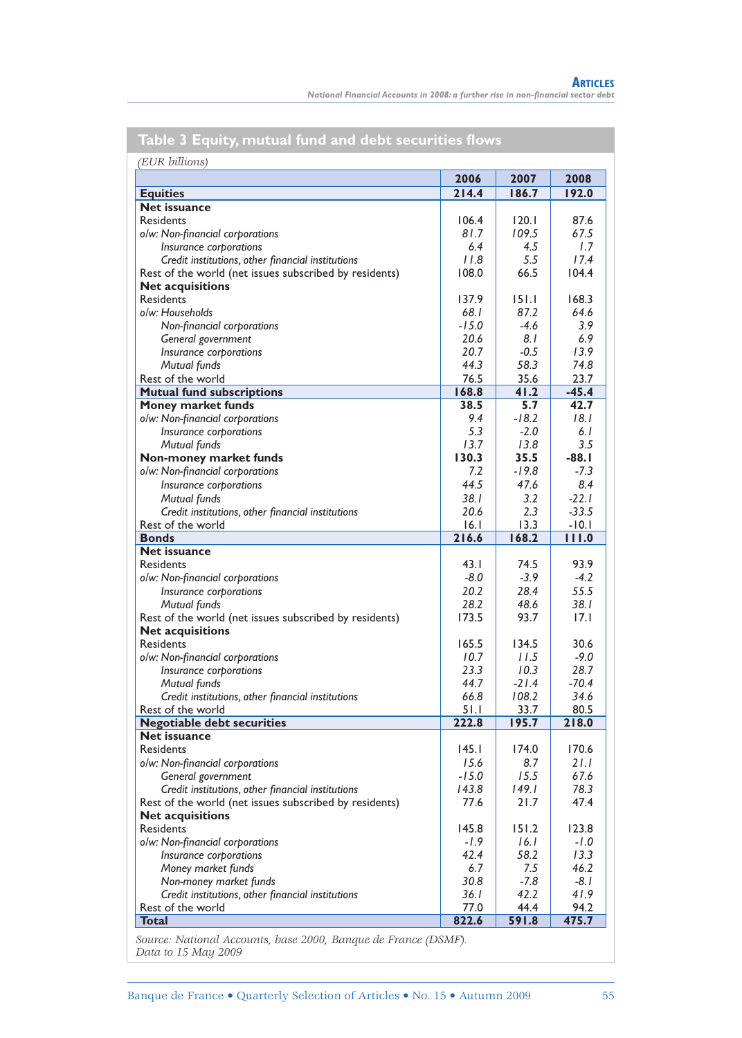## Table 3 Equity, mutual fund and debt securities flows

*(EUR billions)*

| | 2006 | 2007 | 2008 |
|---|---|---|---|
| **Equities** | **214.4** | **186.7** | **192.0** |
| **Net issuance** | | | |
| Residents | 106.4 | 120.1 | 87.6 |
| *o/w: Non-financial corporations* | *81.7* | *109.5* | *67.5* |
| *Insurance corporations* | *6.4* | *4.5* | *1.7* |
| *Credit institutions, other financial institutions* | *11.8* | *5.5* | *17.4* |
| Rest of the world (net issues subscribed by residents) | 108.0 | 66.5 | 104.4 |
| **Net acquisitions** | | | |
| Residents | 137.9 | 151.1 | 168.3 |
| *o/w: Households* | *68.1* | *87.2* | *64.6* |
| *Non-financial corporations* | *-15.0* | *-4.6* | *3.9* |
| *General government* | *20.6* | *8.1* | *6.9* |
| *Insurance corporations* | *20.7* | *-0.5* | *13.9* |
| *Mutual funds* | *44.3* | *58.3* | *74.8* |
| Rest of the world | 76.5 | 35.6 | 23.7 |
| **Mutual fund subscriptions** | **168.8** | **41.2** | **-45.4** |
| **Money market funds** | **38.5** | **5.7** | **42.7** |
| *o/w: Non-financial corporations* | *9.4* | *-18.2* | *18.1* |
| *Insurance corporations* | *5.3* | *-2.0* | *6.1* |
| *Mutual funds* | *13.7* | *13.8* | *3.5* |
| **Non-money market funds** | **130.3** | **35.5** | **-88.1** |
| *o/w: Non-financial corporations* | *7.2* | *-19.8* | *-7.3* |
| *Insurance corporations* | *44.5* | *47.6* | *8.4* |
| *Mutual funds* | *38.1* | *3.2* | *-22.1* |
| *Credit institutions, other financial institutions* | *20.6* | *2.3* | *-33.5* |
| Rest of the world | 16.1 | 13.3 | -10.1 |
| **Bonds** | **216.6** | **168.2** | **111.0** |
| **Net issuance** | | | |
| Residents | 43.1 | 74.5 | 93.9 |
| *o/w: Non-financial corporations* | *-8.0* | *-3.9* | *-4.2* |
| *Insurance corporations* | *20.2* | *28.4* | *55.5* |
| *Mutual funds* | *28.2* | *48.6* | *38.1* |
| Rest of the world (net issues subscribed by residents) | 173.5 | 93.7 | 17.1 |
| **Net acquisitions** | | | |
| Residents | 165.5 | 134.5 | 30.6 |
| *o/w: Non-financial corporations* | *10.7* | *11.5* | *-9.0* |
| *Insurance corporations* | *23.3* | *10.3* | *28.7* |
| *Mutual funds* | *44.7* | *-21.4* | *-70.4* |
| *Credit institutions, other financial institutions* | *66.8* | *108.2* | *34.6* |
| Rest of the world | 51.1 | 33.7 | 80.5 |
| **Negotiable debt securities** | **222.8** | **195.7** | **218.0** |
| **Net issuance** | | | |
| Residents | 145.1 | 174.0 | 170.6 |
| *o/w: Non-financial corporations* | *15.6* | *8.7* | *21.1* |
| *General government* | *-15.0* | *15.5* | *67.6* |
| *Credit institutions, other financial institutions* | *143.8* | *149.1* | *78.3* |
| Rest of the world (net issues subscribed by residents) | 77.6 | 21.7 | 47.4 |
| **Net acquisitions** | | | |
| Residents | 145.8 | 151.2 | 123.8 |
| *o/w: Non-financial corporations* | *-1.9* | *16.1* | *-1.0* |
| *Insurance corporations* | *42.4* | *58.2* | *13.3* |
| *Money market funds* | *6.7* | *7.5* | *46.2* |
| *Non-money market funds* | *30.8* | *-7.8* | *-8.1* |
| *Credit institutions, other financial institutions* | *36.1* | *42.2* | *41.9* |
| Rest of the world | 77.0 | 44.4 | 94.2 |
| **Total** | **822.6** | **591.8** | **475.7** |

*Source: National Accounts, base 2000, Banque de France (DSMF).*
*Data to 15 May 2009*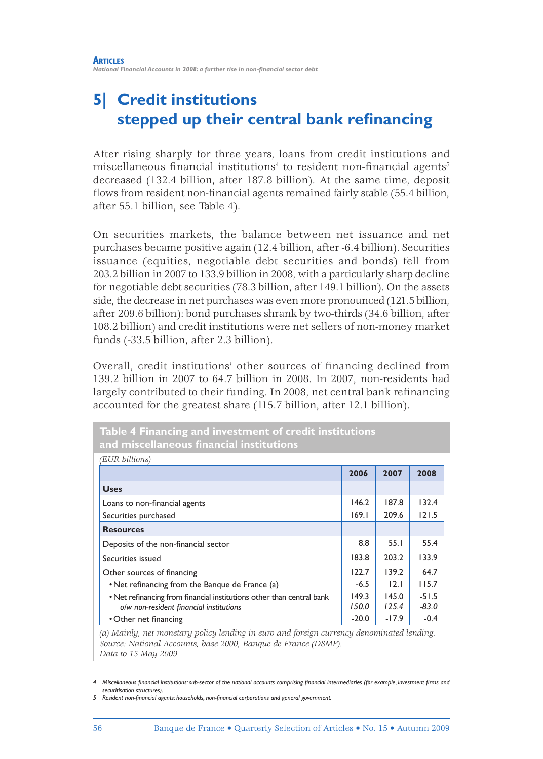## 5| Credit institutions stepped up their central bank refinancing

After rising sharply for three years, loans from credit institutions and miscellaneous financial institutions[4] to resident non-financial agents[5] decreased (132.4 billion, after 187.8 billion). At the same time, deposit flows from resident non-financial agents remained fairly stable (55.4 billion, after 55.1 billion, see Table 4).

On securities markets, the balance between net issuance and net purchases became positive again (12.4 billion, after -6.4 billion). Securities issuance (equities, negotiable debt securities and bonds) fell from 203.2 billion in 2007 to 133.9 billion in 2008, with a particularly sharp decline for negotiable debt securities (78.3 billion, after 149.1 billion). On the assets side, the decrease in net purchases was even more pronounced (121.5 billion, after 209.6 billion): bond purchases shrank by two-thirds (34.6 billion, after 108.2 billion) and credit institutions were net sellers of non-money market funds (-33.5 billion, after 2.3 billion).

Overall, credit institutions' other sources of financing declined from 139.2 billion in 2007 to 64.7 billion in 2008. In 2007, non-residents had largely contributed to their funding. In 2008, net central bank refinancing accounted for the greatest share (115.7 billion, after 12.1 billion).

**Table 4 Financing and investment of credit institutions and miscellaneous financial institutions**

*(EUR billions)*

| | 2006 | 2007 | 2008 |
|---|---|---|---|
| **Uses** | | | |
| Loans to non-financial agents | 146.2 | 187.8 | 132.4 |
| Securities purchased | 169.1 | 209.6 | 121.5 |
| **Resources** | | | |
| Deposits of the non-financial sector | 8.8 | 55.1 | 55.4 |
| Securities issued | 183.8 | 203.2 | 133.9 |
| Other sources of financing | 122.7 | 139.2 | 64.7 |
| • Net refinancing from the Banque de France (a) | -6.5 | 12.1 | 115.7 |
| • Net refinancing from financial institutions other than central bank | 149.3 | 145.0 | -51.5 |
| *o/w non-resident financial institutions* | *150.0* | *125.4* | *-83.0* |
| • Other net financing | -20.0 | -17.9 | -0.4 |

*(a) Mainly, net monetary policy lending in euro and foreign currency denominated lending.*
*Source: National Accounts, base 2000, Banque de France (DSMF).*
*Data to 15 May 2009*

---

4 Miscellaneous financial institutions: sub-sector of the national accounts comprising financial intermediaries (for example, investment firms and securitisation structures).

5 Resident non-financial agents: households, non-financial corporations and general government.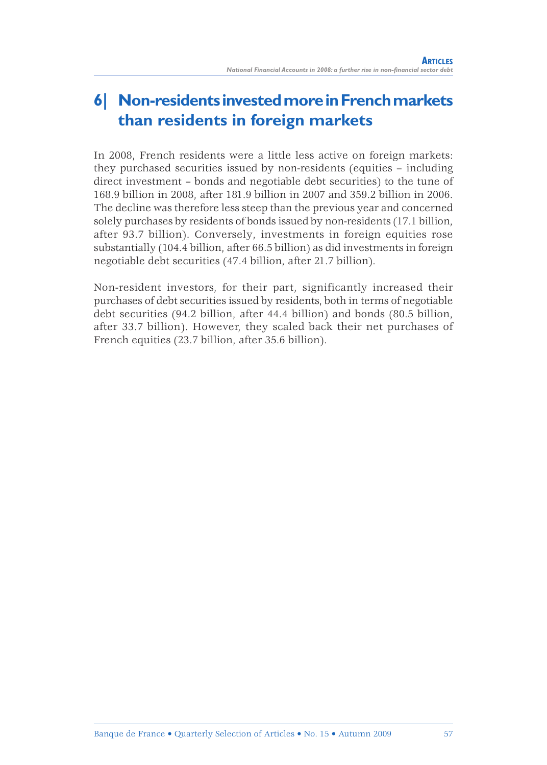## 6| Non-residents invested more in French markets than residents in foreign markets

In 2008, French residents were a little less active on foreign markets: they purchased securities issued by non-residents (equities – including direct investment – bonds and negotiable debt securities) to the tune of 168.9 billion in 2008, after 181.9 billion in 2007 and 359.2 billion in 2006. The decline was therefore less steep than the previous year and concerned solely purchases by residents of bonds issued by non-residents (17.1 billion, after 93.7 billion). Conversely, investments in foreign equities rose substantially (104.4 billion, after 66.5 billion) as did investments in foreign negotiable debt securities (47.4 billion, after 21.7 billion).

Non-resident investors, for their part, significantly increased their purchases of debt securities issued by residents, both in terms of negotiable debt securities (94.2 billion, after 44.4 billion) and bonds (80.5 billion, after 33.7 billion). However, they scaled back their net purchases of French equities (23.7 billion, after 35.6 billion).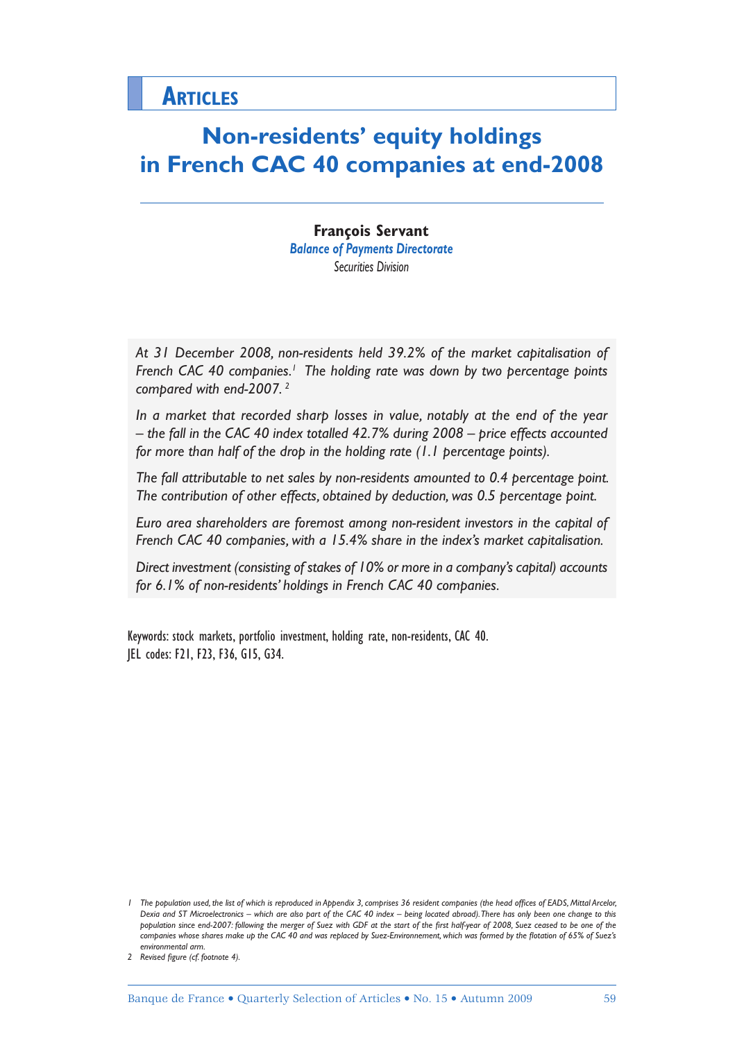# ARTICLES

# Non-residents' equity holdings in French CAC 40 companies at end-2008

**François Servant**
*Balance of Payments Directorate*
*Securities Division*

*At 31 December 2008, non-residents held 39.2% of the market capitalisation of French CAC 40 companies.[1] The holding rate was down by two percentage points compared with end-2007.[2]*

*In a market that recorded sharp losses in value, notably at the end of the year – the fall in the CAC 40 index totalled 42.7% during 2008 – price effects accounted for more than half of the drop in the holding rate (1.1 percentage points).*

*The fall attributable to net sales by non-residents amounted to 0.4 percentage point. The contribution of other effects, obtained by deduction, was 0.5 percentage point.*

*Euro area shareholders are foremost among non-resident investors in the capital of French CAC 40 companies, with a 15.4% share in the index's market capitalisation.*

*Direct investment (consisting of stakes of 10% or more in a company's capital) accounts for 6.1% of non-residents' holdings in French CAC 40 companies.*

Keywords: stock markets, portfolio investment, holding rate, non-residents, CAC 40.
JEL codes: F21, F23, F36, G15, G34.

1 *The population used, the list of which is reproduced in Appendix 3, comprises 36 resident companies (the head offices of EADS, Mittal Arcelor, Dexia and ST Microelectronics – which are also part of the CAC 40 index – being located abroad). There has only been one change to this population since end-2007: following the merger of Suez with GDF at the start of the first half-year of 2008, Suez ceased to be one of the companies whose shares make up the CAC 40 and was replaced by Suez-Environnement, which was formed by the flotation of 65% of Suez's environmental arm.*

2 *Revised figure (cf. footnote 4).*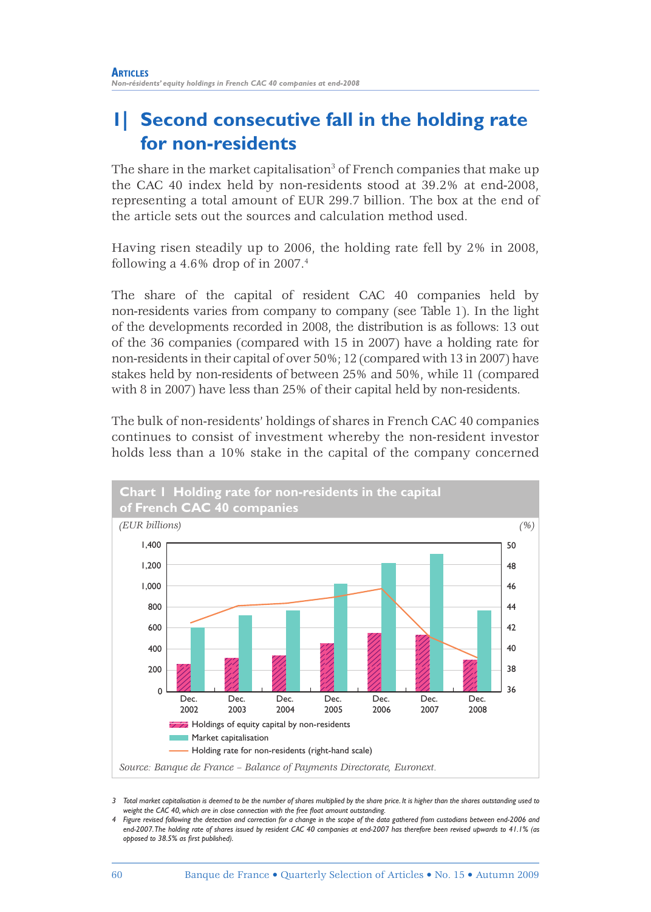# 1| Second consecutive fall in the holding rate for non-residents

The share in the market capitalisation[3] of French companies that make up the CAC 40 index held by non-residents stood at 39.2% at end-2008, representing a total amount of EUR 299.7 billion. The box at the end of the article sets out the sources and calculation method used.

Having risen steadily up to 2006, the holding rate fell by 2% in 2008, following a 4.6% drop of in 2007.[4]

The share of the capital of resident CAC 40 companies held by non-residents varies from company to company (see Table 1). In the light of the developments recorded in 2008, the distribution is as follows: 13 out of the 36 companies (compared with 15 in 2007) have a holding rate for non-residents in their capital of over 50%; 12 (compared with 13 in 2007) have stakes held by non-residents of between 25% and 50%, while 11 (compared with 8 in 2007) have less than 25% of their capital held by non-residents.

The bulk of non-residents' holdings of shares in French CAC 40 companies continues to consist of investment whereby the non-resident investor holds less than a 10% stake in the capital of the company concerned

**Chart 1 Holding rate for non-residents in the capital of French CAC 40 companies**

*(EUR billions)* *(%)*

Legend: Holdings of equity capital by non-residents; Market capitalisation; Holding rate for non-residents (right-hand scale)

Dec. 2002, Dec. 2003, Dec. 2004, Dec. 2005, Dec. 2006, Dec. 2007, Dec. 2008

*Source: Banque de France – Balance of Payments Directorate, Euronext.*

3 Total market capitalisation is deemed to be the number of shares multiplied by the share price. It is higher than the shares outstanding used to weight the CAC 40, which are in close connection with the free float amount outstanding.

4 Figure revised following the detection and correction for a change in the scope of the data gathered from custodians between end-2006 and end-2007. The holding rate of shares issued by resident CAC 40 companies at end-2007 has therefore been revised upwards to 41.1% (as opposed to 38.5% as first published).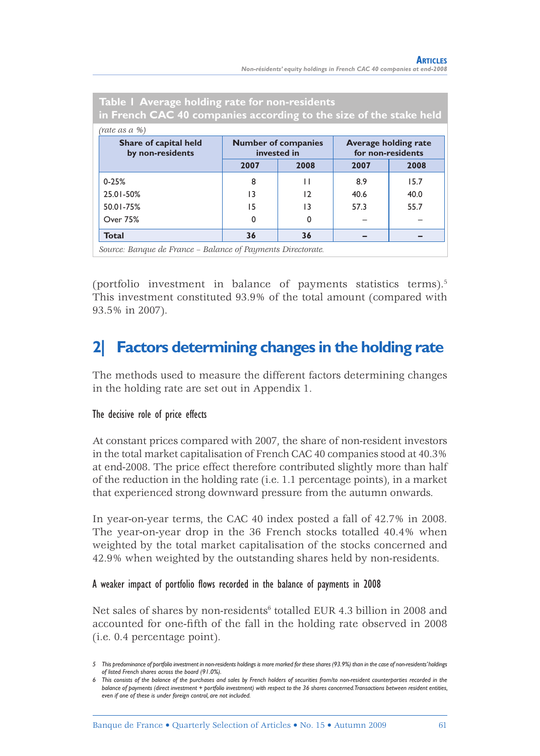**Table 1 Average holding rate for non-residents in French CAC 40 companies according to the size of the stake held**

*(rate as a %)*

| Share of capital held by non-residents | Number of companies invested in | | Average holding rate for non-residents | |
|---|---|---|---|---|
| | 2007 | 2008 | 2007 | 2008 |
| 0-25% | 8 | 11 | 8.9 | 15.7 |
| 25.01-50% | 13 | 12 | 40.6 | 40.0 |
| 50.01-75% | 15 | 13 | 57.3 | 55.7 |
| Over 75% | 0 | 0 | – | – |
| **Total** | **36** | **36** | **–** | **–** |

*Source: Banque de France – Balance of Payments Directorate.*

(portfolio investment in balance of payments statistics terms).[5] This investment constituted 93.9% of the total amount (compared with 93.5% in 2007).

## 2| Factors determining changes in the holding rate

The methods used to measure the different factors determining changes in the holding rate are set out in Appendix 1.

### The decisive role of price effects

At constant prices compared with 2007, the share of non-resident investors in the total market capitalisation of French CAC 40 companies stood at 40.3% at end-2008. The price effect therefore contributed slightly more than half of the reduction in the holding rate (i.e. 1.1 percentage points), in a market that experienced strong downward pressure from the autumn onwards.

In year-on-year terms, the CAC 40 index posted a fall of 42.7% in 2008. The year-on-year drop in the 36 French stocks totalled 40.4% when weighted by the total market capitalisation of the stocks concerned and 42.9% when weighted by the outstanding shares held by non-residents.

### A weaker impact of portfolio flows recorded in the balance of payments in 2008

Net sales of shares by non-residents[6] totalled EUR 4.3 billion in 2008 and accounted for one-fifth of the fall in the holding rate observed in 2008 (i.e. 0.4 percentage point).

5 *This predominance of portfolio investment in non-residents holdings is more marked for these shares (93.9%) than in the case of non-residents' holdings of listed French shares across the board (91.0%).*

6 *This consists of the balance of the purchases and sales by French holders of securities from/to non-resident counterparties recorded in the balance of payments (direct investment + portfolio investment) with respect to the 36 shares concerned. Transactions between resident entities, even if one of these is under foreign control, are not included.*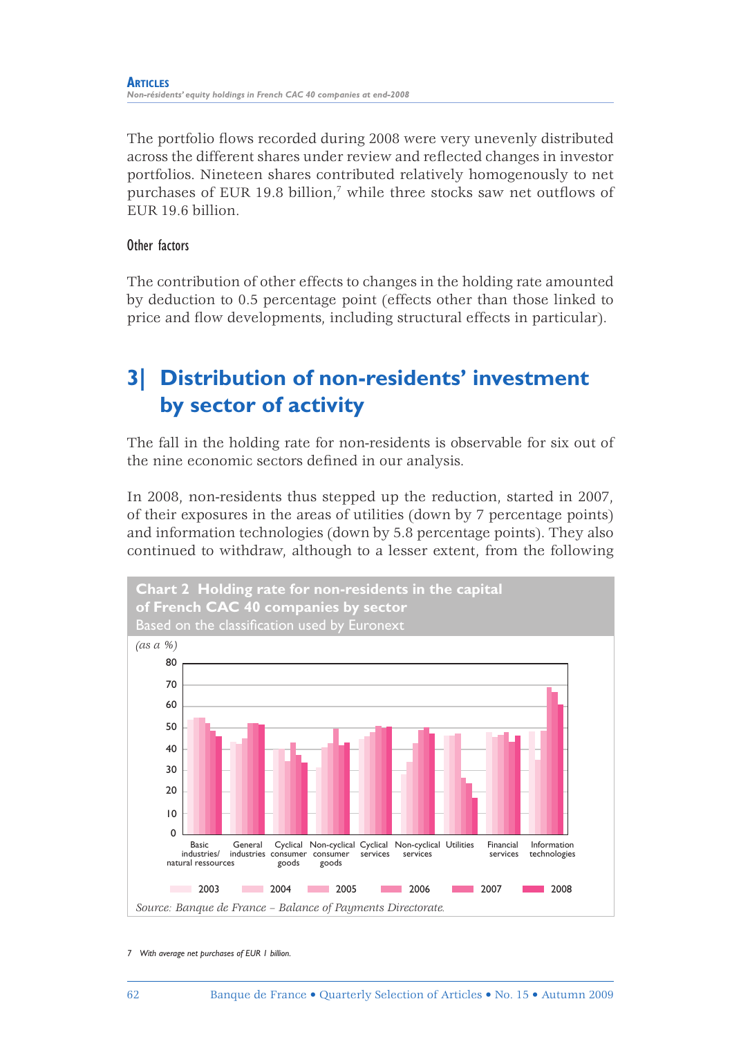The portfolio flows recorded during 2008 were very unevenly distributed across the different shares under review and reflected changes in investor portfolios. Nineteen shares contributed relatively homogenously to net purchases of EUR 19.8 billion,[7] while three stocks saw net outflows of EUR 19.6 billion.

### Other factors

The contribution of other effects to changes in the holding rate amounted by deduction to 0.5 percentage point (effects other than those linked to price and flow developments, including structural effects in particular).

## 3| Distribution of non-residents' investment by sector of activity

The fall in the holding rate for non-residents is observable for six out of the nine economic sectors defined in our analysis.

In 2008, non-residents thus stepped up the reduction, started in 2007, of their exposures in the areas of utilities (down by 7 percentage points) and information technologies (down by 5.8 percentage points). They also continued to withdraw, although to a lesser extent, from the following

**Chart 2 Holding rate for non-residents in the capital of French CAC 40 companies by sector**
Based on the classification used by Euronext

*(as a %)*

Categories: Basic industries/natural ressources, General industries, Cyclical consumer goods, Non-cyclical consumer goods, Cyclical services, Non-cyclical services, Utilities, Financial services, Information technologies

Legend: 2003, 2004, 2005, 2006, 2007, 2008

*Source: Banque de France – Balance of Payments Directorate.*

7 With average net purchases of EUR 1 billion.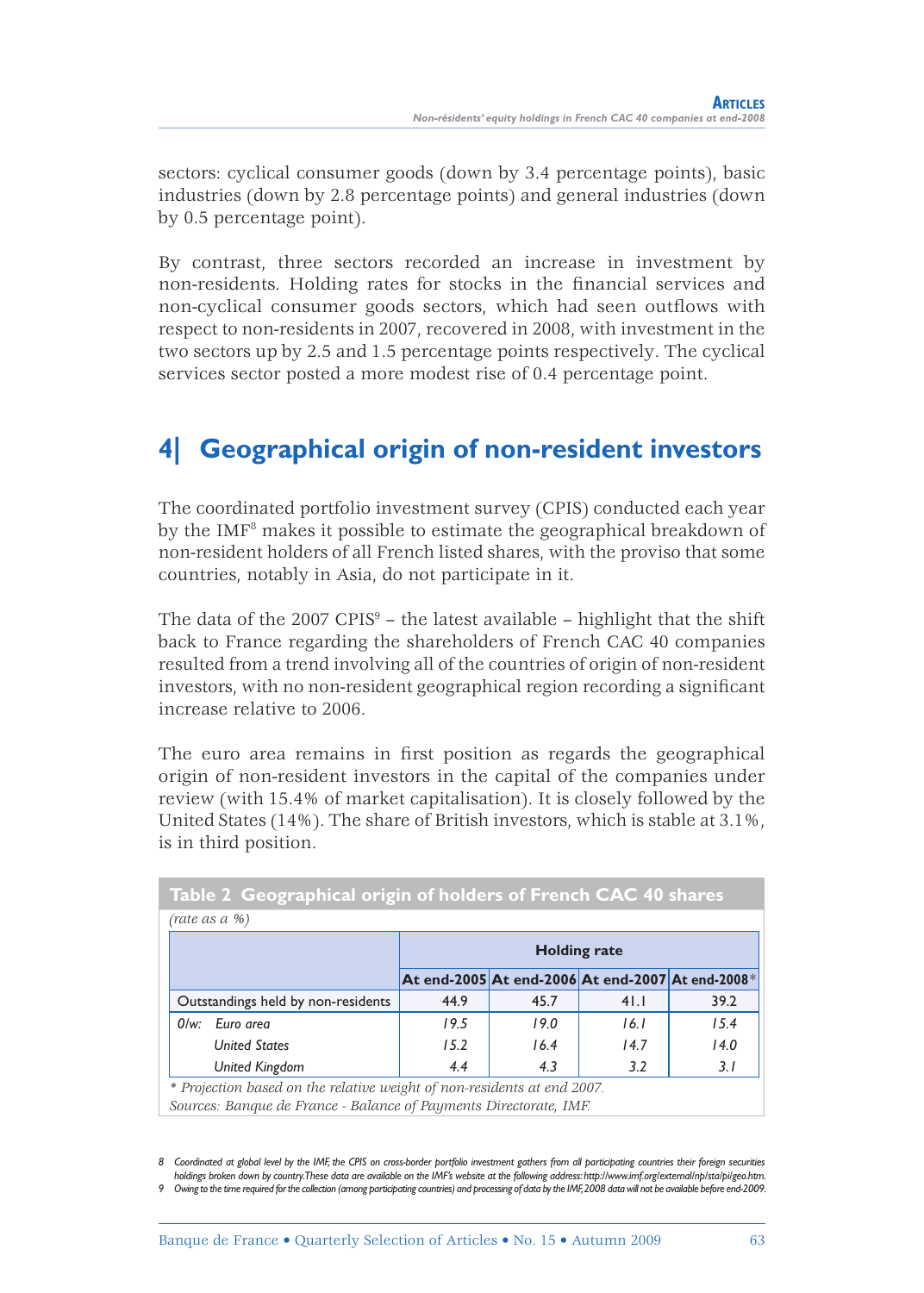sectors: cyclical consumer goods (down by 3.4 percentage points), basic industries (down by 2.8 percentage points) and general industries (down by 0.5 percentage point).

By contrast, three sectors recorded an increase in investment by non-residents. Holding rates for stocks in the financial services and non-cyclical consumer goods sectors, which had seen outflows with respect to non-residents in 2007, recovered in 2008, with investment in the two sectors up by 2.5 and 1.5 percentage points respectively. The cyclical services sector posted a more modest rise of 0.4 percentage point.

## 4| Geographical origin of non-resident investors

The coordinated portfolio investment survey (CPIS) conducted each year by the IMF[8] makes it possible to estimate the geographical breakdown of non-resident holders of all French listed shares, with the proviso that some countries, notably in Asia, do not participate in it.

The data of the 2007 CPIS[9] – the latest available – highlight that the shift back to France regarding the shareholders of French CAC 40 companies resulted from a trend involving all of the countries of origin of non-resident investors, with no non-resident geographical region recording a significant increase relative to 2006.

The euro area remains in first position as regards the geographical origin of non-resident investors in the capital of the companies under review (with 15.4% of market capitalisation). It is closely followed by the United States (14%). The share of British investors, which is stable at 3.1%, is in third position.

**Table 2 Geographical origin of holders of French CAC 40 shares**

*(rate as a %)*

| | Holding rate | | | |
|---|---|---|---|---|
| | At end-2005 | At end-2006 | At end-2007 | At end-2008* |
| Outstandings held by non-residents | 44.9 | 45.7 | 41.1 | 39.2 |
| *O/w: Euro area* | *19.5* | *19.0* | *16.1* | *15.4* |
| *United States* | *15.2* | *16.4* | *14.7* | *14.0* |
| *United Kingdom* | *4.4* | *4.3* | *3.2* | *3.1* |

*\* Projection based on the relative weight of non-residents at end 2007.*

*Sources: Banque de France - Balance of Payments Directorate, IMF.*

8 Coordinated at global level by the IMF, the CPIS on cross-border portfolio investment gathers from all participating countries their foreign securities holdings broken down by country. These data are available on the IMF's website at the following address: http://www.imf.org/external/np/sta/pi/geo.htm.

9 Owing to the time required for the collection (among participating countries) and processing of data by the IMF, 2008 data will not be available before end-2009.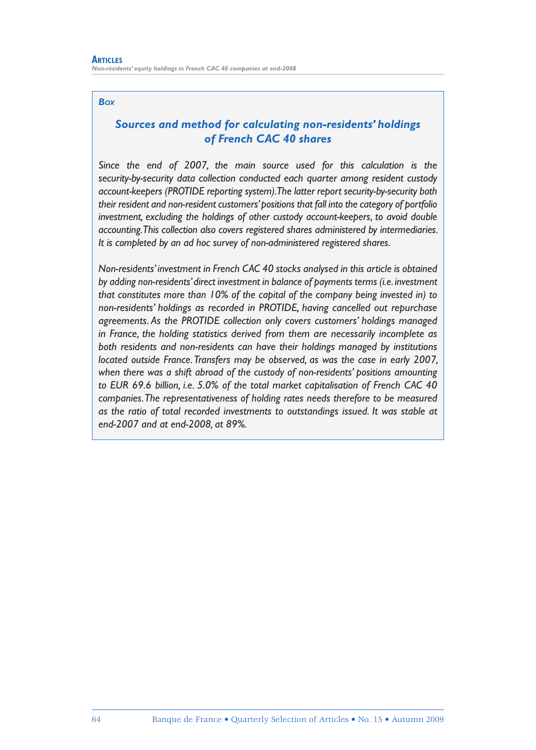*Box*

## *Sources and method for calculating non-residents' holdings of French CAC 40 shares*

*Since the end of 2007, the main source used for this calculation is the security-by-security data collection conducted each quarter among resident custody account-keepers (PROTIDE reporting system). The latter report security-by-security both their resident and non-resident customers' positions that fall into the category of portfolio investment, excluding the holdings of other custody account-keepers, to avoid double accounting. This collection also covers registered shares administered by intermediaries. It is completed by an ad hoc survey of non-administered registered shares.*

*Non-residents' investment in French CAC 40 stocks analysed in this article is obtained by adding non-residents' direct investment in balance of payments terms (i.e. investment that constitutes more than 10% of the capital of the company being invested in) to non-residents' holdings as recorded in PROTIDE, having cancelled out repurchase agreements. As the PROTIDE collection only covers customers' holdings managed in France, the holding statistics derived from them are necessarily incomplete as both residents and non-residents can have their holdings managed by institutions located outside France. Transfers may be observed, as was the case in early 2007, when there was a shift abroad of the custody of non-residents' positions amounting to EUR 69.6 billion, i.e. 5.0% of the total market capitalisation of French CAC 40 companies. The representativeness of holding rates needs therefore to be measured as the ratio of total recorded investments to outstandings issued. It was stable at end-2007 and at end-2008, at 89%.*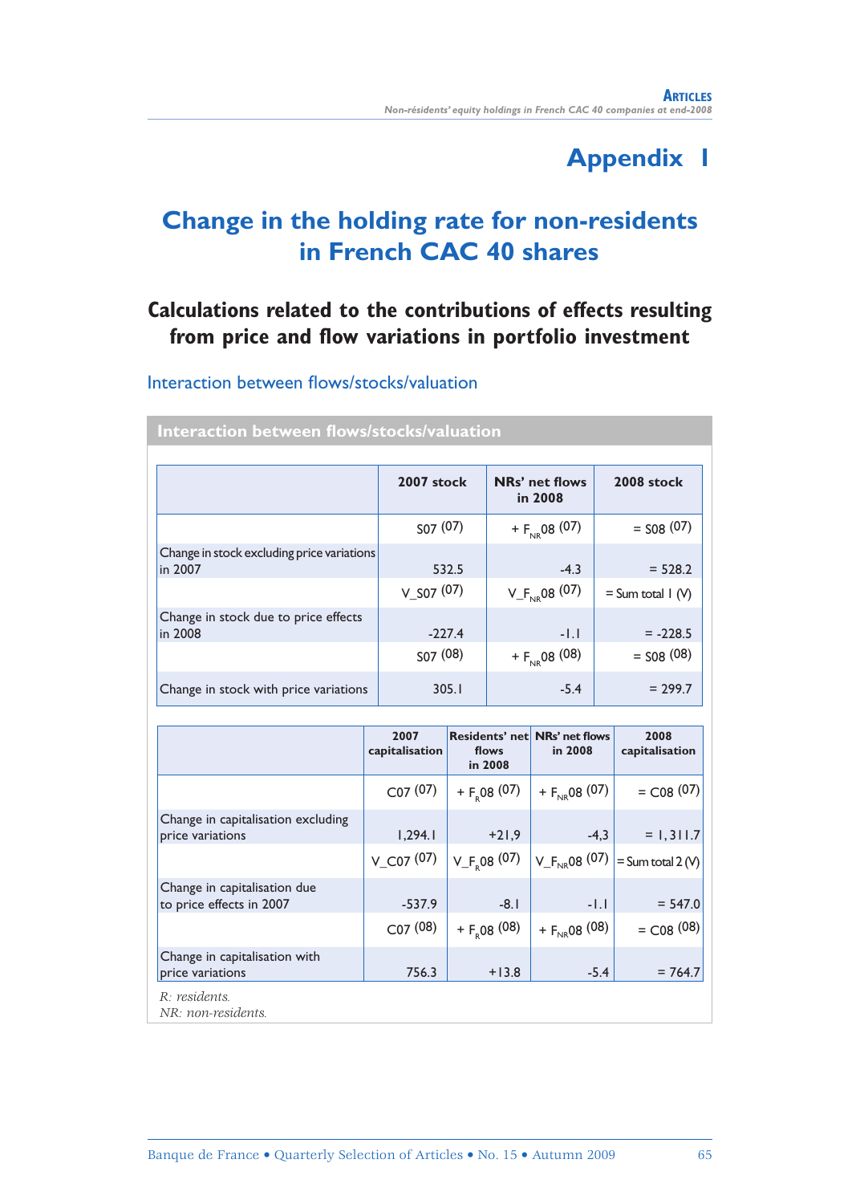# Appendix 1

## Change in the holding rate for non-residents in French CAC 40 shares

### Calculations related to the contributions of effects resulting from price and flow variations in portfolio investment

Interaction between flows/stocks/valuation

**Interaction between flows/stocks/valuation**

| | 2007 stock | NRs' net flows in 2008 | 2008 stock |
|---|---|---|---|
| | S07 (07) | + $F_{NR}08$ (07) | = S08 (07) |
| Change in stock excluding price variations in 2007 | 532.5 | -4.3 | = 528.2 |
| | V_S07 (07) | V_$F_{NR}08$ (07) | = Sum total 1 (V) |
| Change in stock due to price effects in 2008 | -227.4 | -1.1 | = -228.5 |
| | S07 (08) | + $F_{NR}08$ (08) | = S08 (08) |
| Change in stock with price variations | 305.1 | -5.4 | = 299.7 |

| | 2007 capitalisation | Residents' net flows in 2008 | NRs' net flows in 2008 | 2008 capitalisation |
|---|---|---|---|---|
| | C07 (07) | + $F_{R}08$ (07) | + $F_{NR}08$ (07) | = C08 (07) |
| Change in capitalisation excluding price variations | 1,294.1 | +21,9 | -4,3 | = 1,311.7 |
| | V_C07 (07) | V_$F_{R}08$ (07) | V_$F_{NR}08$ (07) | = Sum total 2 (V) |
| Change in capitalisation due to price effects in 2007 | -537.9 | -8.1 | -1.1 | = 547.0 |
| | C07 (08) | + $F_{R}08$ (08) | + $F_{NR}08$ (08) | = C08 (08) |
| Change in capitalisation with price variations | 756.3 | +13.8 | -5.4 | = 764.7 |

*R: residents.*
*NR: non-residents.*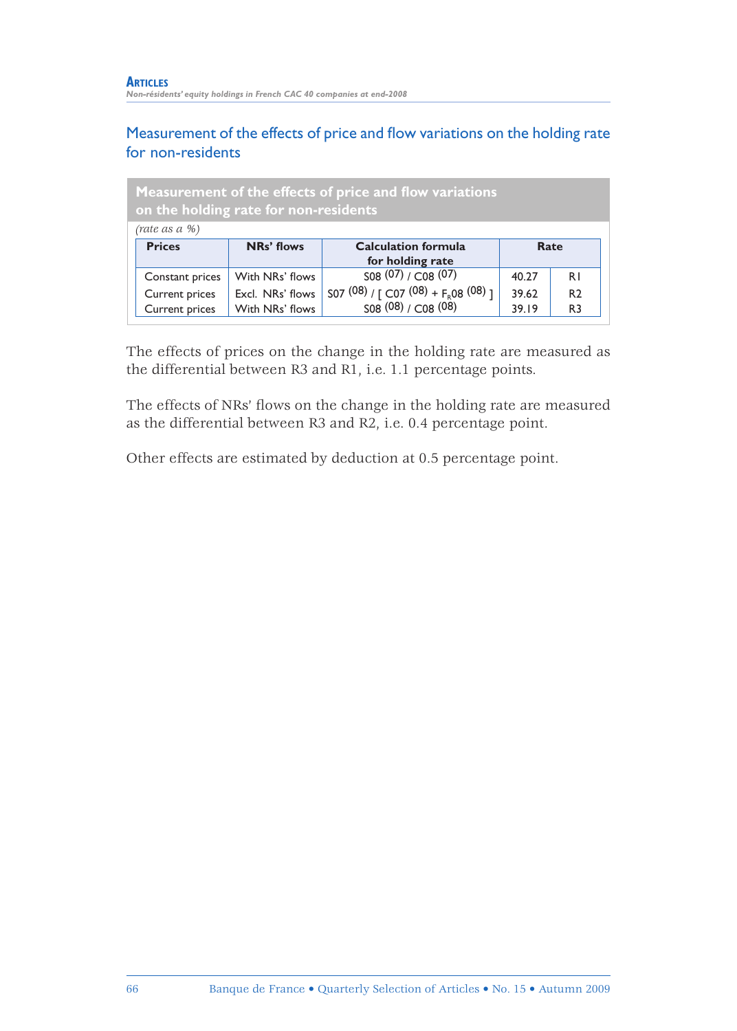## Measurement of the effects of price and flow variations on the holding rate for non-residents

**Measurement of the effects of price and flow variations on the holding rate for non-residents**

*(rate as a %)*

| Prices | NRs' flows | Calculation formula for holding rate | Rate | |
|---|---|---|---|---|
| Constant prices | With NRs' flows | S08 (07) / C08 (07) | 40.27 | R1 |
| Current prices | Excl. NRs' flows | S07 (08) / [ C07 (08) + $F_R$08 (08) ] | 39.62 | R2 |
| Current prices | With NRs' flows | S08 (08) / C08 (08) | 39.19 | R3 |

The effects of prices on the change in the holding rate are measured as the differential between R3 and R1, i.e. 1.1 percentage points.

The effects of NRs' flows on the change in the holding rate are measured as the differential between R3 and R2, i.e. 0.4 percentage point.

Other effects are estimated by deduction at 0.5 percentage point.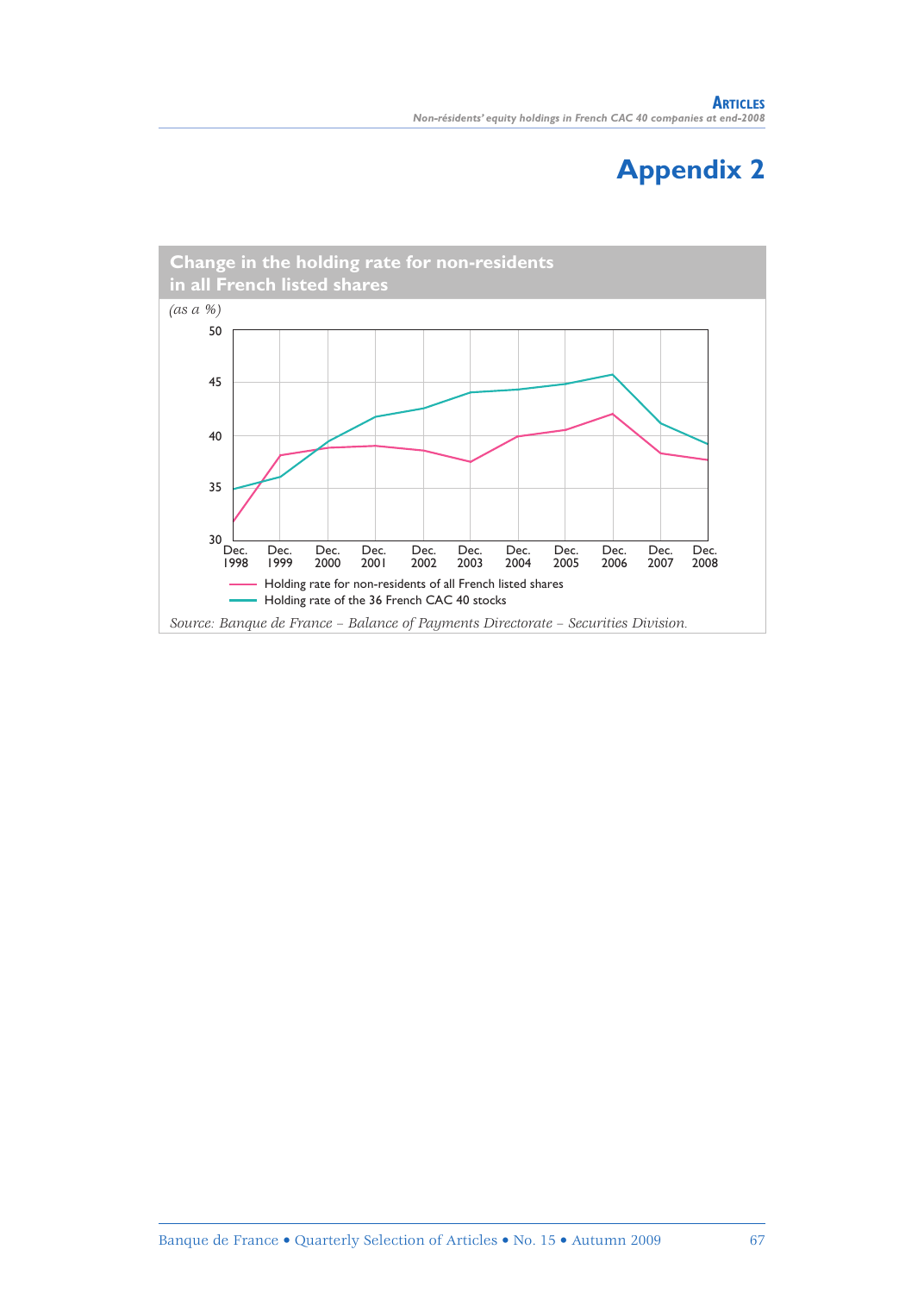# Appendix 2

**Change in the holding rate for non-residents in all French listed shares**

*(as a %)*

Holding rate for non-residents of all French listed shares

Holding rate of the 36 French CAC 40 stocks

*Source: Banque de France – Balance of Payments Directorate – Securities Division.*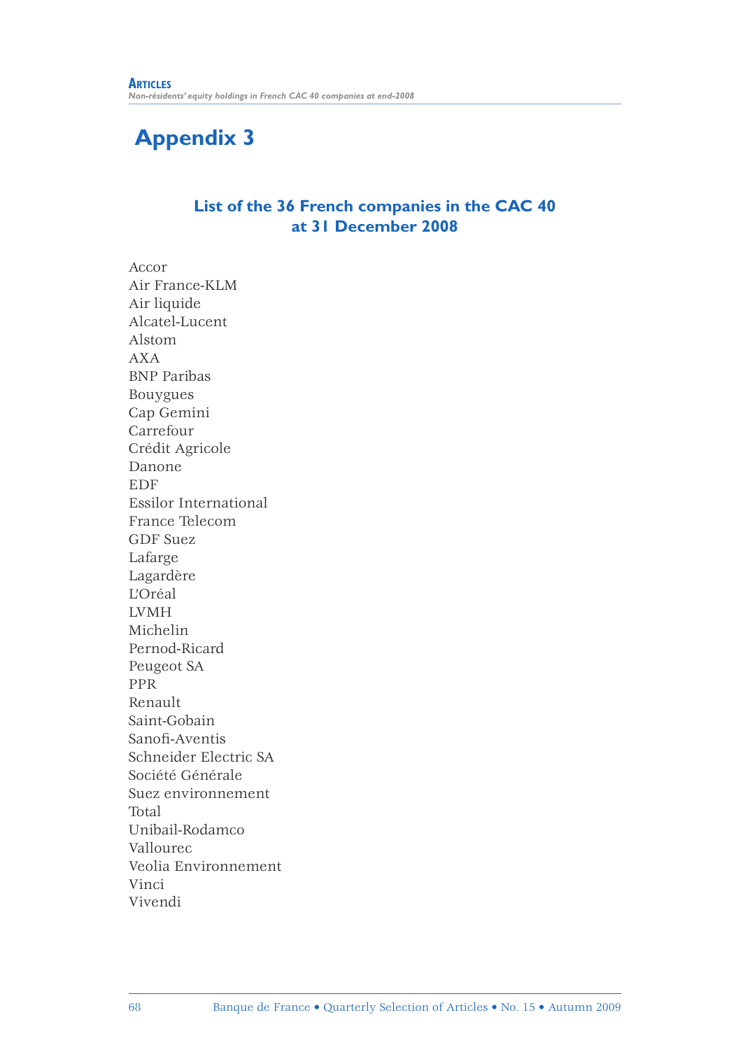# Appendix 3

## List of the 36 French companies in the CAC 40 at 31 December 2008

Accor
Air France-KLM
Air liquide
Alcatel-Lucent
Alstom
AXA
BNP Paribas
Bouygues
Cap Gemini
Carrefour
Crédit Agricole
Danone
EDF
Essilor International
France Telecom
GDF Suez
Lafarge
Lagardère
L'Oréal
LVMH
Michelin
Pernod-Ricard
Peugeot SA
PPR
Renault
Saint-Gobain
Sanofi-Aventis
Schneider Electric SA
Société Générale
Suez environnement
Total
Unibail-Rodamco
Vallourec
Veolia Environnement
Vinci
Vivendi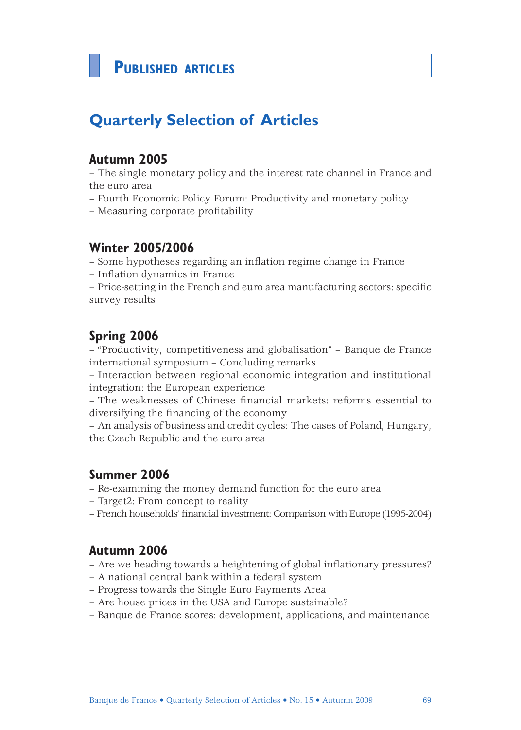# Published articles

## Quarterly Selection of Articles

### Autumn 2005

– The single monetary policy and the interest rate channel in France and the euro area
– Fourth Economic Policy Forum: Productivity and monetary policy
– Measuring corporate profitability

### Winter 2005/2006

– Some hypotheses regarding an inflation regime change in France
– Inflation dynamics in France
– Price-setting in the French and euro area manufacturing sectors: specific survey results

### Spring 2006

– "Productivity, competitiveness and globalisation" – Banque de France international symposium – Concluding remarks
– Interaction between regional economic integration and institutional integration: the European experience
– The weaknesses of Chinese financial markets: reforms essential to diversifying the financing of the economy
– An analysis of business and credit cycles: The cases of Poland, Hungary, the Czech Republic and the euro area

### Summer 2006

– Re-examining the money demand function for the euro area
– Target2: From concept to reality
– French households' financial investment: Comparison with Europe (1995-2004)

### Autumn 2006

– Are we heading towards a heightening of global inflationary pressures?
– A national central bank within a federal system
– Progress towards the Single Euro Payments Area
– Are house prices in the USA and Europe sustainable?
– Banque de France scores: development, applications, and maintenance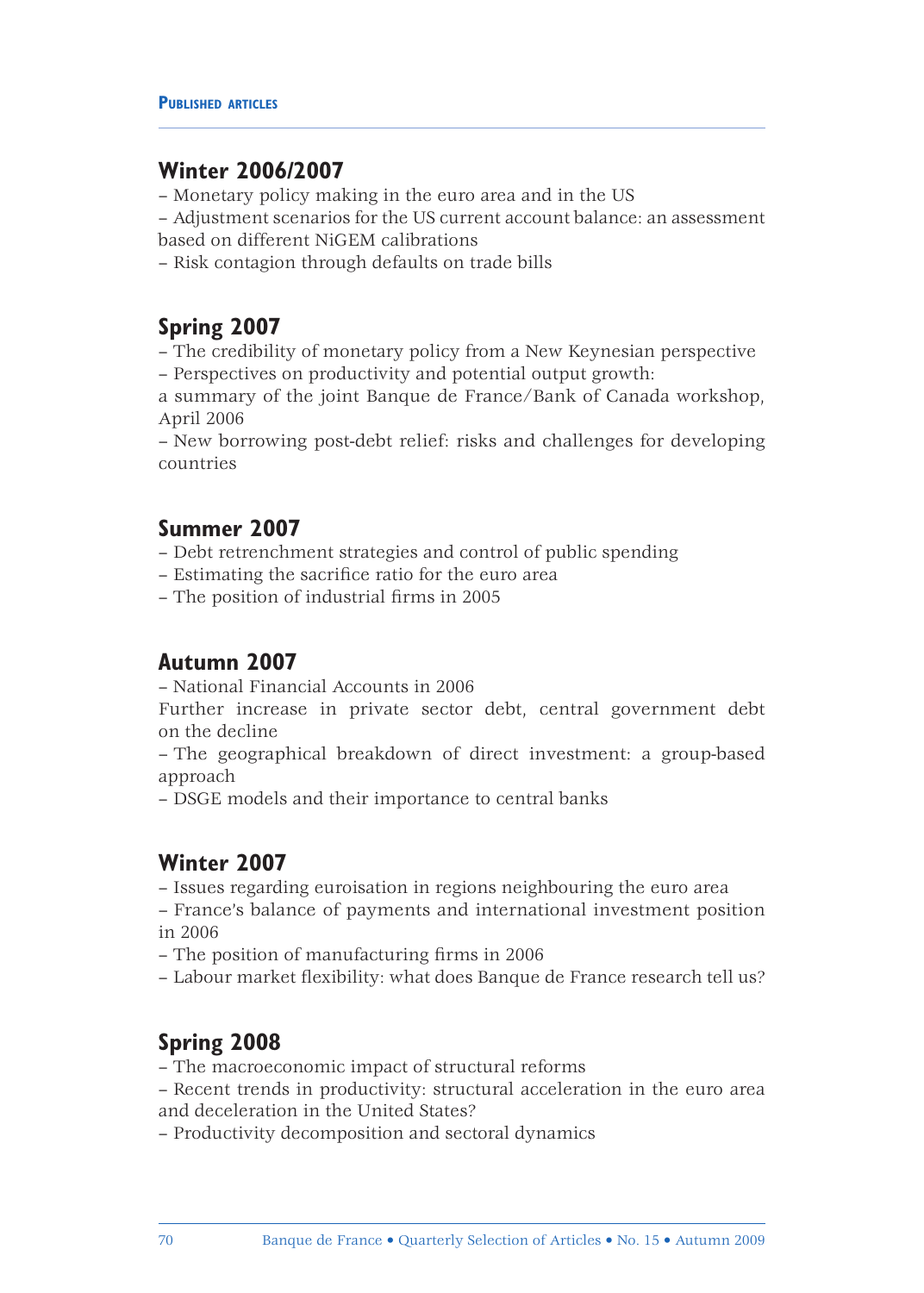# Published articles

## Winter 2006/2007

– Monetary policy making in the euro area and in the US

– Adjustment scenarios for the US current account balance: an assessment based on different NiGEM calibrations

– Risk contagion through defaults on trade bills

## Spring 2007

– The credibility of monetary policy from a New Keynesian perspective

– Perspectives on productivity and potential output growth: a summary of the joint Banque de France/Bank of Canada workshop, April 2006

– New borrowing post-debt relief: risks and challenges for developing countries

## Summer 2007

– Debt retrenchment strategies and control of public spending

– Estimating the sacrifice ratio for the euro area

– The position of industrial firms in 2005

## Autumn 2007

– National Financial Accounts in 2006
Further increase in private sector debt, central government debt on the decline

– The geographical breakdown of direct investment: a group-based approach

– DSGE models and their importance to central banks

## Winter 2007

– Issues regarding euroisation in regions neighbouring the euro area

– France's balance of payments and international investment position in 2006

– The position of manufacturing firms in 2006

– Labour market flexibility: what does Banque de France research tell us?

## Spring 2008

– The macroeconomic impact of structural reforms

– Recent trends in productivity: structural acceleration in the euro area and deceleration in the United States?

– Productivity decomposition and sectoral dynamics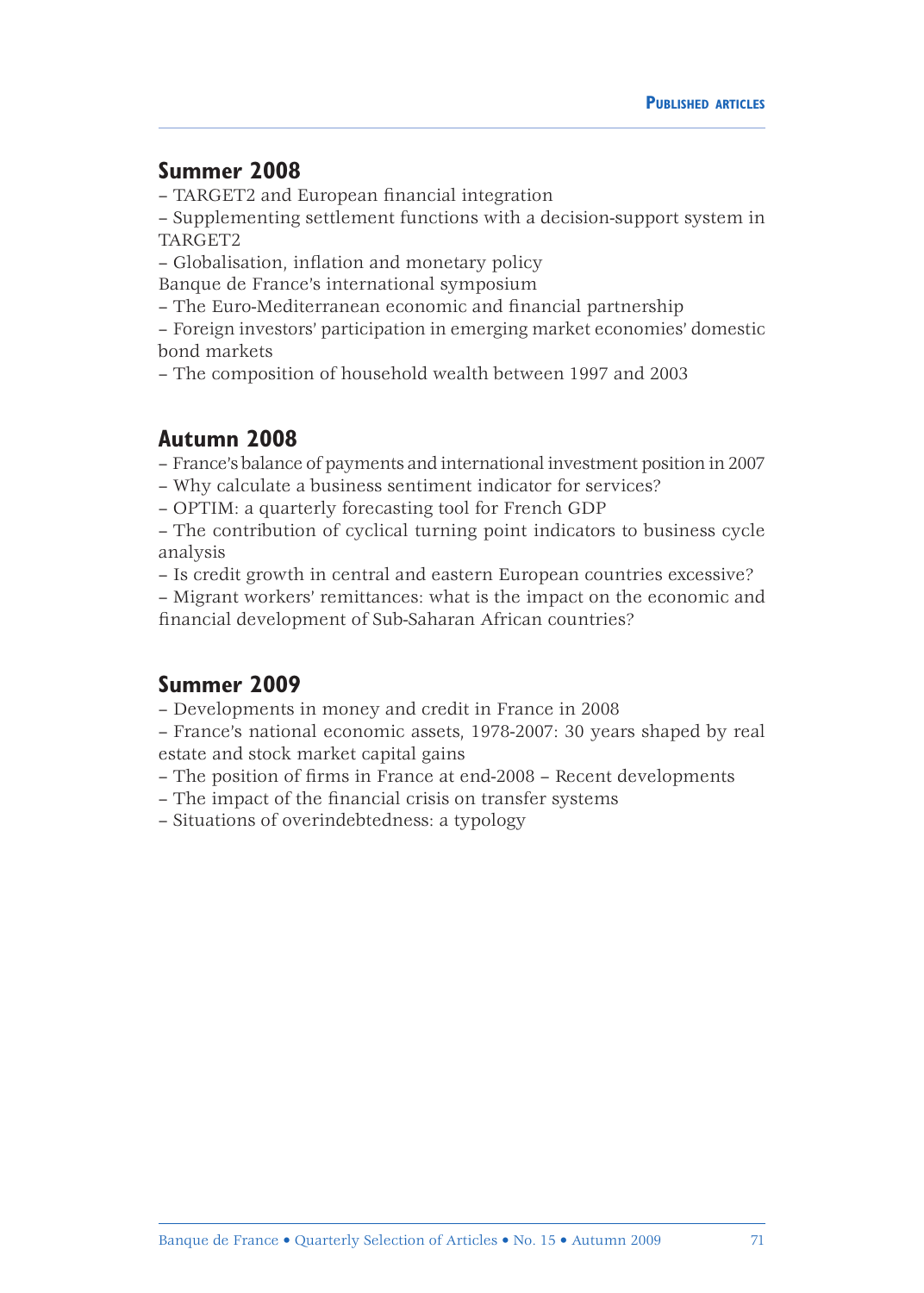## Summer 2008

– TARGET2 and European financial integration

– Supplementing settlement functions with a decision-support system in TARGET2

– Globalisation, inflation and monetary policy
Banque de France's international symposium

– The Euro-Mediterranean economic and financial partnership

– Foreign investors' participation in emerging market economies' domestic bond markets

– The composition of household wealth between 1997 and 2003

## Autumn 2008

– France's balance of payments and international investment position in 2007

– Why calculate a business sentiment indicator for services?

– OPTIM: a quarterly forecasting tool for French GDP

– The contribution of cyclical turning point indicators to business cycle analysis

– Is credit growth in central and eastern European countries excessive?

– Migrant workers' remittances: what is the impact on the economic and financial development of Sub-Saharan African countries?

## Summer 2009

– Developments in money and credit in France in 2008

– France's national economic assets, 1978-2007: 30 years shaped by real estate and stock market capital gains

– The position of firms in France at end-2008 – Recent developments

– The impact of the financial crisis on transfer systems

– Situations of overindebtedness: a typology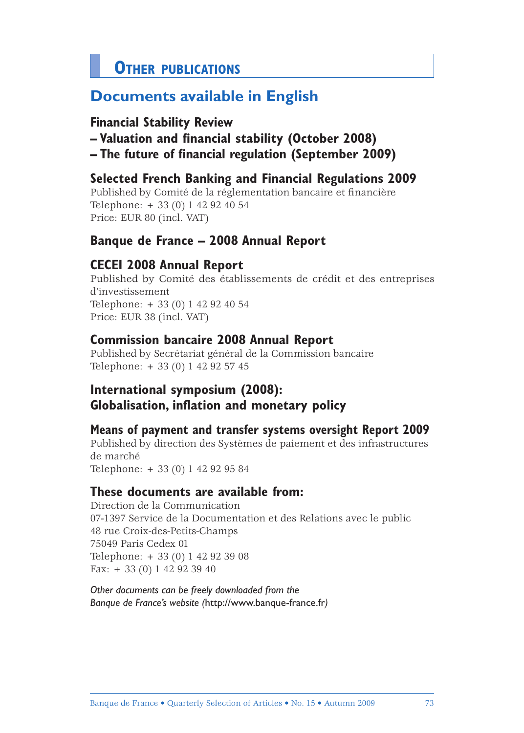# Other publications

## Documents available in English

### Financial Stability Review
### – Valuation and financial stability (October 2008)
### – The future of financial regulation (September 2009)

### Selected French Banking and Financial Regulations 2009

Published by Comité de la réglementation bancaire et financière
Telephone: + 33 (0) 1 42 92 40 54
Price: EUR 80 (incl. VAT)

### Banque de France – 2008 Annual Report

### CECEI 2008 Annual Report

Published by Comité des établissements de crédit et des entreprises d'investissement
Telephone: + 33 (0) 1 42 92 40 54
Price: EUR 38 (incl. VAT)

### Commission bancaire 2008 Annual Report

Published by Secrétariat général de la Commission bancaire
Telephone: + 33 (0) 1 42 92 57 45

### International symposium (2008): Globalisation, inflation and monetary policy

### Means of payment and transfer systems oversight Report 2009

Published by direction des Systèmes de paiement et des infrastructures de marché
Telephone: + 33 (0) 1 42 92 95 84

### These documents are available from:

Direction de la Communication
07-1397 Service de la Documentation et des Relations avec le public
48 rue Croix-des-Petits-Champs
75049 Paris Cedex 01
Telephone: + 33 (0) 1 42 92 39 08
Fax: + 33 (0) 1 42 92 39 40

*Other documents can be freely downloaded from the Banque de France's website (*http://www.banque-france.fr*)*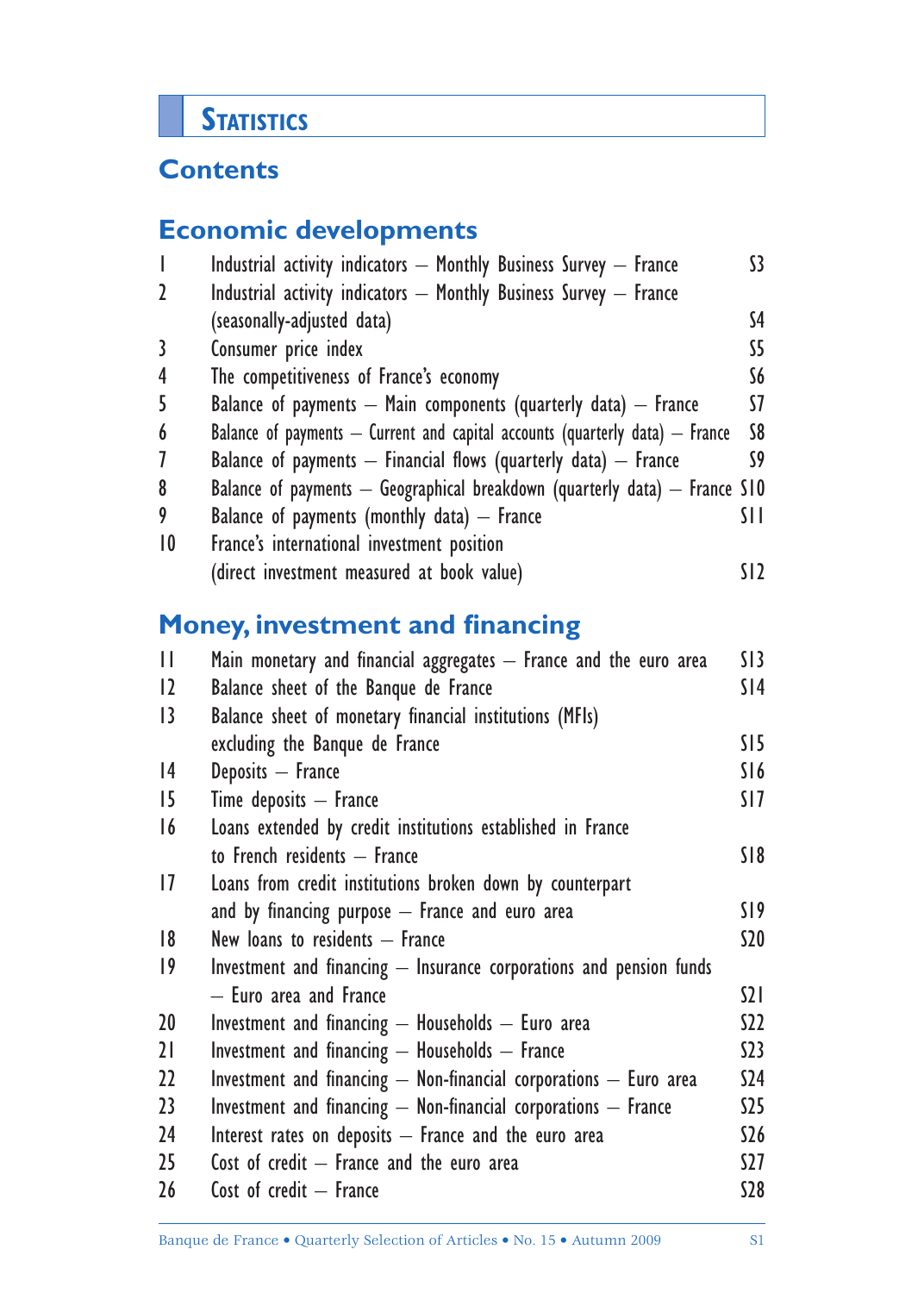# Statistics

## Contents

### Economic developments

| | | |
|---|---|---|
| 1 | Industrial activity indicators – Monthly Business Survey – France | S3 |
| 2 | Industrial activity indicators – Monthly Business Survey – France (seasonally-adjusted data) | S4 |
| 3 | Consumer price index | S5 |
| 4 | The competitiveness of France's economy | S6 |
| 5 | Balance of payments – Main components (quarterly data) – France | S7 |
| 6 | Balance of payments – Current and capital accounts (quarterly data) – France | S8 |
| 7 | Balance of payments – Financial flows (quarterly data) – France | S9 |
| 8 | Balance of payments – Geographical breakdown (quarterly data) – France | S10 |
| 9 | Balance of payments (monthly data) – France | S11 |
| 10 | France's international investment position (direct investment measured at book value) | S12 |

### Money, investment and financing

| | | |
|---|---|---|
| 11 | Main monetary and financial aggregates – France and the euro area | S13 |
| 12 | Balance sheet of the Banque de France | S14 |
| 13 | Balance sheet of monetary financial institutions (MFIs) excluding the Banque de France | S15 |
| 14 | Deposits – France | S16 |
| 15 | Time deposits – France | S17 |
| 16 | Loans extended by credit institutions established in France to French residents – France | S18 |
| 17 | Loans from credit institutions broken down by counterpart and by financing purpose – France and euro area | S19 |
| 18 | New loans to residents – France | S20 |
| 19 | Investment and financing – Insurance corporations and pension funds – Euro area and France | S21 |
| 20 | Investment and financing – Households – Euro area | S22 |
| 21 | Investment and financing – Households – France | S23 |
| 22 | Investment and financing – Non-financial corporations – Euro area | S24 |
| 23 | Investment and financing – Non-financial corporations – France | S25 |
| 24 | Interest rates on deposits – France and the euro area | S26 |
| 25 | Cost of credit – France and the euro area | S27 |
| 26 | Cost of credit – France | S28 |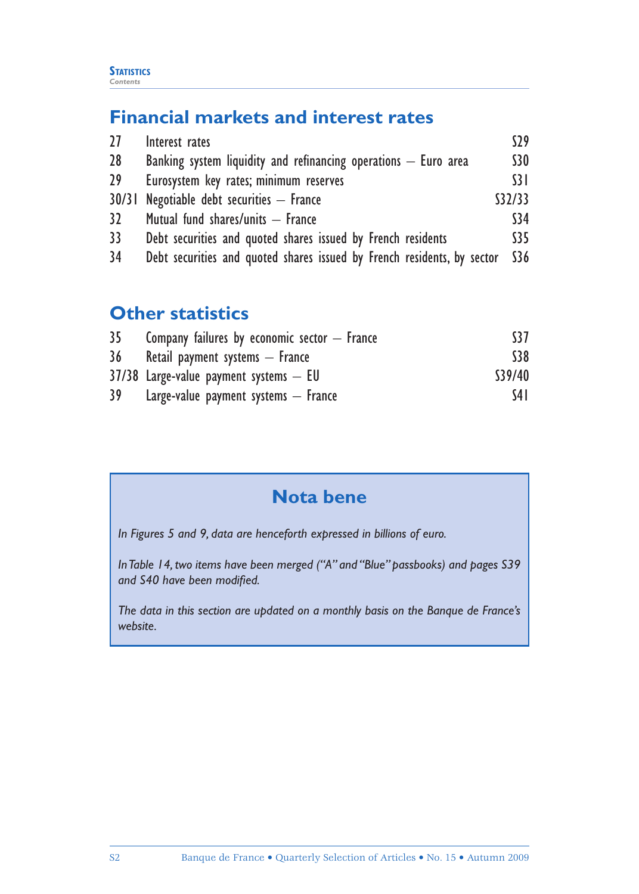## Financial markets and interest rates

| | | |
|---|---|---|
| 27 | Interest rates | S29 |
| 28 | Banking system liquidity and refinancing operations – Euro area | S30 |
| 29 | Eurosystem key rates; minimum reserves | S31 |
| 30/31 | Negotiable debt securities – France | S32/33 |
| 32 | Mutual fund shares/units – France | S34 |
| 33 | Debt securities and quoted shares issued by French residents | S35 |
| 34 | Debt securities and quoted shares issued by French residents, by sector | S36 |

## Other statistics

| | | |
|---|---|---|
| 35 | Company failures by economic sector – France | S37 |
| 36 | Retail payment systems – France | S38 |
| 37/38 | Large-value payment systems – EU | S39/40 |
| 39 | Large-value payment systems – France | S41 |

### Nota bene

*In Figures 5 and 9, data are henceforth expressed in billions of euro.*

*In Table 14, two items have been merged ("A" and "Blue" passbooks) and pages S39 and S40 have been modified.*

*The data in this section are updated on a monthly basis on the Banque de France's website.*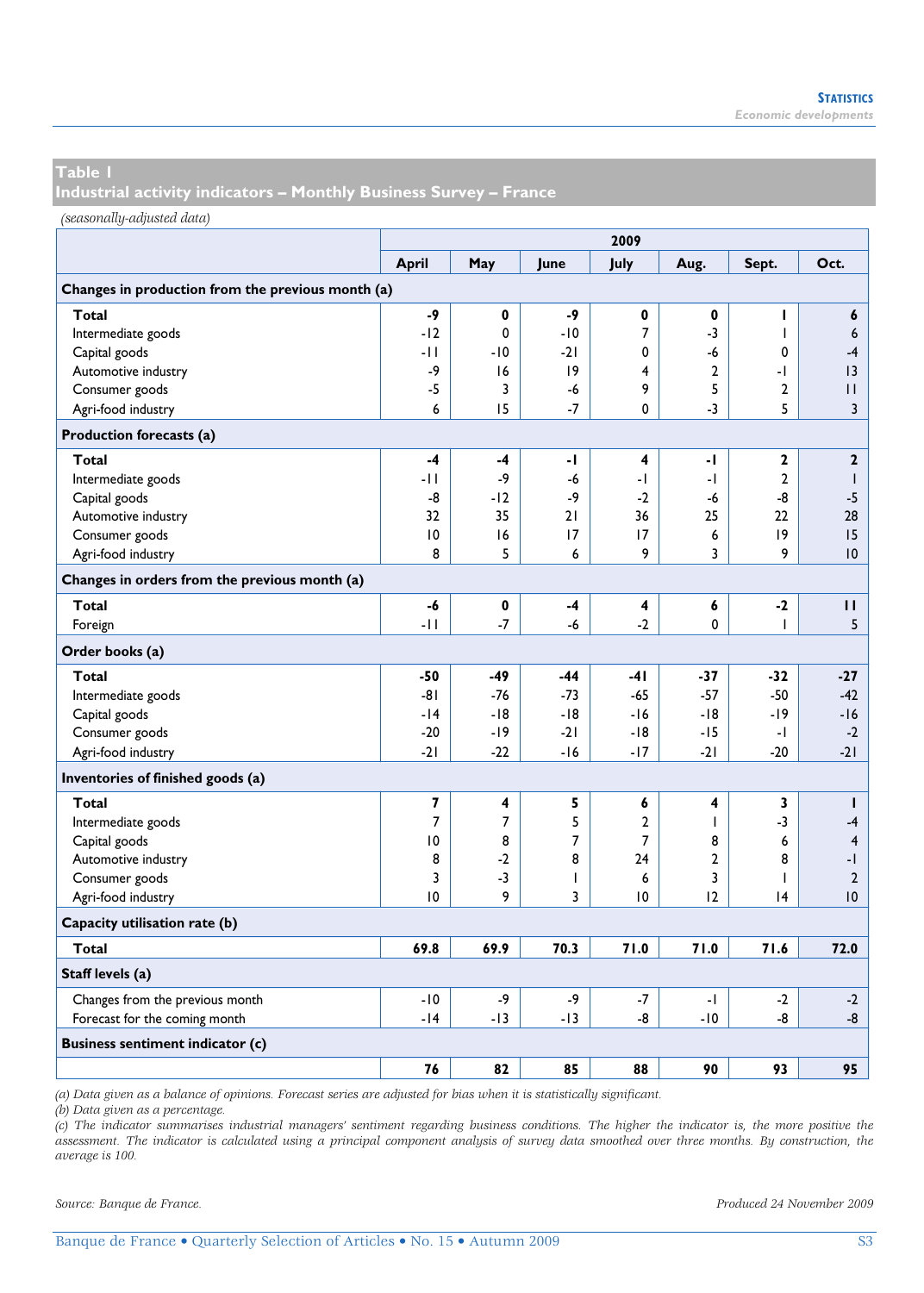## Table 1
## Industrial activity indicators – Monthly Business Survey – France

*(seasonally-adjusted data)*

| | 2009 | | | | | | |
|---|---|---|---|---|---|---|---|
| | April | May | June | July | Aug. | Sept. | Oct. |
| **Changes in production from the previous month (a)** | | | | | | | |
| **Total** | **-9** | **0** | **-9** | **0** | **0** | **1** | **6** |
| Intermediate goods | -12 | 0 | -10 | 7 | -3 | 1 | 6 |
| Capital goods | -11 | -10 | -21 | 0 | -6 | 0 | -4 |
| Automotive industry | -9 | 16 | 19 | 4 | 2 | -1 | 13 |
| Consumer goods | -5 | 3 | -6 | 9 | 5 | 2 | 11 |
| Agri-food industry | 6 | 15 | -7 | 0 | -3 | 5 | 3 |
| **Production forecasts (a)** | | | | | | | |
| **Total** | **-4** | **-4** | **-1** | **4** | **-1** | **2** | **2** |
| Intermediate goods | -11 | -9 | -6 | -1 | -1 | 2 | 1 |
| Capital goods | -8 | -12 | -9 | -2 | -6 | -8 | -5 |
| Automotive industry | 32 | 35 | 21 | 36 | 25 | 22 | 28 |
| Consumer goods | 10 | 16 | 17 | 17 | 6 | 19 | 15 |
| Agri-food industry | 8 | 5 | 6 | 9 | 3 | 9 | 10 |
| **Changes in orders from the previous month (a)** | | | | | | | |
| **Total** | **-6** | **0** | **-4** | **4** | **6** | **-2** | **11** |
| Foreign | -11 | -7 | -6 | -2 | 0 | 1 | 5 |
| **Order books (a)** | | | | | | | |
| **Total** | **-50** | **-49** | **-44** | **-41** | **-37** | **-32** | **-27** |
| Intermediate goods | -81 | -76 | -73 | -65 | -57 | -50 | -42 |
| Capital goods | -14 | -18 | -18 | -16 | -18 | -19 | -16 |
| Consumer goods | -20 | -19 | -21 | -18 | -15 | -1 | -2 |
| Agri-food industry | -21 | -22 | -16 | -17 | -21 | -20 | -21 |
| **Inventories of finished goods (a)** | | | | | | | |
| **Total** | **7** | **4** | **5** | **6** | **4** | **3** | **1** |
| Intermediate goods | 7 | 7 | 5 | 2 | 1 | -3 | -4 |
| Capital goods | 10 | 8 | 7 | 7 | 8 | 6 | 4 |
| Automotive industry | 8 | -2 | 8 | 24 | 2 | 8 | -1 |
| Consumer goods | 3 | -3 | 1 | 6 | 3 | 1 | 2 |
| Agri-food industry | 10 | 9 | 3 | 10 | 12 | 14 | 10 |
| **Capacity utilisation rate (b)** | | | | | | | |
| **Total** | **69.8** | **69.9** | **70.3** | **71.0** | **71.0** | **71.6** | **72.0** |
| **Staff levels (a)** | | | | | | | |
| Changes from the previous month | -10 | -9 | -9 | -7 | -1 | -2 | -2 |
| Forecast for the coming month | -14 | -13 | -13 | -8 | -10 | -8 | -8 |
| **Business sentiment indicator (c)** | | | | | | | |
| | **76** | **82** | **85** | **88** | **90** | **93** | **95** |

*(a) Data given as a balance of opinions. Forecast series are adjusted for bias when it is statistically significant.*
*(b) Data given as a percentage.*
*(c) The indicator summarises industrial managers' sentiment regarding business conditions. The higher the indicator is, the more positive the assessment. The indicator is calculated using a principal component analysis of survey data smoothed over three months. By construction, the average is 100.*

*Source: Banque de France.*

*Produced 24 November 2009*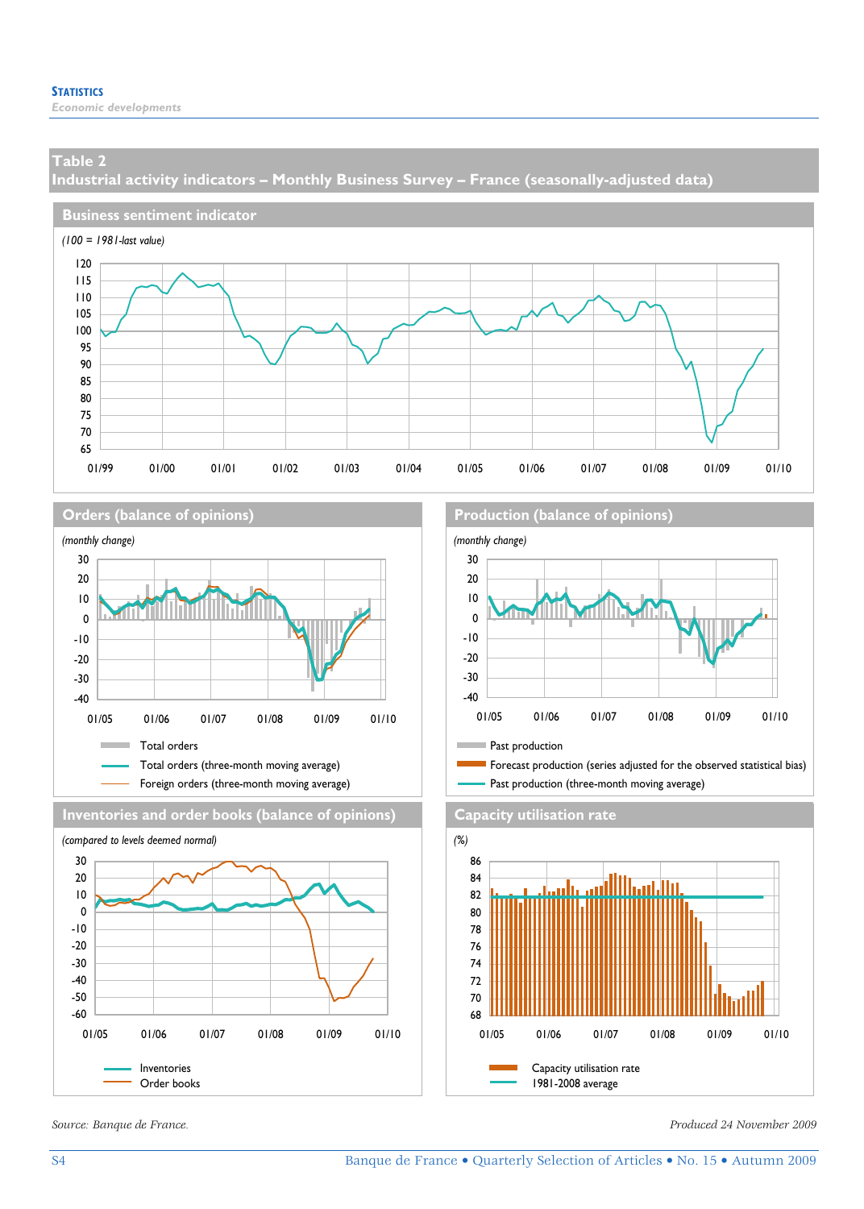## Table 2

## Industrial activity indicators – Monthly Business Survey – France (seasonally-adjusted data)

### Business sentiment indicator

*(100 = 1981-last value)*

120
115
110
105
100
95
90
85
80
75
70
65

01/99 01/00 01/01 01/02 01/03 01/04 01/05 01/06 01/07 01/08 01/09 01/10

### Orders (balance of opinions)

*(monthly change)*

30
20
10
0
-10
-20
-30
-40

01/05 01/06 01/07 01/08 01/09 01/10

Total orders
Total orders (three-month moving average)
Foreign orders (three-month moving average)

### Production (balance of opinions)

*(monthly change)*

30
20
10
0
-10
-20
-30
-40

01/05 01/06 01/07 01/08 01/09 01/10

Past production
Forecast production (series adjusted for the observed statistical bias)
Past production (three-month moving average)

### Inventories and order books (balance of opinions)

*(compared to levels deemed normal)*

30
20
10
0
-10
-20
-30
-40
-50
-60

01/05 01/06 01/07 01/08 01/09 01/10

Inventories
Order books

### Capacity utilisation rate

*(%)*

86
84
82
80
78
76
74
72
70
68

01/05 01/06 01/07 01/08 01/09 01/10

Capacity utilisation rate
1981-2008 average

*Source: Banque de France.*

*Produced 24 November 2009*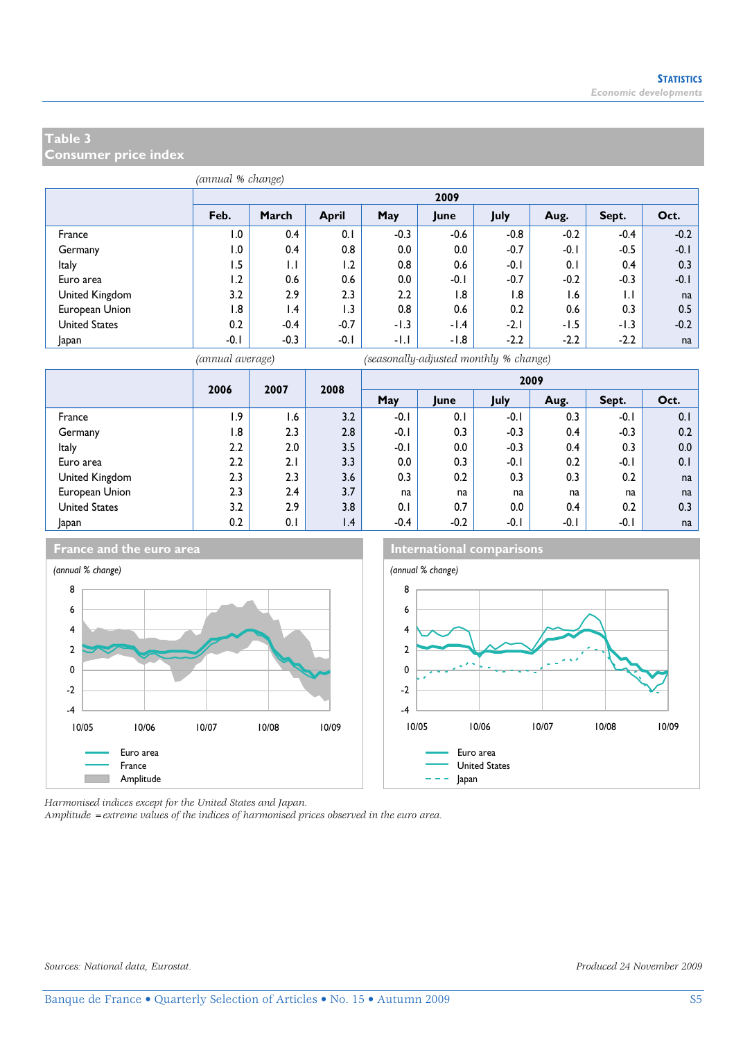## Table 3
## Consumer price index

*(annual % change)*

| | 2009 | | | | | | | | |
|---|---|---|---|---|---|---|---|---|---|
| | Feb. | March | April | May | June | July | Aug. | Sept. | Oct. |
| France | 1.0 | 0.4 | 0.1 | -0.3 | -0.6 | -0.8 | -0.2 | -0.4 | -0.2 |
| Germany | 1.0 | 0.4 | 0.8 | 0.0 | 0.0 | -0.7 | -0.1 | -0.5 | -0.1 |
| Italy | 1.5 | 1.1 | 1.2 | 0.8 | 0.6 | -0.1 | 0.1 | 0.4 | 0.3 |
| Euro area | 1.2 | 0.6 | 0.6 | 0.0 | -0.1 | -0.7 | -0.2 | -0.3 | -0.1 |
| United Kingdom | 3.2 | 2.9 | 2.3 | 2.2 | 1.8 | 1.8 | 1.6 | 1.1 | na |
| European Union | 1.8 | 1.4 | 1.3 | 0.8 | 0.6 | 0.2 | 0.6 | 0.3 | 0.5 |
| United States | 0.2 | -0.4 | -0.7 | -1.3 | -1.4 | -2.1 | -1.5 | -1.3 | -0.2 |
| Japan | -0.1 | -0.3 | -0.1 | -1.1 | -1.8 | -2.2 | -2.2 | -2.2 | na |

*(annual average)* *(seasonally-adjusted monthly % change)*

| | 2006 | 2007 | 2008 | 2009 | | | | | |
|---|---|---|---|---|---|---|---|---|---|
| | | | | May | June | July | Aug. | Sept. | Oct. |
| France | 1.9 | 1.6 | 3.2 | -0.1 | 0.1 | -0.1 | 0.3 | -0.1 | 0.1 |
| Germany | 1.8 | 2.3 | 2.8 | -0.1 | 0.3 | -0.3 | 0.4 | -0.3 | 0.2 |
| Italy | 2.2 | 2.0 | 3.5 | -0.1 | 0.0 | -0.3 | 0.4 | 0.3 | 0.0 |
| Euro area | 2.2 | 2.1 | 3.3 | 0.0 | 0.3 | -0.1 | 0.2 | -0.1 | 0.1 |
| United Kingdom | 2.3 | 2.3 | 3.6 | 0.3 | 0.2 | 0.3 | 0.3 | 0.2 | na |
| European Union | 2.3 | 2.4 | 3.7 | na | na | na | na | na | na |
| United States | 3.2 | 2.9 | 3.8 | 0.1 | 0.7 | 0.0 | 0.4 | 0.2 | 0.3 |
| Japan | 0.2 | 0.1 | 1.4 | -0.4 | -0.2 | -0.1 | -0.1 | -0.1 | na |

### France and the euro area

*(annual % change)*

Legend: Euro area; France; Amplitude

### International comparisons

*(annual % change)*

Legend: Euro area; United States; Japan

*Harmonised indices except for the United States and Japan.*
*Amplitude = extreme values of the indices of harmonised prices observed in the euro area.*

*Sources: National data, Eurostat.*

*Produced 24 November 2009*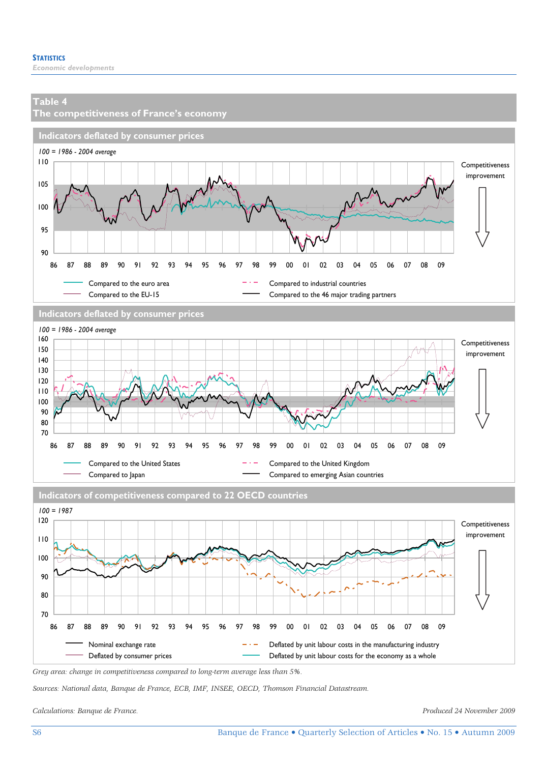## Table 4
## The competitiveness of France's economy

### Indicators deflated by consumer prices

*100 = 1986 - 2004 average*

110
105
100
95
90

86 87 88 89 90 91 92 93 94 95 96 97 98 99 00 01 02 03 04 05 06 07 08 09

Competitiveness improvement

Compared to the euro area
Compared to the EU-15
Compared to industrial countries
Compared to the 46 major trading partners

### Indicators deflated by consumer prices

*100 = 1986 - 2004 average*

160
150
140
130
120
110
100
90
80
70

86 87 88 89 90 91 92 93 94 95 96 97 98 99 00 01 02 03 04 05 06 07 08 09

Competitiveness improvement

Compared to the United States
Compared to Japan
Compared to the United Kingdom
Compared to emerging Asian countries

### Indicators of competitiveness compared to 22 OECD countries

*100 = 1987*

120
110
100
90
80
70

86 87 88 89 90 91 92 93 94 95 96 97 98 99 00 01 02 03 04 05 06 07 08 09

Competitiveness improvement

Nominal exchange rate
Deflated by consumer prices
Deflated by unit labour costs in the manufacturing industry
Deflated by unit labour costs for the economy as a whole

*Grey area: change in competitiveness compared to long-term average less than 5%.*

*Sources: National data, Banque de France, ECB, IMF, INSEE, OECD, Thomson Financial Datastream.*

*Calculations: Banque de France.*

*Produced 24 November 2009*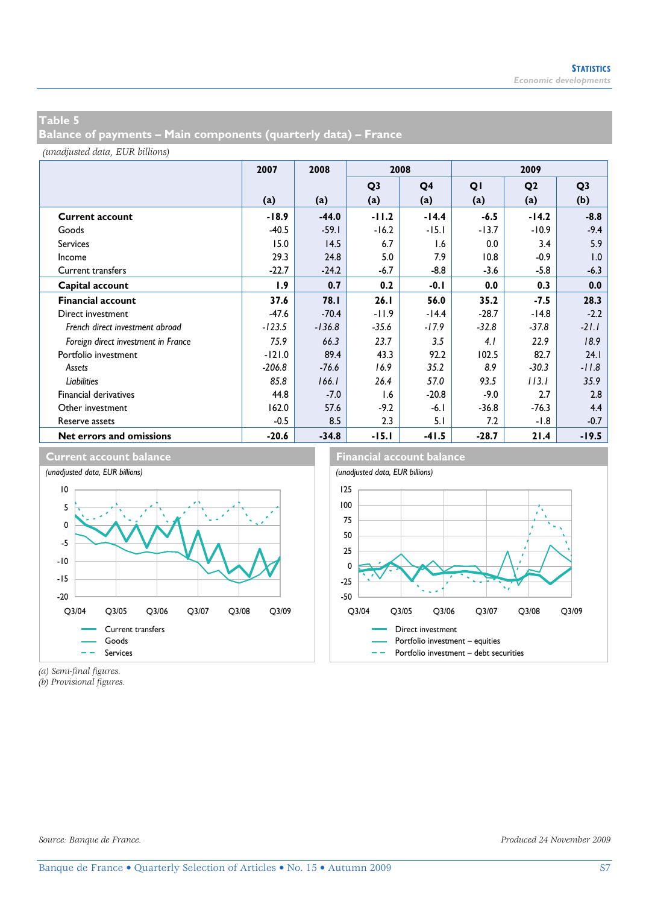## Table 5
## Balance of payments – Main components (quarterly data) – France

*(unadjusted data, EUR billions)*

| | 2007 | 2008 | 2008 | | 2009 | | |
|---|---|---|---|---|---|---|---|
| | | | Q3 | Q4 | Q1 | Q2 | Q3 |
| | (a) | (a) | (a) | (a) | (a) | (a) | (b) |
| **Current account** | **-18.9** | **-44.0** | **-11.2** | **-14.4** | **-6.5** | **-14.2** | **-8.8** |
| Goods | -40.5 | -59.1 | -16.2 | -15.1 | -13.7 | -10.9 | -9.4 |
| Services | 15.0 | 14.5 | 6.7 | 1.6 | 0.0 | 3.4 | 5.9 |
| Income | 29.3 | 24.8 | 5.0 | 7.9 | 10.8 | -0.9 | 1.0 |
| Current transfers | -22.7 | -24.2 | -6.7 | -8.8 | -3.6 | -5.8 | -6.3 |
| **Capital account** | **1.9** | **0.7** | **0.2** | **-0.1** | **0.0** | **0.3** | **0.0** |
| **Financial account** | **37.6** | **78.1** | **26.1** | **56.0** | **35.2** | **-7.5** | **28.3** |
| Direct investment | -47.6 | -70.4 | -11.9 | -14.4 | -28.7 | -14.8 | -2.2 |
| *French direct investment abroad* | *-123.5* | *-136.8* | *-35.6* | *-17.9* | *-32.8* | *-37.8* | *-21.1* |
| *Foreign direct investment in France* | *75.9* | *66.3* | *23.7* | *3.5* | *4.1* | *22.9* | *18.9* |
| Portfolio investment | -121.0 | 89.4 | 43.3 | 92.2 | 102.5 | 82.7 | 24.1 |
| *Assets* | *-206.8* | *-76.6* | *16.9* | *35.2* | *8.9* | *-30.3* | *-11.8* |
| *Liabilities* | *85.8* | *166.1* | *26.4* | *57.0* | *93.5* | *113.1* | *35.9* |
| Financial derivatives | 44.8 | -7.0 | 1.6 | -20.8 | -9.0 | 2.7 | 2.8 |
| Other investment | 162.0 | 57.6 | -9.2 | -6.1 | -36.8 | -76.3 | 4.4 |
| Reserve assets | -0.5 | 8.5 | 2.3 | 5.1 | 7.2 | -1.8 | -0.7 |
| **Net errors and omissions** | **-20.6** | **-34.8** | **-15.1** | **-41.5** | **-28.7** | **21.4** | **-19.5** |

### Current account balance

*(unadjusted data, EUR billions)*

Legend: Current transfers; Goods; Services

### Financial account balance

*(unadjusted data, EUR billions)*

Legend: Direct investment; Portfolio investment – equities; Portfolio investment – debt securities

*(a) Semi-final figures.*
*(b) Provisional figures.*

*Source: Banque de France.*

*Produced 24 November 2009*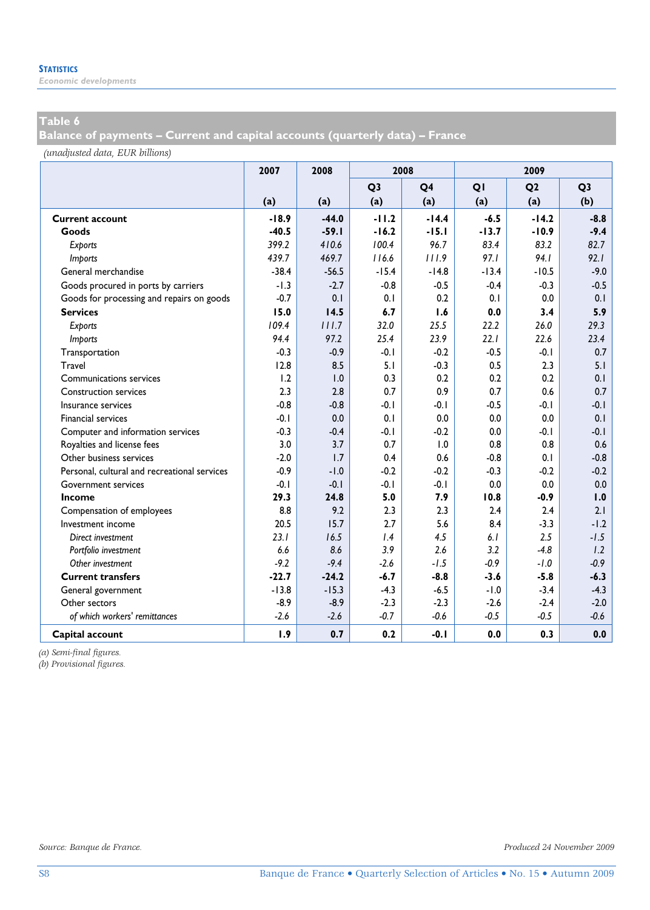## Table 6

**Balance of payments – Current and capital accounts (quarterly data) – France**

*(unadjusted data, EUR billions)*

| | 2007 | 2008 | 2008 | | 2009 | | |
|---|---|---|---|---|---|---|---|
| | | | Q3 | Q4 | Q1 | Q2 | Q3 |
| | (a) | (a) | (a) | (a) | (a) | (a) | (b) |
| **Current account** | **-18.9** | **-44.0** | **-11.2** | **-14.4** | **-6.5** | **-14.2** | **-8.8** |
| **Goods** | **-40.5** | **-59.1** | **-16.2** | **-15.1** | **-13.7** | **-10.9** | **-9.4** |
| *Exports* | *399.2* | *410.6* | *100.4* | *96.7* | *83.4* | *83.2* | *82.7* |
| *Imports* | *439.7* | *469.7* | *116.6* | *111.9* | *97.1* | *94.1* | *92.1* |
| General merchandise | -38.4 | -56.5 | -15.4 | -14.8 | -13.4 | -10.5 | -9.0 |
| Goods procured in ports by carriers | -1.3 | -2.7 | -0.8 | -0.5 | -0.4 | -0.3 | -0.5 |
| Goods for processing and repairs on goods | -0.7 | 0.1 | 0.1 | 0.2 | 0.1 | 0.0 | 0.1 |
| **Services** | **15.0** | **14.5** | **6.7** | **1.6** | **0.0** | **3.4** | **5.9** |
| *Exports* | *109.4* | *111.7* | *32.0* | *25.5* | *22.2* | *26.0* | *29.3* |
| *Imports* | *94.4* | *97.2* | *25.4* | *23.9* | *22.1* | *22.6* | *23.4* |
| Transportation | -0.3 | -0.9 | -0.1 | -0.2 | -0.5 | -0.1 | 0.7 |
| Travel | 12.8 | 8.5 | 5.1 | -0.3 | 0.5 | 2.3 | 5.1 |
| Communications services | 1.2 | 1.0 | 0.3 | 0.2 | 0.2 | 0.2 | 0.1 |
| Construction services | 2.3 | 2.8 | 0.7 | 0.9 | 0.7 | 0.6 | 0.7 |
| Insurance services | -0.8 | -0.8 | -0.1 | -0.1 | -0.5 | -0.1 | -0.1 |
| Financial services | -0.1 | 0.0 | 0.1 | 0.0 | 0.0 | 0.0 | 0.1 |
| Computer and information services | -0.3 | -0.4 | -0.1 | -0.2 | 0.0 | -0.1 | -0.1 |
| Royalties and license fees | 3.0 | 3.7 | 0.7 | 1.0 | 0.8 | 0.8 | 0.6 |
| Other business services | -2.0 | 1.7 | 0.4 | 0.6 | -0.8 | 0.1 | -0.8 |
| Personal, cultural and recreational services | -0.9 | -1.0 | -0.2 | -0.2 | -0.3 | -0.2 | -0.2 |
| Government services | -0.1 | -0.1 | -0.1 | -0.1 | 0.0 | 0.0 | 0.0 |
| **Income** | **29.3** | **24.8** | **5.0** | **7.9** | **10.8** | **-0.9** | **1.0** |
| Compensation of employees | 8.8 | 9.2 | 2.3 | 2.3 | 2.4 | 2.4 | 2.1 |
| Investment income | 20.5 | 15.7 | 2.7 | 5.6 | 8.4 | -3.3 | -1.2 |
| *Direct investment* | *23.1* | *16.5* | *1.4* | *4.5* | *6.1* | *2.5* | *-1.5* |
| *Portfolio investment* | *6.6* | *8.6* | *3.9* | *2.6* | *3.2* | *-4.8* | *1.2* |
| *Other investment* | *-9.2* | *-9.4* | *-2.6* | *-1.5* | *-0.9* | *-1.0* | *-0.9* |
| **Current transfers** | **-22.7** | **-24.2** | **-6.7** | **-8.8** | **-3.6** | **-5.8** | **-6.3** |
| General government | -13.8 | -15.3 | -4.3 | -6.5 | -1.0 | -3.4 | -4.3 |
| Other sectors | -8.9 | -8.9 | -2.3 | -2.3 | -2.6 | -2.4 | -2.0 |
| *of which workers' remittances* | *-2.6* | *-2.6* | *-0.7* | *-0.6* | *-0.5* | *-0.5* | *-0.6* |
| **Capital account** | **1.9** | **0.7** | **0.2** | **-0.1** | **0.0** | **0.3** | **0.0** |

*(a) Semi-final figures.*
*(b) Provisional figures.*

*Source: Banque de France.*

*Produced 24 November 2009*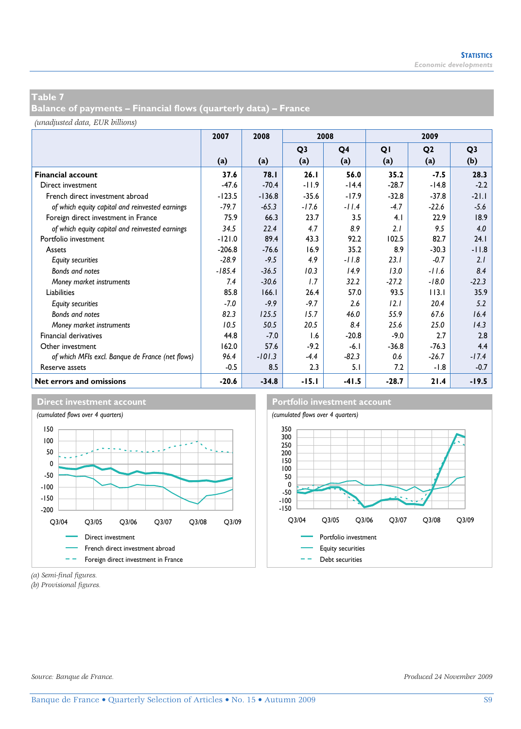## Table 7
## Balance of payments – Financial flows (quarterly data) – France

*(unadjusted data, EUR billions)*

| | 2007 | 2008 | 2008 | | 2009 | | |
|---|---|---|---|---|---|---|---|
| | | | Q3 | Q4 | Q1 | Q2 | Q3 |
| | (a) | (a) | (a) | (a) | (a) | (a) | (b) |
| **Financial account** | **37.6** | **78.1** | **26.1** | **56.0** | **35.2** | **-7.5** | **28.3** |
| Direct investment | -47.6 | -70.4 | -11.9 | -14.4 | -28.7 | -14.8 | -2.2 |
| French direct investment abroad | -123.5 | -136.8 | -35.6 | -17.9 | -32.8 | -37.8 | -21.1 |
| *of which equity capital and reinvested earnings* | *-79.7* | *-65.3* | *-17.6* | *-11.4* | *-4.7* | *-22.6* | *-5.6* |
| Foreign direct investment in France | 75.9 | 66.3 | 23.7 | 3.5 | 4.1 | 22.9 | 18.9 |
| *of which equity capital and reinvested earnings* | *34.5* | *22.4* | *4.7* | *8.9* | *2.1* | *9.5* | *4.0* |
| Portfolio investment | -121.0 | 89.4 | 43.3 | 92.2 | 102.5 | 82.7 | 24.1 |
| Assets | -206.8 | -76.6 | 16.9 | 35.2 | 8.9 | -30.3 | -11.8 |
| *Equity securities* | *-28.9* | *-9.5* | *4.9* | *-11.8* | *23.1* | *-0.7* | *2.1* |
| *Bonds and notes* | *-185.4* | *-36.5* | *10.3* | *14.9* | *13.0* | *-11.6* | *8.4* |
| *Money market instruments* | *7.4* | *-30.6* | *1.7* | *32.2* | *-27.2* | *-18.0* | *-22.3* |
| Liabilities | 85.8 | 166.1 | 26.4 | 57.0 | 93.5 | 113.1 | 35.9 |
| *Equity securities* | *-7.0* | *-9.9* | *-9.7* | *2.6* | *12.1* | *20.4* | *5.2* |
| *Bonds and notes* | *82.3* | *125.5* | *15.7* | *46.0* | *55.9* | *67.6* | *16.4* |
| *Money market instruments* | *10.5* | *50.5* | *20.5* | *8.4* | *25.6* | *25.0* | *14.3* |
| Financial derivatives | 44.8 | -7.0 | 1.6 | -20.8 | -9.0 | 2.7 | 2.8 |
| Other investment | 162.0 | 57.6 | -9.2 | -6.1 | -36.8 | -76.3 | 4.4 |
| *of which MFIs excl. Banque de France (net flows)* | *96.4* | *-101.3* | *-4.4* | *-82.3* | *0.6* | *-26.7* | *-17.4* |
| Reserve assets | -0.5 | 8.5 | 2.3 | 5.1 | 7.2 | -1.8 | -0.7 |
| **Net errors and omissions** | **-20.6** | **-34.8** | **-15.1** | **-41.5** | **-28.7** | **21.4** | **-19.5** |

### Direct investment account

*(cumulated flows over 4 quarters)*

Legend: Direct investment; French direct investment abroad; Foreign direct investment in France

### Portfolio investment account

*(cumulated flows over 4 quarters)*

Legend: Portfolio investment; Equity securities; Debt securities

*(a) Semi-final figures.*
*(b) Provisional figures.*

*Source: Banque de France.*

*Produced 24 November 2009*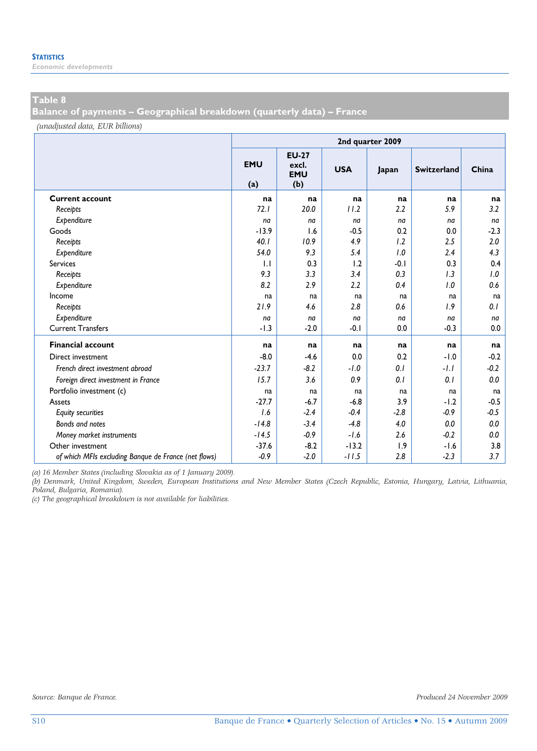## Table 8
## Balance of payments – Geographical breakdown (quarterly data) – France

*(unadjusted data, EUR billions)*

| | 2nd quarter 2009 | | | | | |
|---|---|---|---|---|---|---|
| | EMU (a) | EU-27 excl. EMU (b) | USA | Japan | Switzerland | China |
| **Current account** | **na** | **na** | **na** | **na** | **na** | **na** |
| *Receipts* | *72.1* | *20.0* | *11.2* | *2.2* | *5.9* | *3.2* |
| *Expenditure* | *na* | *na* | *na* | *na* | *na* | *na* |
| Goods | -13.9 | 1.6 | -0.5 | 0.2 | 0.0 | -2.3 |
| *Receipts* | *40.1* | *10.9* | *4.9* | *1.2* | *2.5* | *2.0* |
| *Expenditure* | *54.0* | *9.3* | *5.4* | *1.0* | *2.4* | *4.3* |
| Services | 1.1 | 0.3 | 1.2 | -0.1 | 0.3 | 0.4 |
| *Receipts* | *9.3* | *3.3* | *3.4* | *0.3* | *1.3* | *1.0* |
| *Expenditure* | *8.2* | *2.9* | *2.2* | *0.4* | *1.0* | *0.6* |
| Income | na | na | na | na | na | na |
| *Receipts* | *21.9* | *4.6* | *2.8* | *0.6* | *1.9* | *0.1* |
| *Expenditure* | *na* | *na* | *na* | *na* | *na* | *na* |
| Current Transfers | -1.3 | -2.0 | -0.1 | 0.0 | -0.3 | 0.0 |
| **Financial account** | **na** | **na** | **na** | **na** | **na** | **na** |
| Direct investment | -8.0 | -4.6 | 0.0 | 0.2 | -1.0 | -0.2 |
| *French direct investment abroad* | *-23.7* | *-8.2* | *-1.0* | *0.1* | *-1.1* | *-0.2* |
| *Foreign direct investment in France* | *15.7* | *3.6* | *0.9* | *0.1* | *0.1* | *0.0* |
| Portfolio investment (c) | na | na | na | na | na | na |
| Assets | -27.7 | -6.7 | -6.8 | 3.9 | -1.2 | -0.5 |
| *Equity securities* | *1.6* | *-2.4* | *-0.4* | *-2.8* | *-0.9* | *-0.5* |
| *Bonds and notes* | *-14.8* | *-3.4* | *-4.8* | *4.0* | *0.0* | *0.0* |
| *Money market instruments* | *-14.5* | *-0.9* | *-1.6* | *2.6* | *-0.2* | *0.0* |
| Other investment | -37.6 | -8.2 | -13.2 | 1.9 | -1.6 | 3.8 |
| *of which MFIs excluding Banque de France (net flows)* | *-0.9* | *-2.0* | *-11.5* | *2.8* | *-2.3* | *3.7* |

*(a) 16 Member States (including Slovakia as of 1 January 2009).*
*(b) Denmark, United Kingdom, Sweden, European Institutions and New Member States (Czech Republic, Estonia, Hungary, Latvia, Lithuania, Poland, Bulgaria, Romania).*
*(c) The geographical breakdown is not available for liabilities.*

*Source: Banque de France.* *Produced 24 November 2009*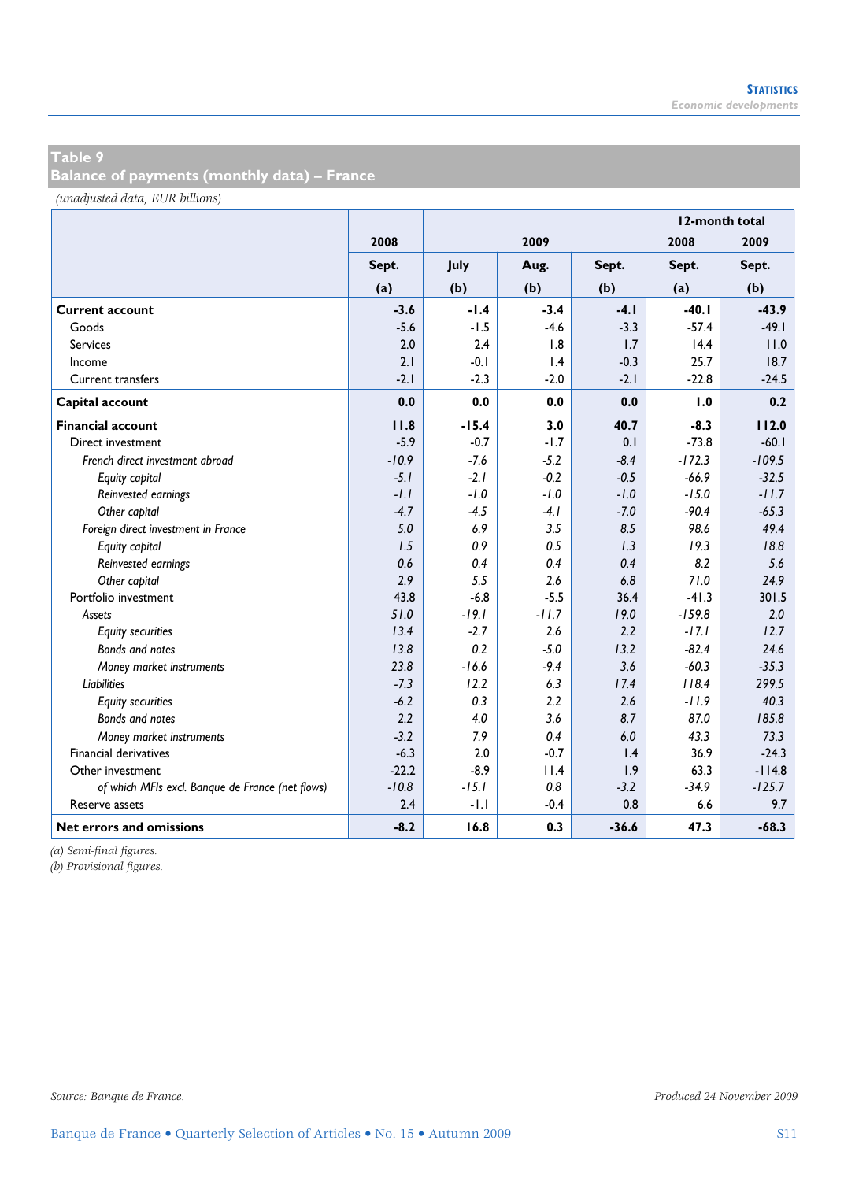## Table 9
## Balance of payments (monthly data) – France

*(unadjusted data, EUR billions)*

| | 2008 | 2009 | | | 12-month total | |
|---|---|---|---|---|---|---|
| | | | | | 2008 | 2009 |
| | Sept. | July | Aug. | Sept. | Sept. | Sept. |
| | (a) | (b) | (b) | (b) | (a) | (b) |
| **Current account** | **-3.6** | **-1.4** | **-3.4** | **-4.1** | **-40.1** | **-43.9** |
| Goods | -5.6 | -1.5 | -4.6 | -3.3 | -57.4 | -49.1 |
| Services | 2.0 | 2.4 | 1.8 | 1.7 | 14.4 | 11.0 |
| Income | 2.1 | -0.1 | 1.4 | -0.3 | 25.7 | 18.7 |
| Current transfers | -2.1 | -2.3 | -2.0 | -2.1 | -22.8 | -24.5 |
| **Capital account** | **0.0** | **0.0** | **0.0** | **0.0** | **1.0** | **0.2** |
| **Financial account** | **11.8** | **-15.4** | **3.0** | **40.7** | **-8.3** | **112.0** |
| Direct investment | -5.9 | -0.7 | -1.7 | 0.1 | -73.8 | -60.1 |
| *French direct investment abroad* | *-10.9* | *-7.6* | *-5.2* | *-8.4* | *-172.3* | *-109.5* |
| *Equity capital* | *-5.1* | *-2.1* | *-0.2* | *-0.5* | *-66.9* | *-32.5* |
| *Reinvested earnings* | *-1.1* | *-1.0* | *-1.0* | *-1.0* | *-15.0* | *-11.7* |
| *Other capital* | *-4.7* | *-4.5* | *-4.1* | *-7.0* | *-90.4* | *-65.3* |
| *Foreign direct investment in France* | *5.0* | *6.9* | *3.5* | *8.5* | *98.6* | *49.4* |
| *Equity capital* | *1.5* | *0.9* | *0.5* | *1.3* | *19.3* | *18.8* |
| *Reinvested earnings* | *0.6* | *0.4* | *0.4* | *0.4* | *8.2* | *5.6* |
| *Other capital* | *2.9* | *5.5* | *2.6* | *6.8* | *71.0* | *24.9* |
| Portfolio investment | 43.8 | -6.8 | -5.5 | 36.4 | -41.3 | 301.5 |
| *Assets* | *51.0* | *-19.1* | *-11.7* | *19.0* | *-159.8* | *2.0* |
| *Equity securities* | *13.4* | *-2.7* | *2.6* | *2.2* | *-17.1* | *12.7* |
| *Bonds and notes* | *13.8* | *0.2* | *-5.0* | *13.2* | *-82.4* | *24.6* |
| *Money market instruments* | *23.8* | *-16.6* | *-9.4* | *3.6* | *-60.3* | *-35.3* |
| *Liabilities* | *-7.3* | *12.2* | *6.3* | *17.4* | *118.4* | *299.5* |
| *Equity securities* | *-6.2* | *0.3* | *2.2* | *2.6* | *-11.9* | *40.3* |
| *Bonds and notes* | *2.2* | *4.0* | *3.6* | *8.7* | *87.0* | *185.8* |
| *Money market instruments* | *-3.2* | *7.9* | *0.4* | *6.0* | *43.3* | *73.3* |
| Financial derivatives | -6.3 | 2.0 | -0.7 | 1.4 | 36.9 | -24.3 |
| Other investment | -22.2 | -8.9 | 11.4 | 1.9 | 63.3 | -114.8 |
| *of which MFIs excl. Banque de France (net flows)* | *-10.8* | *-15.1* | *0.8* | *-3.2* | *-34.9* | *-125.7* |
| Reserve assets | 2.4 | -1.1 | -0.4 | 0.8 | 6.6 | 9.7 |
| **Net errors and omissions** | **-8.2** | **16.8** | **0.3** | **-36.6** | **47.3** | **-68.3** |

*(a) Semi-final figures.*
*(b) Provisional figures.*

*Source: Banque de France.*

*Produced 24 November 2009*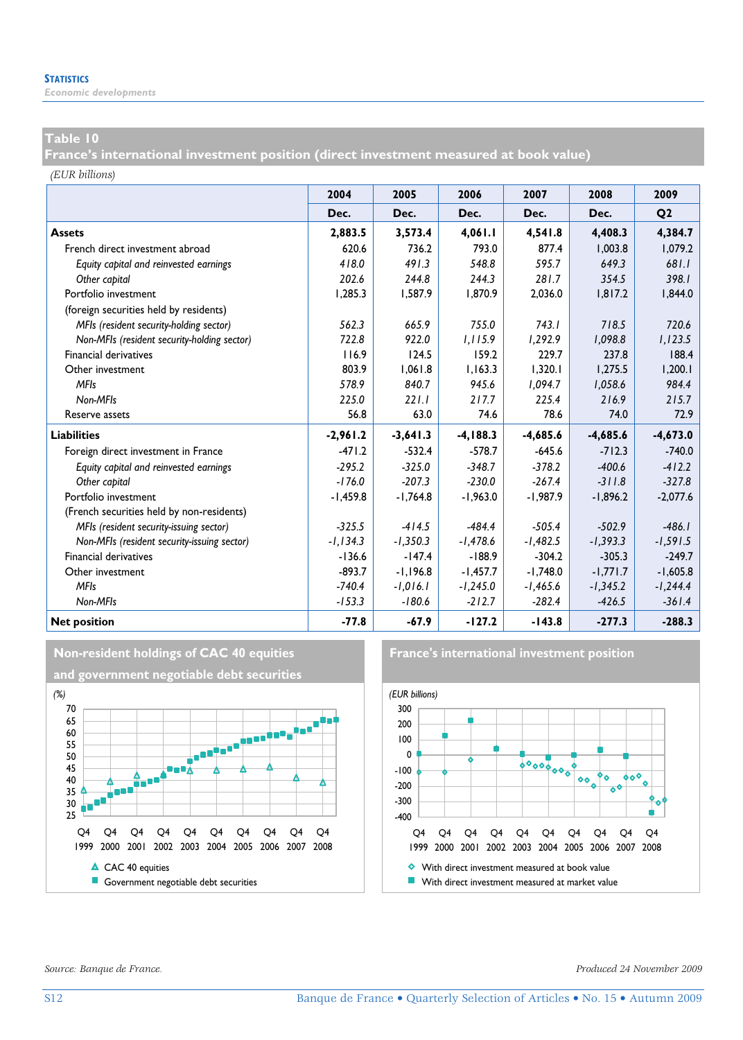## Table 10
## France's international investment position (direct investment measured at book value)

(EUR billions)

| | 2004 | 2005 | 2006 | 2007 | 2008 | 2009 |
|---|---|---|---|---|---|---|
| | Dec. | Dec. | Dec. | Dec. | Dec. | Q2 |
| **Assets** | **2,883.5** | **3,573.4** | **4,061.1** | **4,541.8** | **4,408.3** | **4,384.7** |
| French direct investment abroad | 620.6 | 736.2 | 793.0 | 877.4 | 1,003.8 | 1,079.2 |
| *Equity capital and reinvested earnings* | *418.0* | *491.3* | *548.8* | *595.7* | *649.3* | *681.1* |
| *Other capital* | *202.6* | *244.8* | *244.3* | *281.7* | *354.5* | *398.1* |
| Portfolio investment | 1,285.3 | 1,587.9 | 1,870.9 | 2,036.0 | 1,817.2 | 1,844.0 |
| (foreign securities held by residents) | | | | | | |
| *MFIs (resident security-holding sector)* | *562.3* | *665.9* | *755.0* | *743.1* | *718.5* | *720.6* |
| *Non-MFIs (resident security-holding sector)* | *722.8* | *922.0* | *1,115.9* | *1,292.9* | *1,098.8* | *1,123.5* |
| Financial derivatives | 116.9 | 124.5 | 159.2 | 229.7 | 237.8 | 188.4 |
| Other investment | 803.9 | 1,061.8 | 1,163.3 | 1,320.1 | 1,275.5 | 1,200.1 |
| *MFIs* | *578.9* | *840.7* | *945.6* | *1,094.7* | *1,058.6* | *984.4* |
| *Non-MFIs* | *225.0* | *221.1* | *217.7* | *225.4* | *216.9* | *215.7* |
| Reserve assets | 56.8 | 63.0 | 74.6 | 78.6 | 74.0 | 72.9 |
| **Liabilities** | **-2,961.2** | **-3,641.3** | **-4,188.3** | **-4,685.6** | **-4,685.6** | **-4,673.0** |
| Foreign direct investment in France | -471.2 | -532.4 | -578.7 | -645.6 | -712.3 | -740.0 |
| *Equity capital and reinvested earnings* | *-295.2* | *-325.0* | *-348.7* | *-378.2* | *-400.6* | *-412.2* |
| *Other capital* | *-176.0* | *-207.3* | *-230.0* | *-267.4* | *-311.8* | *-327.8* |
| Portfolio investment | -1,459.8 | -1,764.8 | -1,963.0 | -1,987.9 | -1,896.2 | -2,077.6 |
| (French securities held by non-residents) | | | | | | |
| *MFIs (resident security-issuing sector)* | *-325.5* | *-414.5* | *-484.4* | *-505.4* | *-502.9* | *-486.1* |
| *Non-MFIs (resident security-issuing sector)* | *-1,134.3* | *-1,350.3* | *-1,478.6* | *-1,482.5* | *-1,393.3* | *-1,591.5* |
| Financial derivatives | -136.6 | -147.4 | -188.9 | -304.2 | -305.3 | -249.7 |
| Other investment | -893.7 | -1,196.8 | -1,457.7 | -1,748.0 | -1,771.7 | -1,605.8 |
| *MFIs* | *-740.4* | *-1,016.1* | *-1,245.0* | *-1,465.6* | *-1,345.2* | *-1,244.4* |
| *Non-MFIs* | *-153.3* | *-180.6* | *-212.7* | *-282.4* | *-426.5* | *-361.4* |
| **Net position** | **-77.8** | **-67.9** | **-127.2** | **-143.8** | **-277.3** | **-288.3** |

### Non-resident holdings of CAC 40 equities and government negotiable debt securities

(%)

Legend: CAC 40 equities; Government negotiable debt securities

### France's international investment position

(EUR billions)

Legend: With direct investment measured at book value; With direct investment measured at market value

Source: Banque de France.

Produced 24 November 2009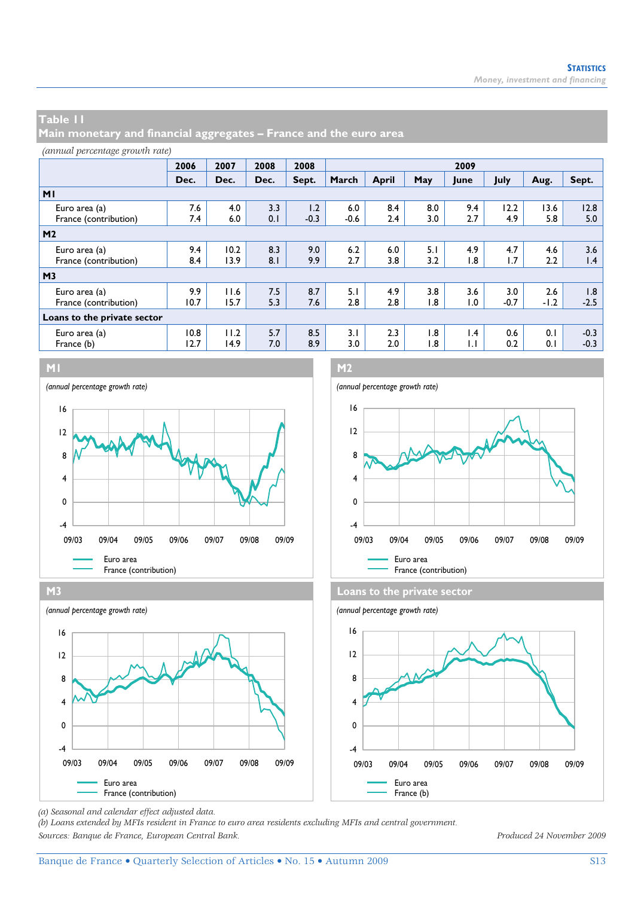## Table 11
## Main monetary and financial aggregates – France and the euro area

*(annual percentage growth rate)*

| | 2006 | 2007 | 2008 | 2008 | 2009 | | | | | | |
|---|---|---|---|---|---|---|---|---|---|---|---|
| | Dec. | Dec. | Dec. | Sept. | March | April | May | June | July | Aug. | Sept. |
| **M1** | | | | | | | | | | | |
| Euro area (a) | 7.6 | 4.0 | 3.3 | 1.2 | 6.0 | 8.4 | 8.0 | 9.4 | 12.2 | 13.6 | 12.8 |
| France (contribution) | 7.4 | 6.0 | 0.1 | -0.3 | -0.6 | 2.4 | 3.0 | 2.7 | 4.9 | 5.8 | 5.0 |
| **M2** | | | | | | | | | | | |
| Euro area (a) | 9.4 | 10.2 | 8.3 | 9.0 | 6.2 | 6.0 | 5.1 | 4.9 | 4.7 | 4.6 | 3.6 |
| France (contribution) | 8.4 | 13.9 | 8.1 | 9.9 | 2.7 | 3.8 | 3.2 | 1.8 | 1.7 | 2.2 | 1.4 |
| **M3** | | | | | | | | | | | |
| Euro area (a) | 9.9 | 11.6 | 7.5 | 8.7 | 5.1 | 4.9 | 3.8 | 3.6 | 3.0 | 2.6 | 1.8 |
| France (contribution) | 10.7 | 15.7 | 5.3 | 7.6 | 2.8 | 2.8 | 1.8 | 1.0 | -0.7 | -1.2 | -2.5 |
| **Loans to the private sector** | | | | | | | | | | | |
| Euro area (a) | 10.8 | 11.2 | 5.7 | 8.5 | 3.1 | 2.3 | 1.8 | 1.4 | 0.6 | 0.1 | -0.3 |
| France (b) | 12.7 | 14.9 | 7.0 | 8.9 | 3.0 | 2.0 | 1.8 | 1.1 | 0.2 | 0.1 | -0.3 |

**M1**

*(annual percentage growth rate)*

Euro area
France (contribution)

**M2**

*(annual percentage growth rate)*

Euro area
France (contribution)

**M3**

*(annual percentage growth rate)*

Euro area
France (contribution)

**Loans to the private sector**

*(annual percentage growth rate)*

Euro area
France (b)

*(a) Seasonal and calendar effect adjusted data.*
*(b) Loans extended by MFIs resident in France to euro area residents excluding MFIs and central government.*
*Sources: Banque de France, European Central Bank.*

*Produced 24 November 2009*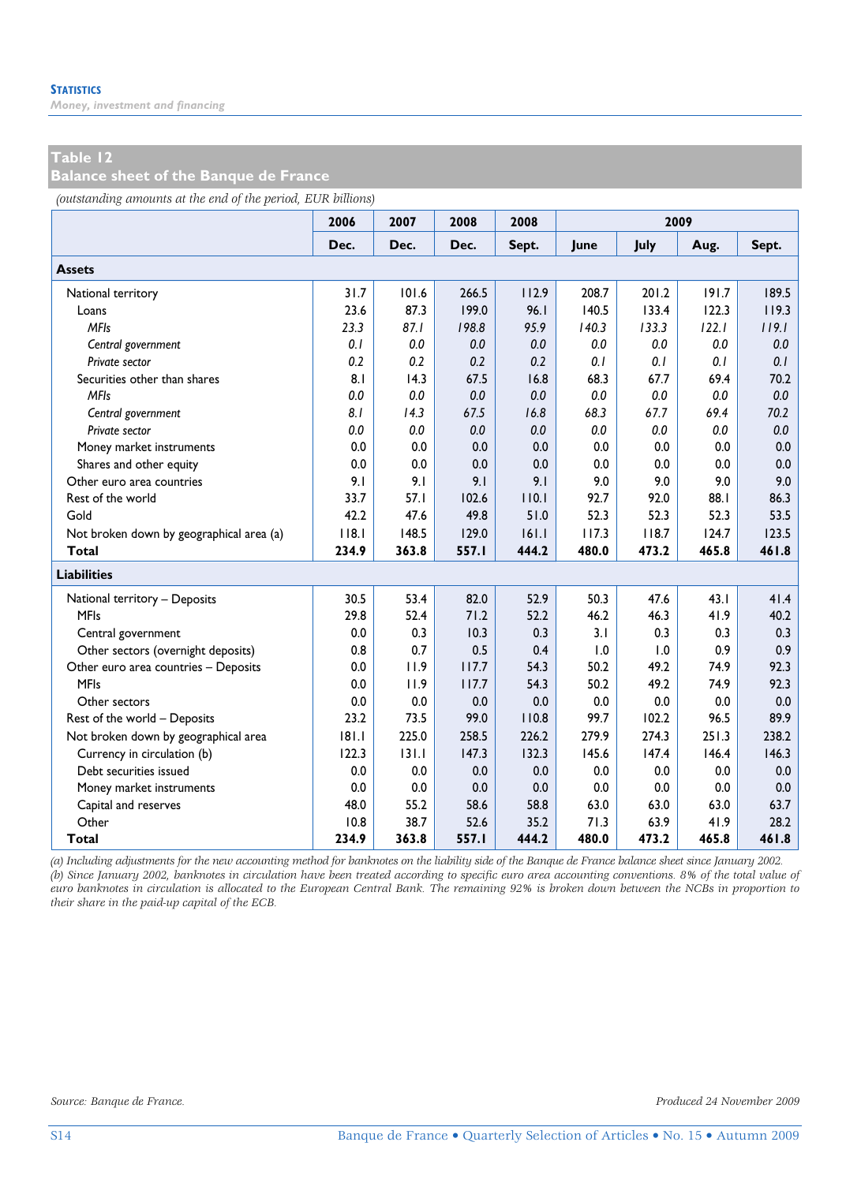## Table 12
## Balance sheet of the Banque de France

*(outstanding amounts at the end of the period, EUR billions)*

| | 2006 | 2007 | 2008 | 2008 | 2009 | | | |
|---|---|---|---|---|---|---|---|---|
| | Dec. | Dec. | Dec. | Sept. | June | July | Aug. | Sept. |
| **Assets** | | | | | | | | |
| National territory | 31.7 | 101.6 | 266.5 | 112.9 | 208.7 | 201.2 | 191.7 | 189.5 |
| Loans | 23.6 | 87.3 | 199.0 | 96.1 | 140.5 | 133.4 | 122.3 | 119.3 |
| *MFIs* | *23.3* | *87.1* | *198.8* | *95.9* | *140.3* | *133.3* | *122.1* | *119.1* |
| *Central government* | *0.1* | *0.0* | *0.0* | *0.0* | *0.0* | *0.0* | *0.0* | *0.0* |
| *Private sector* | *0.2* | *0.2* | *0.2* | *0.2* | *0.1* | *0.1* | *0.1* | *0.1* |
| Securities other than shares | 8.1 | 14.3 | 67.5 | 16.8 | 68.3 | 67.7 | 69.4 | 70.2 |
| *MFIs* | *0.0* | *0.0* | *0.0* | *0.0* | *0.0* | *0.0* | *0.0* | *0.0* |
| *Central government* | *8.1* | *14.3* | *67.5* | *16.8* | *68.3* | *67.7* | *69.4* | *70.2* |
| *Private sector* | *0.0* | *0.0* | *0.0* | *0.0* | *0.0* | *0.0* | *0.0* | *0.0* |
| Money market instruments | 0.0 | 0.0 | 0.0 | 0.0 | 0.0 | 0.0 | 0.0 | 0.0 |
| Shares and other equity | 0.0 | 0.0 | 0.0 | 0.0 | 0.0 | 0.0 | 0.0 | 0.0 |
| Other euro area countries | 9.1 | 9.1 | 9.1 | 9.1 | 9.0 | 9.0 | 9.0 | 9.0 |
| Rest of the world | 33.7 | 57.1 | 102.6 | 110.1 | 92.7 | 92.0 | 88.1 | 86.3 |
| Gold | 42.2 | 47.6 | 49.8 | 51.0 | 52.3 | 52.3 | 52.3 | 53.5 |
| Not broken down by geographical area (a) | 118.1 | 148.5 | 129.0 | 161.1 | 117.3 | 118.7 | 124.7 | 123.5 |
| **Total** | **234.9** | **363.8** | **557.1** | **444.2** | **480.0** | **473.2** | **465.8** | **461.8** |
| **Liabilities** | | | | | | | | |
| National territory – Deposits | 30.5 | 53.4 | 82.0 | 52.9 | 50.3 | 47.6 | 43.1 | 41.4 |
| MFIs | 29.8 | 52.4 | 71.2 | 52.2 | 46.2 | 46.3 | 41.9 | 40.2 |
| Central government | 0.0 | 0.3 | 10.3 | 0.3 | 3.1 | 0.3 | 0.3 | 0.3 |
| Other sectors (overnight deposits) | 0.8 | 0.7 | 0.5 | 0.4 | 1.0 | 1.0 | 0.9 | 0.9 |
| Other euro area countries – Deposits | 0.0 | 11.9 | 117.7 | 54.3 | 50.2 | 49.2 | 74.9 | 92.3 |
| MFIs | 0.0 | 11.9 | 117.7 | 54.3 | 50.2 | 49.2 | 74.9 | 92.3 |
| Other sectors | 0.0 | 0.0 | 0.0 | 0.0 | 0.0 | 0.0 | 0.0 | 0.0 |
| Rest of the world – Deposits | 23.2 | 73.5 | 99.0 | 110.8 | 99.7 | 102.2 | 96.5 | 89.9 |
| Not broken down by geographical area | 181.1 | 225.0 | 258.5 | 226.2 | 279.9 | 274.3 | 251.3 | 238.2 |
| Currency in circulation (b) | 122.3 | 131.1 | 147.3 | 132.3 | 145.6 | 147.4 | 146.4 | 146.3 |
| Debt securities issued | 0.0 | 0.0 | 0.0 | 0.0 | 0.0 | 0.0 | 0.0 | 0.0 |
| Money market instruments | 0.0 | 0.0 | 0.0 | 0.0 | 0.0 | 0.0 | 0.0 | 0.0 |
| Capital and reserves | 48.0 | 55.2 | 58.6 | 58.8 | 63.0 | 63.0 | 63.0 | 63.7 |
| Other | 10.8 | 38.7 | 52.6 | 35.2 | 71.3 | 63.9 | 41.9 | 28.2 |
| **Total** | **234.9** | **363.8** | **557.1** | **444.2** | **480.0** | **473.2** | **465.8** | **461.8** |

*(a) Including adjustments for the new accounting method for banknotes on the liability side of the Banque de France balance sheet since January 2002.*
*(b) Since January 2002, banknotes in circulation have been treated according to specific euro area accounting conventions. 8% of the total value of euro banknotes in circulation is allocated to the European Central Bank. The remaining 92% is broken down between the NCBs in proportion to their share in the paid-up capital of the ECB.*

*Source: Banque de France.*

*Produced 24 November 2009*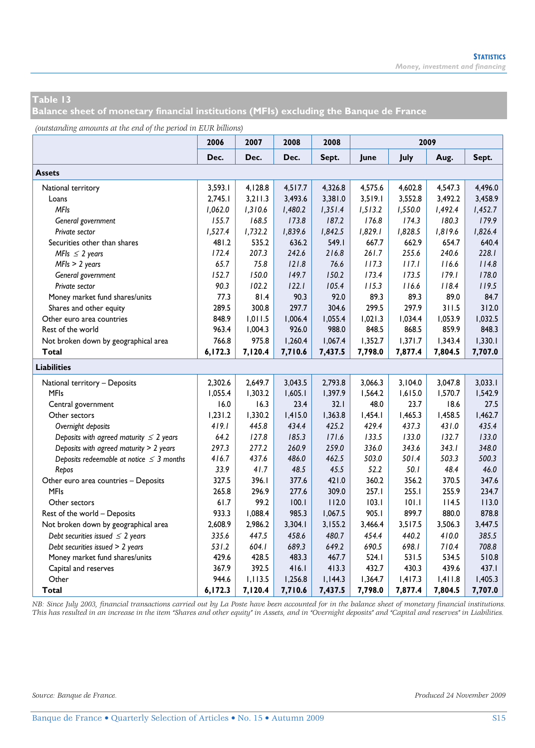## Table 13
## Balance sheet of monetary financial institutions (MFIs) excluding the Banque de France

*(outstanding amounts at the end of the period in EUR billions)*

| | 2006 | 2007 | 2008 | 2008 | 2009 | | | |
|---|---|---|---|---|---|---|---|---|
| | Dec. | Dec. | Dec. | Sept. | June | July | Aug. | Sept. |
| **Assets** | | | | | | | | |
| National territory | 3,593.1 | 4,128.8 | 4,517.7 | 4,326.8 | 4,575.6 | 4,602.8 | 4,547.3 | 4,496.0 |
| Loans | 2,745.1 | 3,211.3 | 3,493.6 | 3,381.0 | 3,519.1 | 3,552.8 | 3,492.2 | 3,458.9 |
| *MFIs* | *1,062.0* | *1,310.6* | *1,480.2* | *1,351.4* | *1,513.2* | *1,550.0* | *1,492.4* | *1,452.7* |
| *General government* | *155.7* | *168.5* | *173.8* | *187.2* | *176.8* | *174.3* | *180.3* | *179.9* |
| *Private sector* | *1,527.4* | *1,732.2* | *1,839.6* | *1,842.5* | *1,829.1* | *1,828.5* | *1,819.6* | *1,826.4* |
| Securities other than shares | 481.2 | 535.2 | 636.2 | 549.1 | 667.7 | 662.9 | 654.7 | 640.4 |
| *MFIs ≤ 2 years* | *172.4* | *207.3* | *242.6* | *216.8* | *261.7* | *255.6* | *240.6* | *228.1* |
| *MFIs > 2 years* | *65.7* | *75.8* | *121.8* | *76.6* | *117.3* | *117.1* | *116.6* | *114.8* |
| *General government* | *152.7* | *150.0* | *149.7* | *150.2* | *173.4* | *173.5* | *179.1* | *178.0* |
| *Private sector* | *90.3* | *102.2* | *122.1* | *105.4* | *115.3* | *116.6* | *118.4* | *119.5* |
| Money market fund shares/units | 77.3 | 81.4 | 90.3 | 92.0 | 89.3 | 89.3 | 89.0 | 84.7 |
| Shares and other equity | 289.5 | 300.8 | 297.7 | 304.6 | 299.5 | 297.9 | 311.5 | 312.0 |
| Other euro area countries | 848.9 | 1,011.5 | 1,006.4 | 1,055.4 | 1,021.3 | 1,034.4 | 1,053.9 | 1,032.5 |
| Rest of the world | 963.4 | 1,004.3 | 926.0 | 988.0 | 848.5 | 868.5 | 859.9 | 848.3 |
| Not broken down by geographical area | 766.8 | 975.8 | 1,260.4 | 1,067.4 | 1,352.7 | 1,371.7 | 1,343.4 | 1,330.1 |
| **Total** | **6,172.3** | **7,120.4** | **7,710.6** | **7,437.5** | **7,798.0** | **7,877.4** | **7,804.5** | **7,707.0** |
| **Liabilities** | | | | | | | | |
| National territory – Deposits | 2,302.6 | 2,649.7 | 3,043.5 | 2,793.8 | 3,066.3 | 3,104.0 | 3,047.8 | 3,033.1 |
| MFIs | 1,055.4 | 1,303.2 | 1,605.1 | 1,397.9 | 1,564.2 | 1,615.0 | 1,570.7 | 1,542.9 |
| Central government | 16.0 | 16.3 | 23.4 | 32.1 | 48.0 | 23.7 | 18.6 | 27.5 |
| Other sectors | 1,231.2 | 1,330.2 | 1,415.0 | 1,363.8 | 1,454.1 | 1,465.3 | 1,458.5 | 1,462.7 |
| *Overnight deposits* | *419.1* | *445.8* | *434.4* | *425.2* | *429.4* | *437.3* | *431.0* | *435.4* |
| *Deposits with agreed maturity ≤ 2 years* | *64.2* | *127.8* | *185.3* | *171.6* | *133.5* | *133.0* | *132.7* | *133.0* |
| *Deposits with agreed maturity > 2 years* | *297.3* | *277.2* | *260.9* | *259.0* | *336.0* | *343.6* | *343.1* | *348.0* |
| *Deposits redeemable at notice ≤ 3 months* | *416.7* | *437.6* | *486.0* | *462.5* | *503.0* | *501.4* | *503.3* | *500.3* |
| *Repos* | *33.9* | *41.7* | *48.5* | *45.5* | *52.2* | *50.1* | *48.4* | *46.0* |
| Other euro area countries – Deposits | 327.5 | 396.1 | 377.6 | 421.0 | 360.2 | 356.2 | 370.5 | 347.6 |
| MFIs | 265.8 | 296.9 | 277.6 | 309.0 | 257.1 | 255.1 | 255.9 | 234.7 |
| Other sectors | 61.7 | 99.2 | 100.1 | 112.0 | 103.1 | 101.1 | 114.5 | 113.0 |
| Rest of the world – Deposits | 933.3 | 1,088.4 | 985.3 | 1,067.5 | 905.1 | 899.7 | 880.0 | 878.8 |
| Not broken down by geographical area | 2,608.9 | 2,986.2 | 3,304.1 | 3,155.2 | 3,466.4 | 3,517.5 | 3,506.3 | 3,447.5 |
| *Debt securities issued ≤ 2 years* | *335.6* | *447.5* | *458.6* | *480.7* | *454.4* | *440.2* | *410.0* | *385.5* |
| *Debt securities issued > 2 years* | *531.2* | *604.1* | *689.3* | *649.2* | *690.5* | *698.1* | *710.4* | *708.8* |
| Money market fund shares/units | 429.6 | 428.5 | 483.3 | 467.7 | 524.1 | 531.5 | 534.5 | 510.8 |
| Capital and reserves | 367.9 | 392.5 | 416.1 | 413.3 | 432.7 | 430.3 | 439.6 | 437.1 |
| Other | 944.6 | 1,113.5 | 1,256.8 | 1,144.3 | 1,364.7 | 1,417.3 | 1,411.8 | 1,405.3 |
| **Total** | **6,172.3** | **7,120.4** | **7,710.6** | **7,437.5** | **7,798.0** | **7,877.4** | **7,804.5** | **7,707.0** |

*NB: Since July 2003, financial transactions carried out by La Poste have been accounted for in the balance sheet of monetary financial institutions. This has resulted in an increase in the item "Shares and other equity" in Assets, and in "Overnight deposits" and "Capital and reserves" in Liabilities.*

*Source: Banque de France.*

*Produced 24 November 2009*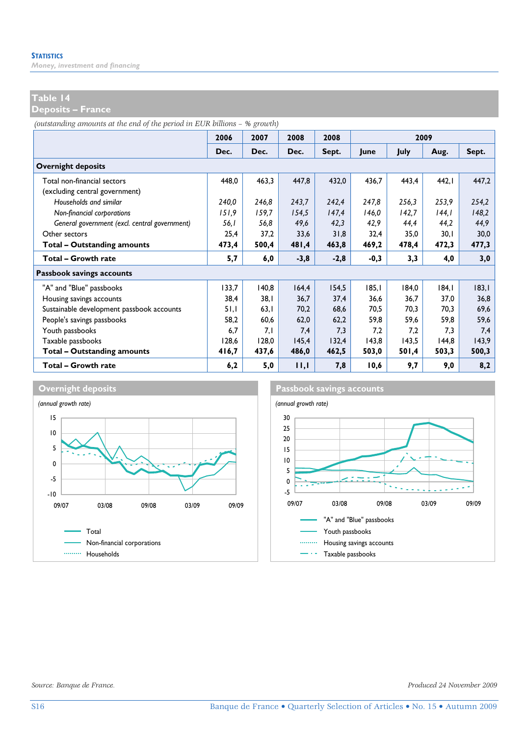## Table 14
## Deposits – France

*(outstanding amounts at the end of the period in EUR billions – % growth)*

| | 2006 | 2007 | 2008 | 2008 | 2009 | | | |
|---|---|---|---|---|---|---|---|---|
| | Dec. | Dec. | Dec. | Sept. | June | July | Aug. | Sept. |
| **Overnight deposits** | | | | | | | | |
| Total non-financial sectors (excluding central government) | 448,0 | 463,3 | 447,8 | 432,0 | 436,7 | 443,4 | 442,1 | 447,2 |
| *Households and similar* | *240,0* | *246,8* | *243,7* | *242,4* | *247,8* | *256,3* | *253,9* | *254,2* |
| *Non-financial corporations* | *151,9* | *159,7* | *154,5* | *147,4* | *146,0* | *142,7* | *144,1* | *148,2* |
| *General government (excl. central government)* | *56,1* | *56,8* | *49,6* | *42,3* | *42,9* | *44,4* | *44,2* | *44,9* |
| Other sectors | 25,4 | 37,2 | 33,6 | 31,8 | 32,4 | 35,0 | 30,1 | 30,0 |
| **Total – Outstanding amounts** | **473,4** | **500,4** | **481,4** | **463,8** | **469,2** | **478,4** | **472,3** | **477,3** |
| **Total – Growth rate** | **5,7** | **6,0** | **-3,8** | **-2,8** | **-0,3** | **3,3** | **4,0** | **3,0** |
| **Passbook savings accounts** | | | | | | | | |
| "A" and "Blue" passbooks | 133,7 | 140,8 | 164,4 | 154,5 | 185,1 | 184,0 | 184,1 | 183,1 |
| Housing savings accounts | 38,4 | 38,1 | 36,7 | 37,4 | 36,6 | 36,7 | 37,0 | 36,8 |
| Sustainable development passbook accounts | 51,1 | 63,1 | 70,2 | 68,6 | 70,5 | 70,3 | 70,3 | 69,6 |
| People's savings passbooks | 58,2 | 60,6 | 62,0 | 62,2 | 59,8 | 59,6 | 59,8 | 59,6 |
| Youth passbooks | 6,7 | 7,1 | 7,4 | 7,3 | 7,2 | 7,2 | 7,3 | 7,4 |
| Taxable passbooks | 128,6 | 128,0 | 145,4 | 132,4 | 143,8 | 143,5 | 144,8 | 143,9 |
| **Total – Outstanding amounts** | **416,7** | **437,6** | **486,0** | **462,5** | **503,0** | **501,4** | **503,3** | **500,3** |
| **Total – Growth rate** | **6,2** | **5,0** | **11,1** | **7,8** | **10,6** | **9,7** | **9,0** | **8,2** |

### Overnight deposits

*(annual growth rate)*

Total
Non-financial corporations
Households

### Passbook savings accounts

*(annual growth rate)*

"A" and "Blue" passbooks
Youth passbooks
Housing savings accounts
Taxable passbooks

*Source: Banque de France.*

*Produced 24 November 2009*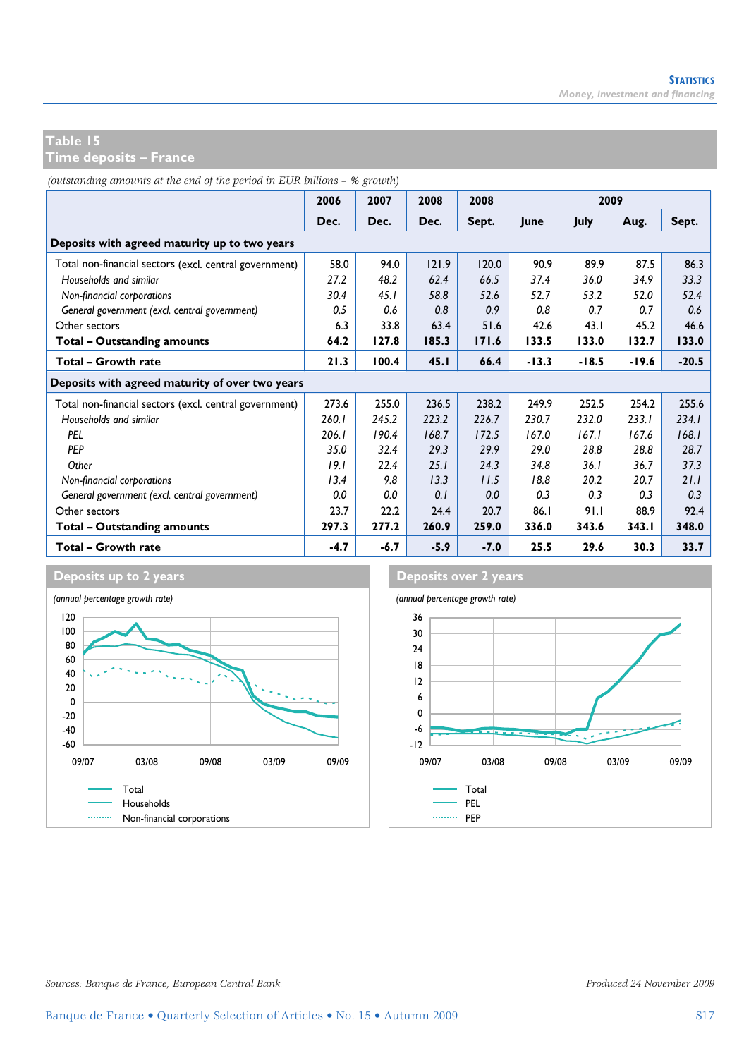## Table 15
## Time deposits – France

*(outstanding amounts at the end of the period in EUR billions – % growth)*

| | 2006 | 2007 | 2008 | 2008 | 2009 | | | |
|---|---|---|---|---|---|---|---|---|
| | Dec. | Dec. | Dec. | Sept. | June | July | Aug. | Sept. |
| **Deposits with agreed maturity up to two years** | | | | | | | | |
| Total non-financial sectors (excl. central government) | 58.0 | 94.0 | 121.9 | 120.0 | 90.9 | 89.9 | 87.5 | 86.3 |
| *Households and similar* | *27.2* | *48.2* | *62.4* | *66.5* | *37.4* | *36.0* | *34.9* | *33.3* |
| *Non-financial corporations* | *30.4* | *45.1* | *58.8* | *52.6* | *52.7* | *53.2* | *52.0* | *52.4* |
| *General government (excl. central government)* | *0.5* | *0.6* | *0.8* | *0.9* | *0.8* | *0.7* | *0.7* | *0.6* |
| Other sectors | 6.3 | 33.8 | 63.4 | 51.6 | 42.6 | 43.1 | 45.2 | 46.6 |
| **Total – Outstanding amounts** | **64.2** | **127.8** | **185.3** | **171.6** | **133.5** | **133.0** | **132.7** | **133.0** |
| **Total – Growth rate** | **21.3** | **100.4** | **45.1** | **66.4** | **-13.3** | **-18.5** | **-19.6** | **-20.5** |
| **Deposits with agreed maturity of over two years** | | | | | | | | |
| Total non-financial sectors (excl. central government) | 273.6 | 255.0 | 236.5 | 238.2 | 249.9 | 252.5 | 254.2 | 255.6 |
| *Households and similar* | *260.1* | *245.2* | *223.2* | *226.7* | *230.7* | *232.0* | *233.1* | *234.1* |
| *PEL* | *206.1* | *190.4* | *168.7* | *172.5* | *167.0* | *167.1* | *167.6* | *168.1* |
| *PEP* | *35.0* | *32.4* | *29.3* | *29.9* | *29.0* | *28.8* | *28.8* | *28.7* |
| *Other* | *19.1* | *22.4* | *25.1* | *24.3* | *34.8* | *36.1* | *36.7* | *37.3* |
| *Non-financial corporations* | *13.4* | *9.8* | *13.3* | *11.5* | *18.8* | *20.2* | *20.7* | *21.1* |
| *General government (excl. central government)* | *0.0* | *0.0* | *0.1* | *0.0* | *0.3* | *0.3* | *0.3* | *0.3* |
| Other sectors | 23.7 | 22.2 | 24.4 | 20.7 | 86.1 | 91.1 | 88.9 | 92.4 |
| **Total – Outstanding amounts** | **297.3** | **277.2** | **260.9** | **259.0** | **336.0** | **343.6** | **343.1** | **348.0** |
| **Total – Growth rate** | **-4.7** | **-6.7** | **-5.9** | **-7.0** | **25.5** | **29.6** | **30.3** | **33.7** |

**Deposits up to 2 years**

*(annual percentage growth rate)*

Total
Households
Non-financial corporations

**Deposits over 2 years**

*(annual percentage growth rate)*

Total
PEL
PEP

*Sources: Banque de France, European Central Bank.*

*Produced 24 November 2009*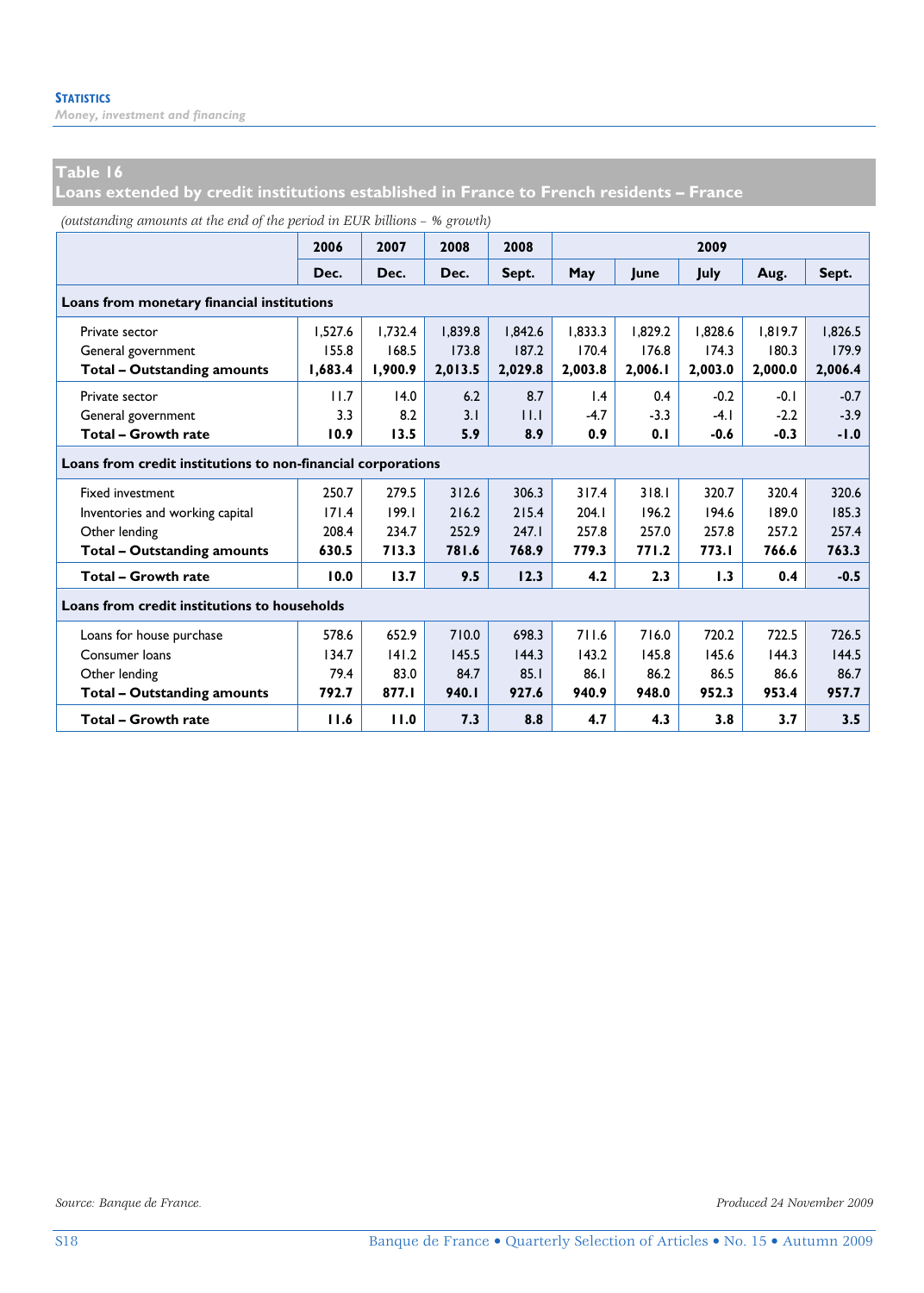## Table 16
## Loans extended by credit institutions established in France to French residents – France

*(outstanding amounts at the end of the period in EUR billions – % growth)*

| | 2006 | 2007 | 2008 | 2008 | 2009 | | | | |
|---|---|---|---|---|---|---|---|---|---|
| | Dec. | Dec. | Dec. | Sept. | May | June | July | Aug. | Sept. |
| **Loans from monetary financial institutions** | | | | | | | | | |
| Private sector | 1,527.6 | 1,732.4 | 1,839.8 | 1,842.6 | 1,833.3 | 1,829.2 | 1,828.6 | 1,819.7 | 1,826.5 |
| General government | 155.8 | 168.5 | 173.8 | 187.2 | 170.4 | 176.8 | 174.3 | 180.3 | 179.9 |
| **Total – Outstanding amounts** | **1,683.4** | **1,900.9** | **2,013.5** | **2,029.8** | **2,003.8** | **2,006.1** | **2,003.0** | **2,000.0** | **2,006.4** |
| Private sector | 11.7 | 14.0 | 6.2 | 8.7 | 1.4 | 0.4 | -0.2 | -0.1 | -0.7 |
| General government | 3.3 | 8.2 | 3.1 | 11.1 | -4.7 | -3.3 | -4.1 | -2.2 | -3.9 |
| **Total – Growth rate** | **10.9** | **13.5** | **5.9** | **8.9** | **0.9** | **0.1** | **-0.6** | **-0.3** | **-1.0** |
| **Loans from credit institutions to non-financial corporations** | | | | | | | | | |
| Fixed investment | 250.7 | 279.5 | 312.6 | 306.3 | 317.4 | 318.1 | 320.7 | 320.4 | 320.6 |
| Inventories and working capital | 171.4 | 199.1 | 216.2 | 215.4 | 204.1 | 196.2 | 194.6 | 189.0 | 185.3 |
| Other lending | 208.4 | 234.7 | 252.9 | 247.1 | 257.8 | 257.0 | 257.8 | 257.2 | 257.4 |
| **Total – Outstanding amounts** | **630.5** | **713.3** | **781.6** | **768.9** | **779.3** | **771.2** | **773.1** | **766.6** | **763.3** |
| **Total – Growth rate** | **10.0** | **13.7** | **9.5** | **12.3** | **4.2** | **2.3** | **1.3** | **0.4** | **-0.5** |
| **Loans from credit institutions to households** | | | | | | | | | |
| Loans for house purchase | 578.6 | 652.9 | 710.0 | 698.3 | 711.6 | 716.0 | 720.2 | 722.5 | 726.5 |
| Consumer loans | 134.7 | 141.2 | 145.5 | 144.3 | 143.2 | 145.8 | 145.6 | 144.3 | 144.5 |
| Other lending | 79.4 | 83.0 | 84.7 | 85.1 | 86.1 | 86.2 | 86.5 | 86.6 | 86.7 |
| **Total – Outstanding amounts** | **792.7** | **877.1** | **940.1** | **927.6** | **940.9** | **948.0** | **952.3** | **953.4** | **957.7** |
| **Total – Growth rate** | **11.6** | **11.0** | **7.3** | **8.8** | **4.7** | **4.3** | **3.8** | **3.7** | **3.5** |

*Source: Banque de France.* *Produced 24 November 2009*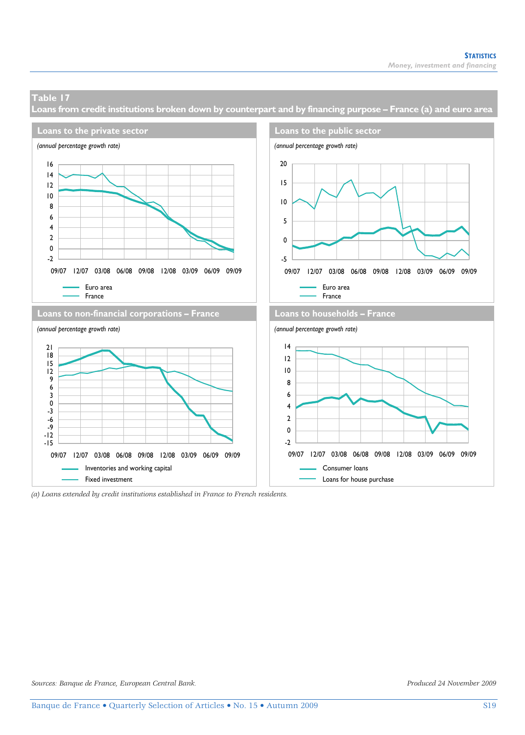## Table 17
## Loans from credit institutions broken down by counterpart and by financing purpose – France (a) and euro area

### Loans to the private sector

*(annual percentage growth rate)*

Euro area
France

### Loans to the public sector

*(annual percentage growth rate)*

Euro area
France

### Loans to non-financial corporations – France

*(annual percentage growth rate)*

Inventories and working capital
Fixed investment

### Loans to households – France

*(annual percentage growth rate)*

Consumer loans
Loans for house purchase

*(a) Loans extended by credit institutions established in France to French residents.*

*Sources: Banque de France, European Central Bank.*

*Produced 24 November 2009*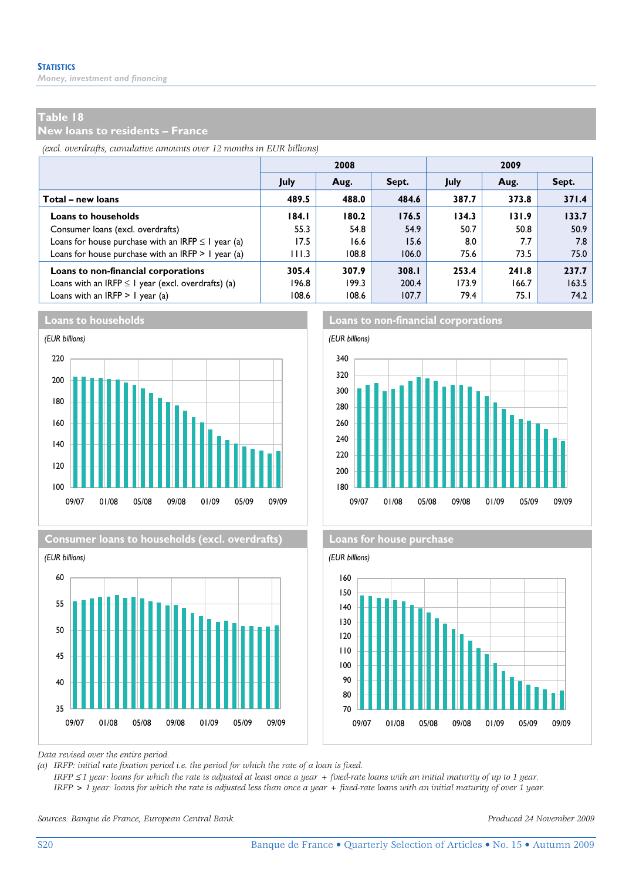## Table 18
## New loans to residents – France

*(excl. overdrafts, cumulative amounts over 12 months in EUR billions)*

| | 2008 | | | 2009 | | |
|---|---|---|---|---|---|---|
| | July | Aug. | Sept. | July | Aug. | Sept. |
| **Total – new loans** | **489.5** | **488.0** | **484.6** | **387.7** | **373.8** | **371.4** |
| **Loans to households** | **184.1** | **180.2** | **176.5** | **134.3** | **131.9** | **133.7** |
| Consumer loans (excl. overdrafts) | 55.3 | 54.8 | 54.9 | 50.7 | 50.8 | 50.9 |
| Loans for house purchase with an IRFP ≤ 1 year (a) | 17.5 | 16.6 | 15.6 | 8.0 | 7.7 | 7.8 |
| Loans for house purchase with an IRFP > 1 year (a) | 111.3 | 108.8 | 106.0 | 75.6 | 73.5 | 75.0 |
| **Loans to non-financial corporations** | **305.4** | **307.9** | **308.1** | **253.4** | **241.8** | **237.7** |
| Loans with an IRFP ≤ 1 year (excl. overdrafts) (a) | 196.8 | 199.3 | 200.4 | 173.9 | 166.7 | 163.5 |
| Loans with an IRFP > 1 year (a) | 108.6 | 108.6 | 107.7 | 79.4 | 75.1 | 74.2 |

### Loans to households

*(EUR billions)*

### Loans to non-financial corporations

*(EUR billions)*

### Consumer loans to households (excl. overdrafts)

*(EUR billions)*

### Loans for house purchase

*(EUR billions)*

*Data revised over the entire period.*

*(a) IRFP: initial rate fixation period i.e. the period for which the rate of a loan is fixed.*
*IRFP ≤ 1 year: loans for which the rate is adjusted at least once a year + fixed-rate loans with an initial maturity of up to 1 year.*
*IRFP > 1 year: loans for which the rate is adjusted less than once a year + fixed-rate loans with an initial maturity of over 1 year.*

*Sources: Banque de France, European Central Bank.*

*Produced 24 November 2009*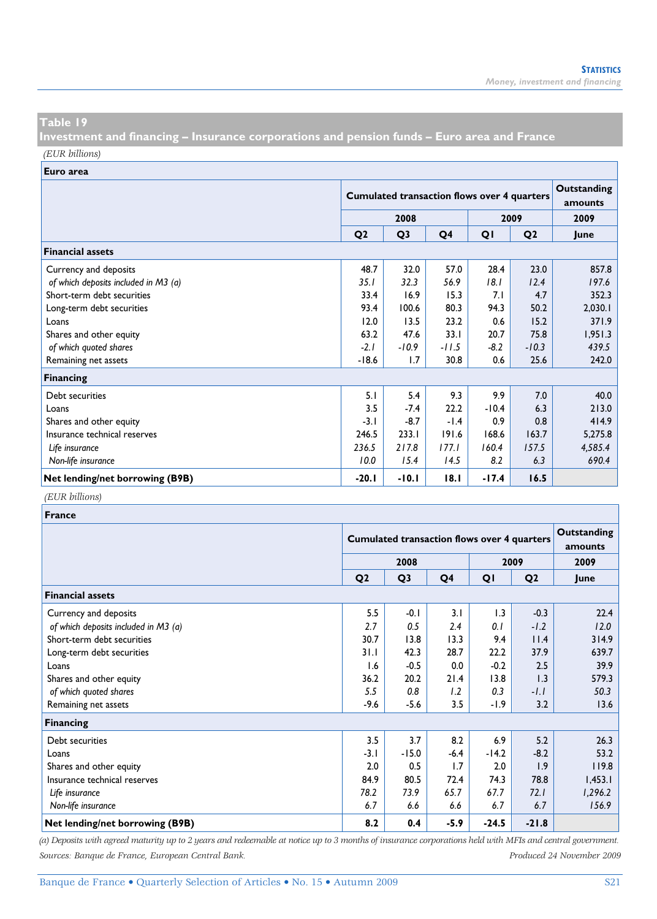## Table 19
## Investment and financing – Insurance corporations and pension funds – Euro area and France

*(EUR billions)*

| Euro area | Cumulated transaction flows over 4 quarters | | | | | Outstanding amounts |
|---|---|---|---|---|---|---|
| | 2008 | | | 2009 | | 2009 |
| | Q2 | Q3 | Q4 | Q1 | Q2 | June |
| **Financial assets** | | | | | | |
| Currency and deposits | 48.7 | 32.0 | 57.0 | 28.4 | 23.0 | 857.8 |
| *of which deposits included in M3 (a)* | *35.1* | *32.3* | *56.9* | *18.1* | *12.4* | *197.6* |
| Short-term debt securities | 33.4 | 16.9 | 15.3 | 7.1 | 4.7 | 352.3 |
| Long-term debt securities | 93.4 | 100.6 | 80.3 | 94.3 | 50.2 | 2,030.1 |
| Loans | 12.0 | 13.5 | 23.2 | 0.6 | 15.2 | 371.9 |
| Shares and other equity | 63.2 | 47.6 | 33.1 | 20.7 | 75.8 | 1,951.3 |
| *of which quoted shares* | *-2.1* | *-10.9* | *-11.5* | *-8.2* | *-10.3* | *439.5* |
| Remaining net assets | -18.6 | 1.7 | 30.8 | 0.6 | 25.6 | 242.0 |
| **Financing** | | | | | | |
| Debt securities | 5.1 | 5.4 | 9.3 | 9.9 | 7.0 | 40.0 |
| Loans | 3.5 | -7.4 | 22.2 | -10.4 | 6.3 | 213.0 |
| Shares and other equity | -3.1 | -8.7 | -1.4 | 0.9 | 0.8 | 414.9 |
| Insurance technical reserves | 246.5 | 233.1 | 191.6 | 168.6 | 163.7 | 5,275.8 |
| *Life insurance* | *236.5* | *217.8* | *177.1* | *160.4* | *157.5* | *4,585.4* |
| *Non-life insurance* | *10.0* | *15.4* | *14.5* | *8.2* | *6.3* | *690.4* |
| **Net lending/net borrowing (B9B)** | **-20.1** | **-10.1** | **18.1** | **-17.4** | **16.5** | |

*(EUR billions)*

| France | Cumulated transaction flows over 4 quarters | | | | | Outstanding amounts |
|---|---|---|---|---|---|---|
| | 2008 | | | 2009 | | 2009 |
| | Q2 | Q3 | Q4 | Q1 | Q2 | June |
| **Financial assets** | | | | | | |
| Currency and deposits | 5.5 | -0.1 | 3.1 | 1.3 | -0.3 | 22.4 |
| *of which deposits included in M3 (a)* | *2.7* | *0.5* | *2.4* | *0.1* | *-1.2* | *12.0* |
| Short-term debt securities | 30.7 | 13.8 | 13.3 | 9.4 | 11.4 | 314.9 |
| Long-term debt securities | 31.1 | 42.3 | 28.7 | 22.2 | 37.9 | 639.7 |
| Loans | 1.6 | -0.5 | 0.0 | -0.2 | 2.5 | 39.9 |
| Shares and other equity | 36.2 | 20.2 | 21.4 | 13.8 | 1.3 | 579.3 |
| *of which quoted shares* | *5.5* | *0.8* | *1.2* | *0.3* | *-1.1* | *50.3* |
| Remaining net assets | -9.6 | -5.6 | 3.5 | -1.9 | 3.2 | 13.6 |
| **Financing** | | | | | | |
| Debt securities | 3.5 | 3.7 | 8.2 | 6.9 | 5.2 | 26.3 |
| Loans | -3.1 | -15.0 | -6.4 | -14.2 | -8.2 | 53.2 |
| Shares and other equity | 2.0 | 0.5 | 1.7 | 2.0 | 1.9 | 119.8 |
| Insurance technical reserves | 84.9 | 80.5 | 72.4 | 74.3 | 78.8 | 1,453.1 |
| *Life insurance* | *78.2* | *73.9* | *65.7* | *67.7* | *72.1* | *1,296.2* |
| *Non-life insurance* | *6.7* | *6.6* | *6.6* | *6.7* | *6.7* | *156.9* |
| **Net lending/net borrowing (B9B)** | **8.2** | **0.4** | **-5.9** | **-24.5** | **-21.8** | |

*(a) Deposits with agreed maturity up to 2 years and redeemable at notice up to 3 months of insurance corporations held with MFIs and central government.*

*Sources: Banque de France, European Central Bank.*

*Produced 24 November 2009*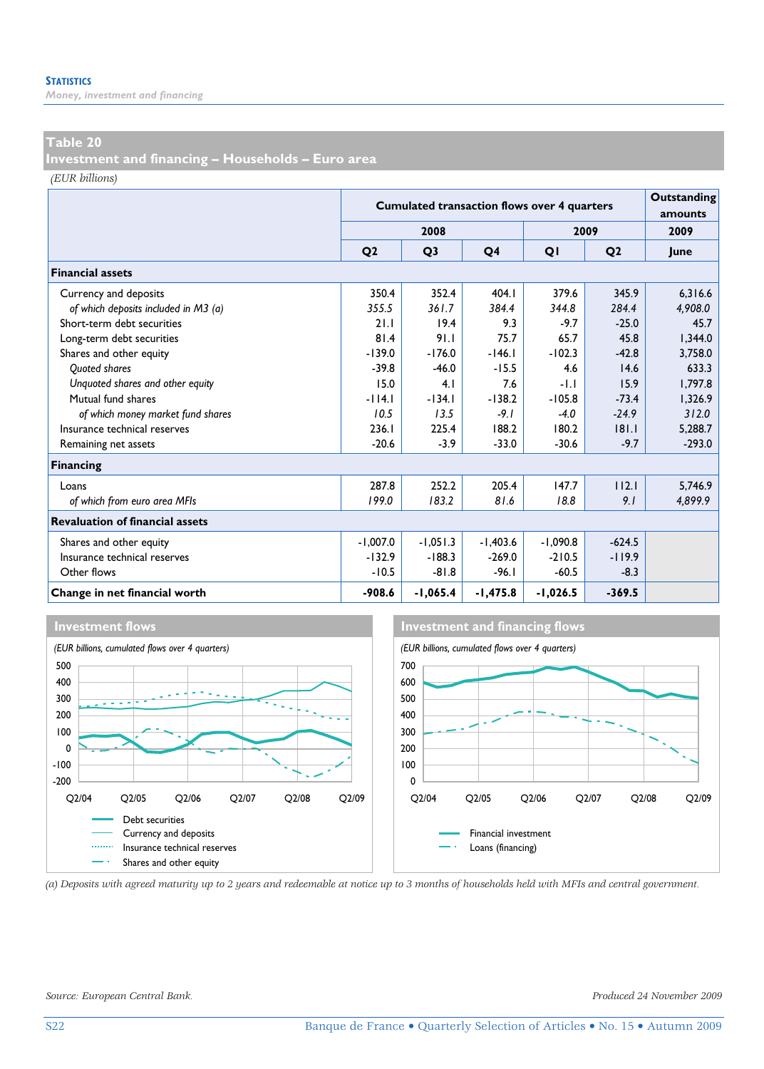## Table 20
## Investment and financing – Households – Euro area

*(EUR billions)*

| | Cumulated transaction flows over 4 quarters | | | | | Outstanding amounts |
|---|---|---|---|---|---|---|
| | 2008 | | | 2009 | | 2009 |
| | Q2 | Q3 | Q4 | Q1 | Q2 | June |
| **Financial assets** | | | | | | |
| Currency and deposits | 350.4 | 352.4 | 404.1 | 379.6 | 345.9 | 6,316.6 |
| *of which deposits included in M3 (a)* | *355.5* | *361.7* | *384.4* | *344.8* | *284.4* | *4,908.0* |
| Short-term debt securities | 21.1 | 19.4 | 9.3 | -9.7 | -25.0 | 45.7 |
| Long-term debt securities | 81.4 | 91.1 | 75.7 | 65.7 | 45.8 | 1,344.0 |
| Shares and other equity | -139.0 | -176.0 | -146.1 | -102.3 | -42.8 | 3,758.0 |
| *Quoted shares* | -39.8 | -46.0 | -15.5 | 4.6 | 14.6 | 633.3 |
| *Unquoted shares and other equity* | 15.0 | 4.1 | 7.6 | -1.1 | 15.9 | 1,797.8 |
| Mutual fund shares | -114.1 | -134.1 | -138.2 | -105.8 | -73.4 | 1,326.9 |
| *of which money market fund shares* | *10.5* | *13.5* | *-9.1* | *-4.0* | *-24.9* | *312.0* |
| Insurance technical reserves | 236.1 | 225.4 | 188.2 | 180.2 | 181.1 | 5,288.7 |
| Remaining net assets | -20.6 | -3.9 | -33.0 | -30.6 | -9.7 | -293.0 |
| **Financing** | | | | | | |
| Loans | 287.8 | 252.2 | 205.4 | 147.7 | 112.1 | 5,746.9 |
| *of which from euro area MFIs* | *199.0* | *183.2* | *81.6* | *18.8* | *9.1* | *4,899.9* |
| **Revaluation of financial assets** | | | | | | |
| Shares and other equity | -1,007.0 | -1,051.3 | -1,403.6 | -1,090.8 | -624.5 | |
| Insurance technical reserves | -132.9 | -188.3 | -269.0 | -210.5 | -119.9 | |
| Other flows | -10.5 | -81.8 | -96.1 | -60.5 | -8.3 | |
| **Change in net financial worth** | **-908.6** | **-1,065.4** | **-1,475.8** | **-1,026.5** | **-369.5** | |

### Investment flows

*(EUR billions, cumulated flows over 4 quarters)*

Legend: Debt securities; Currency and deposits; Insurance technical reserves; Shares and other equity

### Investment and financing flows

*(EUR billions, cumulated flows over 4 quarters)*

Legend: Financial investment; Loans (financing)

*(a) Deposits with agreed maturity up to 2 years and redeemable at notice up to 3 months of households held with MFIs and central government.*

*Source: European Central Bank.* *Produced 24 November 2009*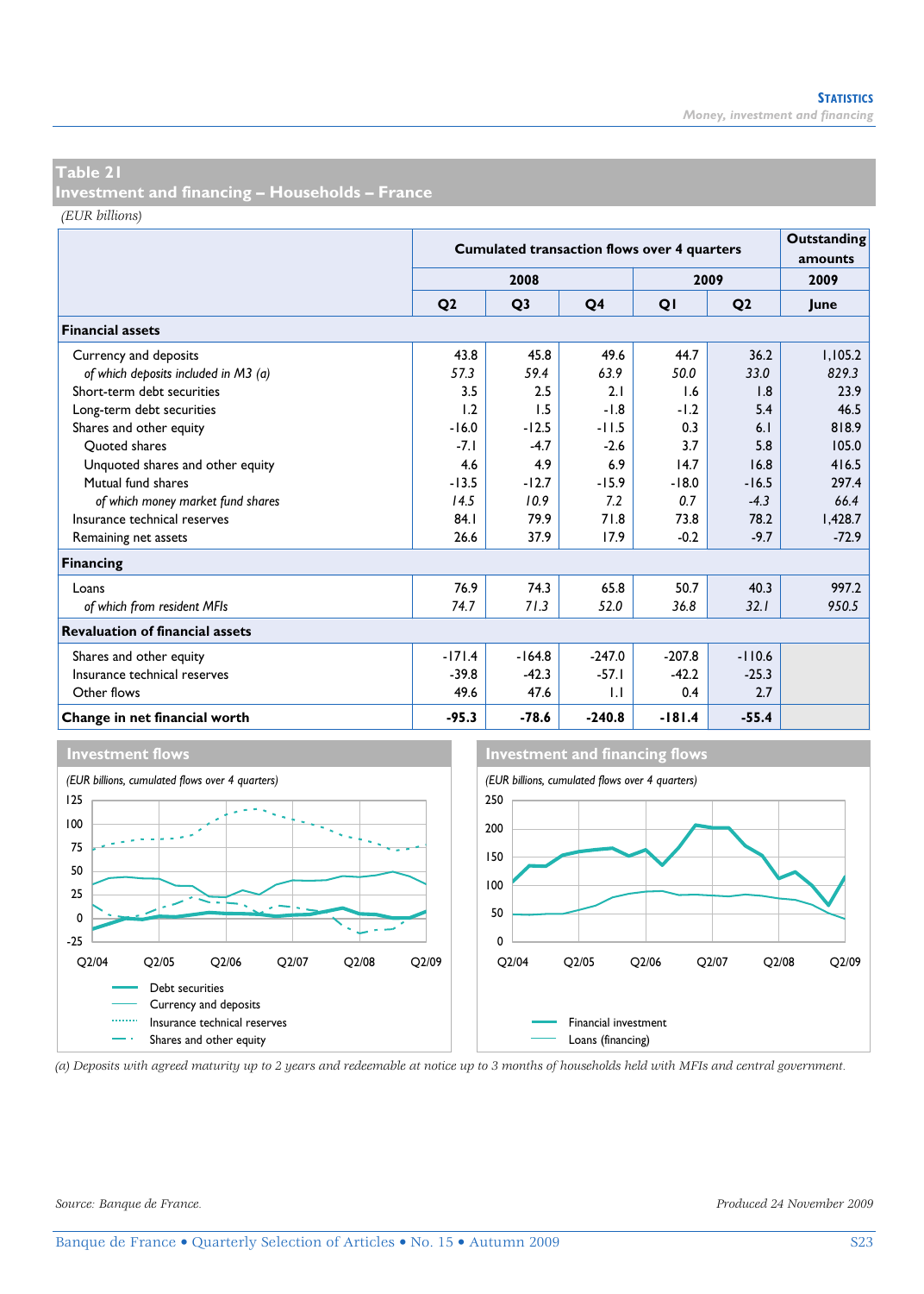## Table 21
## Investment and financing – Households – France

*(EUR billions)*

| | Cumulated transaction flows over 4 quarters | | | | | Outstanding amounts |
|---|---|---|---|---|---|---|
| | 2008 | | | 2009 | | 2009 |
| | Q2 | Q3 | Q4 | Q1 | Q2 | June |
| **Financial assets** | | | | | | |
| Currency and deposits | 43.8 | 45.8 | 49.6 | 44.7 | 36.2 | 1,105.2 |
| *of which deposits included in M3 (a)* | *57.3* | *59.4* | *63.9* | *50.0* | *33.0* | *829.3* |
| Short-term debt securities | 3.5 | 2.5 | 2.1 | 1.6 | 1.8 | 23.9 |
| Long-term debt securities | 1.2 | 1.5 | -1.8 | -1.2 | 5.4 | 46.5 |
| Shares and other equity | -16.0 | -12.5 | -11.5 | 0.3 | 6.1 | 818.9 |
| Quoted shares | -7.1 | -4.7 | -2.6 | 3.7 | 5.8 | 105.0 |
| Unquoted shares and other equity | 4.6 | 4.9 | 6.9 | 14.7 | 16.8 | 416.5 |
| Mutual fund shares | -13.5 | -12.7 | -15.9 | -18.0 | -16.5 | 297.4 |
| *of which money market fund shares* | *14.5* | *10.9* | *7.2* | *0.7* | *-4.3* | *66.4* |
| Insurance technical reserves | 84.1 | 79.9 | 71.8 | 73.8 | 78.2 | 1,428.7 |
| Remaining net assets | 26.6 | 37.9 | 17.9 | -0.2 | -9.7 | -72.9 |
| **Financing** | | | | | | |
| Loans | 76.9 | 74.3 | 65.8 | 50.7 | 40.3 | 997.2 |
| *of which from resident MFIs* | *74.7* | *71.3* | *52.0* | *36.8* | *32.1* | *950.5* |
| **Revaluation of financial assets** | | | | | | |
| Shares and other equity | -171.4 | -164.8 | -247.0 | -207.8 | -110.6 | |
| Insurance technical reserves | -39.8 | -42.3 | -57.1 | -42.2 | -25.3 | |
| Other flows | 49.6 | 47.6 | 1.1 | 0.4 | 2.7 | |
| **Change in net financial worth** | **-95.3** | **-78.6** | **-240.8** | **-181.4** | **-55.4** | |

### Investment flows

*(EUR billions, cumulated flows over 4 quarters)*

Debt securities
Currency and deposits
Insurance technical reserves
Shares and other equity

### Investment and financing flows

*(EUR billions, cumulated flows over 4 quarters)*

Financial investment
Loans (financing)

*(a) Deposits with agreed maturity up to 2 years and redeemable at notice up to 3 months of households held with MFIs and central government.*

*Source: Banque de France.*

*Produced 24 November 2009*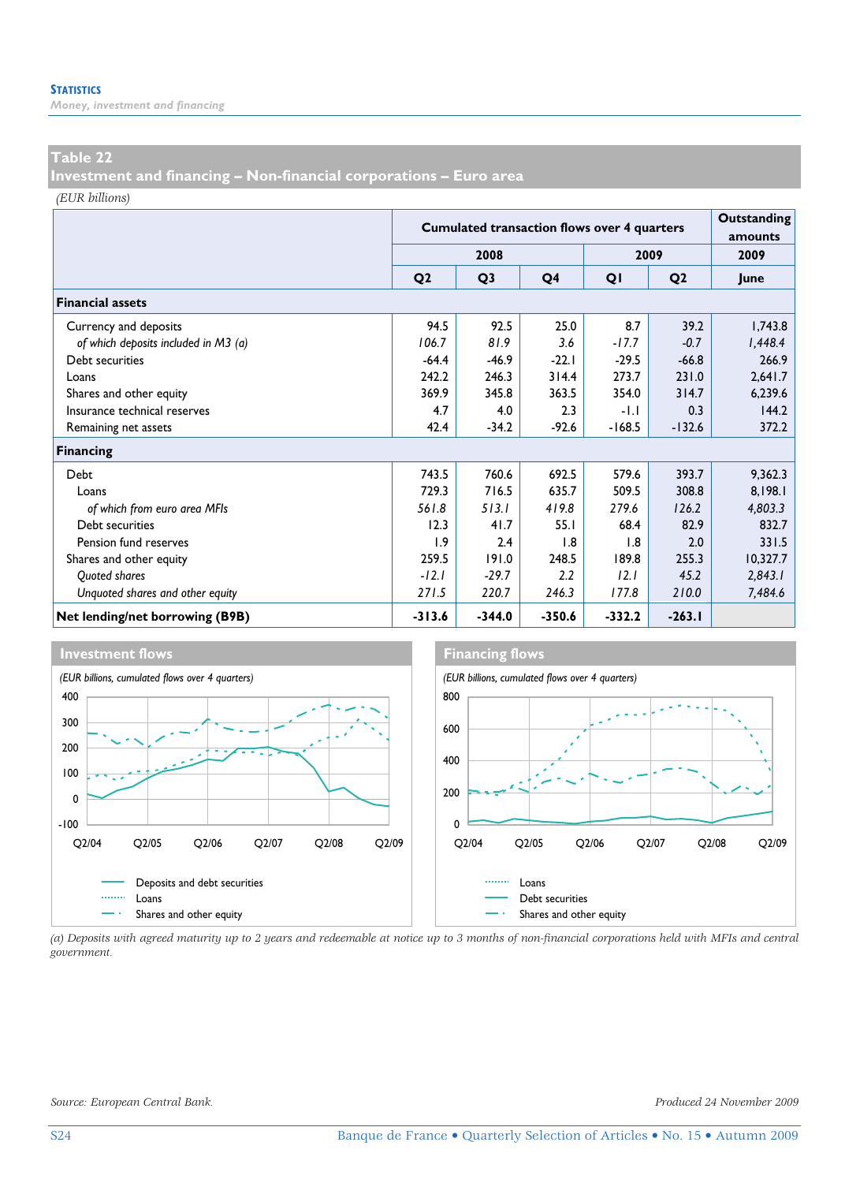## Table 22
## Investment and financing – Non-financial corporations – Euro area

*(EUR billions)*

| | Cumulated transaction flows over 4 quarters | | | | | Outstanding amounts |
|---|---|---|---|---|---|---|
| | 2008 | | | 2009 | | 2009 |
| | Q2 | Q3 | Q4 | Q1 | Q2 | June |
| **Financial assets** | | | | | | |
| Currency and deposits | 94.5 | 92.5 | 25.0 | 8.7 | 39.2 | 1,743.8 |
| *of which deposits included in M3 (a)* | *106.7* | *81.9* | *3.6* | *-17.7* | *-0.7* | *1,448.4* |
| Debt securities | -64.4 | -46.9 | -22.1 | -29.5 | -66.8 | 266.9 |
| Loans | 242.2 | 246.3 | 314.4 | 273.7 | 231.0 | 2,641.7 |
| Shares and other equity | 369.9 | 345.8 | 363.5 | 354.0 | 314.7 | 6,239.6 |
| Insurance technical reserves | 4.7 | 4.0 | 2.3 | -1.1 | 0.3 | 144.2 |
| Remaining net assets | 42.4 | -34.2 | -92.6 | -168.5 | -132.6 | 372.2 |
| **Financing** | | | | | | |
| Debt | 743.5 | 760.6 | 692.5 | 579.6 | 393.7 | 9,362.3 |
| Loans | 729.3 | 716.5 | 635.7 | 509.5 | 308.8 | 8,198.1 |
| *of which from euro area MFIs* | *561.8* | *513.1* | *419.8* | *279.6* | *126.2* | *4,803.3* |
| Debt securities | 12.3 | 41.7 | 55.1 | 68.4 | 82.9 | 832.7 |
| Pension fund reserves | 1.9 | 2.4 | 1.8 | 1.8 | 2.0 | 331.5 |
| Shares and other equity | 259.5 | 191.0 | 248.5 | 189.8 | 255.3 | 10,327.7 |
| *Quoted shares* | *-12.1* | *-29.7* | *2.2* | *12.1* | *45.2* | *2,843.1* |
| *Unquoted shares and other equity* | *271.5* | *220.7* | *246.3* | *177.8* | *210.0* | *7,484.6* |
| **Net lending/net borrowing (B9B)** | **-313.6** | **-344.0** | **-350.6** | **-332.2** | **-263.1** | |

### Investment flows

*(EUR billions, cumulated flows over 4 quarters)*

Deposits and debt securities
Loans
Shares and other equity

### Financing flows

*(EUR billions, cumulated flows over 4 quarters)*

Loans
Debt securities
Shares and other equity

*(a) Deposits with agreed maturity up to 2 years and redeemable at notice up to 3 months of non-financial corporations held with MFIs and central government.*

*Source: European Central Bank.*

*Produced 24 November 2009*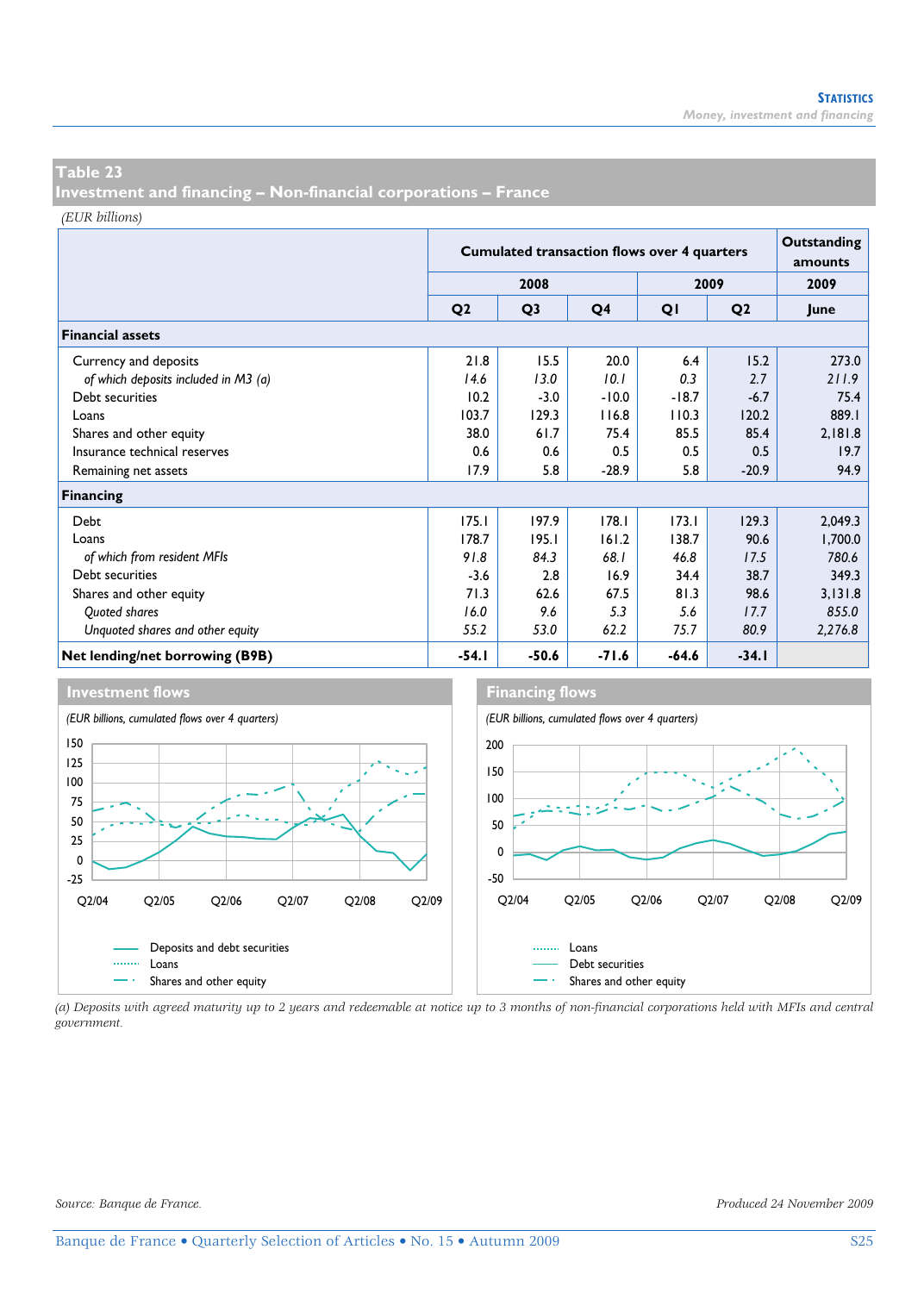## Table 23
## Investment and financing – Non-financial corporations – France

*(EUR billions)*

| | Cumulated transaction flows over 4 quarters | | | | | Outstanding amounts |
|---|---|---|---|---|---|---|
| | 2008 | | | 2009 | | 2009 |
| | Q2 | Q3 | Q4 | Q1 | Q2 | June |
| **Financial assets** | | | | | | |
| Currency and deposits | 21.8 | 15.5 | 20.0 | 6.4 | 15.2 | 273.0 |
| *of which deposits included in M3 (a)* | *14.6* | *13.0* | *10.1* | *0.3* | *2.7* | *211.9* |
| Debt securities | 10.2 | -3.0 | -10.0 | -18.7 | -6.7 | 75.4 |
| Loans | 103.7 | 129.3 | 116.8 | 110.3 | 120.2 | 889.1 |
| Shares and other equity | 38.0 | 61.7 | 75.4 | 85.5 | 85.4 | 2,181.8 |
| Insurance technical reserves | 0.6 | 0.6 | 0.5 | 0.5 | 0.5 | 19.7 |
| Remaining net assets | 17.9 | 5.8 | -28.9 | 5.8 | -20.9 | 94.9 |
| **Financing** | | | | | | |
| Debt | 175.1 | 197.9 | 178.1 | 173.1 | 129.3 | 2,049.3 |
| Loans | 178.7 | 195.1 | 161.2 | 138.7 | 90.6 | 1,700.0 |
| *of which from resident MFIs* | *91.8* | *84.3* | *68.1* | *46.8* | *17.5* | *780.6* |
| Debt securities | -3.6 | 2.8 | 16.9 | 34.4 | 38.7 | 349.3 |
| Shares and other equity | 71.3 | 62.6 | 67.5 | 81.3 | 98.6 | 3,131.8 |
| *Quoted shares* | *16.0* | *9.6* | *5.3* | *5.6* | *17.7* | *855.0* |
| *Unquoted shares and other equity* | *55.2* | *53.0* | *62.2* | *75.7* | *80.9* | *2,276.8* |
| **Net lending/net borrowing (B9B)** | **-54.1** | **-50.6** | **-71.6** | **-64.6** | **-34.1** | |

**Investment flows**

*(EUR billions, cumulated flows over 4 quarters)*

Legend: Deposits and debt securities; Loans; Shares and other equity

**Financing flows**

*(EUR billions, cumulated flows over 4 quarters)*

Legend: Loans; Debt securities; Shares and other equity

*(a) Deposits with agreed maturity up to 2 years and redeemable at notice up to 3 months of non-financial corporations held with MFIs and central government.*

*Source: Banque de France.*

*Produced 24 November 2009*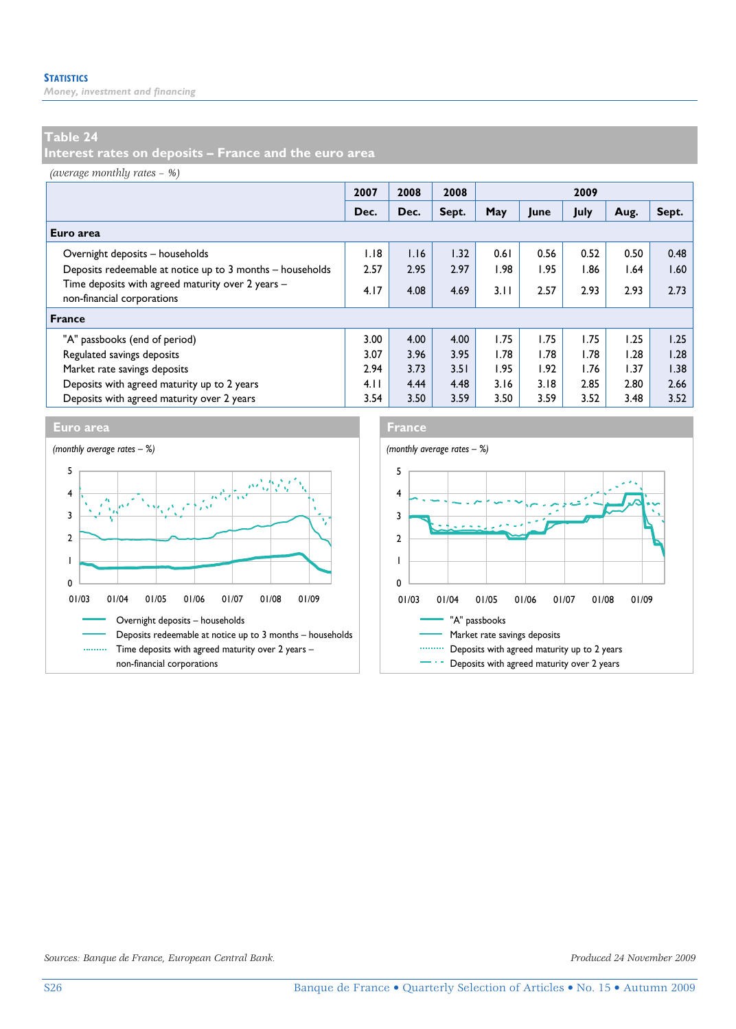## Table 24
## Interest rates on deposits – France and the euro area

*(average monthly rates – %)*

| | 2007 | 2008 | 2008 | 2009 | | | | |
|---|---|---|---|---|---|---|---|---|
| | Dec. | Dec. | Sept. | May | June | July | Aug. | Sept. |
| **Euro area** | | | | | | | | |
| Overnight deposits – households | 1.18 | 1.16 | 1.32 | 0.61 | 0.56 | 0.52 | 0.50 | 0.48 |
| Deposits redeemable at notice up to 3 months – households | 2.57 | 2.95 | 2.97 | 1.98 | 1.95 | 1.86 | 1.64 | 1.60 |
| Time deposits with agreed maturity over 2 years – non-financial corporations | 4.17 | 4.08 | 4.69 | 3.11 | 2.57 | 2.93 | 2.93 | 2.73 |
| **France** | | | | | | | | |
| "A" passbooks (end of period) | 3.00 | 4.00 | 4.00 | 1.75 | 1.75 | 1.75 | 1.25 | 1.25 |
| Regulated savings deposits | 3.07 | 3.96 | 3.95 | 1.78 | 1.78 | 1.78 | 1.28 | 1.28 |
| Market rate savings deposits | 2.94 | 3.73 | 3.51 | 1.95 | 1.92 | 1.76 | 1.37 | 1.38 |
| Deposits with agreed maturity up to 2 years | 4.11 | 4.44 | 4.48 | 3.16 | 3.18 | 2.85 | 2.80 | 2.66 |
| Deposits with agreed maturity over 2 years | 3.54 | 3.50 | 3.59 | 3.50 | 3.59 | 3.52 | 3.48 | 3.52 |

**Euro area**

*(monthly average rates – %)*

- Overnight deposits – households
- Deposits redeemable at notice up to 3 months – households
- Time deposits with agreed maturity over 2 years – non-financial corporations

**France**

*(monthly average rates – %)*

- "A" passbooks
- Market rate savings deposits
- Deposits with agreed maturity up to 2 years
- Deposits with agreed maturity over 2 years

*Sources: Banque de France, European Central Bank.*

*Produced 24 November 2009*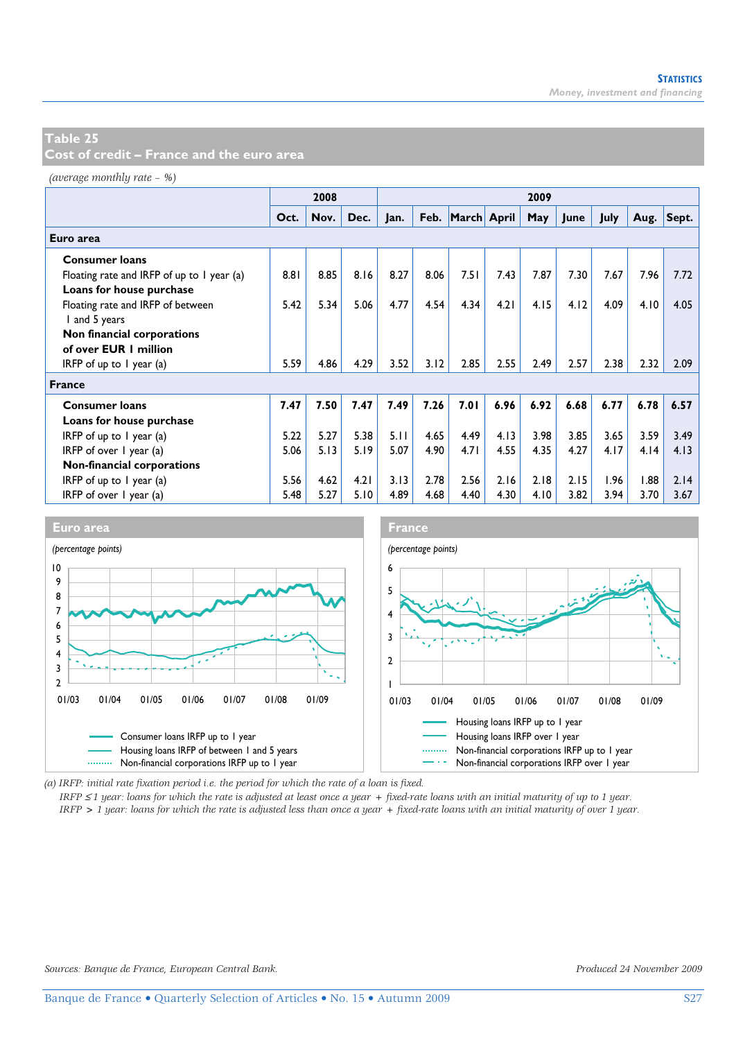## Table 25
## Cost of credit – France and the euro area

*(average monthly rate – %)*

| | 2008 | | | 2009 | | | | | | | | |
|---|---|---|---|---|---|---|---|---|---|---|---|---|
| | Oct. | Nov. | Dec. | Jan. | Feb. | March | April | May | June | July | Aug. | Sept. |
| **Euro area** | | | | | | | | | | | | |
| **Consumer loans** | | | | | | | | | | | | |
| Floating rate and IRFP of up to 1 year (a) | 8.81 | 8.85 | 8.16 | 8.27 | 8.06 | 7.51 | 7.43 | 7.87 | 7.30 | 7.67 | 7.96 | 7.72 |
| **Loans for house purchase** | | | | | | | | | | | | |
| Floating rate and IRFP of between 1 and 5 years | 5.42 | 5.34 | 5.06 | 4.77 | 4.54 | 4.34 | 4.21 | 4.15 | 4.12 | 4.09 | 4.10 | 4.05 |
| **Non financial corporations of over EUR 1 million** | | | | | | | | | | | | |
| IRFP of up to 1 year (a) | 5.59 | 4.86 | 4.29 | 3.52 | 3.12 | 2.85 | 2.55 | 2.49 | 2.57 | 2.38 | 2.32 | 2.09 |
| **France** | | | | | | | | | | | | |
| **Consumer loans** | **7.47** | **7.50** | **7.47** | **7.49** | **7.26** | **7.01** | **6.96** | **6.92** | **6.68** | **6.77** | **6.78** | **6.57** |
| **Loans for house purchase** | | | | | | | | | | | | |
| IRFP of up to 1 year (a) | 5.22 | 5.27 | 5.38 | 5.11 | 4.65 | 4.49 | 4.13 | 3.98 | 3.85 | 3.65 | 3.59 | 3.49 |
| IRFP of over 1 year (a) | 5.06 | 5.13 | 5.19 | 5.07 | 4.90 | 4.71 | 4.55 | 4.35 | 4.27 | 4.17 | 4.14 | 4.13 |
| **Non-financial corporations** | | | | | | | | | | | | |
| IRFP of up to 1 year (a) | 5.56 | 4.62 | 4.21 | 3.13 | 2.78 | 2.56 | 2.16 | 2.18 | 2.15 | 1.96 | 1.88 | 2.14 |
| IRFP of over 1 year (a) | 5.48 | 5.27 | 5.10 | 4.89 | 4.68 | 4.40 | 4.30 | 4.10 | 3.82 | 3.94 | 3.70 | 3.67 |

**Euro area**

*(percentage points)*

Legend: Consumer loans IRFP up to 1 year; Housing loans IRFP of between 1 and 5 years; Non-financial corporations IRFP up to 1 year

**France**

*(percentage points)*

Legend: Housing loans IRFP up to 1 year; Housing loans IRFP over 1 year; Non-financial corporations IRFP up to 1 year; Non-financial corporations IRFP over 1 year

*(a) IRFP: initial rate fixation period i.e. the period for which the rate of a loan is fixed.*
*IRFP ≤ 1 year: loans for which the rate is adjusted at least once a year + fixed-rate loans with an initial maturity of up to 1 year.*
*IRFP > 1 year: loans for which the rate is adjusted less than once a year + fixed-rate loans with an initial maturity of over 1 year.*

*Sources: Banque de France, European Central Bank.*

*Produced 24 November 2009*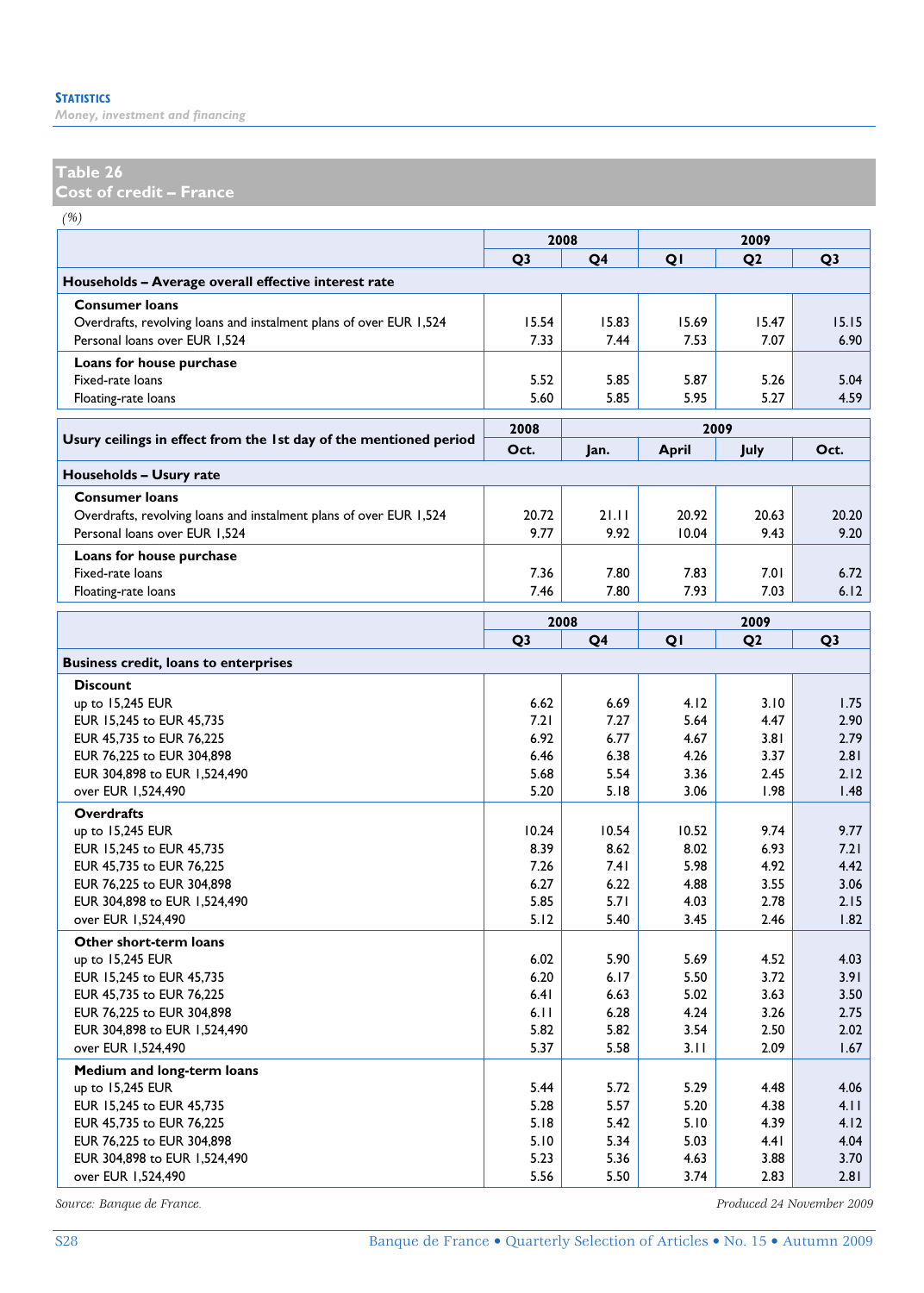## Table 26
## Cost of credit – France

*(%)*

| | 2008 | | 2009 | | |
|---|---|---|---|---|---|
| | Q3 | Q4 | Q1 | Q2 | Q3 |
| **Households – Average overall effective interest rate** | | | | | |
| **Consumer loans** | | | | | |
| Overdrafts, revolving loans and instalment plans of over EUR 1,524 | 15.54 | 15.83 | 15.69 | 15.47 | 15.15 |
| Personal loans over EUR 1,524 | 7.33 | 7.44 | 7.53 | 7.07 | 6.90 |
| **Loans for house purchase** | | | | | |
| Fixed-rate loans | 5.52 | 5.85 | 5.87 | 5.26 | 5.04 |
| Floating-rate loans | 5.60 | 5.85 | 5.95 | 5.27 | 4.59 |

| Usury ceilings in effect from the 1st day of the mentioned period | 2008 | 2009 | | | |
|---|---|---|---|---|---|
| | Oct. | Jan. | April | July | Oct. |
| **Households – Usury rate** | | | | | |
| **Consumer loans** | | | | | |
| Overdrafts, revolving loans and instalment plans of over EUR 1,524 | 20.72 | 21.11 | 20.92 | 20.63 | 20.20 |
| Personal loans over EUR 1,524 | 9.77 | 9.92 | 10.04 | 9.43 | 9.20 |
| **Loans for house purchase** | | | | | |
| Fixed-rate loans | 7.36 | 7.80 | 7.83 | 7.01 | 6.72 |
| Floating-rate loans | 7.46 | 7.80 | 7.93 | 7.03 | 6.12 |

| | 2008 | | 2009 | | |
|---|---|---|---|---|---|
| | Q3 | Q4 | Q1 | Q2 | Q3 |
| **Business credit, loans to enterprises** | | | | | |
| **Discount** | | | | | |
| up to 15,245 EUR | 6.62 | 6.69 | 4.12 | 3.10 | 1.75 |
| EUR 15,245 to EUR 45,735 | 7.21 | 7.27 | 5.64 | 4.47 | 2.90 |
| EUR 45,735 to EUR 76,225 | 6.92 | 6.77 | 4.67 | 3.81 | 2.79 |
| EUR 76,225 to EUR 304,898 | 6.46 | 6.38 | 4.26 | 3.37 | 2.81 |
| EUR 304,898 to EUR 1,524,490 | 5.68 | 5.54 | 3.36 | 2.45 | 2.12 |
| over EUR 1,524,490 | 5.20 | 5.18 | 3.06 | 1.98 | 1.48 |
| **Overdrafts** | | | | | |
| up to 15,245 EUR | 10.24 | 10.54 | 10.52 | 9.74 | 9.77 |
| EUR 15,245 to EUR 45,735 | 8.39 | 8.62 | 8.02 | 6.93 | 7.21 |
| EUR 45,735 to EUR 76,225 | 7.26 | 7.41 | 5.98 | 4.92 | 4.42 |
| EUR 76,225 to EUR 304,898 | 6.27 | 6.22 | 4.88 | 3.55 | 3.06 |
| EUR 304,898 to EUR 1,524,490 | 5.85 | 5.71 | 4.03 | 2.78 | 2.15 |
| over EUR 1,524,490 | 5.12 | 5.40 | 3.45 | 2.46 | 1.82 |
| **Other short-term loans** | | | | | |
| up to 15,245 EUR | 6.02 | 5.90 | 5.69 | 4.52 | 4.03 |
| EUR 15,245 to EUR 45,735 | 6.20 | 6.17 | 5.50 | 3.72 | 3.91 |
| EUR 45,735 to EUR 76,225 | 6.41 | 6.63 | 5.02 | 3.63 | 3.50 |
| EUR 76,225 to EUR 304,898 | 6.11 | 6.28 | 4.24 | 3.26 | 2.75 |
| EUR 304,898 to EUR 1,524,490 | 5.82 | 5.82 | 3.54 | 2.50 | 2.02 |
| over EUR 1,524,490 | 5.37 | 5.58 | 3.11 | 2.09 | 1.67 |
| **Medium and long-term loans** | | | | | |
| up to 15,245 EUR | 5.44 | 5.72 | 5.29 | 4.48 | 4.06 |
| EUR 15,245 to EUR 45,735 | 5.28 | 5.57 | 5.20 | 4.38 | 4.11 |
| EUR 45,735 to EUR 76,225 | 5.18 | 5.42 | 5.10 | 4.39 | 4.12 |
| EUR 76,225 to EUR 304,898 | 5.10 | 5.34 | 5.03 | 4.41 | 4.04 |
| EUR 304,898 to EUR 1,524,490 | 5.23 | 5.36 | 4.63 | 3.88 | 3.70 |
| over EUR 1,524,490 | 5.56 | 5.50 | 3.74 | 2.83 | 2.81 |

*Source: Banque de France.* *Produced 24 November 2009*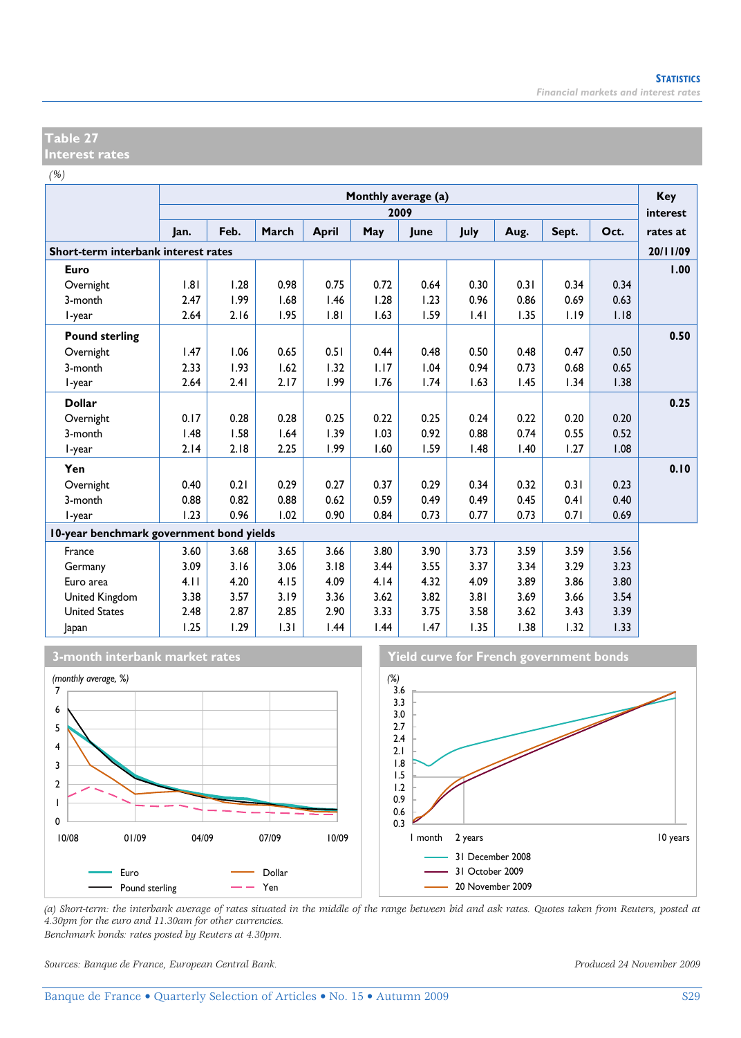## Table 27
## Interest rates

*(%)*

| | Monthly average (a) 2009 | | | | | | | | | | Key interest rates at |
|---|---|---|---|---|---|---|---|---|---|---|---|
| | Jan. | Feb. | March | April | May | June | July | Aug. | Sept. | Oct. | 20/11/09 |
| **Short-term interbank interest rates** | | | | | | | | | | | |
| **Euro** | | | | | | | | | | | **1.00** |
| Overnight | 1.81 | 1.28 | 0.98 | 0.75 | 0.72 | 0.64 | 0.30 | 0.31 | 0.34 | 0.34 | |
| 3-month | 2.47 | 1.99 | 1.68 | 1.46 | 1.28 | 1.23 | 0.96 | 0.86 | 0.69 | 0.63 | |
| 1-year | 2.64 | 2.16 | 1.95 | 1.81 | 1.63 | 1.59 | 1.41 | 1.35 | 1.19 | 1.18 | |
| **Pound sterling** | | | | | | | | | | | **0.50** |
| Overnight | 1.47 | 1.06 | 0.65 | 0.51 | 0.44 | 0.48 | 0.50 | 0.48 | 0.47 | 0.50 | |
| 3-month | 2.33 | 1.93 | 1.62 | 1.32 | 1.17 | 1.04 | 0.94 | 0.73 | 0.68 | 0.65 | |
| 1-year | 2.64 | 2.41 | 2.17 | 1.99 | 1.76 | 1.74 | 1.63 | 1.45 | 1.34 | 1.38 | |
| **Dollar** | | | | | | | | | | | **0.25** |
| Overnight | 0.17 | 0.28 | 0.28 | 0.25 | 0.22 | 0.25 | 0.24 | 0.22 | 0.20 | 0.20 | |
| 3-month | 1.48 | 1.58 | 1.64 | 1.39 | 1.03 | 0.92 | 0.88 | 0.74 | 0.55 | 0.52 | |
| 1-year | 2.14 | 2.18 | 2.25 | 1.99 | 1.60 | 1.59 | 1.48 | 1.40 | 1.27 | 1.08 | |
| **Yen** | | | | | | | | | | | **0.10** |
| Overnight | 0.40 | 0.21 | 0.29 | 0.27 | 0.37 | 0.29 | 0.34 | 0.32 | 0.31 | 0.23 | |
| 3-month | 0.88 | 0.82 | 0.88 | 0.62 | 0.59 | 0.49 | 0.49 | 0.45 | 0.41 | 0.40 | |
| 1-year | 1.23 | 0.96 | 1.02 | 0.90 | 0.84 | 0.73 | 0.77 | 0.73 | 0.71 | 0.69 | |
| **10-year benchmark government bond yields** | | | | | | | | | | | |
| France | 3.60 | 3.68 | 3.65 | 3.66 | 3.80 | 3.90 | 3.73 | 3.59 | 3.59 | 3.56 | |
| Germany | 3.09 | 3.16 | 3.06 | 3.18 | 3.44 | 3.55 | 3.37 | 3.34 | 3.29 | 3.23 | |
| Euro area | 4.11 | 4.20 | 4.15 | 4.09 | 4.14 | 4.32 | 4.09 | 3.89 | 3.86 | 3.80 | |
| United Kingdom | 3.38 | 3.57 | 3.19 | 3.36 | 3.62 | 3.82 | 3.81 | 3.69 | 3.66 | 3.54 | |
| United States | 2.48 | 2.87 | 2.85 | 2.90 | 3.33 | 3.75 | 3.58 | 3.62 | 3.43 | 3.39 | |
| Japan | 1.25 | 1.29 | 1.31 | 1.44 | 1.44 | 1.47 | 1.35 | 1.38 | 1.32 | 1.33 | |

**3-month interbank market rates**

*(monthly average, %)*

Euro — Pound sterling — Dollar — Yen

**Yield curve for French government bonds**

*(%)*

31 December 2008 — 31 October 2009 — 20 November 2009

*(a) Short-term: the interbank average of rates situated in the middle of the range between bid and ask rates. Quotes taken from Reuters, posted at 4.30pm for the euro and 11.30am for other currencies.*
*Benchmark bonds: rates posted by Reuters at 4.30pm.*

*Sources: Banque de France, European Central Bank.* *Produced 24 November 2009*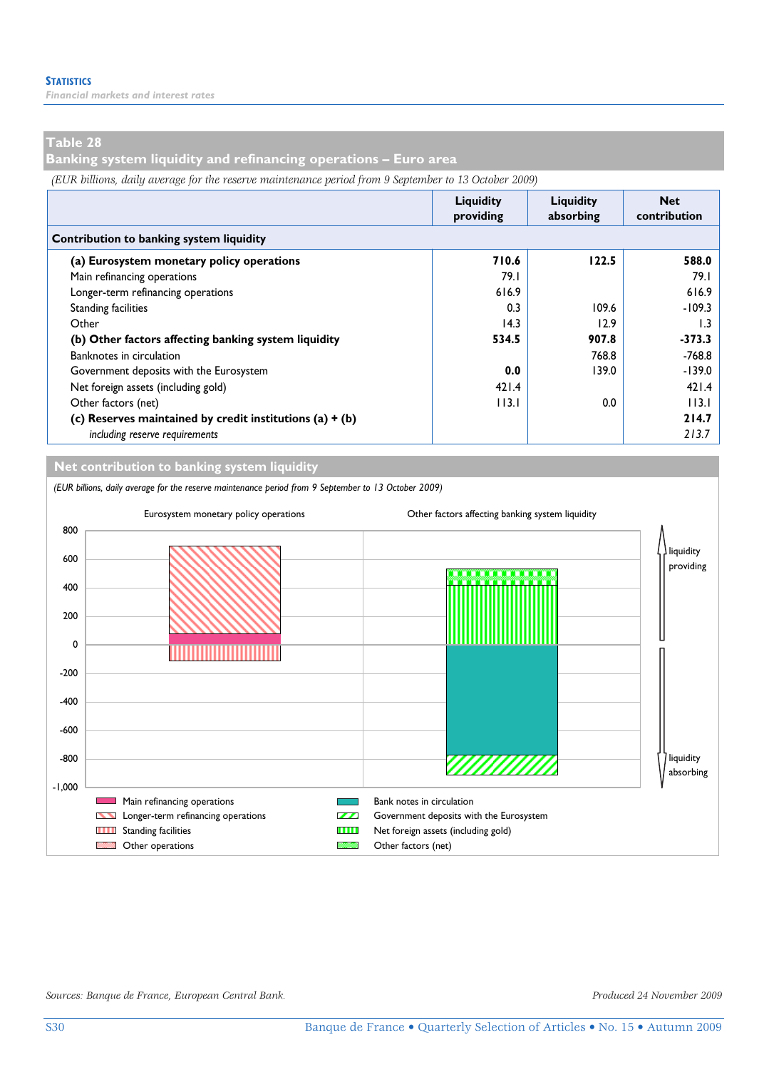## Table 28
## Banking system liquidity and refinancing operations – Euro area

*(EUR billions, daily average for the reserve maintenance period from 9 September to 13 October 2009)*

| | Liquidity providing | Liquidity absorbing | Net contribution |
|---|---|---|---|
| **Contribution to banking system liquidity** | | | |
| **(a) Eurosystem monetary policy operations** | **710.6** | **122.5** | **588.0** |
| Main refinancing operations | 79.1 | | 79.1 |
| Longer-term refinancing operations | 616.9 | | 616.9 |
| Standing facilities | 0.3 | 109.6 | -109.3 |
| Other | 14.3 | 12.9 | 1.3 |
| **(b) Other factors affecting banking system liquidity** | **534.5** | **907.8** | **-373.3** |
| Banknotes in circulation | | 768.8 | -768.8 |
| Government deposits with the Eurosystem | **0.0** | 139.0 | -139.0 |
| Net foreign assets (including gold) | 421.4 | | 421.4 |
| Other factors (net) | 113.1 | 0.0 | 113.1 |
| **(c) Reserves maintained by credit institutions (a) + (b)** | | | **214.7** |
| *including reserve requirements* | | | *213.7* |

### Net contribution to banking system liquidity

*(EUR billions, daily average for the reserve maintenance period from 9 September to 13 October 2009)*

Eurosystem monetary policy operations | Other factors affecting banking system liquidity

liquidity providing | liquidity absorbing

Main refinancing operations; Longer-term refinancing operations; Standing facilities; Other operations; Bank notes in circulation; Government deposits with the Eurosystem; Net foreign assets (including gold); Other factors (net)

*Sources: Banque de France, European Central Bank.*

*Produced 24 November 2009*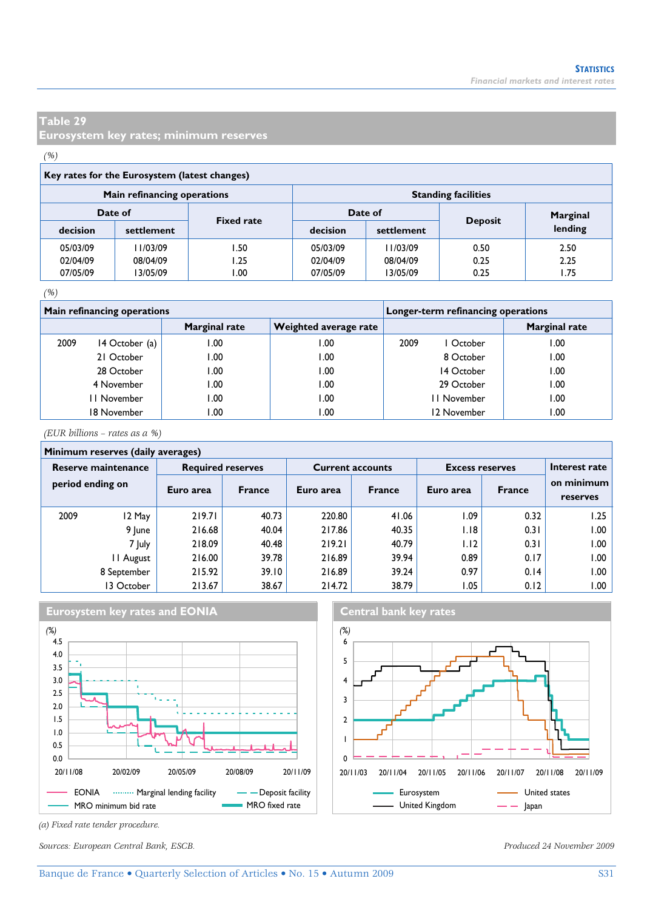## Table 29
## Eurosystem key rates; minimum reserves

*(%)*

**Key rates for the Eurosystem (latest changes)**

| Main refinancing operations | | | Standing facilities | | | |
|---|---|---|---|---|---|---|
| Date of | | Fixed rate | Date of | | Deposit | Marginal lending |
| decision | settlement | | decision | settlement | | |
| 05/03/09 | 11/03/09 | 1.50 | 05/03/09 | 11/03/09 | 0.50 | 2.50 |
| 02/04/09 | 08/04/09 | 1.25 | 02/04/09 | 08/04/09 | 0.25 | 2.25 |
| 07/05/09 | 13/05/09 | 1.00 | 07/05/09 | 13/05/09 | 0.25 | 1.75 |

*(%)*

| Main refinancing operations | | Marginal rate | Weighted average rate | Longer-term refinancing operations | | Marginal rate |
|---|---|---|---|---|---|---|
| 2009 | 14 October (a) | 1.00 | 1.00 | 2009 | 1 October | 1.00 |
| | 21 October | 1.00 | 1.00 | | 8 October | 1.00 |
| | 28 October | 1.00 | 1.00 | | 14 October | 1.00 |
| | 4 November | 1.00 | 1.00 | | 29 October | 1.00 |
| | 11 November | 1.00 | 1.00 | | 11 November | 1.00 |
| | 18 November | 1.00 | 1.00 | | 12 November | 1.00 |

*(EUR billions – rates as a %)*

**Minimum reserves (daily averages)**

| Reserve maintenance period ending on | | Required reserves | | Current accounts | | Excess reserves | | Interest rate on minimum reserves |
|---|---|---|---|---|---|---|---|---|
| | | Euro area | France | Euro area | France | Euro area | France | |
| 2009 | 12 May | 219.71 | 40.73 | 220.80 | 41.06 | 1.09 | 0.32 | 1.25 |
| | 9 June | 216.68 | 40.04 | 217.86 | 40.35 | 1.18 | 0.31 | 1.00 |
| | 7 July | 218.09 | 40.48 | 219.21 | 40.79 | 1.12 | 0.31 | 1.00 |
| | 11 August | 216.00 | 39.78 | 216.89 | 39.94 | 0.89 | 0.17 | 1.00 |
| | 8 September | 215.92 | 39.10 | 216.89 | 39.24 | 0.97 | 0.14 | 1.00 |
| | 13 October | 213.67 | 38.67 | 214.72 | 38.79 | 1.05 | 0.12 | 1.00 |

**Eurosystem key rates and EONIA**

**Central bank key rates**

*(a) Fixed rate tender procedure.*

*Sources: European Central Bank, ESCB.*

*Produced 24 November 2009*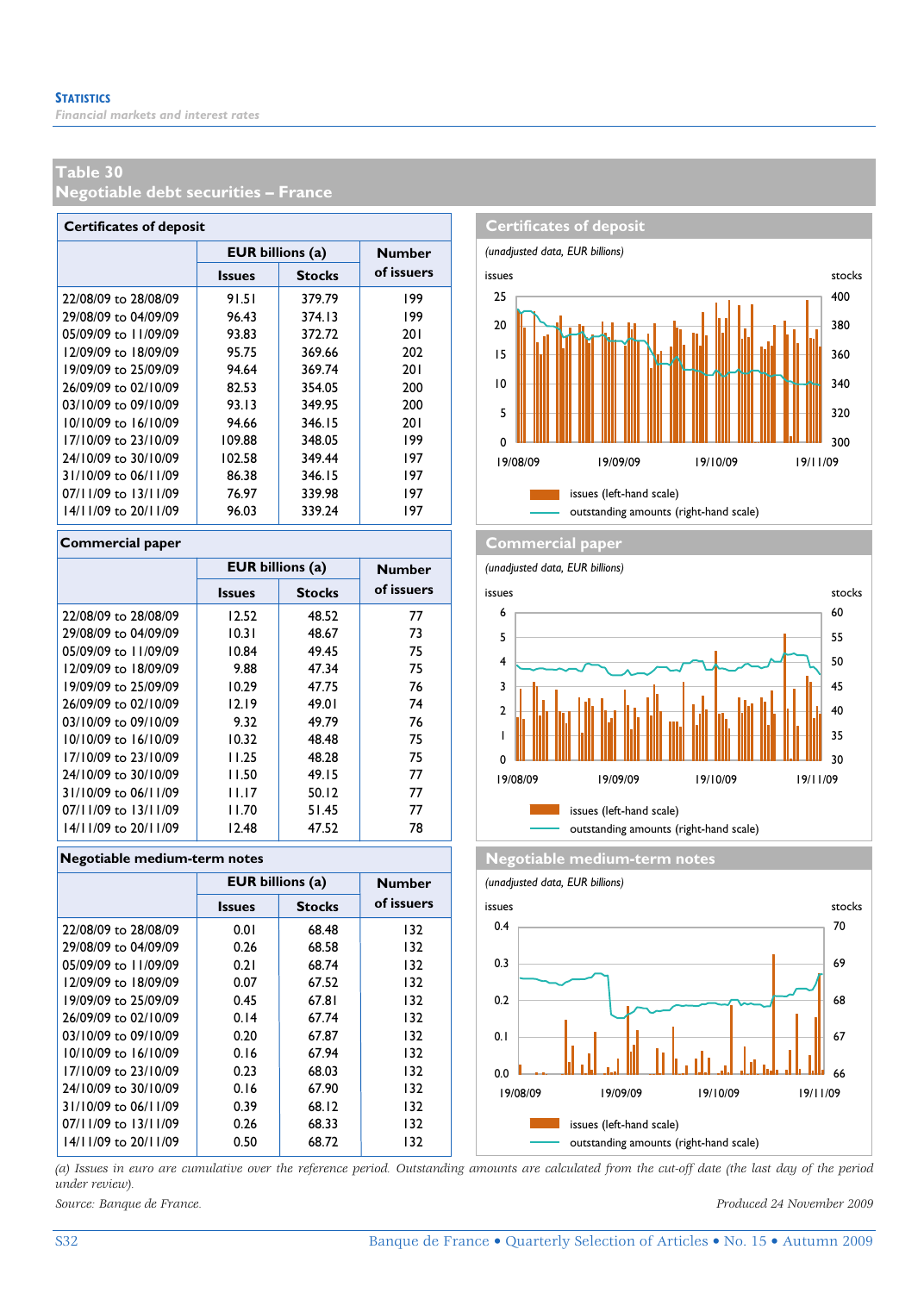## Table 30
## Negotiable debt securities – France

### Certificates of deposit

| | EUR billions (a) | | Number of issuers |
|---|---|---|---|
| | Issues | Stocks | |
| 22/08/09 to 28/08/09 | 91.51 | 379.79 | 199 |
| 29/08/09 to 04/09/09 | 96.43 | 374.13 | 199 |
| 05/09/09 to 11/09/09 | 93.83 | 372.72 | 201 |
| 12/09/09 to 18/09/09 | 95.75 | 369.66 | 202 |
| 19/09/09 to 25/09/09 | 94.64 | 369.74 | 201 |
| 26/09/09 to 02/10/09 | 82.53 | 354.05 | 200 |
| 03/10/09 to 09/10/09 | 93.13 | 349.95 | 200 |
| 10/10/09 to 16/10/09 | 94.66 | 346.15 | 201 |
| 17/10/09 to 23/10/09 | 109.88 | 348.05 | 199 |
| 24/10/09 to 30/10/09 | 102.58 | 349.44 | 197 |
| 31/10/09 to 06/11/09 | 86.38 | 346.15 | 197 |
| 07/11/09 to 13/11/09 | 76.97 | 339.98 | 197 |
| 14/11/09 to 20/11/09 | 96.03 | 339.24 | 197 |

**Certificates of deposit**

*(unadjusted data, EUR billions)*

issues (left-hand scale); outstanding amounts (right-hand scale)

### Commercial paper

| | EUR billions (a) | | Number of issuers |
|---|---|---|---|
| | Issues | Stocks | |
| 22/08/09 to 28/08/09 | 12.52 | 48.52 | 77 |
| 29/08/09 to 04/09/09 | 10.31 | 48.67 | 73 |
| 05/09/09 to 11/09/09 | 10.84 | 49.45 | 75 |
| 12/09/09 to 18/09/09 | 9.88 | 47.34 | 75 |
| 19/09/09 to 25/09/09 | 10.29 | 47.75 | 76 |
| 26/09/09 to 02/10/09 | 12.19 | 49.01 | 74 |
| 03/10/09 to 09/10/09 | 9.32 | 49.79 | 76 |
| 10/10/09 to 16/10/09 | 10.32 | 48.48 | 75 |
| 17/10/09 to 23/10/09 | 11.25 | 48.28 | 75 |
| 24/10/09 to 30/10/09 | 11.50 | 49.15 | 77 |
| 31/10/09 to 06/11/09 | 11.17 | 50.12 | 77 |
| 07/11/09 to 13/11/09 | 11.70 | 51.45 | 77 |
| 14/11/09 to 20/11/09 | 12.48 | 47.52 | 78 |

**Commercial paper**

*(unadjusted data, EUR billions)*

issues (left-hand scale); outstanding amounts (right-hand scale)

### Negotiable medium-term notes

| | EUR billions (a) | | Number of issuers |
|---|---|---|---|
| | Issues | Stocks | |
| 22/08/09 to 28/08/09 | 0.01 | 68.48 | 132 |
| 29/08/09 to 04/09/09 | 0.26 | 68.58 | 132 |
| 05/09/09 to 11/09/09 | 0.21 | 68.74 | 132 |
| 12/09/09 to 18/09/09 | 0.07 | 67.52 | 132 |
| 19/09/09 to 25/09/09 | 0.45 | 67.81 | 132 |
| 26/09/09 to 02/10/09 | 0.14 | 67.74 | 132 |
| 03/10/09 to 09/10/09 | 0.20 | 67.87 | 132 |
| 10/10/09 to 16/10/09 | 0.16 | 67.94 | 132 |
| 17/10/09 to 23/10/09 | 0.23 | 68.03 | 132 |
| 24/10/09 to 30/10/09 | 0.16 | 67.90 | 132 |
| 31/10/09 to 06/11/09 | 0.39 | 68.12 | 132 |
| 07/11/09 to 13/11/09 | 0.26 | 68.33 | 132 |
| 14/11/09 to 20/11/09 | 0.50 | 68.72 | 132 |

**Negotiable medium-term notes**

*(unadjusted data, EUR billions)*

issues (left-hand scale); outstanding amounts (right-hand scale)

*(a) Issues in euro are cumulative over the reference period. Outstanding amounts are calculated from the cut-off date (the last day of the period under review).*

*Source: Banque de France.*

*Produced 24 November 2009*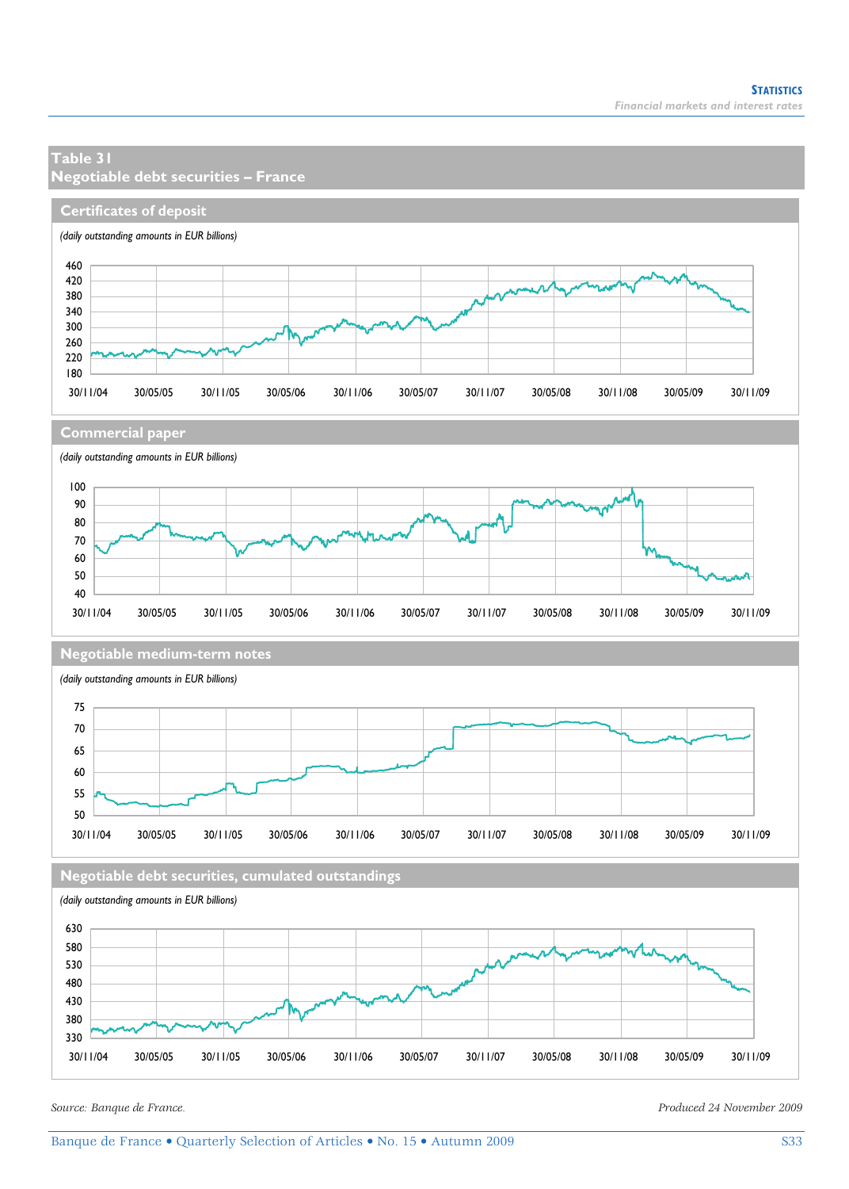## Table 31
## Negotiable debt securities – France

### Certificates of deposit

*(daily outstanding amounts in EUR billions)*

### Commercial paper

*(daily outstanding amounts in EUR billions)*

### Negotiable medium-term notes

*(daily outstanding amounts in EUR billions)*

### Negotiable debt securities, cumulated outstandings

*(daily outstanding amounts in EUR billions)*

*Source: Banque de France.*

*Produced 24 November 2009*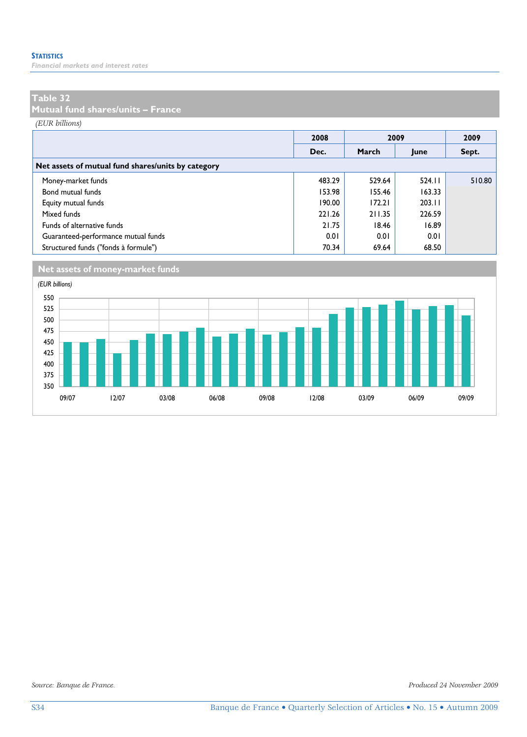## Table 32
## Mutual fund shares/units – France

*(EUR billions)*

| | 2008 | 2009 | | 2009 |
|---|---|---|---|---|
| | Dec. | March | June | Sept. |
| **Net assets of mutual fund shares/units by category** | | | | |
| Money-market funds | 483.29 | 529.64 | 524.11 | 510.80 |
| Bond mutual funds | 153.98 | 155.46 | 163.33 | |
| Equity mutual funds | 190.00 | 172.21 | 203.11 | |
| Mixed funds | 221.26 | 211.35 | 226.59 | |
| Funds of alternative funds | 21.75 | 18.46 | 16.89 | |
| Guaranteed-performance mutual funds | 0.01 | 0.01 | 0.01 | |
| Structured funds ("fonds à formule") | 70.34 | 69.64 | 68.50 | |

### Net assets of money-market funds

*(EUR billions)*

Source: Banque de France.

Produced 24 November 2009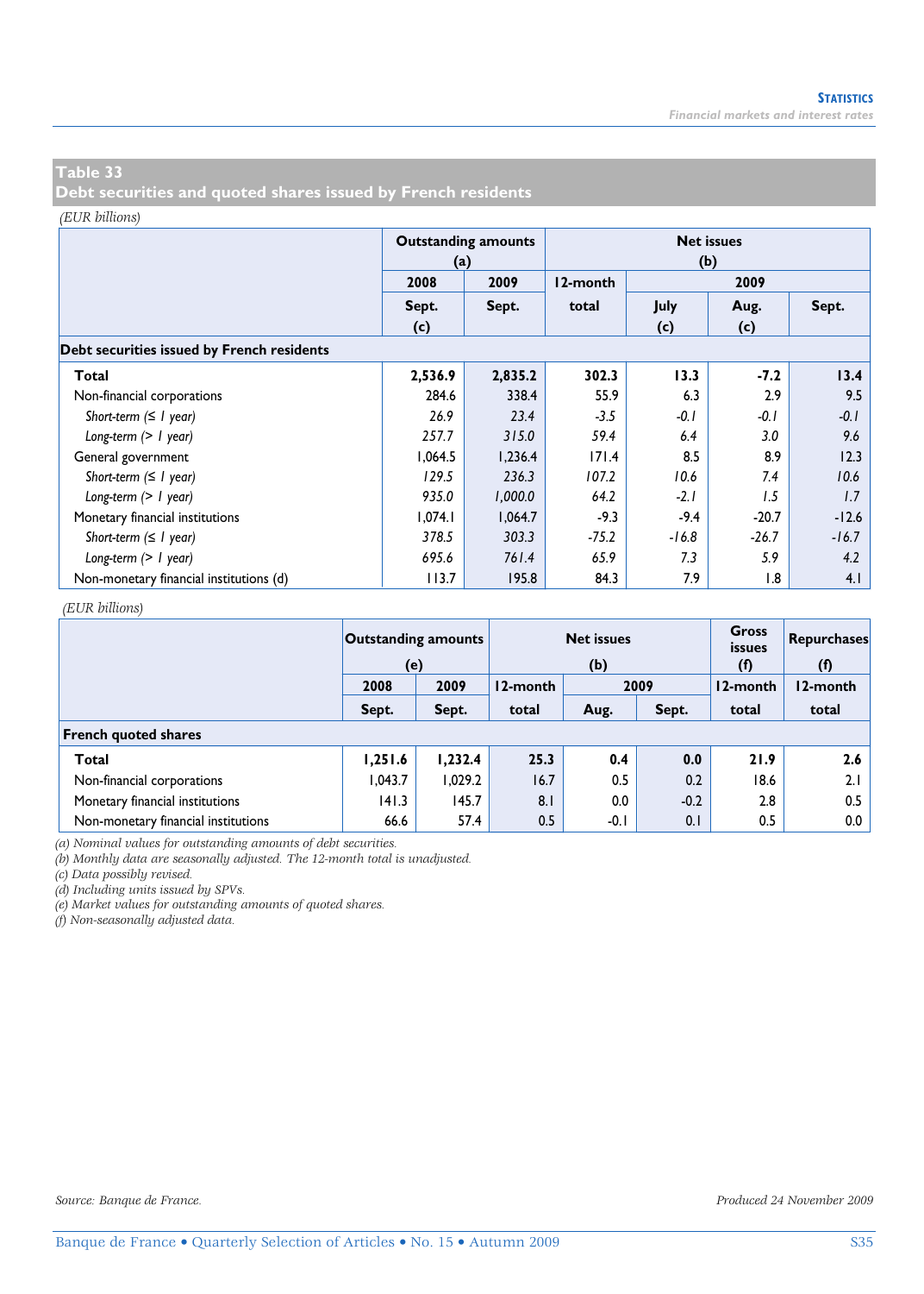## Table 33
## Debt securities and quoted shares issued by French residents

*(EUR billions)*

| | Outstanding amounts (a) | | Net issues (b) | | | |
|---|---|---|---|---|---|---|
| | 2008 | 2009 | 12-month | 2009 | | |
| | Sept. (c) | Sept. | total | July (c) | Aug. (c) | Sept. |
| **Debt securities issued by French residents** | | | | | | |
| **Total** | **2,536.9** | **2,835.2** | **302.3** | **13.3** | **-7.2** | **13.4** |
| Non-financial corporations | 284.6 | 338.4 | 55.9 | 6.3 | 2.9 | 9.5 |
| *Short-term (≤ 1 year)* | *26.9* | *23.4* | *-3.5* | *-0.1* | *-0.1* | *-0.1* |
| *Long-term (> 1 year)* | *257.7* | *315.0* | *59.4* | *6.4* | *3.0* | *9.6* |
| General government | 1,064.5 | 1,236.4 | 171.4 | 8.5 | 8.9 | 12.3 |
| *Short-term (≤ 1 year)* | *129.5* | *236.3* | *107.2* | *10.6* | *7.4* | *10.6* |
| *Long-term (> 1 year)* | *935.0* | *1,000.0* | *64.2* | *-2.1* | *1.5* | *1.7* |
| Monetary financial institutions | 1,074.1 | 1,064.7 | -9.3 | -9.4 | -20.7 | -12.6 |
| *Short-term (≤ 1 year)* | *378.5* | *303.3* | *-75.2* | *-16.8* | *-26.7* | *-16.7* |
| *Long-term (> 1 year)* | *695.6* | *761.4* | *65.9* | *7.3* | *5.9* | *4.2* |
| Non-monetary financial institutions (d) | 113.7 | 195.8 | 84.3 | 7.9 | 1.8 | 4.1 |

*(EUR billions)*

| | Outstanding amounts (e) | | Net issues (b) | | | Gross issues (f) | Repurchases (f) |
|---|---|---|---|---|---|---|---|
| | 2008 | 2009 | 12-month | 2009 | | 12-month | 12-month |
| | Sept. | Sept. | total | Aug. | Sept. | total | total |
| **French quoted shares** | | | | | | | |
| **Total** | **1,251.6** | **1,232.4** | **25.3** | **0.4** | **0.0** | **21.9** | **2.6** |
| Non-financial corporations | 1,043.7 | 1,029.2 | 16.7 | 0.5 | 0.2 | 18.6 | 2.1 |
| Monetary financial institutions | 141.3 | 145.7 | 8.1 | 0.0 | -0.2 | 2.8 | 0.5 |
| Non-monetary financial institutions | 66.6 | 57.4 | 0.5 | -0.1 | 0.1 | 0.5 | 0.0 |

*(a) Nominal values for outstanding amounts of debt securities.*
*(b) Monthly data are seasonally adjusted. The 12-month total is unadjusted.*
*(c) Data possibly revised.*
*(d) Including units issued by SPVs.*
*(e) Market values for outstanding amounts of quoted shares.*
*(f) Non-seasonally adjusted data.*

*Source: Banque de France.*

*Produced 24 November 2009*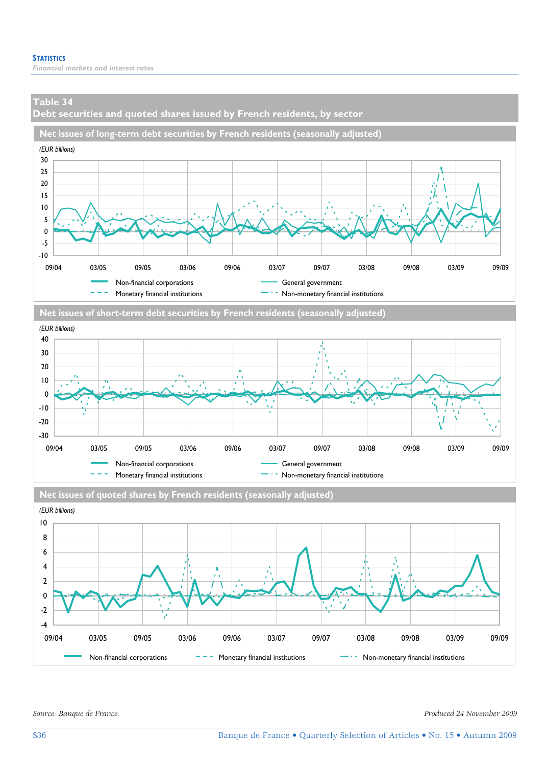## Table 34
## Debt securities and quoted shares issued by French residents, by sector

### Net issues of long-term debt securities by French residents (seasonally adjusted)

(EUR billions)

30
25
20
15
10
5
0
-5
-10

09/04 03/05 09/05 03/06 09/06 03/07 09/07 03/08 09/08 03/09 09/09

Non-financial corporations — General government — Monetary financial institutions — Non-monetary financial institutions

### Net issues of short-term debt securities by French residents (seasonally adjusted)

(EUR billions)

40
30
20
10
0
-10
-20
-30

09/04 03/05 09/05 03/06 09/06 03/07 09/07 03/08 09/08 03/09 09/09

Non-financial corporations — General government — Monetary financial institutions — Non-monetary financial institutions

### Net issues of quoted shares by French residents (seasonally adjusted)

(EUR billions)

10
8
6
4
2
0
-2
-4

09/04 03/05 09/05 03/06 09/06 03/07 09/07 03/08 09/08 03/09 09/09

Non-financial corporations — Monetary financial institutions — Non-monetary financial institutions

*Source: Banque de France.*

*Produced 24 November 2009*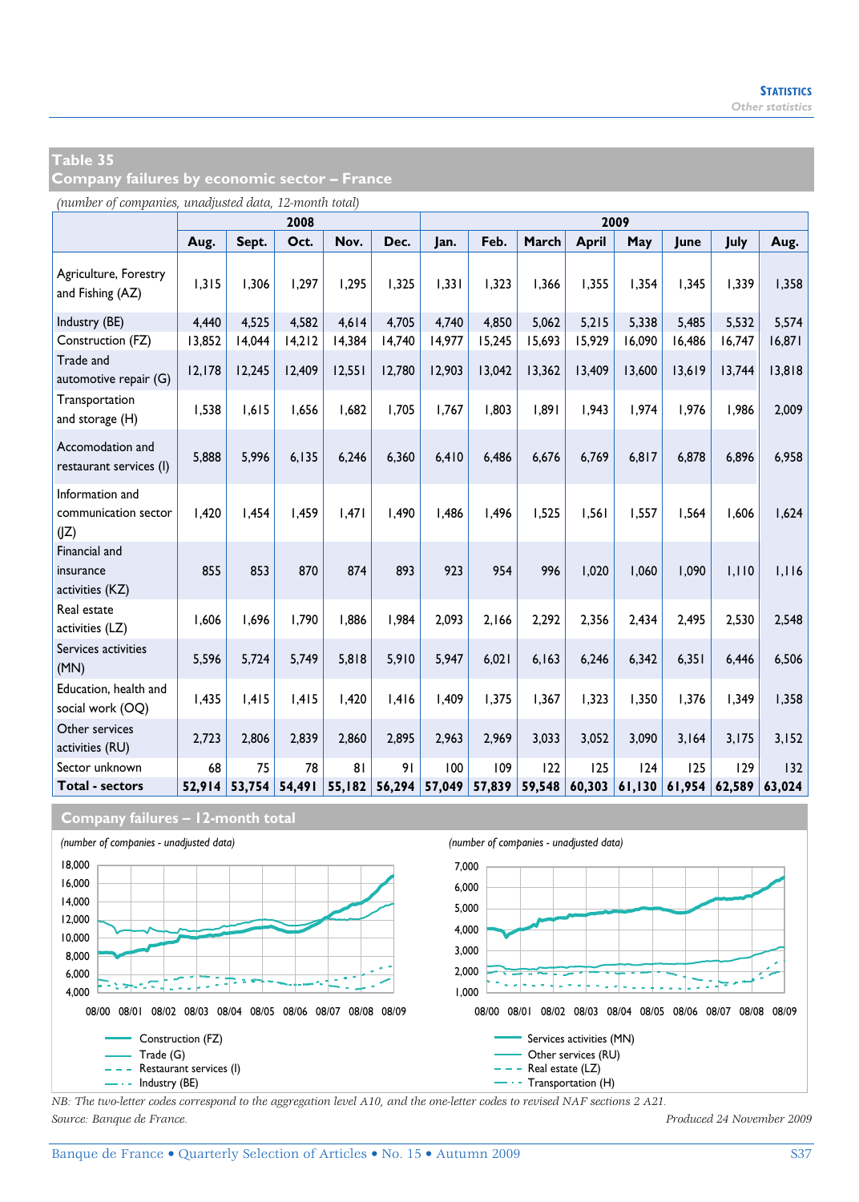## Table 35
## Company failures by economic sector – France

*(number of companies, unadjusted data, 12-month total)*

| | 2008 | | | | | 2009 | | | | | | | |
|---|---|---|---|---|---|---|---|---|---|---|---|---|---|
| | Aug. | Sept. | Oct. | Nov. | Dec. | Jan. | Feb. | March | April | May | June | July | Aug. |
| Agriculture, Forestry and Fishing (AZ) | 1,315 | 1,306 | 1,297 | 1,295 | 1,325 | 1,331 | 1,323 | 1,366 | 1,355 | 1,354 | 1,345 | 1,339 | 1,358 |
| Industry (BE) | 4,440 | 4,525 | 4,582 | 4,614 | 4,705 | 4,740 | 4,850 | 5,062 | 5,215 | 5,338 | 5,485 | 5,532 | 5,574 |
| Construction (FZ) | 13,852 | 14,044 | 14,212 | 14,384 | 14,740 | 14,977 | 15,245 | 15,693 | 15,929 | 16,090 | 16,486 | 16,747 | 16,871 |
| Trade and automotive repair (G) | 12,178 | 12,245 | 12,409 | 12,551 | 12,780 | 12,903 | 13,042 | 13,362 | 13,409 | 13,600 | 13,619 | 13,744 | 13,818 |
| Transportation and storage (H) | 1,538 | 1,615 | 1,656 | 1,682 | 1,705 | 1,767 | 1,803 | 1,891 | 1,943 | 1,974 | 1,976 | 1,986 | 2,009 |
| Accomodation and restaurant services (I) | 5,888 | 5,996 | 6,135 | 6,246 | 6,360 | 6,410 | 6,486 | 6,676 | 6,769 | 6,817 | 6,878 | 6,896 | 6,958 |
| Information and communication sector (JZ) | 1,420 | 1,454 | 1,459 | 1,471 | 1,490 | 1,486 | 1,496 | 1,525 | 1,561 | 1,557 | 1,564 | 1,606 | 1,624 |
| Financial and insurance activities (KZ) | 855 | 853 | 870 | 874 | 893 | 923 | 954 | 996 | 1,020 | 1,060 | 1,090 | 1,110 | 1,116 |
| Real estate activities (LZ) | 1,606 | 1,696 | 1,790 | 1,886 | 1,984 | 2,093 | 2,166 | 2,292 | 2,356 | 2,434 | 2,495 | 2,530 | 2,548 |
| Services activities (MN) | 5,596 | 5,724 | 5,749 | 5,818 | 5,910 | 5,947 | 6,021 | 6,163 | 6,246 | 6,342 | 6,351 | 6,446 | 6,506 |
| Education, health and social work (OQ) | 1,435 | 1,415 | 1,415 | 1,420 | 1,416 | 1,409 | 1,375 | 1,367 | 1,323 | 1,350 | 1,376 | 1,349 | 1,358 |
| Other services activities (RU) | 2,723 | 2,806 | 2,839 | 2,860 | 2,895 | 2,963 | 2,969 | 3,033 | 3,052 | 3,090 | 3,164 | 3,175 | 3,152 |
| Sector unknown | 68 | 75 | 78 | 81 | 91 | 100 | 109 | 122 | 125 | 124 | 125 | 129 | 132 |
| **Total - sectors** | **52,914** | **53,754** | **54,491** | **55,182** | **56,294** | **57,049** | **57,839** | **59,548** | **60,303** | **61,130** | **61,954** | **62,589** | **63,024** |

### Company failures – 12-month total

*(number of companies - unadjusted data)*

Construction (FZ)
Trade (G)
Restaurant services (I)
Industry (BE)

*(number of companies - unadjusted data)*

Services activities (MN)
Other services (RU)
Real estate (LZ)
Transportation (H)

*NB: The two-letter codes correspond to the aggregation level A10, and the one-letter codes to revised NAF sections 2 A21.*

*Source: Banque de France.*

*Produced 24 November 2009*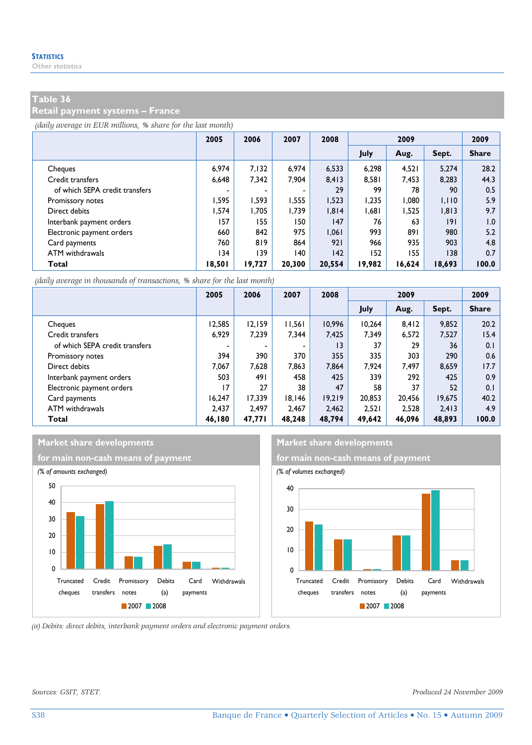## Table 36
## Retail payment systems – France

*(daily average in EUR millions, % share for the last month)*

| | 2005 | 2006 | 2007 | 2008 | 2009 | | | 2009 |
|---|---|---|---|---|---|---|---|---|
| | | | | | July | Aug. | Sept. | Share |
| Cheques | 6,974 | 7,132 | 6,974 | 6,533 | 6,298 | 4,521 | 5,274 | 28.2 |
| Credit transfers | 6,648 | 7,342 | 7,904 | 8,413 | 8,581 | 7,453 | 8,283 | 44.3 |
| of which SEPA credit transfers | - | - | - | 29 | 99 | 78 | 90 | 0.5 |
| Promissory notes | 1,595 | 1,593 | 1,555 | 1,523 | 1,235 | 1,080 | 1,110 | 5.9 |
| Direct debits | 1,574 | 1,705 | 1,739 | 1,814 | 1,681 | 1,525 | 1,813 | 9.7 |
| Interbank payment orders | 157 | 155 | 150 | 147 | 76 | 63 | 191 | 1.0 |
| Electronic payment orders | 660 | 842 | 975 | 1,061 | 993 | 891 | 980 | 5.2 |
| Card payments | 760 | 819 | 864 | 921 | 966 | 935 | 903 | 4.8 |
| ATM withdrawals | 134 | 139 | 140 | 142 | 152 | 155 | 138 | 0.7 |
| **Total** | **18,501** | **19,727** | **20,300** | **20,554** | **19,982** | **16,624** | **18,693** | **100.0** |

*(daily average in thousands of transactions, % share for the last month)*

| | 2005 | 2006 | 2007 | 2008 | 2009 | | | 2009 |
|---|---|---|---|---|---|---|---|---|
| | | | | | July | Aug. | Sept. | Share |
| Cheques | 12,585 | 12,159 | 11,561 | 10,996 | 10,264 | 8,412 | 9,852 | 20.2 |
| Credit transfers | 6,929 | 7,239 | 7,344 | 7,425 | 7,349 | 6,572 | 7,527 | 15.4 |
| of which SEPA credit transfers | - | - | - | 13 | 37 | 29 | 36 | 0.1 |
| Promissory notes | 394 | 390 | 370 | 355 | 335 | 303 | 290 | 0.6 |
| Direct debits | 7,067 | 7,628 | 7,863 | 7,864 | 7,924 | 7,497 | 8,659 | 17.7 |
| Interbank payment orders | 503 | 491 | 458 | 425 | 339 | 292 | 425 | 0.9 |
| Electronic payment orders | 17 | 27 | 38 | 47 | 58 | 37 | 52 | 0.1 |
| Card payments | 16,247 | 17,339 | 18,146 | 19,219 | 20,853 | 20,456 | 19,675 | 40.2 |
| ATM withdrawals | 2,437 | 2,497 | 2,467 | 2,462 | 2,521 | 2,528 | 2,413 | 4.9 |
| **Total** | **46,180** | **47,771** | **48,248** | **48,794** | **49,642** | **46,096** | **48,893** | **100.0** |

**Market share developments for main non-cash means of payment**

*(% of amounts exchanged)*

**Market share developments for main non-cash means of payment**

*(% of volumes exchanged)*

*(a) Debits: direct debits, interbank payment orders and electronic payment orders.*

Sources: GSIT, STET.

Produced 24 November 2009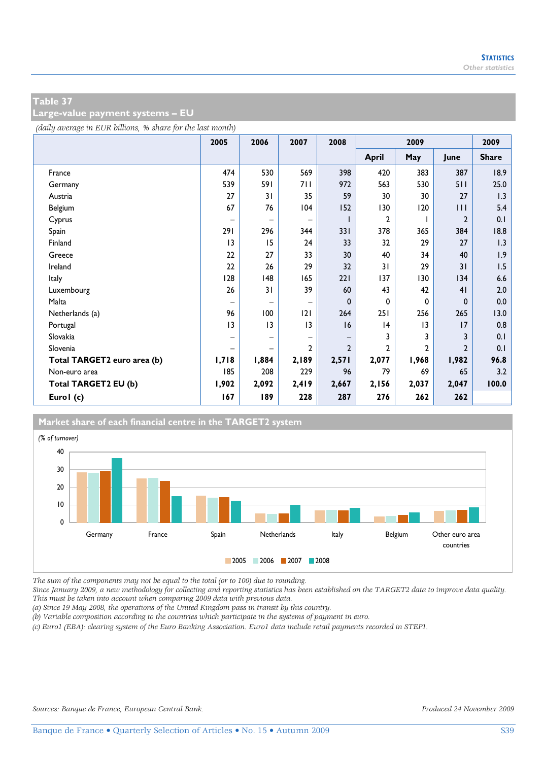## Table 37
## Large-value payment systems – EU

*(daily average in EUR billions, % share for the last month)*

| | 2005 | 2006 | 2007 | 2008 | 2009 | | | 2009 |
|---|---|---|---|---|---|---|---|---|
| | | | | | April | May | June | Share |
| France | 474 | 530 | 569 | 398 | 420 | 383 | 387 | 18.9 |
| Germany | 539 | 591 | 711 | 972 | 563 | 530 | 511 | 25.0 |
| Austria | 27 | 31 | 35 | 59 | 30 | 30 | 27 | 1.3 |
| Belgium | 67 | 76 | 104 | 152 | 130 | 120 | 111 | 5.4 |
| Cyprus | – | – | – | 1 | 2 | 1 | 2 | 0.1 |
| Spain | 291 | 296 | 344 | 331 | 378 | 365 | 384 | 18.8 |
| Finland | 13 | 15 | 24 | 33 | 32 | 29 | 27 | 1.3 |
| Greece | 22 | 27 | 33 | 30 | 40 | 34 | 40 | 1.9 |
| Ireland | 22 | 26 | 29 | 32 | 31 | 29 | 31 | 1.5 |
| Italy | 128 | 148 | 165 | 221 | 137 | 130 | 134 | 6.6 |
| Luxembourg | 26 | 31 | 39 | 60 | 43 | 42 | 41 | 2.0 |
| Malta | – | – | – | 0 | 0 | 0 | 0 | 0.0 |
| Netherlands (a) | 96 | 100 | 121 | 264 | 251 | 256 | 265 | 13.0 |
| Portugal | 13 | 13 | 13 | 16 | 14 | 13 | 17 | 0.8 |
| Slovakia | – | – | – | – | 3 | 3 | 3 | 0.1 |
| Slovenia | – | – | 2 | 2 | 2 | 2 | 2 | 0.1 |
| **Total TARGET2 euro area (b)** | **1,718** | **1,884** | **2,189** | **2,571** | **2,077** | **1,968** | **1,982** | **96.8** |
| Non-euro area | 185 | 208 | 229 | 96 | 79 | 69 | 65 | 3.2 |
| **Total TARGET2 EU (b)** | **1,902** | **2,092** | **2,419** | **2,667** | **2,156** | **2,037** | **2,047** | **100.0** |
| **Euro1 (c)** | **167** | **189** | **228** | **287** | **276** | **262** | **262** | |

### Market share of each financial centre in the TARGET2 system

*(% of turnover)*

The sum of the components may not be equal to the total (or to 100) due to rounding.

*Since January 2009, a new methodology for collecting and reporting statistics has been established on the TARGET2 data to improve data quality. This must be taken into account when comparing 2009 data with previous data.*

*(a) Since 19 May 2008, the operations of the United Kingdom pass in transit by this country.*

*(b) Variable composition according to the countries which participate in the systems of payment in euro.*

*(c) Euro1 (EBA): clearing system of the Euro Banking Association. Euro1 data include retail payments recorded in STEP1.*

*Sources: Banque de France, European Central Bank.*

*Produced 24 November 2009*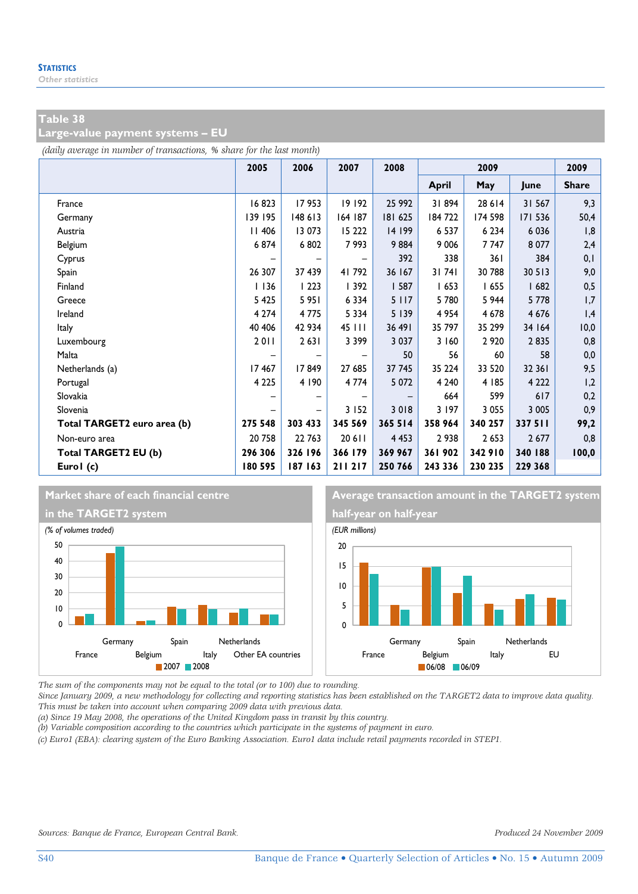**Statistics**
*Other statistics*

## Table 38
## Large-value payment systems – EU

*(daily average in number of transactions, % share for the last month)*

| | 2005 | 2006 | 2007 | 2008 | 2009 | | | 2009 |
|---|---|---|---|---|---|---|---|---|
| | | | | | April | May | June | Share |
| France | 16 823 | 17 953 | 19 192 | 25 992 | 31 894 | 28 614 | 31 567 | 9,3 |
| Germany | 139 195 | 148 613 | 164 187 | 181 625 | 184 722 | 174 598 | 171 536 | 50,4 |
| Austria | 11 406 | 13 073 | 15 222 | 14 199 | 6 537 | 6 234 | 6 036 | 1,8 |
| Belgium | 6 874 | 6 802 | 7 993 | 9 884 | 9 006 | 7 747 | 8 077 | 2,4 |
| Cyprus | – | – | – | 392 | 338 | 361 | 384 | 0,1 |
| Spain | 26 307 | 37 439 | 41 792 | 36 167 | 31 741 | 30 788 | 30 513 | 9,0 |
| Finland | 1 136 | 1 223 | 1 392 | 1 587 | 1 653 | 1 655 | 1 682 | 0,5 |
| Greece | 5 425 | 5 951 | 6 334 | 5 117 | 5 780 | 5 944 | 5 778 | 1,7 |
| Ireland | 4 274 | 4 775 | 5 334 | 5 139 | 4 954 | 4 678 | 4 676 | 1,4 |
| Italy | 40 406 | 42 934 | 45 111 | 36 491 | 35 797 | 35 299 | 34 164 | 10,0 |
| Luxembourg | 2 011 | 2 631 | 3 399 | 3 037 | 3 160 | 2 920 | 2 835 | 0,8 |
| Malta | – | – | – | 50 | 56 | 60 | 58 | 0,0 |
| Netherlands (a) | 17 467 | 17 849 | 27 685 | 37 745 | 35 224 | 33 520 | 32 361 | 9,5 |
| Portugal | 4 225 | 4 190 | 4 774 | 5 072 | 4 240 | 4 185 | 4 222 | 1,2 |
| Slovakia | – | – | – | – | 664 | 599 | 617 | 0,2 |
| Slovenia | – | – | 3 152 | 3 018 | 3 197 | 3 055 | 3 005 | 0,9 |
| **Total TARGET2 euro area (b)** | **275 548** | **303 433** | **345 569** | **365 514** | **358 964** | **340 257** | **337 511** | **99,2** |
| Non-euro area | 20 758 | 22 763 | 20 611 | 4 453 | 2 938 | 2 653 | 2 677 | 0,8 |
| **Total TARGET2 EU (b)** | **296 306** | **326 196** | **366 179** | **369 967** | **361 902** | **342 910** | **340 188** | **100,0** |
| **Euro1 (c)** | **180 595** | **187 163** | **211 217** | **250 766** | **243 336** | **230 235** | **229 368** | |

**Market share of each financial centre in the TARGET2 system**

*(% of volumes traded)*

**Average transaction amount in the TARGET2 system half-year on half-year**

*(EUR millions)*

*The sum of the components may not be equal to the total (or to 100) due to rounding.*
*Since January 2009, a new methodology for collecting and reporting statistics has been established on the TARGET2 data to improve data quality. This must be taken into account when comparing 2009 data with previous data.*
*(a) Since 19 May 2008, the operations of the United Kingdom pass in transit by this country.*
*(b) Variable composition according to the countries which participate in the systems of payment in euro.*
*(c) Euro1 (EBA): clearing system of the Euro Banking Association. Euro1 data include retail payments recorded in STEP1.*

*Sources: Banque de France, European Central Bank.*

*Produced 24 November 2009*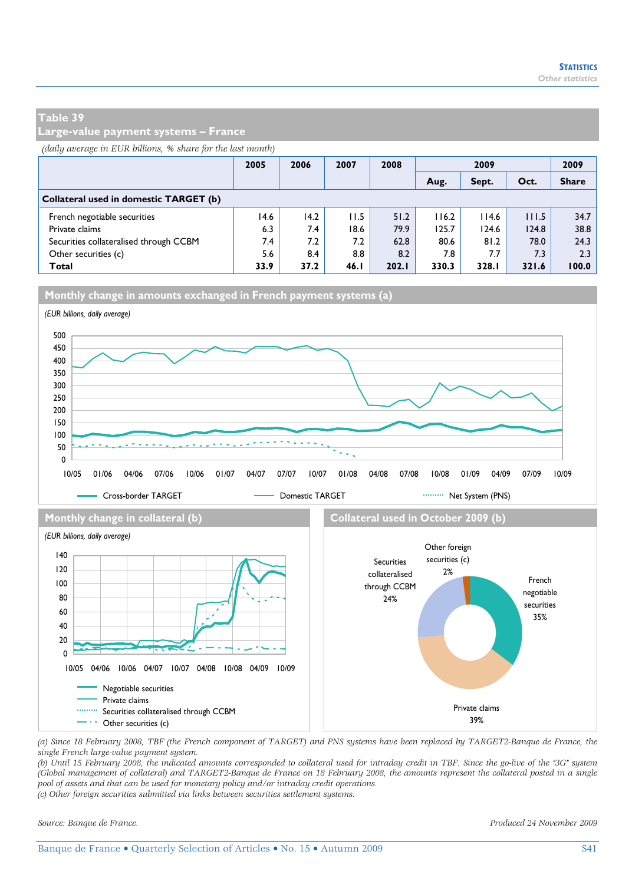## Table 39
## Large-value payment systems – France

*(daily average in EUR billions, % share for the last month)*

| | 2005 | 2006 | 2007 | 2008 | 2009 | | | 2009 |
|---|---|---|---|---|---|---|---|---|
| | | | | | Aug. | Sept. | Oct. | Share |
| **Collateral used in domestic TARGET (b)** | | | | | | | | |
| French negotiable securities | 14.6 | 14.2 | 11.5 | 51.2 | 116.2 | 114.6 | 111.5 | 34.7 |
| Private claims | 6.3 | 7.4 | 18.6 | 79.9 | 125.7 | 124.6 | 124.8 | 38.8 |
| Securities collateralised through CCBM | 7.4 | 7.2 | 7.2 | 62.8 | 80.6 | 81.2 | 78.0 | 24.3 |
| Other securities (c) | 5.6 | 8.4 | 8.8 | 8.2 | 7.8 | 7.7 | 7.3 | 2.3 |
| **Total** | **33.9** | **37.2** | **46.1** | **202.1** | **330.3** | **328.1** | **321.6** | **100.0** |

### Monthly change in amounts exchanged in French payment systems (a)

*(EUR billions, daily average)*

### Monthly change in collateral (b)

*(EUR billions, daily average)*

### Collateral used in October 2009 (b)

*(a) Since 18 February 2008, TBF (the French component of TARGET) and PNS systems have been replaced by TARGET2-Banque de France, the single French large-value payment system.*
*(b) Until 15 February 2008, the indicated amounts corresponded to collateral used for intraday credit in TBF. Since the go-live of the "3G" system (Global management of collateral) and TARGET2-Banque de France on 18 February 2008, the amounts represent the collateral posted in a single pool of assets and that can be used for monetary policy and/or intraday credit operations.*
*(c) Other foreign securities submitted via links between securities settlement systems.*

*Source: Banque de France.*

*Produced 24 November 2009*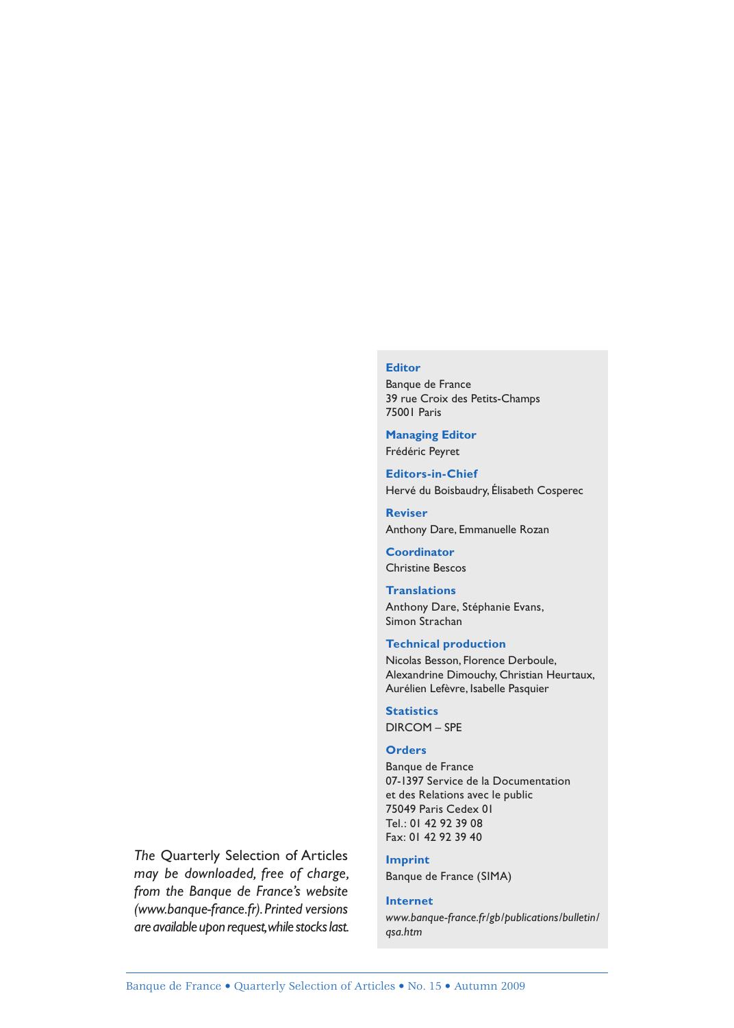*The* Quarterly Selection of Articles *may be downloaded, free of charge, from the Banque de France's website (www.banque-france.fr). Printed versions are available upon request, while stocks last.*

**Editor**
Banque de France
39 rue Croix des Petits-Champs
75001 Paris

**Managing Editor**
Frédéric Peyret

**Editors-in-Chief**
Hervé du Boisbaudry, Élisabeth Cosperec

**Reviser**
Anthony Dare, Emmanuelle Rozan

**Coordinator**
Christine Bescos

**Translations**
Anthony Dare, Stéphanie Evans,
Simon Strachan

**Technical production**
Nicolas Besson, Florence Derboule,
Alexandrine Dimouchy, Christian Heurtaux,
Aurélien Lefèvre, Isabelle Pasquier

**Statistics**
DIRCOM – SPE

**Orders**
Banque de France
07-1397 Service de la Documentation
et des Relations avec le public
75049 Paris Cedex 01
Tel.: 01 42 92 39 08
Fax: 01 42 92 39 40

**Imprint**
Banque de France (SIMA)

**Internet**
*www.banque-france.fr/gb/publications/bulletin/qsa.htm*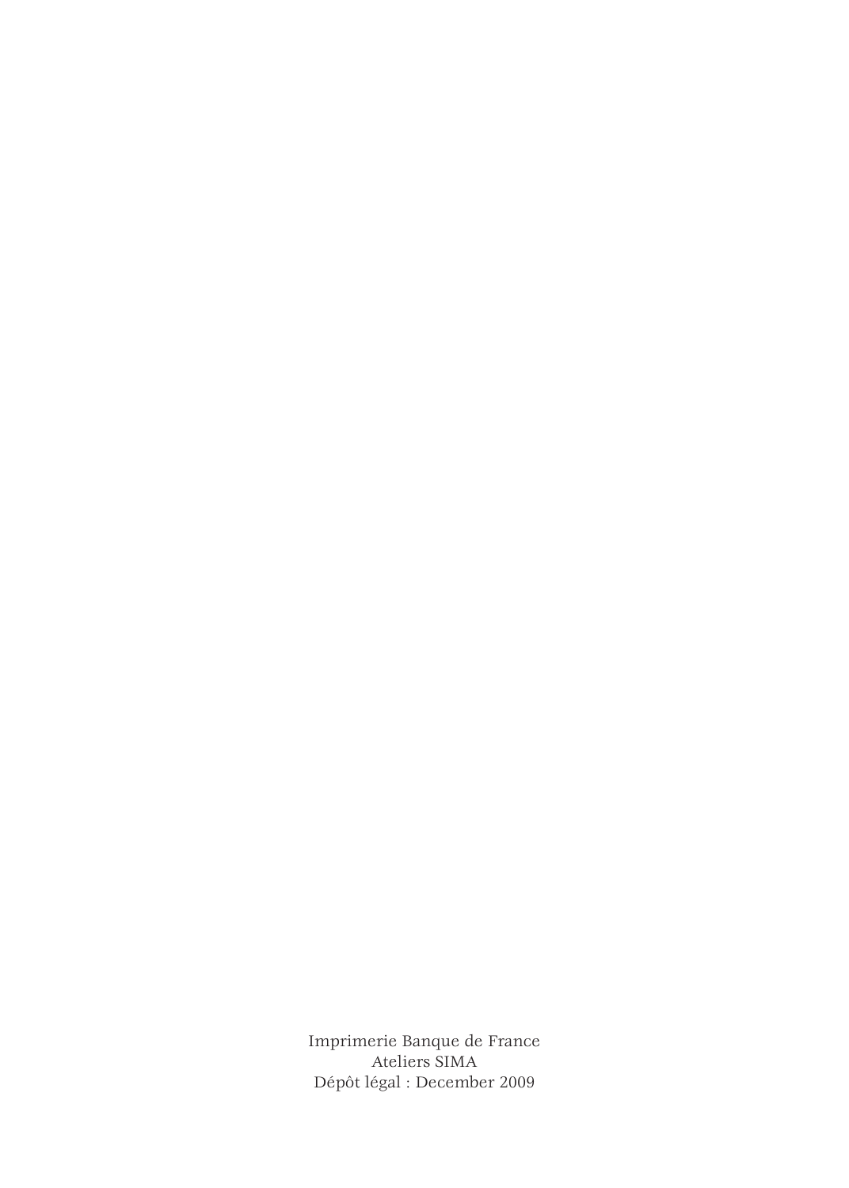Imprimerie Banque de France
Ateliers SIMA
Dépôt légal : December 2009